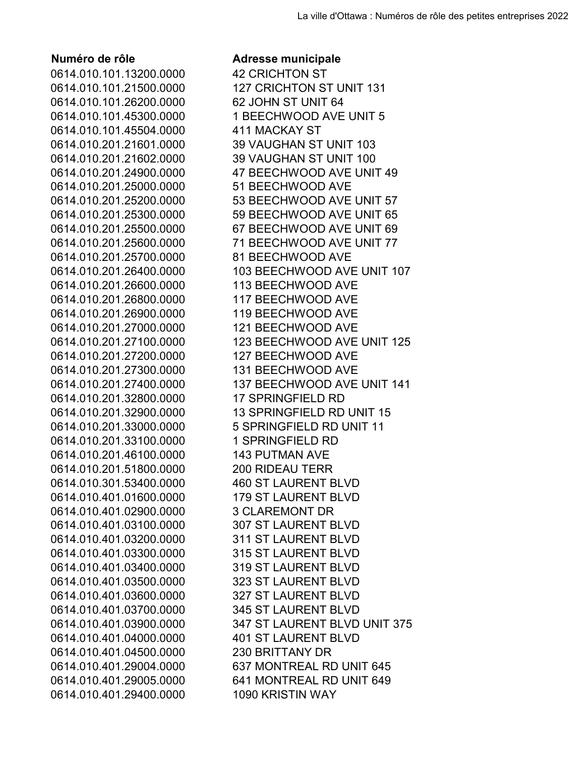| Numéro de rôle | Adresse municipale |
|---|---|
| 0614.010.101.13200.0000 | 42 CRICHTON ST |
| 0614.010.101.21500.0000 | 127 CRICHTON ST UNIT 131 |
| 0614.010.101.26200.0000 | 62 JOHN ST UNIT 64 |
| 0614.010.101.45300.0000 | 1 BEECHWOOD AVE UNIT 5 |
| 0614.010.101.45504.0000 | 411 MACKAY ST |
| 0614.010.201.21601.0000 | 39 VAUGHAN ST UNIT 103 |
| 0614.010.201.21602.0000 | 39 VAUGHAN ST UNIT 100 |
| 0614.010.201.24900.0000 | 47 BEECHWOOD AVE UNIT 49 |
| 0614.010.201.25000.0000 | 51 BEECHWOOD AVE |
| 0614.010.201.25200.0000 | 53 BEECHWOOD AVE UNIT 57 |
| 0614.010.201.25300.0000 | 59 BEECHWOOD AVE UNIT 65 |
| 0614.010.201.25500.0000 | 67 BEECHWOOD AVE UNIT 69 |
| 0614.010.201.25600.0000 | 71 BEECHWOOD AVE UNIT 77 |
| 0614.010.201.25700.0000 | 81 BEECHWOOD AVE |
| 0614.010.201.26400.0000 | 103 BEECHWOOD AVE UNIT 107 |
| 0614.010.201.26600.0000 | 113 BEECHWOOD AVE |
| 0614.010.201.26800.0000 | 117 BEECHWOOD AVE |
| 0614.010.201.26900.0000 | 119 BEECHWOOD AVE |
| 0614.010.201.27000.0000 | 121 BEECHWOOD AVE |
| 0614.010.201.27100.0000 | 123 BEECHWOOD AVE UNIT 125 |
| 0614.010.201.27200.0000 | 127 BEECHWOOD AVE |
| 0614.010.201.27300.0000 | 131 BEECHWOOD AVE |
| 0614.010.201.27400.0000 | 137 BEECHWOOD AVE UNIT 141 |
| 0614.010.201.32800.0000 | 17 SPRINGFIELD RD |
| 0614.010.201.32900.0000 | 13 SPRINGFIELD RD UNIT 15 |
| 0614.010.201.33000.0000 | 5 SPRINGFIELD RD UNIT 11 |
| 0614.010.201.33100.0000 | 1 SPRINGFIELD RD |
| 0614.010.201.46100.0000 | 143 PUTMAN AVE |
| 0614.010.201.51800.0000 | 200 RIDEAU TERR |
| 0614.010.301.53400.0000 | 460 ST LAURENT BLVD |
| 0614.010.401.01600.0000 | 179 ST LAURENT BLVD |
| 0614.010.401.02900.0000 | 3 CLAREMONT DR |
| 0614.010.401.03100.0000 | 307 ST LAURENT BLVD |
| 0614.010.401.03200.0000 | 311 ST LAURENT BLVD |
| 0614.010.401.03300.0000 | 315 ST LAURENT BLVD |
| 0614.010.401.03400.0000 | 319 ST LAURENT BLVD |
| 0614.010.401.03500.0000 | 323 ST LAURENT BLVD |
| 0614.010.401.03600.0000 | 327 ST LAURENT BLVD |
| 0614.010.401.03700.0000 | 345 ST LAURENT BLVD |
| 0614.010.401.03900.0000 | 347 ST LAURENT BLVD UNIT 375 |
| 0614.010.401.04000.0000 | 401 ST LAURENT BLVD |
| 0614.010.401.04500.0000 | 230 BRITTANY DR |
| 0614.010.401.29004.0000 | 637 MONTREAL RD UNIT 645 |
| 0614.010.401.29005.0000 | 641 MONTREAL RD UNIT 649 |
| 0614.010.401.29400.0000 | 1090 KRISTIN WAY |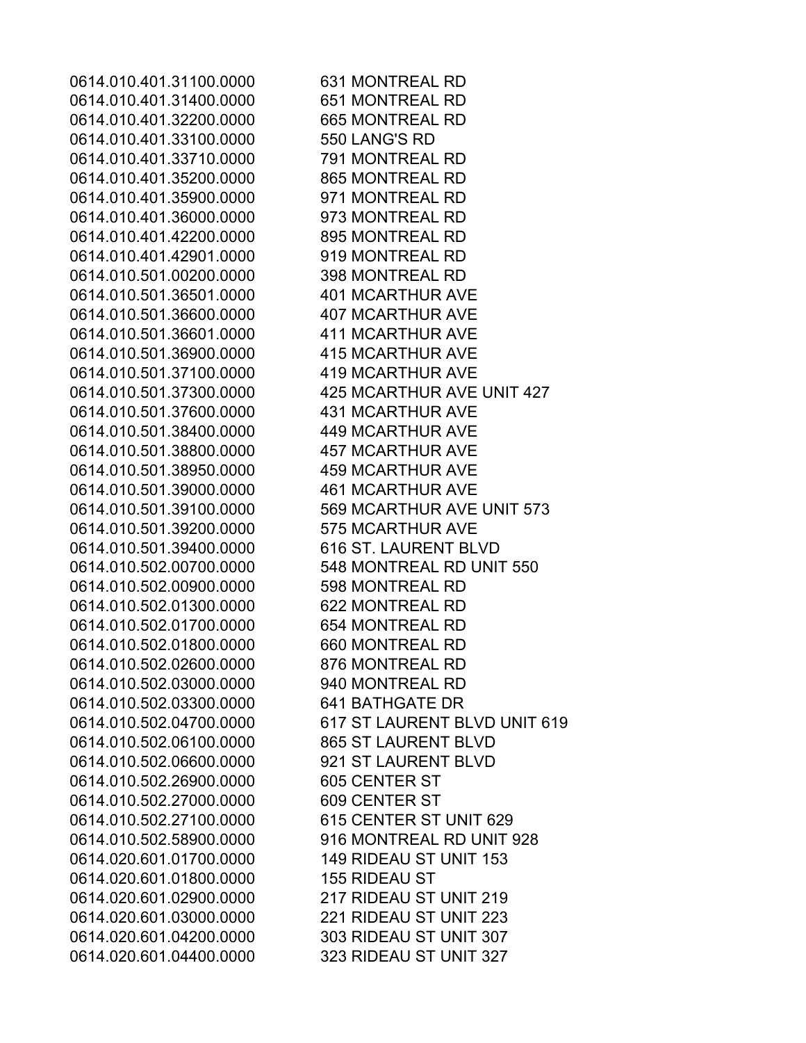| | |
|---|---|
| 0614.010.401.31100.0000 | 631 MONTREAL RD |
| 0614.010.401.31400.0000 | 651 MONTREAL RD |
| 0614.010.401.32200.0000 | 665 MONTREAL RD |
| 0614.010.401.33100.0000 | 550 LANG'S RD |
| 0614.010.401.33710.0000 | 791 MONTREAL RD |
| 0614.010.401.35200.0000 | 865 MONTREAL RD |
| 0614.010.401.35900.0000 | 971 MONTREAL RD |
| 0614.010.401.36000.0000 | 973 MONTREAL RD |
| 0614.010.401.42200.0000 | 895 MONTREAL RD |
| 0614.010.401.42901.0000 | 919 MONTREAL RD |
| 0614.010.501.00200.0000 | 398 MONTREAL RD |
| 0614.010.501.36501.0000 | 401 MCARTHUR AVE |
| 0614.010.501.36600.0000 | 407 MCARTHUR AVE |
| 0614.010.501.36601.0000 | 411 MCARTHUR AVE |
| 0614.010.501.36900.0000 | 415 MCARTHUR AVE |
| 0614.010.501.37100.0000 | 419 MCARTHUR AVE |
| 0614.010.501.37300.0000 | 425 MCARTHUR AVE UNIT 427 |
| 0614.010.501.37600.0000 | 431 MCARTHUR AVE |
| 0614.010.501.38400.0000 | 449 MCARTHUR AVE |
| 0614.010.501.38800.0000 | 457 MCARTHUR AVE |
| 0614.010.501.38950.0000 | 459 MCARTHUR AVE |
| 0614.010.501.39000.0000 | 461 MCARTHUR AVE |
| 0614.010.501.39100.0000 | 569 MCARTHUR AVE UNIT 573 |
| 0614.010.501.39200.0000 | 575 MCARTHUR AVE |
| 0614.010.501.39400.0000 | 616 ST. LAURENT BLVD |
| 0614.010.502.00700.0000 | 548 MONTREAL RD UNIT 550 |
| 0614.010.502.00900.0000 | 598 MONTREAL RD |
| 0614.010.502.01300.0000 | 622 MONTREAL RD |
| 0614.010.502.01700.0000 | 654 MONTREAL RD |
| 0614.010.502.01800.0000 | 660 MONTREAL RD |
| 0614.010.502.02600.0000 | 876 MONTREAL RD |
| 0614.010.502.03000.0000 | 940 MONTREAL RD |
| 0614.010.502.03300.0000 | 641 BATHGATE DR |
| 0614.010.502.04700.0000 | 617 ST LAURENT BLVD UNIT 619 |
| 0614.010.502.06100.0000 | 865 ST LAURENT BLVD |
| 0614.010.502.06600.0000 | 921 ST LAURENT BLVD |
| 0614.010.502.26900.0000 | 605 CENTER ST |
| 0614.010.502.27000.0000 | 609 CENTER ST |
| 0614.010.502.27100.0000 | 615 CENTER ST UNIT 629 |
| 0614.010.502.58900.0000 | 916 MONTREAL RD UNIT 928 |
| 0614.020.601.01700.0000 | 149 RIDEAU ST UNIT 153 |
| 0614.020.601.01800.0000 | 155 RIDEAU ST |
| 0614.020.601.02900.0000 | 217 RIDEAU ST UNIT 219 |
| 0614.020.601.03000.0000 | 221 RIDEAU ST UNIT 223 |
| 0614.020.601.04200.0000 | 303 RIDEAU ST UNIT 307 |
| 0614.020.601.04400.0000 | 323 RIDEAU ST UNIT 327 |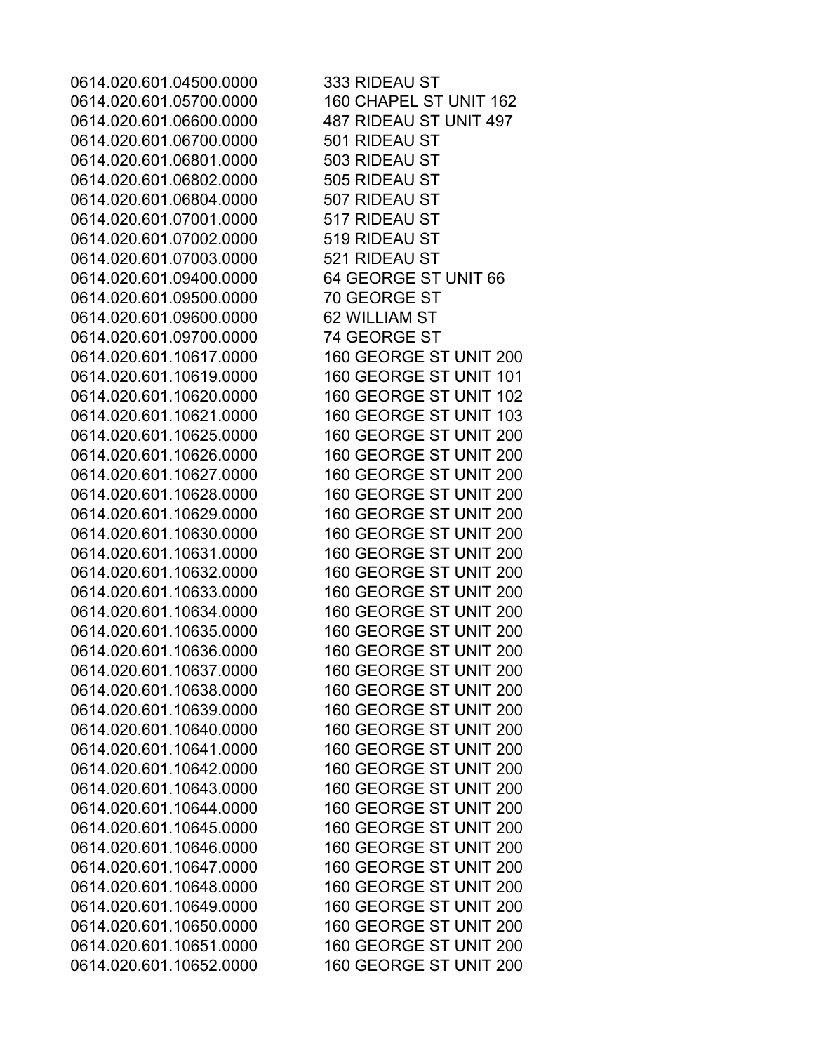| | |
|---|---|
| 0614.020.601.04500.0000 | 333 RIDEAU ST |
| 0614.020.601.05700.0000 | 160 CHAPEL ST UNIT 162 |
| 0614.020.601.06600.0000 | 487 RIDEAU ST UNIT 497 |
| 0614.020.601.06700.0000 | 501 RIDEAU ST |
| 0614.020.601.06801.0000 | 503 RIDEAU ST |
| 0614.020.601.06802.0000 | 505 RIDEAU ST |
| 0614.020.601.06804.0000 | 507 RIDEAU ST |
| 0614.020.601.07001.0000 | 517 RIDEAU ST |
| 0614.020.601.07002.0000 | 519 RIDEAU ST |
| 0614.020.601.07003.0000 | 521 RIDEAU ST |
| 0614.020.601.09400.0000 | 64 GEORGE ST UNIT 66 |
| 0614.020.601.09500.0000 | 70 GEORGE ST |
| 0614.020.601.09600.0000 | 62 WILLIAM ST |
| 0614.020.601.09700.0000 | 74 GEORGE ST |
| 0614.020.601.10617.0000 | 160 GEORGE ST UNIT 200 |
| 0614.020.601.10619.0000 | 160 GEORGE ST UNIT 101 |
| 0614.020.601.10620.0000 | 160 GEORGE ST UNIT 102 |
| 0614.020.601.10621.0000 | 160 GEORGE ST UNIT 103 |
| 0614.020.601.10625.0000 | 160 GEORGE ST UNIT 200 |
| 0614.020.601.10626.0000 | 160 GEORGE ST UNIT 200 |
| 0614.020.601.10627.0000 | 160 GEORGE ST UNIT 200 |
| 0614.020.601.10628.0000 | 160 GEORGE ST UNIT 200 |
| 0614.020.601.10629.0000 | 160 GEORGE ST UNIT 200 |
| 0614.020.601.10630.0000 | 160 GEORGE ST UNIT 200 |
| 0614.020.601.10631.0000 | 160 GEORGE ST UNIT 200 |
| 0614.020.601.10632.0000 | 160 GEORGE ST UNIT 200 |
| 0614.020.601.10633.0000 | 160 GEORGE ST UNIT 200 |
| 0614.020.601.10634.0000 | 160 GEORGE ST UNIT 200 |
| 0614.020.601.10635.0000 | 160 GEORGE ST UNIT 200 |
| 0614.020.601.10636.0000 | 160 GEORGE ST UNIT 200 |
| 0614.020.601.10637.0000 | 160 GEORGE ST UNIT 200 |
| 0614.020.601.10638.0000 | 160 GEORGE ST UNIT 200 |
| 0614.020.601.10639.0000 | 160 GEORGE ST UNIT 200 |
| 0614.020.601.10640.0000 | 160 GEORGE ST UNIT 200 |
| 0614.020.601.10641.0000 | 160 GEORGE ST UNIT 200 |
| 0614.020.601.10642.0000 | 160 GEORGE ST UNIT 200 |
| 0614.020.601.10643.0000 | 160 GEORGE ST UNIT 200 |
| 0614.020.601.10644.0000 | 160 GEORGE ST UNIT 200 |
| 0614.020.601.10645.0000 | 160 GEORGE ST UNIT 200 |
| 0614.020.601.10646.0000 | 160 GEORGE ST UNIT 200 |
| 0614.020.601.10647.0000 | 160 GEORGE ST UNIT 200 |
| 0614.020.601.10648.0000 | 160 GEORGE ST UNIT 200 |
| 0614.020.601.10649.0000 | 160 GEORGE ST UNIT 200 |
| 0614.020.601.10650.0000 | 160 GEORGE ST UNIT 200 |
| 0614.020.601.10651.0000 | 160 GEORGE ST UNIT 200 |
| 0614.020.601.10652.0000 | 160 GEORGE ST UNIT 200 |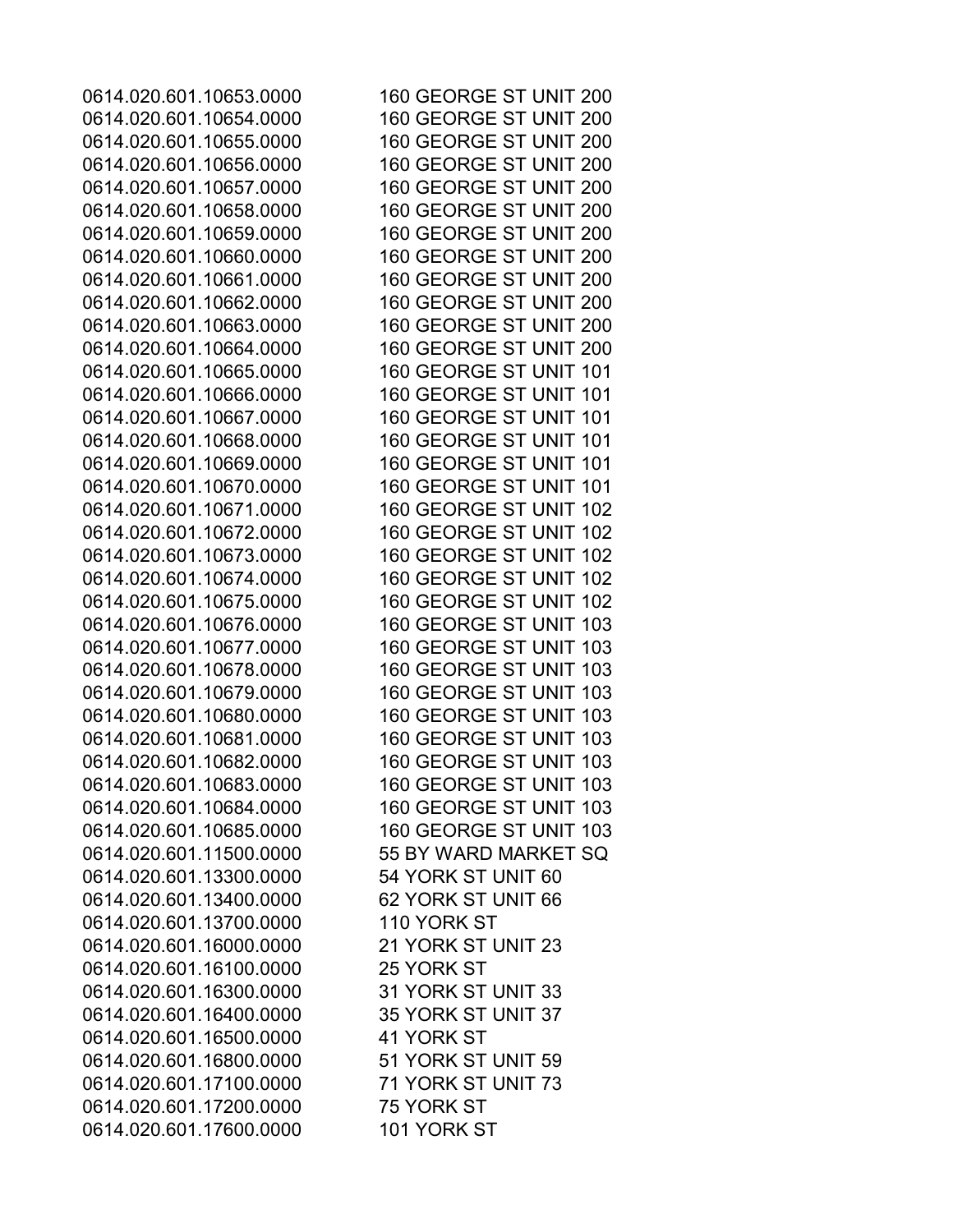| | |
|---|---|
| 0614.020.601.10653.0000 | 160 GEORGE ST UNIT 200 |
| 0614.020.601.10654.0000 | 160 GEORGE ST UNIT 200 |
| 0614.020.601.10655.0000 | 160 GEORGE ST UNIT 200 |
| 0614.020.601.10656.0000 | 160 GEORGE ST UNIT 200 |
| 0614.020.601.10657.0000 | 160 GEORGE ST UNIT 200 |
| 0614.020.601.10658.0000 | 160 GEORGE ST UNIT 200 |
| 0614.020.601.10659.0000 | 160 GEORGE ST UNIT 200 |
| 0614.020.601.10660.0000 | 160 GEORGE ST UNIT 200 |
| 0614.020.601.10661.0000 | 160 GEORGE ST UNIT 200 |
| 0614.020.601.10662.0000 | 160 GEORGE ST UNIT 200 |
| 0614.020.601.10663.0000 | 160 GEORGE ST UNIT 200 |
| 0614.020.601.10664.0000 | 160 GEORGE ST UNIT 200 |
| 0614.020.601.10665.0000 | 160 GEORGE ST UNIT 101 |
| 0614.020.601.10666.0000 | 160 GEORGE ST UNIT 101 |
| 0614.020.601.10667.0000 | 160 GEORGE ST UNIT 101 |
| 0614.020.601.10668.0000 | 160 GEORGE ST UNIT 101 |
| 0614.020.601.10669.0000 | 160 GEORGE ST UNIT 101 |
| 0614.020.601.10670.0000 | 160 GEORGE ST UNIT 101 |
| 0614.020.601.10671.0000 | 160 GEORGE ST UNIT 102 |
| 0614.020.601.10672.0000 | 160 GEORGE ST UNIT 102 |
| 0614.020.601.10673.0000 | 160 GEORGE ST UNIT 102 |
| 0614.020.601.10674.0000 | 160 GEORGE ST UNIT 102 |
| 0614.020.601.10675.0000 | 160 GEORGE ST UNIT 102 |
| 0614.020.601.10676.0000 | 160 GEORGE ST UNIT 103 |
| 0614.020.601.10677.0000 | 160 GEORGE ST UNIT 103 |
| 0614.020.601.10678.0000 | 160 GEORGE ST UNIT 103 |
| 0614.020.601.10679.0000 | 160 GEORGE ST UNIT 103 |
| 0614.020.601.10680.0000 | 160 GEORGE ST UNIT 103 |
| 0614.020.601.10681.0000 | 160 GEORGE ST UNIT 103 |
| 0614.020.601.10682.0000 | 160 GEORGE ST UNIT 103 |
| 0614.020.601.10683.0000 | 160 GEORGE ST UNIT 103 |
| 0614.020.601.10684.0000 | 160 GEORGE ST UNIT 103 |
| 0614.020.601.10685.0000 | 160 GEORGE ST UNIT 103 |
| 0614.020.601.11500.0000 | 55 BY WARD MARKET SQ |
| 0614.020.601.13300.0000 | 54 YORK ST UNIT 60 |
| 0614.020.601.13400.0000 | 62 YORK ST UNIT 66 |
| 0614.020.601.13700.0000 | 110 YORK ST |
| 0614.020.601.16000.0000 | 21 YORK ST UNIT 23 |
| 0614.020.601.16100.0000 | 25 YORK ST |
| 0614.020.601.16300.0000 | 31 YORK ST UNIT 33 |
| 0614.020.601.16400.0000 | 35 YORK ST UNIT 37 |
| 0614.020.601.16500.0000 | 41 YORK ST |
| 0614.020.601.16800.0000 | 51 YORK ST UNIT 59 |
| 0614.020.601.17100.0000 | 71 YORK ST UNIT 73 |
| 0614.020.601.17200.0000 | 75 YORK ST |
| 0614.020.601.17600.0000 | 101 YORK ST |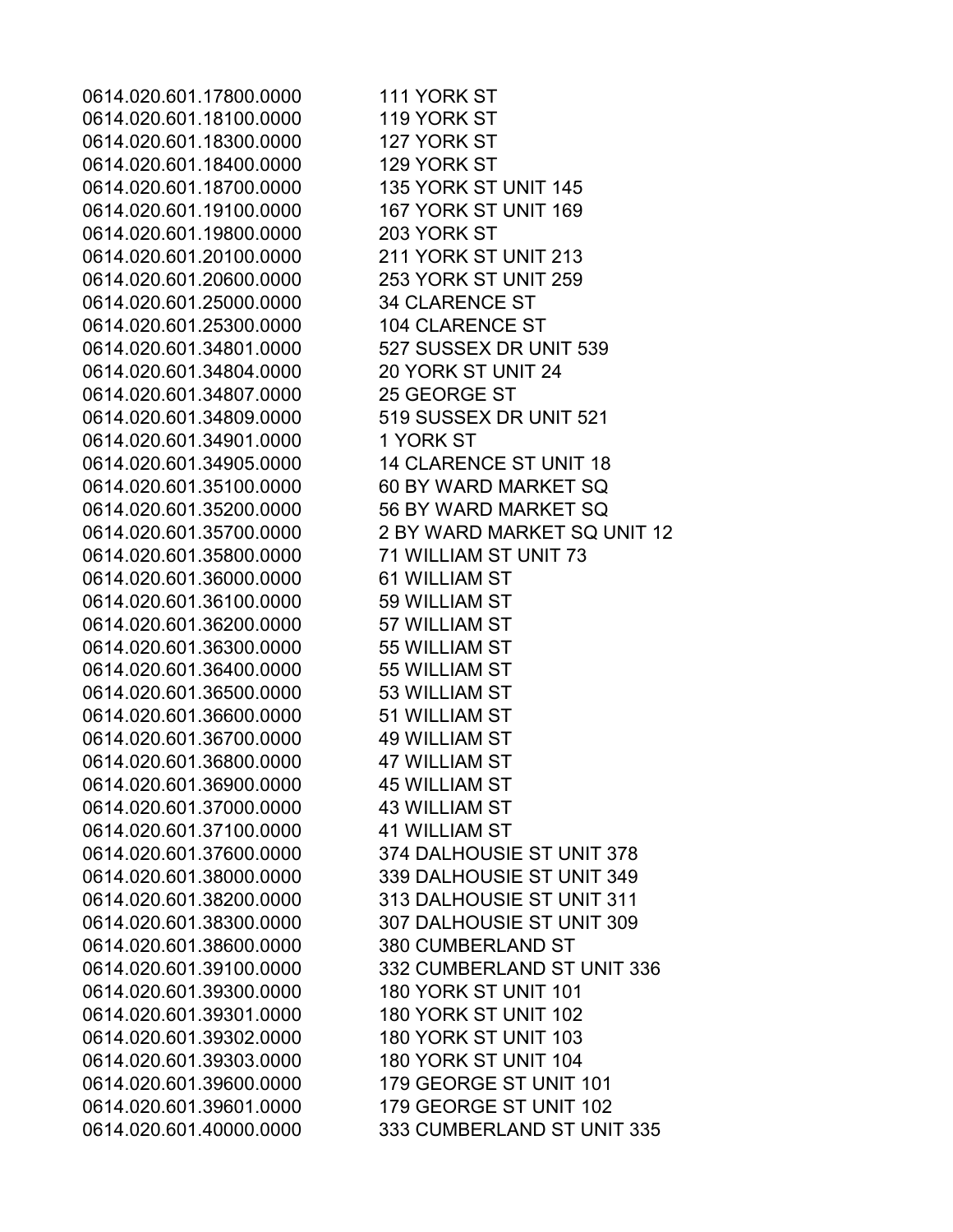| | |
|---|---|
| 0614.020.601.17800.0000 | 111 YORK ST |
| 0614.020.601.18100.0000 | 119 YORK ST |
| 0614.020.601.18300.0000 | 127 YORK ST |
| 0614.020.601.18400.0000 | 129 YORK ST |
| 0614.020.601.18700.0000 | 135 YORK ST UNIT 145 |
| 0614.020.601.19100.0000 | 167 YORK ST UNIT 169 |
| 0614.020.601.19800.0000 | 203 YORK ST |
| 0614.020.601.20100.0000 | 211 YORK ST UNIT 213 |
| 0614.020.601.20600.0000 | 253 YORK ST UNIT 259 |
| 0614.020.601.25000.0000 | 34 CLARENCE ST |
| 0614.020.601.25300.0000 | 104 CLARENCE ST |
| 0614.020.601.34801.0000 | 527 SUSSEX DR UNIT 539 |
| 0614.020.601.34804.0000 | 20 YORK ST UNIT 24 |
| 0614.020.601.34807.0000 | 25 GEORGE ST |
| 0614.020.601.34809.0000 | 519 SUSSEX DR UNIT 521 |
| 0614.020.601.34901.0000 | 1 YORK ST |
| 0614.020.601.34905.0000 | 14 CLARENCE ST UNIT 18 |
| 0614.020.601.35100.0000 | 60 BY WARD MARKET SQ |
| 0614.020.601.35200.0000 | 56 BY WARD MARKET SQ |
| 0614.020.601.35700.0000 | 2 BY WARD MARKET SQ UNIT 12 |
| 0614.020.601.35800.0000 | 71 WILLIAM ST UNIT 73 |
| 0614.020.601.36000.0000 | 61 WILLIAM ST |
| 0614.020.601.36100.0000 | 59 WILLIAM ST |
| 0614.020.601.36200.0000 | 57 WILLIAM ST |
| 0614.020.601.36300.0000 | 55 WILLIAM ST |
| 0614.020.601.36400.0000 | 55 WILLIAM ST |
| 0614.020.601.36500.0000 | 53 WILLIAM ST |
| 0614.020.601.36600.0000 | 51 WILLIAM ST |
| 0614.020.601.36700.0000 | 49 WILLIAM ST |
| 0614.020.601.36800.0000 | 47 WILLIAM ST |
| 0614.020.601.36900.0000 | 45 WILLIAM ST |
| 0614.020.601.37000.0000 | 43 WILLIAM ST |
| 0614.020.601.37100.0000 | 41 WILLIAM ST |
| 0614.020.601.37600.0000 | 374 DALHOUSIE ST UNIT 378 |
| 0614.020.601.38000.0000 | 339 DALHOUSIE ST UNIT 349 |
| 0614.020.601.38200.0000 | 313 DALHOUSIE ST UNIT 311 |
| 0614.020.601.38300.0000 | 307 DALHOUSIE ST UNIT 309 |
| 0614.020.601.38600.0000 | 380 CUMBERLAND ST |
| 0614.020.601.39100.0000 | 332 CUMBERLAND ST UNIT 336 |
| 0614.020.601.39300.0000 | 180 YORK ST UNIT 101 |
| 0614.020.601.39301.0000 | 180 YORK ST UNIT 102 |
| 0614.020.601.39302.0000 | 180 YORK ST UNIT 103 |
| 0614.020.601.39303.0000 | 180 YORK ST UNIT 104 |
| 0614.020.601.39600.0000 | 179 GEORGE ST UNIT 101 |
| 0614.020.601.39601.0000 | 179 GEORGE ST UNIT 102 |
| 0614.020.601.40000.0000 | 333 CUMBERLAND ST UNIT 335 |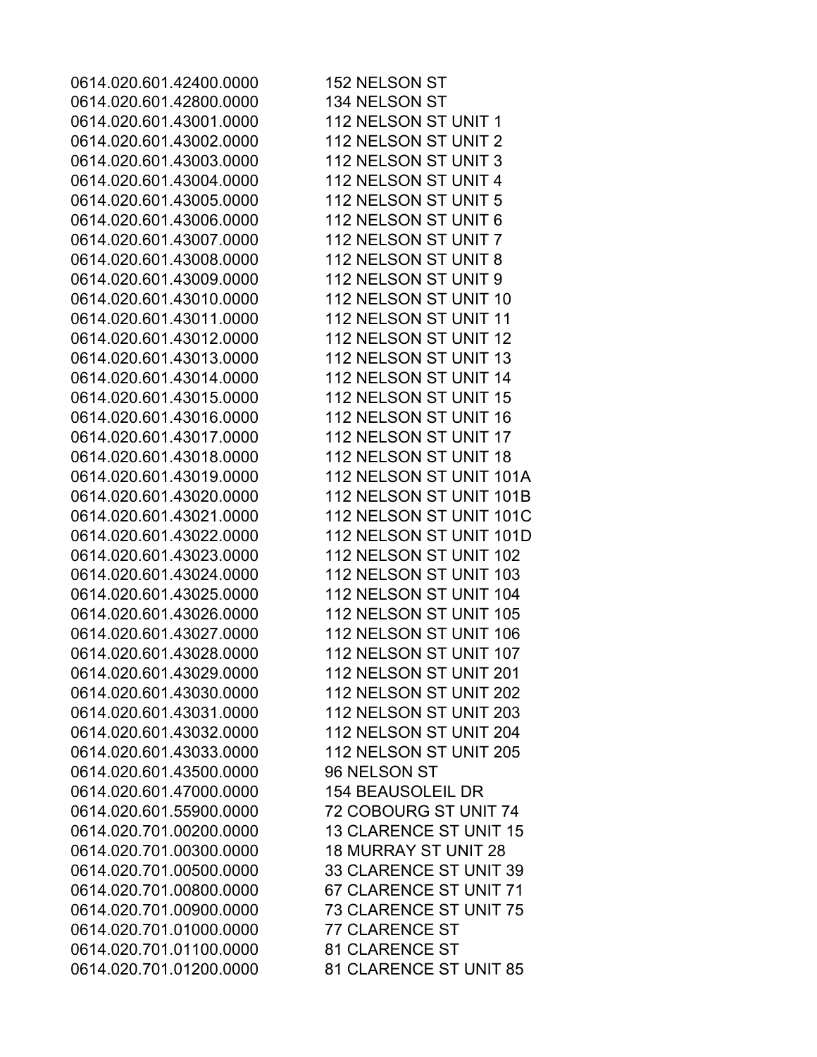| | |
|---|---|
| 0614.020.601.42400.0000 | 152 NELSON ST |
| 0614.020.601.42800.0000 | 134 NELSON ST |
| 0614.020.601.43001.0000 | 112 NELSON ST UNIT 1 |
| 0614.020.601.43002.0000 | 112 NELSON ST UNIT 2 |
| 0614.020.601.43003.0000 | 112 NELSON ST UNIT 3 |
| 0614.020.601.43004.0000 | 112 NELSON ST UNIT 4 |
| 0614.020.601.43005.0000 | 112 NELSON ST UNIT 5 |
| 0614.020.601.43006.0000 | 112 NELSON ST UNIT 6 |
| 0614.020.601.43007.0000 | 112 NELSON ST UNIT 7 |
| 0614.020.601.43008.0000 | 112 NELSON ST UNIT 8 |
| 0614.020.601.43009.0000 | 112 NELSON ST UNIT 9 |
| 0614.020.601.43010.0000 | 112 NELSON ST UNIT 10 |
| 0614.020.601.43011.0000 | 112 NELSON ST UNIT 11 |
| 0614.020.601.43012.0000 | 112 NELSON ST UNIT 12 |
| 0614.020.601.43013.0000 | 112 NELSON ST UNIT 13 |
| 0614.020.601.43014.0000 | 112 NELSON ST UNIT 14 |
| 0614.020.601.43015.0000 | 112 NELSON ST UNIT 15 |
| 0614.020.601.43016.0000 | 112 NELSON ST UNIT 16 |
| 0614.020.601.43017.0000 | 112 NELSON ST UNIT 17 |
| 0614.020.601.43018.0000 | 112 NELSON ST UNIT 18 |
| 0614.020.601.43019.0000 | 112 NELSON ST UNIT 101A |
| 0614.020.601.43020.0000 | 112 NELSON ST UNIT 101B |
| 0614.020.601.43021.0000 | 112 NELSON ST UNIT 101C |
| 0614.020.601.43022.0000 | 112 NELSON ST UNIT 101D |
| 0614.020.601.43023.0000 | 112 NELSON ST UNIT 102 |
| 0614.020.601.43024.0000 | 112 NELSON ST UNIT 103 |
| 0614.020.601.43025.0000 | 112 NELSON ST UNIT 104 |
| 0614.020.601.43026.0000 | 112 NELSON ST UNIT 105 |
| 0614.020.601.43027.0000 | 112 NELSON ST UNIT 106 |
| 0614.020.601.43028.0000 | 112 NELSON ST UNIT 107 |
| 0614.020.601.43029.0000 | 112 NELSON ST UNIT 201 |
| 0614.020.601.43030.0000 | 112 NELSON ST UNIT 202 |
| 0614.020.601.43031.0000 | 112 NELSON ST UNIT 203 |
| 0614.020.601.43032.0000 | 112 NELSON ST UNIT 204 |
| 0614.020.601.43033.0000 | 112 NELSON ST UNIT 205 |
| 0614.020.601.43500.0000 | 96 NELSON ST |
| 0614.020.601.47000.0000 | 154 BEAUSOLEIL DR |
| 0614.020.601.55900.0000 | 72 COBOURG ST UNIT 74 |
| 0614.020.701.00200.0000 | 13 CLARENCE ST UNIT 15 |
| 0614.020.701.00300.0000 | 18 MURRAY ST UNIT 28 |
| 0614.020.701.00500.0000 | 33 CLARENCE ST UNIT 39 |
| 0614.020.701.00800.0000 | 67 CLARENCE ST UNIT 71 |
| 0614.020.701.00900.0000 | 73 CLARENCE ST UNIT 75 |
| 0614.020.701.01000.0000 | 77 CLARENCE ST |
| 0614.020.701.01100.0000 | 81 CLARENCE ST |
| 0614.020.701.01200.0000 | 81 CLARENCE ST UNIT 85 |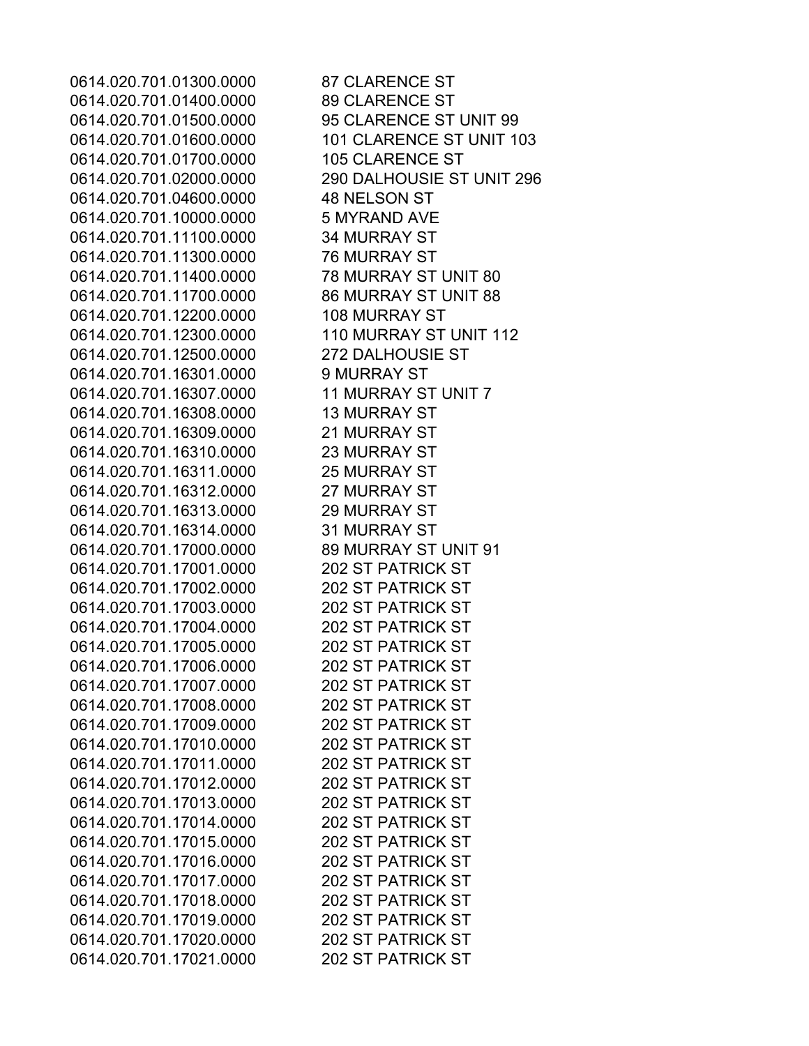| | |
|---|---|
| 0614.020.701.01300.0000 | 87 CLARENCE ST |
| 0614.020.701.01400.0000 | 89 CLARENCE ST |
| 0614.020.701.01500.0000 | 95 CLARENCE ST UNIT 99 |
| 0614.020.701.01600.0000 | 101 CLARENCE ST UNIT 103 |
| 0614.020.701.01700.0000 | 105 CLARENCE ST |
| 0614.020.701.02000.0000 | 290 DALHOUSIE ST UNIT 296 |
| 0614.020.701.04600.0000 | 48 NELSON ST |
| 0614.020.701.10000.0000 | 5 MYRAND AVE |
| 0614.020.701.11100.0000 | 34 MURRAY ST |
| 0614.020.701.11300.0000 | 76 MURRAY ST |
| 0614.020.701.11400.0000 | 78 MURRAY ST UNIT 80 |
| 0614.020.701.11700.0000 | 86 MURRAY ST UNIT 88 |
| 0614.020.701.12200.0000 | 108 MURRAY ST |
| 0614.020.701.12300.0000 | 110 MURRAY ST UNIT 112 |
| 0614.020.701.12500.0000 | 272 DALHOUSIE ST |
| 0614.020.701.16301.0000 | 9 MURRAY ST |
| 0614.020.701.16307.0000 | 11 MURRAY ST UNIT 7 |
| 0614.020.701.16308.0000 | 13 MURRAY ST |
| 0614.020.701.16309.0000 | 21 MURRAY ST |
| 0614.020.701.16310.0000 | 23 MURRAY ST |
| 0614.020.701.16311.0000 | 25 MURRAY ST |
| 0614.020.701.16312.0000 | 27 MURRAY ST |
| 0614.020.701.16313.0000 | 29 MURRAY ST |
| 0614.020.701.16314.0000 | 31 MURRAY ST |
| 0614.020.701.17000.0000 | 89 MURRAY ST UNIT 91 |
| 0614.020.701.17001.0000 | 202 ST PATRICK ST |
| 0614.020.701.17002.0000 | 202 ST PATRICK ST |
| 0614.020.701.17003.0000 | 202 ST PATRICK ST |
| 0614.020.701.17004.0000 | 202 ST PATRICK ST |
| 0614.020.701.17005.0000 | 202 ST PATRICK ST |
| 0614.020.701.17006.0000 | 202 ST PATRICK ST |
| 0614.020.701.17007.0000 | 202 ST PATRICK ST |
| 0614.020.701.17008.0000 | 202 ST PATRICK ST |
| 0614.020.701.17009.0000 | 202 ST PATRICK ST |
| 0614.020.701.17010.0000 | 202 ST PATRICK ST |
| 0614.020.701.17011.0000 | 202 ST PATRICK ST |
| 0614.020.701.17012.0000 | 202 ST PATRICK ST |
| 0614.020.701.17013.0000 | 202 ST PATRICK ST |
| 0614.020.701.17014.0000 | 202 ST PATRICK ST |
| 0614.020.701.17015.0000 | 202 ST PATRICK ST |
| 0614.020.701.17016.0000 | 202 ST PATRICK ST |
| 0614.020.701.17017.0000 | 202 ST PATRICK ST |
| 0614.020.701.17018.0000 | 202 ST PATRICK ST |
| 0614.020.701.17019.0000 | 202 ST PATRICK ST |
| 0614.020.701.17020.0000 | 202 ST PATRICK ST |
| 0614.020.701.17021.0000 | 202 ST PATRICK ST |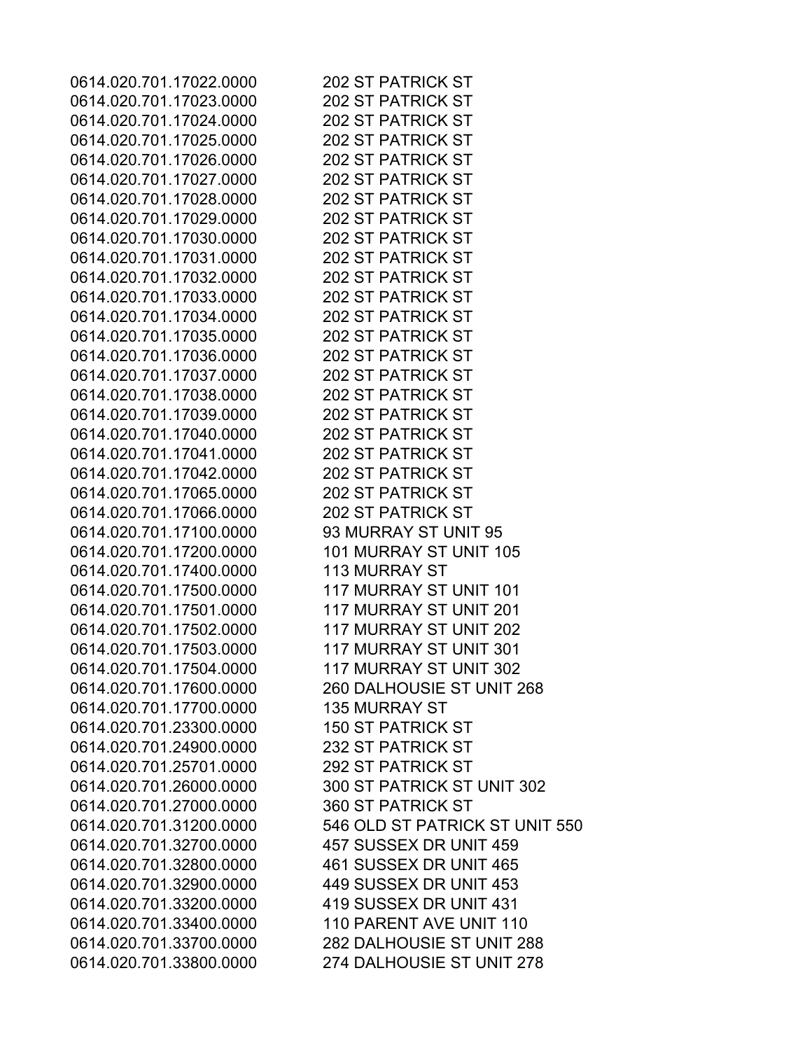| | |
|---|---|
| 0614.020.701.17022.0000 | 202 ST PATRICK ST |
| 0614.020.701.17023.0000 | 202 ST PATRICK ST |
| 0614.020.701.17024.0000 | 202 ST PATRICK ST |
| 0614.020.701.17025.0000 | 202 ST PATRICK ST |
| 0614.020.701.17026.0000 | 202 ST PATRICK ST |
| 0614.020.701.17027.0000 | 202 ST PATRICK ST |
| 0614.020.701.17028.0000 | 202 ST PATRICK ST |
| 0614.020.701.17029.0000 | 202 ST PATRICK ST |
| 0614.020.701.17030.0000 | 202 ST PATRICK ST |
| 0614.020.701.17031.0000 | 202 ST PATRICK ST |
| 0614.020.701.17032.0000 | 202 ST PATRICK ST |
| 0614.020.701.17033.0000 | 202 ST PATRICK ST |
| 0614.020.701.17034.0000 | 202 ST PATRICK ST |
| 0614.020.701.17035.0000 | 202 ST PATRICK ST |
| 0614.020.701.17036.0000 | 202 ST PATRICK ST |
| 0614.020.701.17037.0000 | 202 ST PATRICK ST |
| 0614.020.701.17038.0000 | 202 ST PATRICK ST |
| 0614.020.701.17039.0000 | 202 ST PATRICK ST |
| 0614.020.701.17040.0000 | 202 ST PATRICK ST |
| 0614.020.701.17041.0000 | 202 ST PATRICK ST |
| 0614.020.701.17042.0000 | 202 ST PATRICK ST |
| 0614.020.701.17065.0000 | 202 ST PATRICK ST |
| 0614.020.701.17066.0000 | 202 ST PATRICK ST |
| 0614.020.701.17100.0000 | 93 MURRAY ST UNIT 95 |
| 0614.020.701.17200.0000 | 101 MURRAY ST UNIT 105 |
| 0614.020.701.17400.0000 | 113 MURRAY ST |
| 0614.020.701.17500.0000 | 117 MURRAY ST UNIT 101 |
| 0614.020.701.17501.0000 | 117 MURRAY ST UNIT 201 |
| 0614.020.701.17502.0000 | 117 MURRAY ST UNIT 202 |
| 0614.020.701.17503.0000 | 117 MURRAY ST UNIT 301 |
| 0614.020.701.17504.0000 | 117 MURRAY ST UNIT 302 |
| 0614.020.701.17600.0000 | 260 DALHOUSIE ST UNIT 268 |
| 0614.020.701.17700.0000 | 135 MURRAY ST |
| 0614.020.701.23300.0000 | 150 ST PATRICK ST |
| 0614.020.701.24900.0000 | 232 ST PATRICK ST |
| 0614.020.701.25701.0000 | 292 ST PATRICK ST |
| 0614.020.701.26000.0000 | 300 ST PATRICK ST UNIT 302 |
| 0614.020.701.27000.0000 | 360 ST PATRICK ST |
| 0614.020.701.31200.0000 | 546 OLD ST PATRICK ST UNIT 550 |
| 0614.020.701.32700.0000 | 457 SUSSEX DR UNIT 459 |
| 0614.020.701.32800.0000 | 461 SUSSEX DR UNIT 465 |
| 0614.020.701.32900.0000 | 449 SUSSEX DR UNIT 453 |
| 0614.020.701.33200.0000 | 419 SUSSEX DR UNIT 431 |
| 0614.020.701.33400.0000 | 110 PARENT AVE UNIT 110 |
| 0614.020.701.33700.0000 | 282 DALHOUSIE ST UNIT 288 |
| 0614.020.701.33800.0000 | 274 DALHOUSIE ST UNIT 278 |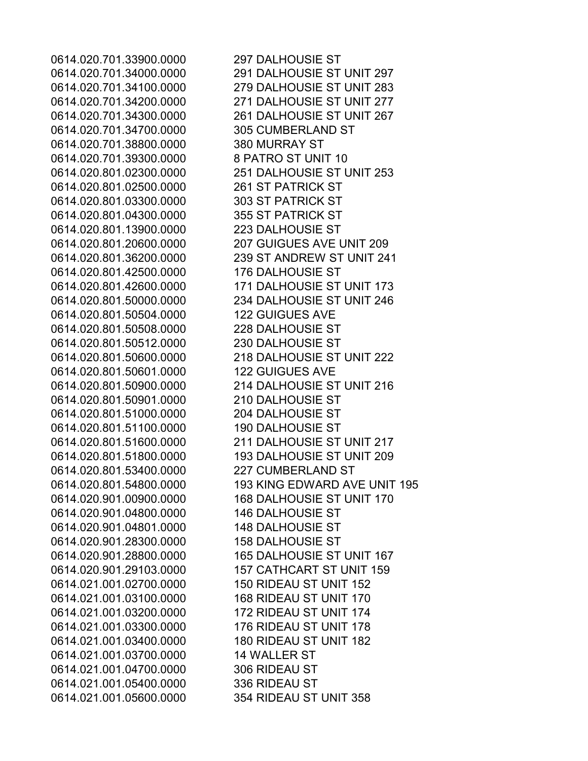| | |
|---|---|
| 0614.020.701.33900.0000 | 297 DALHOUSIE ST |
| 0614.020.701.34000.0000 | 291 DALHOUSIE ST UNIT 297 |
| 0614.020.701.34100.0000 | 279 DALHOUSIE ST UNIT 283 |
| 0614.020.701.34200.0000 | 271 DALHOUSIE ST UNIT 277 |
| 0614.020.701.34300.0000 | 261 DALHOUSIE ST UNIT 267 |
| 0614.020.701.34700.0000 | 305 CUMBERLAND ST |
| 0614.020.701.38800.0000 | 380 MURRAY ST |
| 0614.020.701.39300.0000 | 8 PATRO ST UNIT 10 |
| 0614.020.801.02300.0000 | 251 DALHOUSIE ST UNIT 253 |
| 0614.020.801.02500.0000 | 261 ST PATRICK ST |
| 0614.020.801.03300.0000 | 303 ST PATRICK ST |
| 0614.020.801.04300.0000 | 355 ST PATRICK ST |
| 0614.020.801.13900.0000 | 223 DALHOUSIE ST |
| 0614.020.801.20600.0000 | 207 GUIGUES AVE UNIT 209 |
| 0614.020.801.36200.0000 | 239 ST ANDREW ST UNIT 241 |
| 0614.020.801.42500.0000 | 176 DALHOUSIE ST |
| 0614.020.801.42600.0000 | 171 DALHOUSIE ST UNIT 173 |
| 0614.020.801.50000.0000 | 234 DALHOUSIE ST UNIT 246 |
| 0614.020.801.50504.0000 | 122 GUIGUES AVE |
| 0614.020.801.50508.0000 | 228 DALHOUSIE ST |
| 0614.020.801.50512.0000 | 230 DALHOUSIE ST |
| 0614.020.801.50600.0000 | 218 DALHOUSIE ST UNIT 222 |
| 0614.020.801.50601.0000 | 122 GUIGUES AVE |
| 0614.020.801.50900.0000 | 214 DALHOUSIE ST UNIT 216 |
| 0614.020.801.50901.0000 | 210 DALHOUSIE ST |
| 0614.020.801.51000.0000 | 204 DALHOUSIE ST |
| 0614.020.801.51100.0000 | 190 DALHOUSIE ST |
| 0614.020.801.51600.0000 | 211 DALHOUSIE ST UNIT 217 |
| 0614.020.801.51800.0000 | 193 DALHOUSIE ST UNIT 209 |
| 0614.020.801.53400.0000 | 227 CUMBERLAND ST |
| 0614.020.801.54800.0000 | 193 KING EDWARD AVE UNIT 195 |
| 0614.020.901.00900.0000 | 168 DALHOUSIE ST UNIT 170 |
| 0614.020.901.04800.0000 | 146 DALHOUSIE ST |
| 0614.020.901.04801.0000 | 148 DALHOUSIE ST |
| 0614.020.901.28300.0000 | 158 DALHOUSIE ST |
| 0614.020.901.28800.0000 | 165 DALHOUSIE ST UNIT 167 |
| 0614.020.901.29103.0000 | 157 CATHCART ST UNIT 159 |
| 0614.021.001.02700.0000 | 150 RIDEAU ST UNIT 152 |
| 0614.021.001.03100.0000 | 168 RIDEAU ST UNIT 170 |
| 0614.021.001.03200.0000 | 172 RIDEAU ST UNIT 174 |
| 0614.021.001.03300.0000 | 176 RIDEAU ST UNIT 178 |
| 0614.021.001.03400.0000 | 180 RIDEAU ST UNIT 182 |
| 0614.021.001.03700.0000 | 14 WALLER ST |
| 0614.021.001.04700.0000 | 306 RIDEAU ST |
| 0614.021.001.05400.0000 | 336 RIDEAU ST |
| 0614.021.001.05600.0000 | 354 RIDEAU ST UNIT 358 |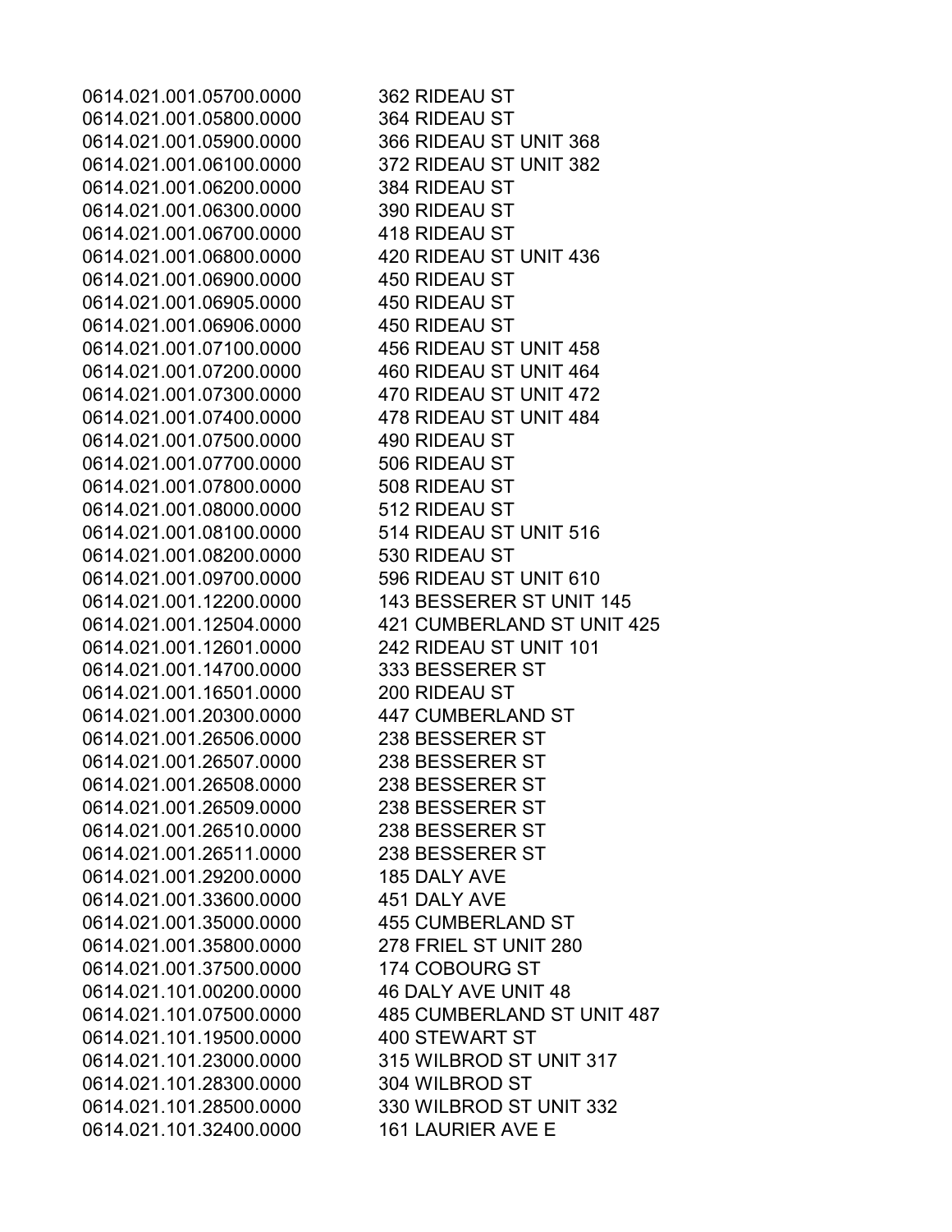| | |
|---|---|
| 0614.021.001.05700.0000 | 362 RIDEAU ST |
| 0614.021.001.05800.0000 | 364 RIDEAU ST |
| 0614.021.001.05900.0000 | 366 RIDEAU ST UNIT 368 |
| 0614.021.001.06100.0000 | 372 RIDEAU ST UNIT 382 |
| 0614.021.001.06200.0000 | 384 RIDEAU ST |
| 0614.021.001.06300.0000 | 390 RIDEAU ST |
| 0614.021.001.06700.0000 | 418 RIDEAU ST |
| 0614.021.001.06800.0000 | 420 RIDEAU ST UNIT 436 |
| 0614.021.001.06900.0000 | 450 RIDEAU ST |
| 0614.021.001.06905.0000 | 450 RIDEAU ST |
| 0614.021.001.06906.0000 | 450 RIDEAU ST |
| 0614.021.001.07100.0000 | 456 RIDEAU ST UNIT 458 |
| 0614.021.001.07200.0000 | 460 RIDEAU ST UNIT 464 |
| 0614.021.001.07300.0000 | 470 RIDEAU ST UNIT 472 |
| 0614.021.001.07400.0000 | 478 RIDEAU ST UNIT 484 |
| 0614.021.001.07500.0000 | 490 RIDEAU ST |
| 0614.021.001.07700.0000 | 506 RIDEAU ST |
| 0614.021.001.07800.0000 | 508 RIDEAU ST |
| 0614.021.001.08000.0000 | 512 RIDEAU ST |
| 0614.021.001.08100.0000 | 514 RIDEAU ST UNIT 516 |
| 0614.021.001.08200.0000 | 530 RIDEAU ST |
| 0614.021.001.09700.0000 | 596 RIDEAU ST UNIT 610 |
| 0614.021.001.12200.0000 | 143 BESSERER ST UNIT 145 |
| 0614.021.001.12504.0000 | 421 CUMBERLAND ST UNIT 425 |
| 0614.021.001.12601.0000 | 242 RIDEAU ST UNIT 101 |
| 0614.021.001.14700.0000 | 333 BESSERER ST |
| 0614.021.001.16501.0000 | 200 RIDEAU ST |
| 0614.021.001.20300.0000 | 447 CUMBERLAND ST |
| 0614.021.001.26506.0000 | 238 BESSERER ST |
| 0614.021.001.26507.0000 | 238 BESSERER ST |
| 0614.021.001.26508.0000 | 238 BESSERER ST |
| 0614.021.001.26509.0000 | 238 BESSERER ST |
| 0614.021.001.26510.0000 | 238 BESSERER ST |
| 0614.021.001.26511.0000 | 238 BESSERER ST |
| 0614.021.001.29200.0000 | 185 DALY AVE |
| 0614.021.001.33600.0000 | 451 DALY AVE |
| 0614.021.001.35000.0000 | 455 CUMBERLAND ST |
| 0614.021.001.35800.0000 | 278 FRIEL ST UNIT 280 |
| 0614.021.001.37500.0000 | 174 COBOURG ST |
| 0614.021.101.00200.0000 | 46 DALY AVE UNIT 48 |
| 0614.021.101.07500.0000 | 485 CUMBERLAND ST UNIT 487 |
| 0614.021.101.19500.0000 | 400 STEWART ST |
| 0614.021.101.23000.0000 | 315 WILBROD ST UNIT 317 |
| 0614.021.101.28300.0000 | 304 WILBROD ST |
| 0614.021.101.28500.0000 | 330 WILBROD ST UNIT 332 |
| 0614.021.101.32400.0000 | 161 LAURIER AVE E |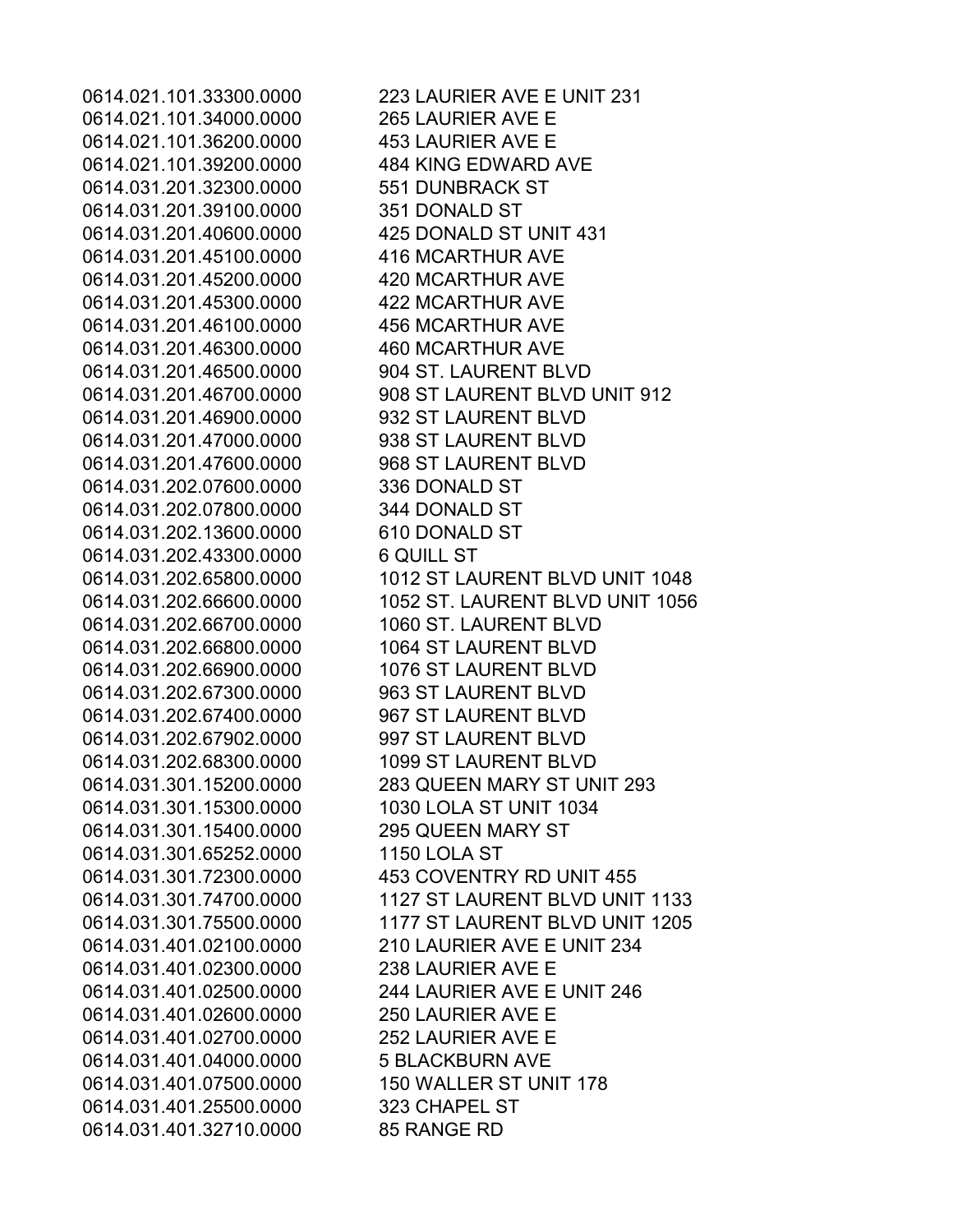| | |
|---|---|
| 0614.021.101.33300.0000 | 223 LAURIER AVE E UNIT 231 |
| 0614.021.101.34000.0000 | 265 LAURIER AVE E |
| 0614.021.101.36200.0000 | 453 LAURIER AVE E |
| 0614.021.101.39200.0000 | 484 KING EDWARD AVE |
| 0614.031.201.32300.0000 | 551 DUNBRACK ST |
| 0614.031.201.39100.0000 | 351 DONALD ST |
| 0614.031.201.40600.0000 | 425 DONALD ST UNIT 431 |
| 0614.031.201.45100.0000 | 416 MCARTHUR AVE |
| 0614.031.201.45200.0000 | 420 MCARTHUR AVE |
| 0614.031.201.45300.0000 | 422 MCARTHUR AVE |
| 0614.031.201.46100.0000 | 456 MCARTHUR AVE |
| 0614.031.201.46300.0000 | 460 MCARTHUR AVE |
| 0614.031.201.46500.0000 | 904 ST. LAURENT BLVD |
| 0614.031.201.46700.0000 | 908 ST LAURENT BLVD UNIT 912 |
| 0614.031.201.46900.0000 | 932 ST LAURENT BLVD |
| 0614.031.201.47000.0000 | 938 ST LAURENT BLVD |
| 0614.031.201.47600.0000 | 968 ST LAURENT BLVD |
| 0614.031.202.07600.0000 | 336 DONALD ST |
| 0614.031.202.07800.0000 | 344 DONALD ST |
| 0614.031.202.13600.0000 | 610 DONALD ST |
| 0614.031.202.43300.0000 | 6 QUILL ST |
| 0614.031.202.65800.0000 | 1012 ST LAURENT BLVD UNIT 1048 |
| 0614.031.202.66600.0000 | 1052 ST. LAURENT BLVD UNIT 1056 |
| 0614.031.202.66700.0000 | 1060 ST. LAURENT BLVD |
| 0614.031.202.66800.0000 | 1064 ST LAURENT BLVD |
| 0614.031.202.66900.0000 | 1076 ST LAURENT BLVD |
| 0614.031.202.67300.0000 | 963 ST LAURENT BLVD |
| 0614.031.202.67400.0000 | 967 ST LAURENT BLVD |
| 0614.031.202.67902.0000 | 997 ST LAURENT BLVD |
| 0614.031.202.68300.0000 | 1099 ST LAURENT BLVD |
| 0614.031.301.15200.0000 | 283 QUEEN MARY ST UNIT 293 |
| 0614.031.301.15300.0000 | 1030 LOLA ST UNIT 1034 |
| 0614.031.301.15400.0000 | 295 QUEEN MARY ST |
| 0614.031.301.65252.0000 | 1150 LOLA ST |
| 0614.031.301.72300.0000 | 453 COVENTRY RD UNIT 455 |
| 0614.031.301.74700.0000 | 1127 ST LAURENT BLVD UNIT 1133 |
| 0614.031.301.75500.0000 | 1177 ST LAURENT BLVD UNIT 1205 |
| 0614.031.401.02100.0000 | 210 LAURIER AVE E UNIT 234 |
| 0614.031.401.02300.0000 | 238 LAURIER AVE E |
| 0614.031.401.02500.0000 | 244 LAURIER AVE E UNIT 246 |
| 0614.031.401.02600.0000 | 250 LAURIER AVE E |
| 0614.031.401.02700.0000 | 252 LAURIER AVE E |
| 0614.031.401.04000.0000 | 5 BLACKBURN AVE |
| 0614.031.401.07500.0000 | 150 WALLER ST UNIT 178 |
| 0614.031.401.25500.0000 | 323 CHAPEL ST |
| 0614.031.401.32710.0000 | 85 RANGE RD |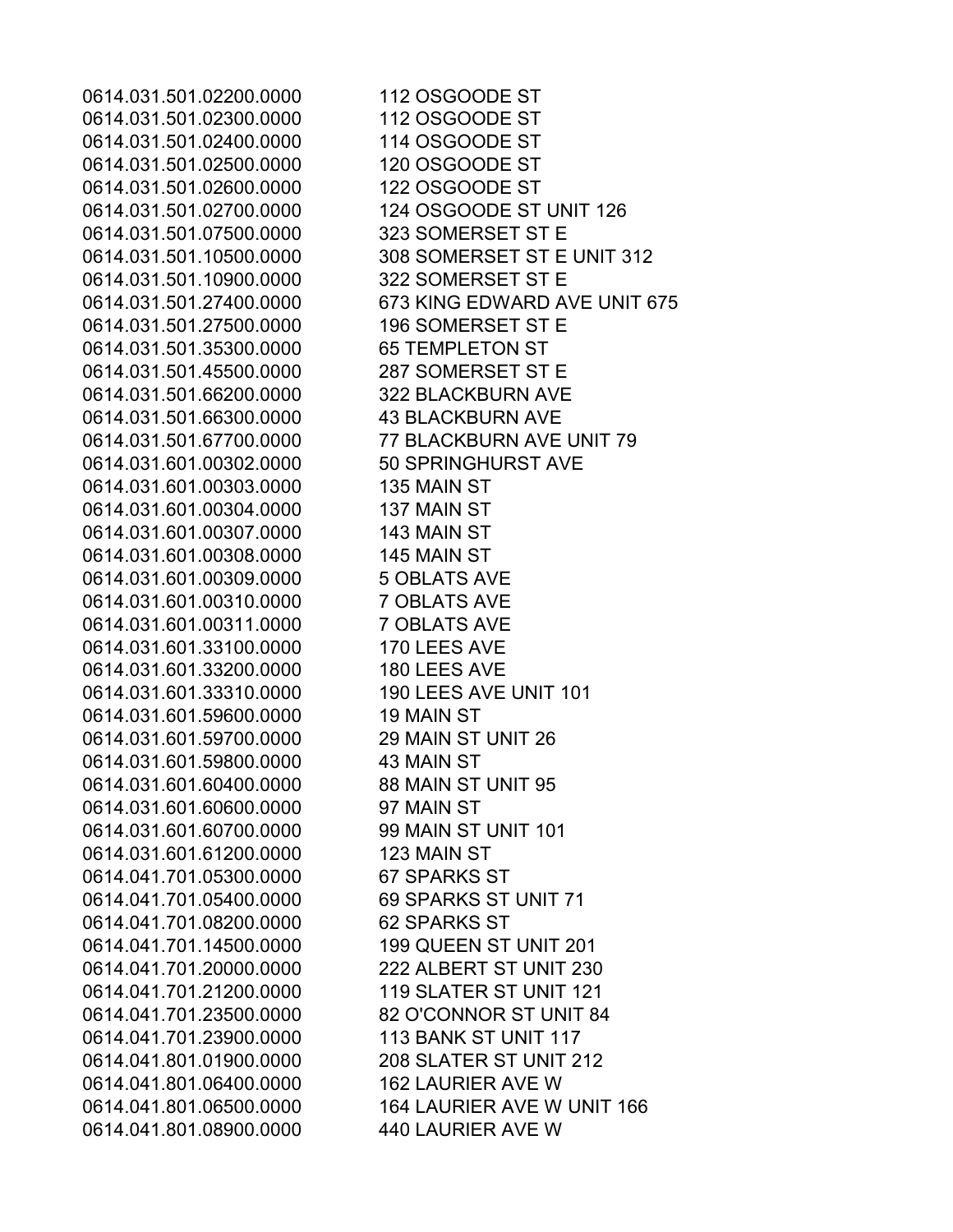| | |
|---|---|
| 0614.031.501.02200.0000 | 112 OSGOODE ST |
| 0614.031.501.02300.0000 | 112 OSGOODE ST |
| 0614.031.501.02400.0000 | 114 OSGOODE ST |
| 0614.031.501.02500.0000 | 120 OSGOODE ST |
| 0614.031.501.02600.0000 | 122 OSGOODE ST |
| 0614.031.501.02700.0000 | 124 OSGOODE ST UNIT 126 |
| 0614.031.501.07500.0000 | 323 SOMERSET ST E |
| 0614.031.501.10500.0000 | 308 SOMERSET ST E UNIT 312 |
| 0614.031.501.10900.0000 | 322 SOMERSET ST E |
| 0614.031.501.27400.0000 | 673 KING EDWARD AVE UNIT 675 |
| 0614.031.501.27500.0000 | 196 SOMERSET ST E |
| 0614.031.501.35300.0000 | 65 TEMPLETON ST |
| 0614.031.501.45500.0000 | 287 SOMERSET ST E |
| 0614.031.501.66200.0000 | 322 BLACKBURN AVE |
| 0614.031.501.66300.0000 | 43 BLACKBURN AVE |
| 0614.031.501.67700.0000 | 77 BLACKBURN AVE UNIT 79 |
| 0614.031.601.00302.0000 | 50 SPRINGHURST AVE |
| 0614.031.601.00303.0000 | 135 MAIN ST |
| 0614.031.601.00304.0000 | 137 MAIN ST |
| 0614.031.601.00307.0000 | 143 MAIN ST |
| 0614.031.601.00308.0000 | 145 MAIN ST |
| 0614.031.601.00309.0000 | 5 OBLATS AVE |
| 0614.031.601.00310.0000 | 7 OBLATS AVE |
| 0614.031.601.00311.0000 | 7 OBLATS AVE |
| 0614.031.601.33100.0000 | 170 LEES AVE |
| 0614.031.601.33200.0000 | 180 LEES AVE |
| 0614.031.601.33310.0000 | 190 LEES AVE UNIT 101 |
| 0614.031.601.59600.0000 | 19 MAIN ST |
| 0614.031.601.59700.0000 | 29 MAIN ST UNIT 26 |
| 0614.031.601.59800.0000 | 43 MAIN ST |
| 0614.031.601.60400.0000 | 88 MAIN ST UNIT 95 |
| 0614.031.601.60600.0000 | 97 MAIN ST |
| 0614.031.601.60700.0000 | 99 MAIN ST UNIT 101 |
| 0614.031.601.61200.0000 | 123 MAIN ST |
| 0614.041.701.05300.0000 | 67 SPARKS ST |
| 0614.041.701.05400.0000 | 69 SPARKS ST UNIT 71 |
| 0614.041.701.08200.0000 | 62 SPARKS ST |
| 0614.041.701.14500.0000 | 199 QUEEN ST UNIT 201 |
| 0614.041.701.20000.0000 | 222 ALBERT ST UNIT 230 |
| 0614.041.701.21200.0000 | 119 SLATER ST UNIT 121 |
| 0614.041.701.23500.0000 | 82 O'CONNOR ST UNIT 84 |
| 0614.041.701.23900.0000 | 113 BANK ST UNIT 117 |
| 0614.041.801.01900.0000 | 208 SLATER ST UNIT 212 |
| 0614.041.801.06400.0000 | 162 LAURIER AVE W |
| 0614.041.801.06500.0000 | 164 LAURIER AVE W UNIT 166 |
| 0614.041.801.08900.0000 | 440 LAURIER AVE W |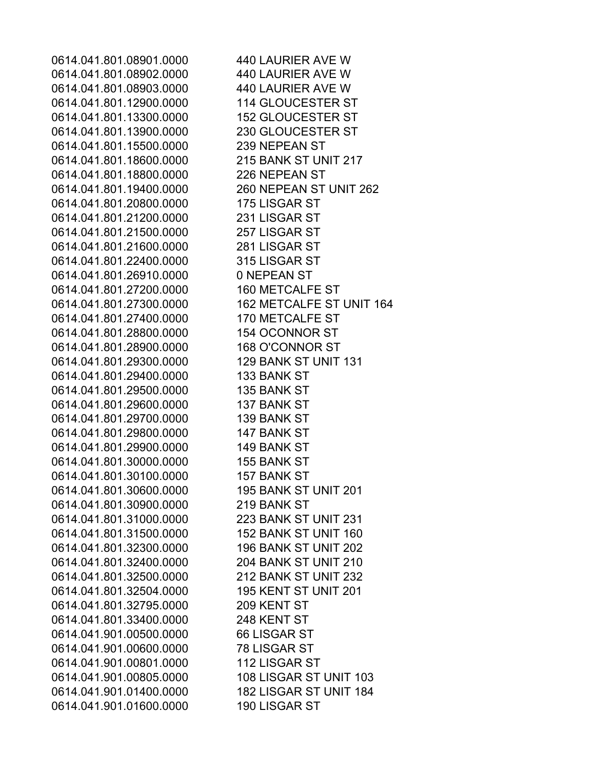| | |
|---|---|
| 0614.041.801.08901.0000 | 440 LAURIER AVE W |
| 0614.041.801.08902.0000 | 440 LAURIER AVE W |
| 0614.041.801.08903.0000 | 440 LAURIER AVE W |
| 0614.041.801.12900.0000 | 114 GLOUCESTER ST |
| 0614.041.801.13300.0000 | 152 GLOUCESTER ST |
| 0614.041.801.13900.0000 | 230 GLOUCESTER ST |
| 0614.041.801.15500.0000 | 239 NEPEAN ST |
| 0614.041.801.18600.0000 | 215 BANK ST UNIT 217 |
| 0614.041.801.18800.0000 | 226 NEPEAN ST |
| 0614.041.801.19400.0000 | 260 NEPEAN ST UNIT 262 |
| 0614.041.801.20800.0000 | 175 LISGAR ST |
| 0614.041.801.21200.0000 | 231 LISGAR ST |
| 0614.041.801.21500.0000 | 257 LISGAR ST |
| 0614.041.801.21600.0000 | 281 LISGAR ST |
| 0614.041.801.22400.0000 | 315 LISGAR ST |
| 0614.041.801.26910.0000 | 0 NEPEAN ST |
| 0614.041.801.27200.0000 | 160 METCALFE ST |
| 0614.041.801.27300.0000 | 162 METCALFE ST UNIT 164 |
| 0614.041.801.27400.0000 | 170 METCALFE ST |
| 0614.041.801.28800.0000 | 154 OCONNOR ST |
| 0614.041.801.28900.0000 | 168 O'CONNOR ST |
| 0614.041.801.29300.0000 | 129 BANK ST UNIT 131 |
| 0614.041.801.29400.0000 | 133 BANK ST |
| 0614.041.801.29500.0000 | 135 BANK ST |
| 0614.041.801.29600.0000 | 137 BANK ST |
| 0614.041.801.29700.0000 | 139 BANK ST |
| 0614.041.801.29800.0000 | 147 BANK ST |
| 0614.041.801.29900.0000 | 149 BANK ST |
| 0614.041.801.30000.0000 | 155 BANK ST |
| 0614.041.801.30100.0000 | 157 BANK ST |
| 0614.041.801.30600.0000 | 195 BANK ST UNIT 201 |
| 0614.041.801.30900.0000 | 219 BANK ST |
| 0614.041.801.31000.0000 | 223 BANK ST UNIT 231 |
| 0614.041.801.31500.0000 | 152 BANK ST UNIT 160 |
| 0614.041.801.32300.0000 | 196 BANK ST UNIT 202 |
| 0614.041.801.32400.0000 | 204 BANK ST UNIT 210 |
| 0614.041.801.32500.0000 | 212 BANK ST UNIT 232 |
| 0614.041.801.32504.0000 | 195 KENT ST UNIT 201 |
| 0614.041.801.32795.0000 | 209 KENT ST |
| 0614.041.801.33400.0000 | 248 KENT ST |
| 0614.041.901.00500.0000 | 66 LISGAR ST |
| 0614.041.901.00600.0000 | 78 LISGAR ST |
| 0614.041.901.00801.0000 | 112 LISGAR ST |
| 0614.041.901.00805.0000 | 108 LISGAR ST UNIT 103 |
| 0614.041.901.01400.0000 | 182 LISGAR ST UNIT 184 |
| 0614.041.901.01600.0000 | 190 LISGAR ST |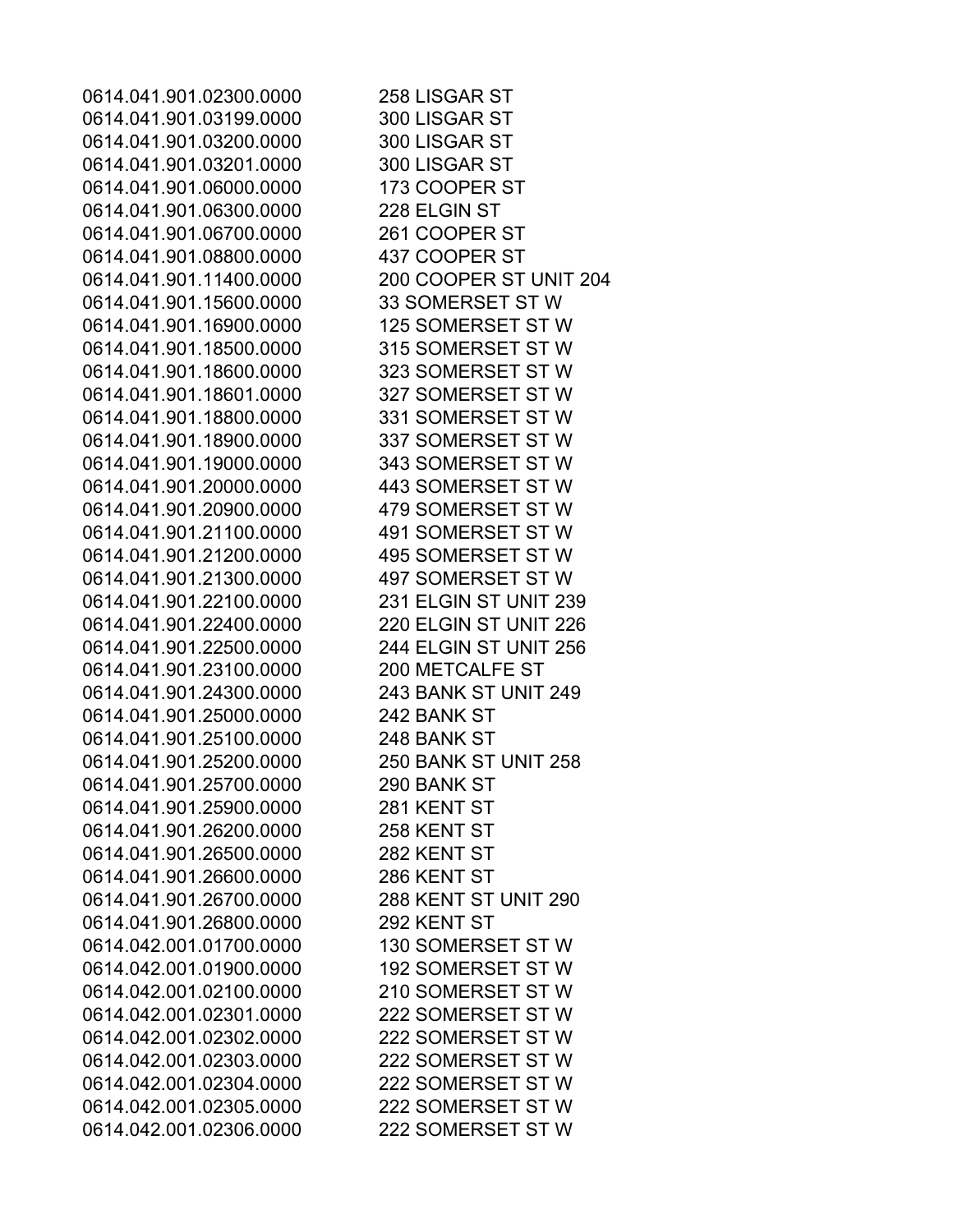| | |
|---|---|
| 0614.041.901.02300.0000 | 258 LISGAR ST |
| 0614.041.901.03199.0000 | 300 LISGAR ST |
| 0614.041.901.03200.0000 | 300 LISGAR ST |
| 0614.041.901.03201.0000 | 300 LISGAR ST |
| 0614.041.901.06000.0000 | 173 COOPER ST |
| 0614.041.901.06300.0000 | 228 ELGIN ST |
| 0614.041.901.06700.0000 | 261 COOPER ST |
| 0614.041.901.08800.0000 | 437 COOPER ST |
| 0614.041.901.11400.0000 | 200 COOPER ST UNIT 204 |
| 0614.041.901.15600.0000 | 33 SOMERSET ST W |
| 0614.041.901.16900.0000 | 125 SOMERSET ST W |
| 0614.041.901.18500.0000 | 315 SOMERSET ST W |
| 0614.041.901.18600.0000 | 323 SOMERSET ST W |
| 0614.041.901.18601.0000 | 327 SOMERSET ST W |
| 0614.041.901.18800.0000 | 331 SOMERSET ST W |
| 0614.041.901.18900.0000 | 337 SOMERSET ST W |
| 0614.041.901.19000.0000 | 343 SOMERSET ST W |
| 0614.041.901.20000.0000 | 443 SOMERSET ST W |
| 0614.041.901.20900.0000 | 479 SOMERSET ST W |
| 0614.041.901.21100.0000 | 491 SOMERSET ST W |
| 0614.041.901.21200.0000 | 495 SOMERSET ST W |
| 0614.041.901.21300.0000 | 497 SOMERSET ST W |
| 0614.041.901.22100.0000 | 231 ELGIN ST UNIT 239 |
| 0614.041.901.22400.0000 | 220 ELGIN ST UNIT 226 |
| 0614.041.901.22500.0000 | 244 ELGIN ST UNIT 256 |
| 0614.041.901.23100.0000 | 200 METCALFE ST |
| 0614.041.901.24300.0000 | 243 BANK ST UNIT 249 |
| 0614.041.901.25000.0000 | 242 BANK ST |
| 0614.041.901.25100.0000 | 248 BANK ST |
| 0614.041.901.25200.0000 | 250 BANK ST UNIT 258 |
| 0614.041.901.25700.0000 | 290 BANK ST |
| 0614.041.901.25900.0000 | 281 KENT ST |
| 0614.041.901.26200.0000 | 258 KENT ST |
| 0614.041.901.26500.0000 | 282 KENT ST |
| 0614.041.901.26600.0000 | 286 KENT ST |
| 0614.041.901.26700.0000 | 288 KENT ST UNIT 290 |
| 0614.041.901.26800.0000 | 292 KENT ST |
| 0614.042.001.01700.0000 | 130 SOMERSET ST W |
| 0614.042.001.01900.0000 | 192 SOMERSET ST W |
| 0614.042.001.02100.0000 | 210 SOMERSET ST W |
| 0614.042.001.02301.0000 | 222 SOMERSET ST W |
| 0614.042.001.02302.0000 | 222 SOMERSET ST W |
| 0614.042.001.02303.0000 | 222 SOMERSET ST W |
| 0614.042.001.02304.0000 | 222 SOMERSET ST W |
| 0614.042.001.02305.0000 | 222 SOMERSET ST W |
| 0614.042.001.02306.0000 | 222 SOMERSET ST W |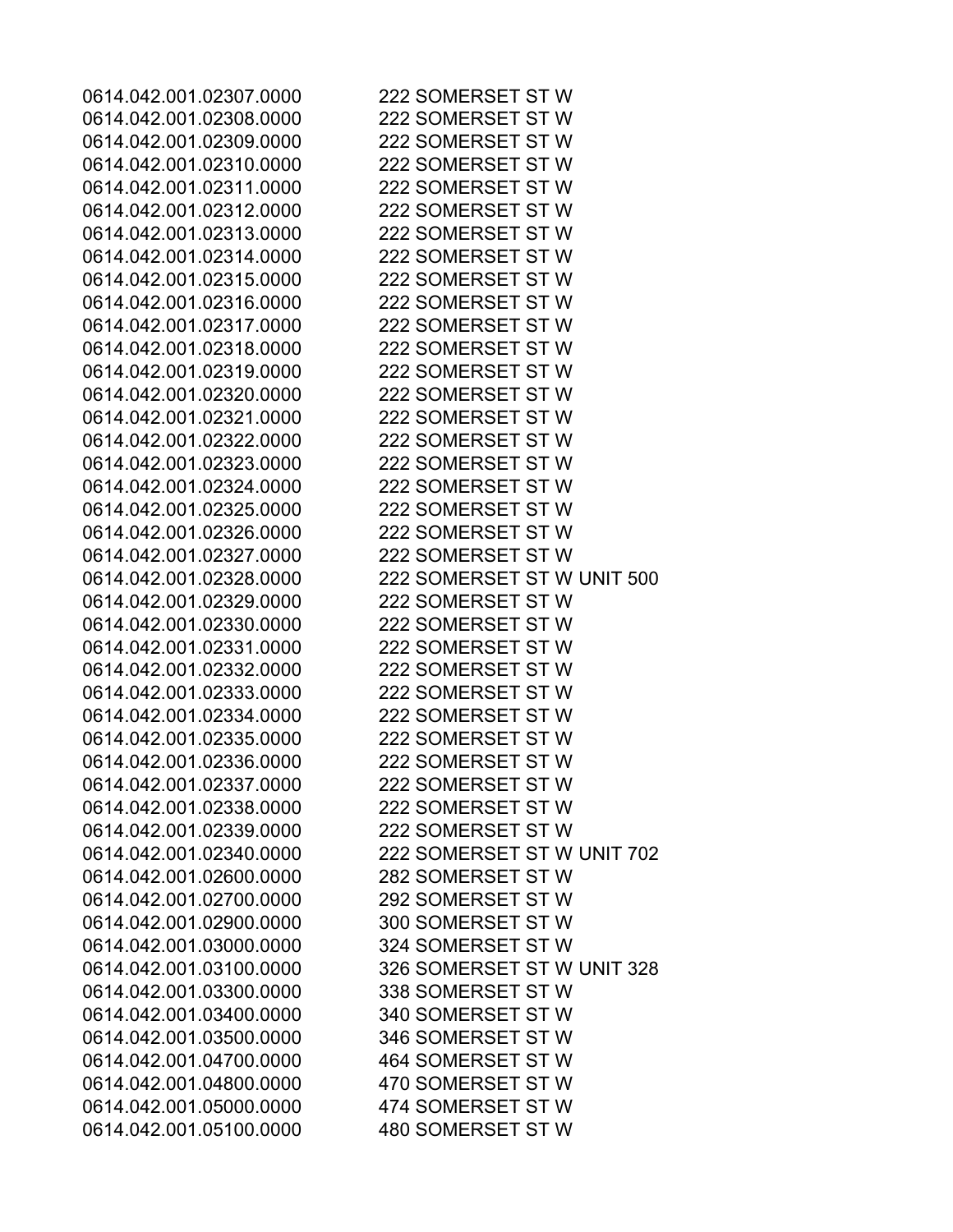| | |
|---|---|
| 0614.042.001.02307.0000 | 222 SOMERSET ST W |
| 0614.042.001.02308.0000 | 222 SOMERSET ST W |
| 0614.042.001.02309.0000 | 222 SOMERSET ST W |
| 0614.042.001.02310.0000 | 222 SOMERSET ST W |
| 0614.042.001.02311.0000 | 222 SOMERSET ST W |
| 0614.042.001.02312.0000 | 222 SOMERSET ST W |
| 0614.042.001.02313.0000 | 222 SOMERSET ST W |
| 0614.042.001.02314.0000 | 222 SOMERSET ST W |
| 0614.042.001.02315.0000 | 222 SOMERSET ST W |
| 0614.042.001.02316.0000 | 222 SOMERSET ST W |
| 0614.042.001.02317.0000 | 222 SOMERSET ST W |
| 0614.042.001.02318.0000 | 222 SOMERSET ST W |
| 0614.042.001.02319.0000 | 222 SOMERSET ST W |
| 0614.042.001.02320.0000 | 222 SOMERSET ST W |
| 0614.042.001.02321.0000 | 222 SOMERSET ST W |
| 0614.042.001.02322.0000 | 222 SOMERSET ST W |
| 0614.042.001.02323.0000 | 222 SOMERSET ST W |
| 0614.042.001.02324.0000 | 222 SOMERSET ST W |
| 0614.042.001.02325.0000 | 222 SOMERSET ST W |
| 0614.042.001.02326.0000 | 222 SOMERSET ST W |
| 0614.042.001.02327.0000 | 222 SOMERSET ST W |
| 0614.042.001.02328.0000 | 222 SOMERSET ST W UNIT 500 |
| 0614.042.001.02329.0000 | 222 SOMERSET ST W |
| 0614.042.001.02330.0000 | 222 SOMERSET ST W |
| 0614.042.001.02331.0000 | 222 SOMERSET ST W |
| 0614.042.001.02332.0000 | 222 SOMERSET ST W |
| 0614.042.001.02333.0000 | 222 SOMERSET ST W |
| 0614.042.001.02334.0000 | 222 SOMERSET ST W |
| 0614.042.001.02335.0000 | 222 SOMERSET ST W |
| 0614.042.001.02336.0000 | 222 SOMERSET ST W |
| 0614.042.001.02337.0000 | 222 SOMERSET ST W |
| 0614.042.001.02338.0000 | 222 SOMERSET ST W |
| 0614.042.001.02339.0000 | 222 SOMERSET ST W |
| 0614.042.001.02340.0000 | 222 SOMERSET ST W UNIT 702 |
| 0614.042.001.02600.0000 | 282 SOMERSET ST W |
| 0614.042.001.02700.0000 | 292 SOMERSET ST W |
| 0614.042.001.02900.0000 | 300 SOMERSET ST W |
| 0614.042.001.03000.0000 | 324 SOMERSET ST W |
| 0614.042.001.03100.0000 | 326 SOMERSET ST W UNIT 328 |
| 0614.042.001.03300.0000 | 338 SOMERSET ST W |
| 0614.042.001.03400.0000 | 340 SOMERSET ST W |
| 0614.042.001.03500.0000 | 346 SOMERSET ST W |
| 0614.042.001.04700.0000 | 464 SOMERSET ST W |
| 0614.042.001.04800.0000 | 470 SOMERSET ST W |
| 0614.042.001.05000.0000 | 474 SOMERSET ST W |
| 0614.042.001.05100.0000 | 480 SOMERSET ST W |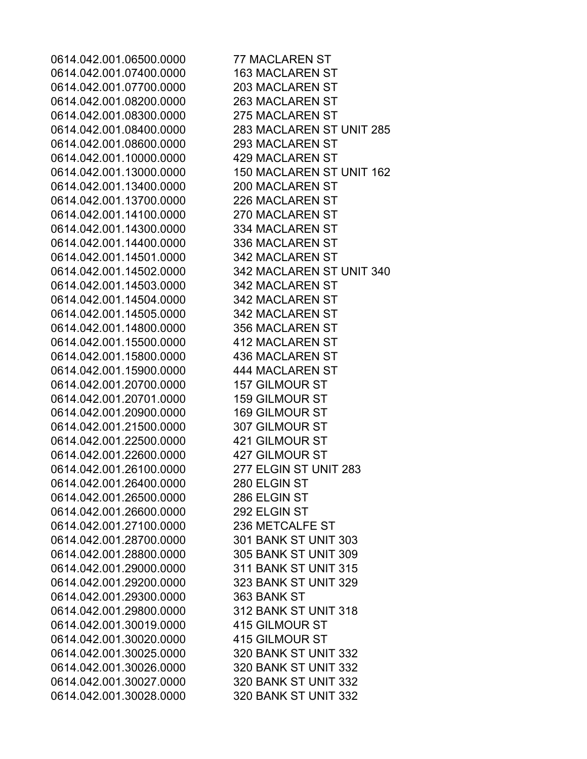| | |
|---|---|
| 0614.042.001.06500.0000 | 77 MACLAREN ST |
| 0614.042.001.07400.0000 | 163 MACLAREN ST |
| 0614.042.001.07700.0000 | 203 MACLAREN ST |
| 0614.042.001.08200.0000 | 263 MACLAREN ST |
| 0614.042.001.08300.0000 | 275 MACLAREN ST |
| 0614.042.001.08400.0000 | 283 MACLAREN ST UNIT 285 |
| 0614.042.001.08600.0000 | 293 MACLAREN ST |
| 0614.042.001.10000.0000 | 429 MACLAREN ST |
| 0614.042.001.13000.0000 | 150 MACLAREN ST UNIT 162 |
| 0614.042.001.13400.0000 | 200 MACLAREN ST |
| 0614.042.001.13700.0000 | 226 MACLAREN ST |
| 0614.042.001.14100.0000 | 270 MACLAREN ST |
| 0614.042.001.14300.0000 | 334 MACLAREN ST |
| 0614.042.001.14400.0000 | 336 MACLAREN ST |
| 0614.042.001.14501.0000 | 342 MACLAREN ST |
| 0614.042.001.14502.0000 | 342 MACLAREN ST UNIT 340 |
| 0614.042.001.14503.0000 | 342 MACLAREN ST |
| 0614.042.001.14504.0000 | 342 MACLAREN ST |
| 0614.042.001.14505.0000 | 342 MACLAREN ST |
| 0614.042.001.14800.0000 | 356 MACLAREN ST |
| 0614.042.001.15500.0000 | 412 MACLAREN ST |
| 0614.042.001.15800.0000 | 436 MACLAREN ST |
| 0614.042.001.15900.0000 | 444 MACLAREN ST |
| 0614.042.001.20700.0000 | 157 GILMOUR ST |
| 0614.042.001.20701.0000 | 159 GILMOUR ST |
| 0614.042.001.20900.0000 | 169 GILMOUR ST |
| 0614.042.001.21500.0000 | 307 GILMOUR ST |
| 0614.042.001.22500.0000 | 421 GILMOUR ST |
| 0614.042.001.22600.0000 | 427 GILMOUR ST |
| 0614.042.001.26100.0000 | 277 ELGIN ST UNIT 283 |
| 0614.042.001.26400.0000 | 280 ELGIN ST |
| 0614.042.001.26500.0000 | 286 ELGIN ST |
| 0614.042.001.26600.0000 | 292 ELGIN ST |
| 0614.042.001.27100.0000 | 236 METCALFE ST |
| 0614.042.001.28700.0000 | 301 BANK ST UNIT 303 |
| 0614.042.001.28800.0000 | 305 BANK ST UNIT 309 |
| 0614.042.001.29000.0000 | 311 BANK ST UNIT 315 |
| 0614.042.001.29200.0000 | 323 BANK ST UNIT 329 |
| 0614.042.001.29300.0000 | 363 BANK ST |
| 0614.042.001.29800.0000 | 312 BANK ST UNIT 318 |
| 0614.042.001.30019.0000 | 415 GILMOUR ST |
| 0614.042.001.30020.0000 | 415 GILMOUR ST |
| 0614.042.001.30025.0000 | 320 BANK ST UNIT 332 |
| 0614.042.001.30026.0000 | 320 BANK ST UNIT 332 |
| 0614.042.001.30027.0000 | 320 BANK ST UNIT 332 |
| 0614.042.001.30028.0000 | 320 BANK ST UNIT 332 |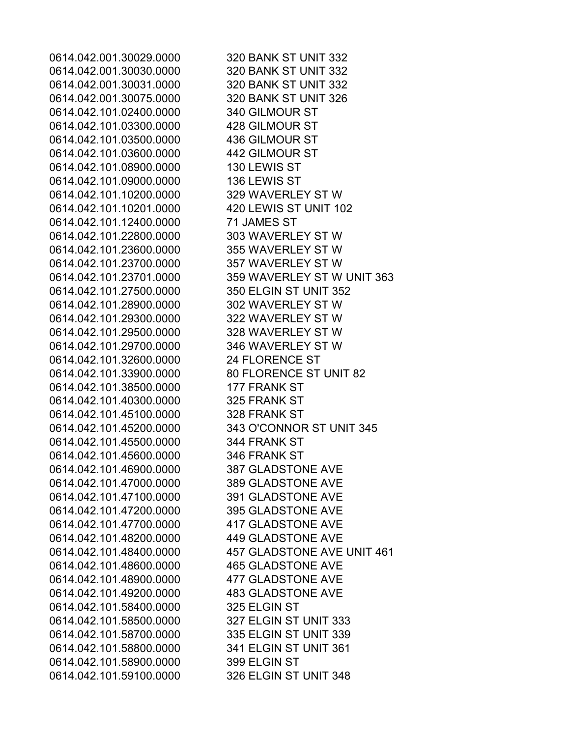| | |
|---|---|
| 0614.042.001.30029.0000 | 320 BANK ST UNIT 332 |
| 0614.042.001.30030.0000 | 320 BANK ST UNIT 332 |
| 0614.042.001.30031.0000 | 320 BANK ST UNIT 332 |
| 0614.042.001.30075.0000 | 320 BANK ST UNIT 326 |
| 0614.042.101.02400.0000 | 340 GILMOUR ST |
| 0614.042.101.03300.0000 | 428 GILMOUR ST |
| 0614.042.101.03500.0000 | 436 GILMOUR ST |
| 0614.042.101.03600.0000 | 442 GILMOUR ST |
| 0614.042.101.08900.0000 | 130 LEWIS ST |
| 0614.042.101.09000.0000 | 136 LEWIS ST |
| 0614.042.101.10200.0000 | 329 WAVERLEY ST W |
| 0614.042.101.10201.0000 | 420 LEWIS ST UNIT 102 |
| 0614.042.101.12400.0000 | 71 JAMES ST |
| 0614.042.101.22800.0000 | 303 WAVERLEY ST W |
| 0614.042.101.23600.0000 | 355 WAVERLEY ST W |
| 0614.042.101.23700.0000 | 357 WAVERLEY ST W |
| 0614.042.101.23701.0000 | 359 WAVERLEY ST W UNIT 363 |
| 0614.042.101.27500.0000 | 350 ELGIN ST UNIT 352 |
| 0614.042.101.28900.0000 | 302 WAVERLEY ST W |
| 0614.042.101.29300.0000 | 322 WAVERLEY ST W |
| 0614.042.101.29500.0000 | 328 WAVERLEY ST W |
| 0614.042.101.29700.0000 | 346 WAVERLEY ST W |
| 0614.042.101.32600.0000 | 24 FLORENCE ST |
| 0614.042.101.33900.0000 | 80 FLORENCE ST UNIT 82 |
| 0614.042.101.38500.0000 | 177 FRANK ST |
| 0614.042.101.40300.0000 | 325 FRANK ST |
| 0614.042.101.45100.0000 | 328 FRANK ST |
| 0614.042.101.45200.0000 | 343 O'CONNOR ST UNIT 345 |
| 0614.042.101.45500.0000 | 344 FRANK ST |
| 0614.042.101.45600.0000 | 346 FRANK ST |
| 0614.042.101.46900.0000 | 387 GLADSTONE AVE |
| 0614.042.101.47000.0000 | 389 GLADSTONE AVE |
| 0614.042.101.47100.0000 | 391 GLADSTONE AVE |
| 0614.042.101.47200.0000 | 395 GLADSTONE AVE |
| 0614.042.101.47700.0000 | 417 GLADSTONE AVE |
| 0614.042.101.48200.0000 | 449 GLADSTONE AVE |
| 0614.042.101.48400.0000 | 457 GLADSTONE AVE UNIT 461 |
| 0614.042.101.48600.0000 | 465 GLADSTONE AVE |
| 0614.042.101.48900.0000 | 477 GLADSTONE AVE |
| 0614.042.101.49200.0000 | 483 GLADSTONE AVE |
| 0614.042.101.58400.0000 | 325 ELGIN ST |
| 0614.042.101.58500.0000 | 327 ELGIN ST UNIT 333 |
| 0614.042.101.58700.0000 | 335 ELGIN ST UNIT 339 |
| 0614.042.101.58800.0000 | 341 ELGIN ST UNIT 361 |
| 0614.042.101.58900.0000 | 399 ELGIN ST |
| 0614.042.101.59100.0000 | 326 ELGIN ST UNIT 348 |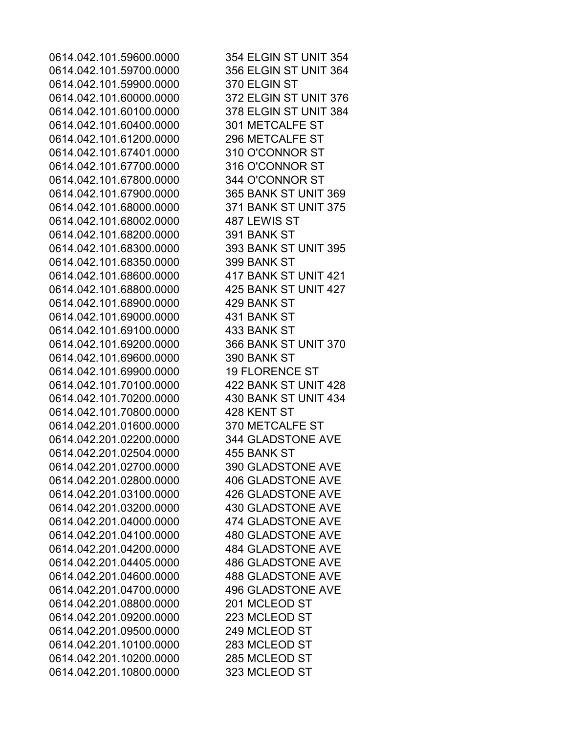| | |
|---|---|
| 0614.042.101.59600.0000 | 354 ELGIN ST UNIT 354 |
| 0614.042.101.59700.0000 | 356 ELGIN ST UNIT 364 |
| 0614.042.101.59900.0000 | 370 ELGIN ST |
| 0614.042.101.60000.0000 | 372 ELGIN ST UNIT 376 |
| 0614.042.101.60100.0000 | 378 ELGIN ST UNIT 384 |
| 0614.042.101.60400.0000 | 301 METCALFE ST |
| 0614.042.101.61200.0000 | 296 METCALFE ST |
| 0614.042.101.67401.0000 | 310 O'CONNOR ST |
| 0614.042.101.67700.0000 | 316 O'CONNOR ST |
| 0614.042.101.67800.0000 | 344 O'CONNOR ST |
| 0614.042.101.67900.0000 | 365 BANK ST UNIT 369 |
| 0614.042.101.68000.0000 | 371 BANK ST UNIT 375 |
| 0614.042.101.68002.0000 | 487 LEWIS ST |
| 0614.042.101.68200.0000 | 391 BANK ST |
| 0614.042.101.68300.0000 | 393 BANK ST UNIT 395 |
| 0614.042.101.68350.0000 | 399 BANK ST |
| 0614.042.101.68600.0000 | 417 BANK ST UNIT 421 |
| 0614.042.101.68800.0000 | 425 BANK ST UNIT 427 |
| 0614.042.101.68900.0000 | 429 BANK ST |
| 0614.042.101.69000.0000 | 431 BANK ST |
| 0614.042.101.69100.0000 | 433 BANK ST |
| 0614.042.101.69200.0000 | 366 BANK ST UNIT 370 |
| 0614.042.101.69600.0000 | 390 BANK ST |
| 0614.042.101.69900.0000 | 19 FLORENCE ST |
| 0614.042.101.70100.0000 | 422 BANK ST UNIT 428 |
| 0614.042.101.70200.0000 | 430 BANK ST UNIT 434 |
| 0614.042.101.70800.0000 | 428 KENT ST |
| 0614.042.201.01600.0000 | 370 METCALFE ST |
| 0614.042.201.02200.0000 | 344 GLADSTONE AVE |
| 0614.042.201.02504.0000 | 455 BANK ST |
| 0614.042.201.02700.0000 | 390 GLADSTONE AVE |
| 0614.042.201.02800.0000 | 406 GLADSTONE AVE |
| 0614.042.201.03100.0000 | 426 GLADSTONE AVE |
| 0614.042.201.03200.0000 | 430 GLADSTONE AVE |
| 0614.042.201.04000.0000 | 474 GLADSTONE AVE |
| 0614.042.201.04100.0000 | 480 GLADSTONE AVE |
| 0614.042.201.04200.0000 | 484 GLADSTONE AVE |
| 0614.042.201.04405.0000 | 486 GLADSTONE AVE |
| 0614.042.201.04600.0000 | 488 GLADSTONE AVE |
| 0614.042.201.04700.0000 | 496 GLADSTONE AVE |
| 0614.042.201.08800.0000 | 201 MCLEOD ST |
| 0614.042.201.09200.0000 | 223 MCLEOD ST |
| 0614.042.201.09500.0000 | 249 MCLEOD ST |
| 0614.042.201.10100.0000 | 283 MCLEOD ST |
| 0614.042.201.10200.0000 | 285 MCLEOD ST |
| 0614.042.201.10800.0000 | 323 MCLEOD ST |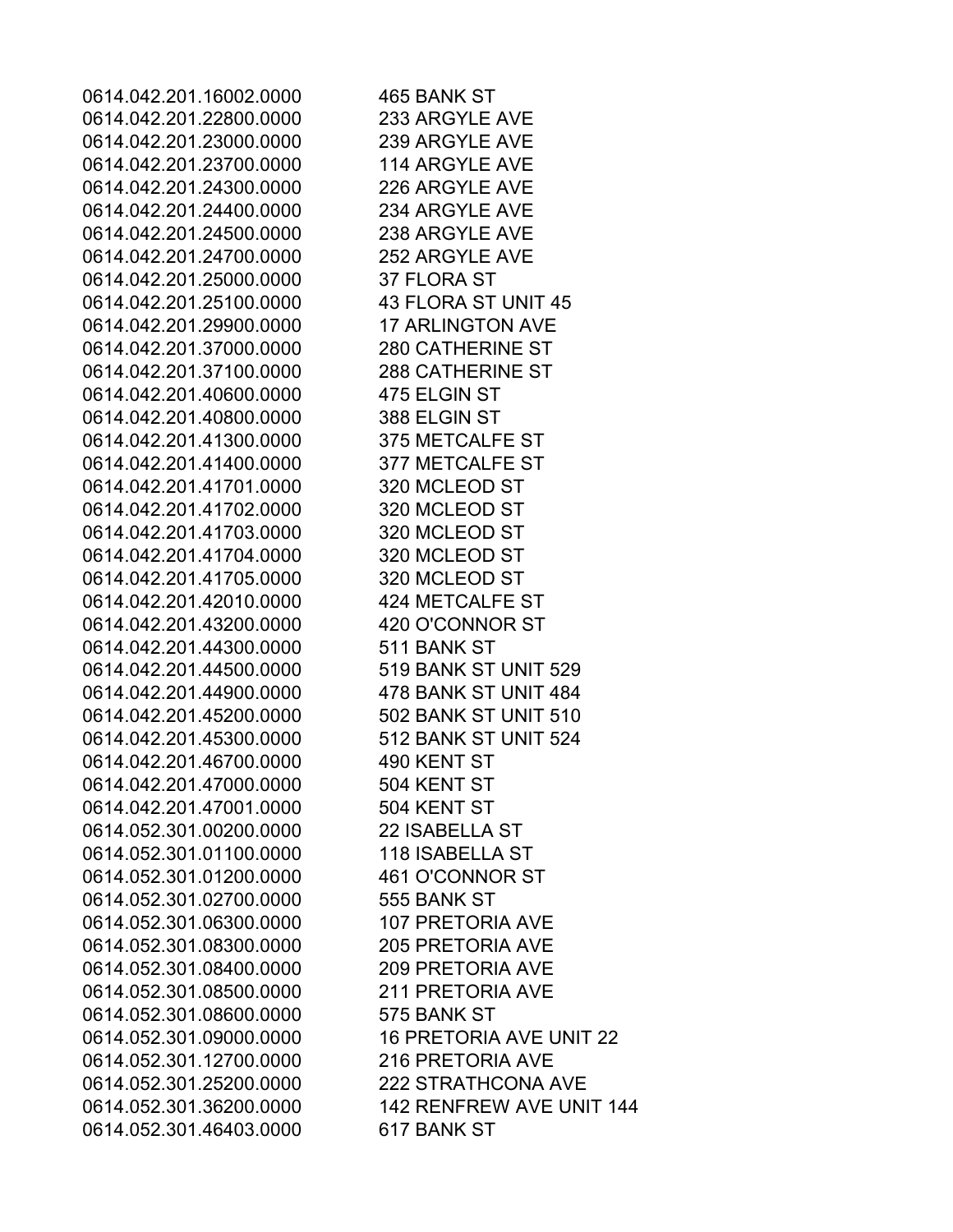| | |
|---|---|
| 0614.042.201.16002.0000 | 465 BANK ST |
| 0614.042.201.22800.0000 | 233 ARGYLE AVE |
| 0614.042.201.23000.0000 | 239 ARGYLE AVE |
| 0614.042.201.23700.0000 | 114 ARGYLE AVE |
| 0614.042.201.24300.0000 | 226 ARGYLE AVE |
| 0614.042.201.24400.0000 | 234 ARGYLE AVE |
| 0614.042.201.24500.0000 | 238 ARGYLE AVE |
| 0614.042.201.24700.0000 | 252 ARGYLE AVE |
| 0614.042.201.25000.0000 | 37 FLORA ST |
| 0614.042.201.25100.0000 | 43 FLORA ST UNIT 45 |
| 0614.042.201.29900.0000 | 17 ARLINGTON AVE |
| 0614.042.201.37000.0000 | 280 CATHERINE ST |
| 0614.042.201.37100.0000 | 288 CATHERINE ST |
| 0614.042.201.40600.0000 | 475 ELGIN ST |
| 0614.042.201.40800.0000 | 388 ELGIN ST |
| 0614.042.201.41300.0000 | 375 METCALFE ST |
| 0614.042.201.41400.0000 | 377 METCALFE ST |
| 0614.042.201.41701.0000 | 320 MCLEOD ST |
| 0614.042.201.41702.0000 | 320 MCLEOD ST |
| 0614.042.201.41703.0000 | 320 MCLEOD ST |
| 0614.042.201.41704.0000 | 320 MCLEOD ST |
| 0614.042.201.41705.0000 | 320 MCLEOD ST |
| 0614.042.201.42010.0000 | 424 METCALFE ST |
| 0614.042.201.43200.0000 | 420 O'CONNOR ST |
| 0614.042.201.44300.0000 | 511 BANK ST |
| 0614.042.201.44500.0000 | 519 BANK ST UNIT 529 |
| 0614.042.201.44900.0000 | 478 BANK ST UNIT 484 |
| 0614.042.201.45200.0000 | 502 BANK ST UNIT 510 |
| 0614.042.201.45300.0000 | 512 BANK ST UNIT 524 |
| 0614.042.201.46700.0000 | 490 KENT ST |
| 0614.042.201.47000.0000 | 504 KENT ST |
| 0614.042.201.47001.0000 | 504 KENT ST |
| 0614.052.301.00200.0000 | 22 ISABELLA ST |
| 0614.052.301.01100.0000 | 118 ISABELLA ST |
| 0614.052.301.01200.0000 | 461 O'CONNOR ST |
| 0614.052.301.02700.0000 | 555 BANK ST |
| 0614.052.301.06300.0000 | 107 PRETORIA AVE |
| 0614.052.301.08300.0000 | 205 PRETORIA AVE |
| 0614.052.301.08400.0000 | 209 PRETORIA AVE |
| 0614.052.301.08500.0000 | 211 PRETORIA AVE |
| 0614.052.301.08600.0000 | 575 BANK ST |
| 0614.052.301.09000.0000 | 16 PRETORIA AVE UNIT 22 |
| 0614.052.301.12700.0000 | 216 PRETORIA AVE |
| 0614.052.301.25200.0000 | 222 STRATHCONA AVE |
| 0614.052.301.36200.0000 | 142 RENFREW AVE UNIT 144 |
| 0614.052.301.46403.0000 | 617 BANK ST |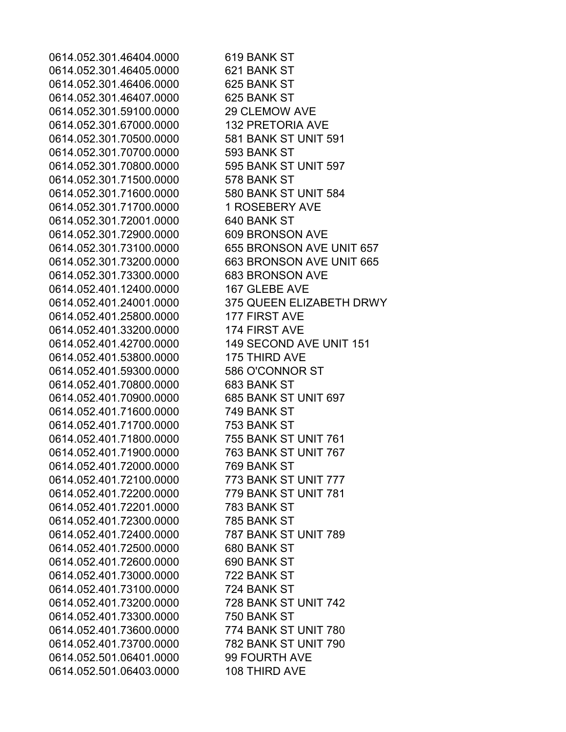| | |
|---|---|
| 0614.052.301.46404.0000 | 619 BANK ST |
| 0614.052.301.46405.0000 | 621 BANK ST |
| 0614.052.301.46406.0000 | 625 BANK ST |
| 0614.052.301.46407.0000 | 625 BANK ST |
| 0614.052.301.59100.0000 | 29 CLEMOW AVE |
| 0614.052.301.67000.0000 | 132 PRETORIA AVE |
| 0614.052.301.70500.0000 | 581 BANK ST UNIT 591 |
| 0614.052.301.70700.0000 | 593 BANK ST |
| 0614.052.301.70800.0000 | 595 BANK ST UNIT 597 |
| 0614.052.301.71500.0000 | 578 BANK ST |
| 0614.052.301.71600.0000 | 580 BANK ST UNIT 584 |
| 0614.052.301.71700.0000 | 1 ROSEBERY AVE |
| 0614.052.301.72001.0000 | 640 BANK ST |
| 0614.052.301.72900.0000 | 609 BRONSON AVE |
| 0614.052.301.73100.0000 | 655 BRONSON AVE UNIT 657 |
| 0614.052.301.73200.0000 | 663 BRONSON AVE UNIT 665 |
| 0614.052.301.73300.0000 | 683 BRONSON AVE |
| 0614.052.401.12400.0000 | 167 GLEBE AVE |
| 0614.052.401.24001.0000 | 375 QUEEN ELIZABETH DRWY |
| 0614.052.401.25800.0000 | 177 FIRST AVE |
| 0614.052.401.33200.0000 | 174 FIRST AVE |
| 0614.052.401.42700.0000 | 149 SECOND AVE UNIT 151 |
| 0614.052.401.53800.0000 | 175 THIRD AVE |
| 0614.052.401.59300.0000 | 586 O'CONNOR ST |
| 0614.052.401.70800.0000 | 683 BANK ST |
| 0614.052.401.70900.0000 | 685 BANK ST UNIT 697 |
| 0614.052.401.71600.0000 | 749 BANK ST |
| 0614.052.401.71700.0000 | 753 BANK ST |
| 0614.052.401.71800.0000 | 755 BANK ST UNIT 761 |
| 0614.052.401.71900.0000 | 763 BANK ST UNIT 767 |
| 0614.052.401.72000.0000 | 769 BANK ST |
| 0614.052.401.72100.0000 | 773 BANK ST UNIT 777 |
| 0614.052.401.72200.0000 | 779 BANK ST UNIT 781 |
| 0614.052.401.72201.0000 | 783 BANK ST |
| 0614.052.401.72300.0000 | 785 BANK ST |
| 0614.052.401.72400.0000 | 787 BANK ST UNIT 789 |
| 0614.052.401.72500.0000 | 680 BANK ST |
| 0614.052.401.72600.0000 | 690 BANK ST |
| 0614.052.401.73000.0000 | 722 BANK ST |
| 0614.052.401.73100.0000 | 724 BANK ST |
| 0614.052.401.73200.0000 | 728 BANK ST UNIT 742 |
| 0614.052.401.73300.0000 | 750 BANK ST |
| 0614.052.401.73600.0000 | 774 BANK ST UNIT 780 |
| 0614.052.401.73700.0000 | 782 BANK ST UNIT 790 |
| 0614.052.501.06401.0000 | 99 FOURTH AVE |
| 0614.052.501.06403.0000 | 108 THIRD AVE |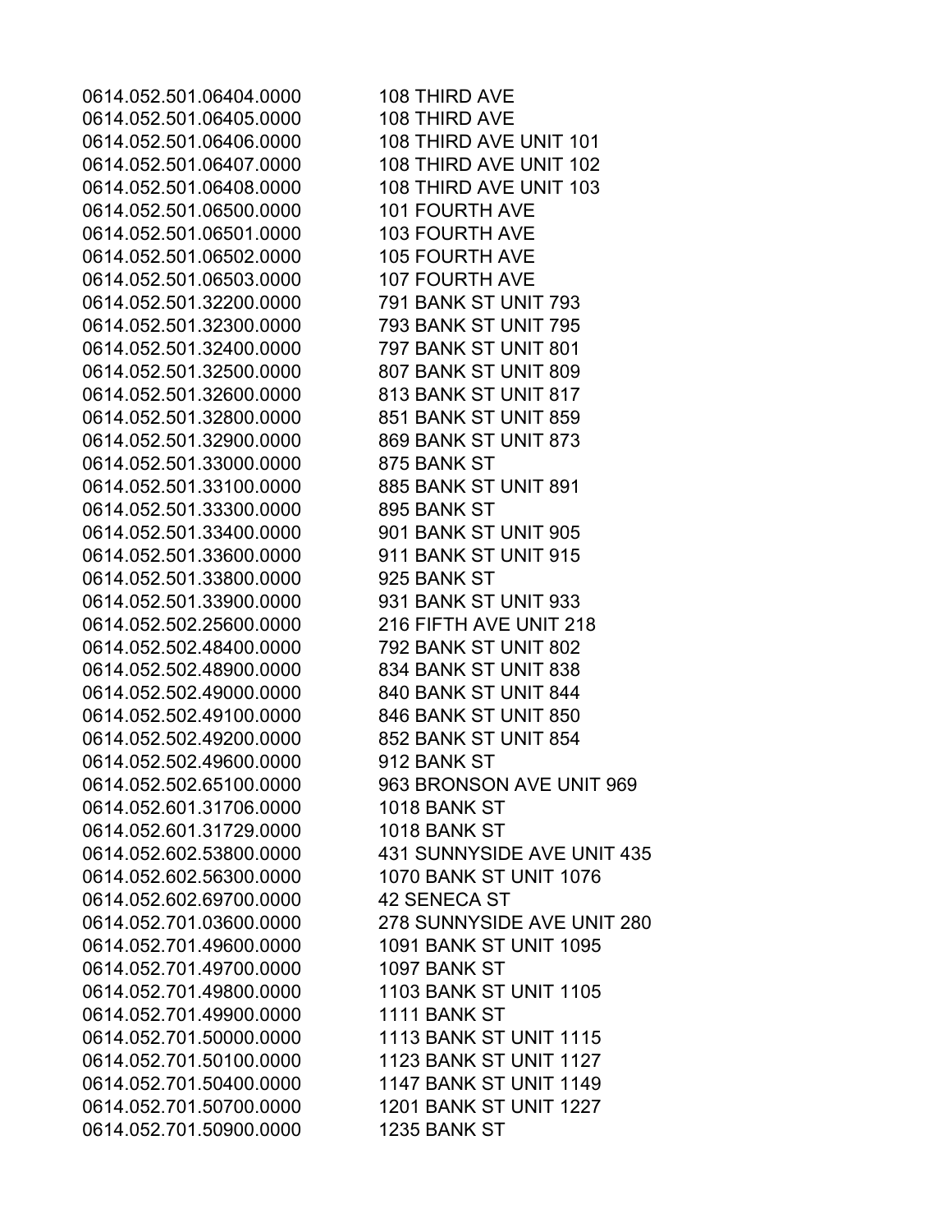| | |
|---|---|
| 0614.052.501.06404.0000 | 108 THIRD AVE |
| 0614.052.501.06405.0000 | 108 THIRD AVE |
| 0614.052.501.06406.0000 | 108 THIRD AVE UNIT 101 |
| 0614.052.501.06407.0000 | 108 THIRD AVE UNIT 102 |
| 0614.052.501.06408.0000 | 108 THIRD AVE UNIT 103 |
| 0614.052.501.06500.0000 | 101 FOURTH AVE |
| 0614.052.501.06501.0000 | 103 FOURTH AVE |
| 0614.052.501.06502.0000 | 105 FOURTH AVE |
| 0614.052.501.06503.0000 | 107 FOURTH AVE |
| 0614.052.501.32200.0000 | 791 BANK ST UNIT 793 |
| 0614.052.501.32300.0000 | 793 BANK ST UNIT 795 |
| 0614.052.501.32400.0000 | 797 BANK ST UNIT 801 |
| 0614.052.501.32500.0000 | 807 BANK ST UNIT 809 |
| 0614.052.501.32600.0000 | 813 BANK ST UNIT 817 |
| 0614.052.501.32800.0000 | 851 BANK ST UNIT 859 |
| 0614.052.501.32900.0000 | 869 BANK ST UNIT 873 |
| 0614.052.501.33000.0000 | 875 BANK ST |
| 0614.052.501.33100.0000 | 885 BANK ST UNIT 891 |
| 0614.052.501.33300.0000 | 895 BANK ST |
| 0614.052.501.33400.0000 | 901 BANK ST UNIT 905 |
| 0614.052.501.33600.0000 | 911 BANK ST UNIT 915 |
| 0614.052.501.33800.0000 | 925 BANK ST |
| 0614.052.501.33900.0000 | 931 BANK ST UNIT 933 |
| 0614.052.502.25600.0000 | 216 FIFTH AVE UNIT 218 |
| 0614.052.502.48400.0000 | 792 BANK ST UNIT 802 |
| 0614.052.502.48900.0000 | 834 BANK ST UNIT 838 |
| 0614.052.502.49000.0000 | 840 BANK ST UNIT 844 |
| 0614.052.502.49100.0000 | 846 BANK ST UNIT 850 |
| 0614.052.502.49200.0000 | 852 BANK ST UNIT 854 |
| 0614.052.502.49600.0000 | 912 BANK ST |
| 0614.052.502.65100.0000 | 963 BRONSON AVE UNIT 969 |
| 0614.052.601.31706.0000 | 1018 BANK ST |
| 0614.052.601.31729.0000 | 1018 BANK ST |
| 0614.052.602.53800.0000 | 431 SUNNYSIDE AVE UNIT 435 |
| 0614.052.602.56300.0000 | 1070 BANK ST UNIT 1076 |
| 0614.052.602.69700.0000 | 42 SENECA ST |
| 0614.052.701.03600.0000 | 278 SUNNYSIDE AVE UNIT 280 |
| 0614.052.701.49600.0000 | 1091 BANK ST UNIT 1095 |
| 0614.052.701.49700.0000 | 1097 BANK ST |
| 0614.052.701.49800.0000 | 1103 BANK ST UNIT 1105 |
| 0614.052.701.49900.0000 | 1111 BANK ST |
| 0614.052.701.50000.0000 | 1113 BANK ST UNIT 1115 |
| 0614.052.701.50100.0000 | 1123 BANK ST UNIT 1127 |
| 0614.052.701.50400.0000 | 1147 BANK ST UNIT 1149 |
| 0614.052.701.50700.0000 | 1201 BANK ST UNIT 1227 |
| 0614.052.701.50900.0000 | 1235 BANK ST |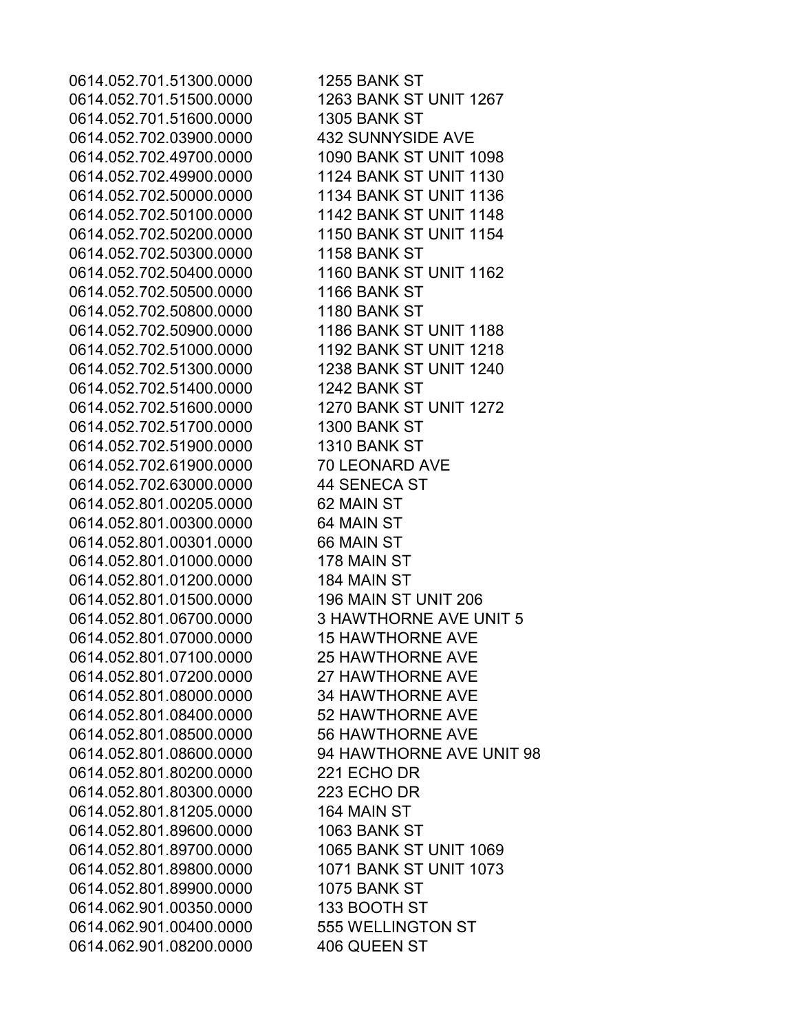| | |
|---|---|
| 0614.052.701.51300.0000 | 1255 BANK ST |
| 0614.052.701.51500.0000 | 1263 BANK ST UNIT 1267 |
| 0614.052.701.51600.0000 | 1305 BANK ST |
| 0614.052.702.03900.0000 | 432 SUNNYSIDE AVE |
| 0614.052.702.49700.0000 | 1090 BANK ST UNIT 1098 |
| 0614.052.702.49900.0000 | 1124 BANK ST UNIT 1130 |
| 0614.052.702.50000.0000 | 1134 BANK ST UNIT 1136 |
| 0614.052.702.50100.0000 | 1142 BANK ST UNIT 1148 |
| 0614.052.702.50200.0000 | 1150 BANK ST UNIT 1154 |
| 0614.052.702.50300.0000 | 1158 BANK ST |
| 0614.052.702.50400.0000 | 1160 BANK ST UNIT 1162 |
| 0614.052.702.50500.0000 | 1166 BANK ST |
| 0614.052.702.50800.0000 | 1180 BANK ST |
| 0614.052.702.50900.0000 | 1186 BANK ST UNIT 1188 |
| 0614.052.702.51000.0000 | 1192 BANK ST UNIT 1218 |
| 0614.052.702.51300.0000 | 1238 BANK ST UNIT 1240 |
| 0614.052.702.51400.0000 | 1242 BANK ST |
| 0614.052.702.51600.0000 | 1270 BANK ST UNIT 1272 |
| 0614.052.702.51700.0000 | 1300 BANK ST |
| 0614.052.702.51900.0000 | 1310 BANK ST |
| 0614.052.702.61900.0000 | 70 LEONARD AVE |
| 0614.052.702.63000.0000 | 44 SENECA ST |
| 0614.052.801.00205.0000 | 62 MAIN ST |
| 0614.052.801.00300.0000 | 64 MAIN ST |
| 0614.052.801.00301.0000 | 66 MAIN ST |
| 0614.052.801.01000.0000 | 178 MAIN ST |
| 0614.052.801.01200.0000 | 184 MAIN ST |
| 0614.052.801.01500.0000 | 196 MAIN ST UNIT 206 |
| 0614.052.801.06700.0000 | 3 HAWTHORNE AVE UNIT 5 |
| 0614.052.801.07000.0000 | 15 HAWTHORNE AVE |
| 0614.052.801.07100.0000 | 25 HAWTHORNE AVE |
| 0614.052.801.07200.0000 | 27 HAWTHORNE AVE |
| 0614.052.801.08000.0000 | 34 HAWTHORNE AVE |
| 0614.052.801.08400.0000 | 52 HAWTHORNE AVE |
| 0614.052.801.08500.0000 | 56 HAWTHORNE AVE |
| 0614.052.801.08600.0000 | 94 HAWTHORNE AVE UNIT 98 |
| 0614.052.801.80200.0000 | 221 ECHO DR |
| 0614.052.801.80300.0000 | 223 ECHO DR |
| 0614.052.801.81205.0000 | 164 MAIN ST |
| 0614.052.801.89600.0000 | 1063 BANK ST |
| 0614.052.801.89700.0000 | 1065 BANK ST UNIT 1069 |
| 0614.052.801.89800.0000 | 1071 BANK ST UNIT 1073 |
| 0614.052.801.89900.0000 | 1075 BANK ST |
| 0614.062.901.00350.0000 | 133 BOOTH ST |
| 0614.062.901.00400.0000 | 555 WELLINGTON ST |
| 0614.062.901.08200.0000 | 406 QUEEN ST |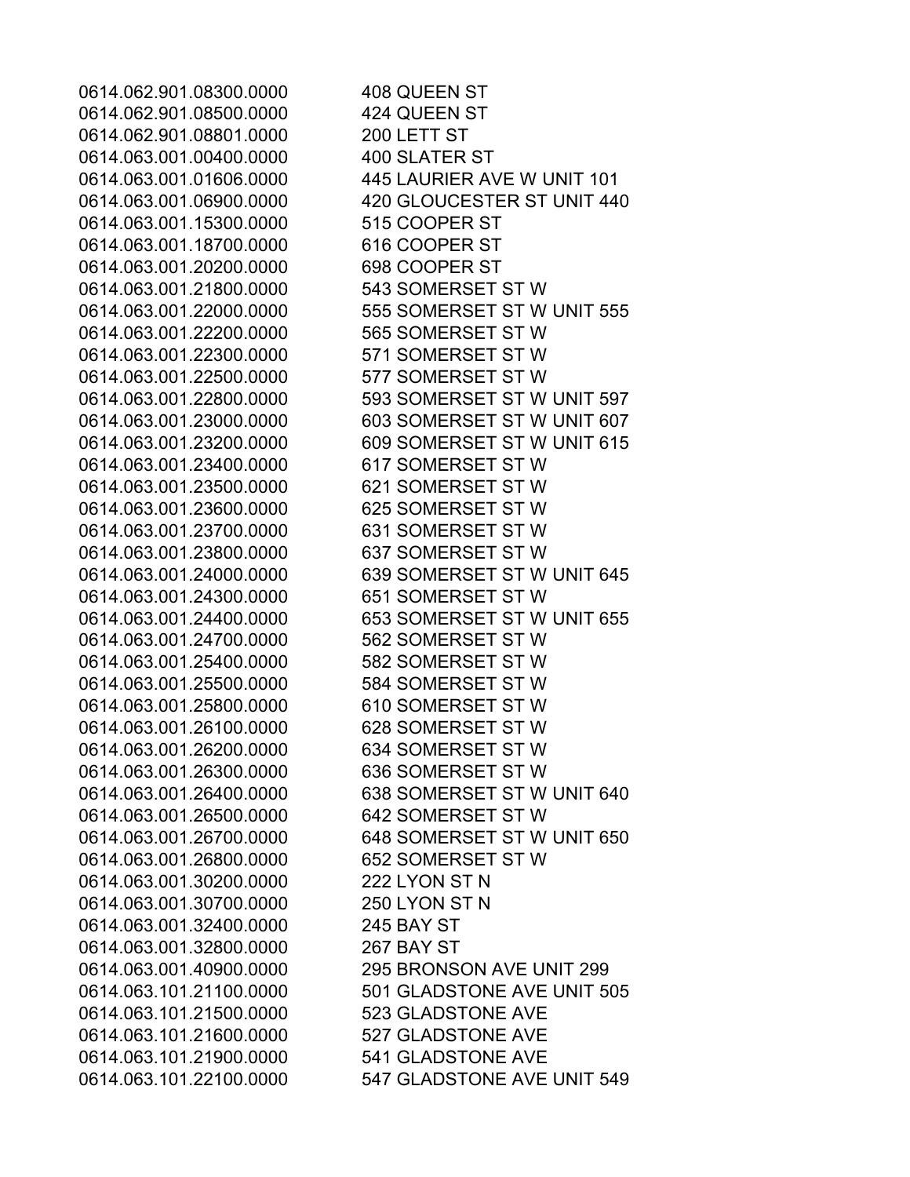| | |
|---|---|
| 0614.062.901.08300.0000 | 408 QUEEN ST |
| 0614.062.901.08500.0000 | 424 QUEEN ST |
| 0614.062.901.08801.0000 | 200 LETT ST |
| 0614.063.001.00400.0000 | 400 SLATER ST |
| 0614.063.001.01606.0000 | 445 LAURIER AVE W UNIT 101 |
| 0614.063.001.06900.0000 | 420 GLOUCESTER ST UNIT 440 |
| 0614.063.001.15300.0000 | 515 COOPER ST |
| 0614.063.001.18700.0000 | 616 COOPER ST |
| 0614.063.001.20200.0000 | 698 COOPER ST |
| 0614.063.001.21800.0000 | 543 SOMERSET ST W |
| 0614.063.001.22000.0000 | 555 SOMERSET ST W UNIT 555 |
| 0614.063.001.22200.0000 | 565 SOMERSET ST W |
| 0614.063.001.22300.0000 | 571 SOMERSET ST W |
| 0614.063.001.22500.0000 | 577 SOMERSET ST W |
| 0614.063.001.22800.0000 | 593 SOMERSET ST W UNIT 597 |
| 0614.063.001.23000.0000 | 603 SOMERSET ST W UNIT 607 |
| 0614.063.001.23200.0000 | 609 SOMERSET ST W UNIT 615 |
| 0614.063.001.23400.0000 | 617 SOMERSET ST W |
| 0614.063.001.23500.0000 | 621 SOMERSET ST W |
| 0614.063.001.23600.0000 | 625 SOMERSET ST W |
| 0614.063.001.23700.0000 | 631 SOMERSET ST W |
| 0614.063.001.23800.0000 | 637 SOMERSET ST W |
| 0614.063.001.24000.0000 | 639 SOMERSET ST W UNIT 645 |
| 0614.063.001.24300.0000 | 651 SOMERSET ST W |
| 0614.063.001.24400.0000 | 653 SOMERSET ST W UNIT 655 |
| 0614.063.001.24700.0000 | 562 SOMERSET ST W |
| 0614.063.001.25400.0000 | 582 SOMERSET ST W |
| 0614.063.001.25500.0000 | 584 SOMERSET ST W |
| 0614.063.001.25800.0000 | 610 SOMERSET ST W |
| 0614.063.001.26100.0000 | 628 SOMERSET ST W |
| 0614.063.001.26200.0000 | 634 SOMERSET ST W |
| 0614.063.001.26300.0000 | 636 SOMERSET ST W |
| 0614.063.001.26400.0000 | 638 SOMERSET ST W UNIT 640 |
| 0614.063.001.26500.0000 | 642 SOMERSET ST W |
| 0614.063.001.26700.0000 | 648 SOMERSET ST W UNIT 650 |
| 0614.063.001.26800.0000 | 652 SOMERSET ST W |
| 0614.063.001.30200.0000 | 222 LYON ST N |
| 0614.063.001.30700.0000 | 250 LYON ST N |
| 0614.063.001.32400.0000 | 245 BAY ST |
| 0614.063.001.32800.0000 | 267 BAY ST |
| 0614.063.001.40900.0000 | 295 BRONSON AVE UNIT 299 |
| 0614.063.101.21100.0000 | 501 GLADSTONE AVE UNIT 505 |
| 0614.063.101.21500.0000 | 523 GLADSTONE AVE |
| 0614.063.101.21600.0000 | 527 GLADSTONE AVE |
| 0614.063.101.21900.0000 | 541 GLADSTONE AVE |
| 0614.063.101.22100.0000 | 547 GLADSTONE AVE UNIT 549 |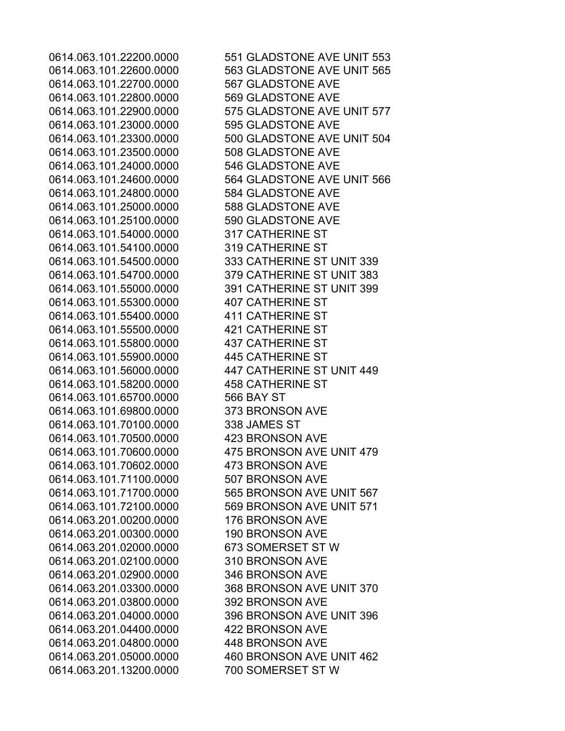| | |
|---|---|
| 0614.063.101.22200.0000 | 551 GLADSTONE AVE UNIT 553 |
| 0614.063.101.22600.0000 | 563 GLADSTONE AVE UNIT 565 |
| 0614.063.101.22700.0000 | 567 GLADSTONE AVE |
| 0614.063.101.22800.0000 | 569 GLADSTONE AVE |
| 0614.063.101.22900.0000 | 575 GLADSTONE AVE UNIT 577 |
| 0614.063.101.23000.0000 | 595 GLADSTONE AVE |
| 0614.063.101.23300.0000 | 500 GLADSTONE AVE UNIT 504 |
| 0614.063.101.23500.0000 | 508 GLADSTONE AVE |
| 0614.063.101.24000.0000 | 546 GLADSTONE AVE |
| 0614.063.101.24600.0000 | 564 GLADSTONE AVE UNIT 566 |
| 0614.063.101.24800.0000 | 584 GLADSTONE AVE |
| 0614.063.101.25000.0000 | 588 GLADSTONE AVE |
| 0614.063.101.25100.0000 | 590 GLADSTONE AVE |
| 0614.063.101.54000.0000 | 317 CATHERINE ST |
| 0614.063.101.54100.0000 | 319 CATHERINE ST |
| 0614.063.101.54500.0000 | 333 CATHERINE ST UNIT 339 |
| 0614.063.101.54700.0000 | 379 CATHERINE ST UNIT 383 |
| 0614.063.101.55000.0000 | 391 CATHERINE ST UNIT 399 |
| 0614.063.101.55300.0000 | 407 CATHERINE ST |
| 0614.063.101.55400.0000 | 411 CATHERINE ST |
| 0614.063.101.55500.0000 | 421 CATHERINE ST |
| 0614.063.101.55800.0000 | 437 CATHERINE ST |
| 0614.063.101.55900.0000 | 445 CATHERINE ST |
| 0614.063.101.56000.0000 | 447 CATHERINE ST UNIT 449 |
| 0614.063.101.58200.0000 | 458 CATHERINE ST |
| 0614.063.101.65700.0000 | 566 BAY ST |
| 0614.063.101.69800.0000 | 373 BRONSON AVE |
| 0614.063.101.70100.0000 | 338 JAMES ST |
| 0614.063.101.70500.0000 | 423 BRONSON AVE |
| 0614.063.101.70600.0000 | 475 BRONSON AVE UNIT 479 |
| 0614.063.101.70602.0000 | 473 BRONSON AVE |
| 0614.063.101.71100.0000 | 507 BRONSON AVE |
| 0614.063.101.71700.0000 | 565 BRONSON AVE UNIT 567 |
| 0614.063.101.72100.0000 | 569 BRONSON AVE UNIT 571 |
| 0614.063.201.00200.0000 | 176 BRONSON AVE |
| 0614.063.201.00300.0000 | 190 BRONSON AVE |
| 0614.063.201.02000.0000 | 673 SOMERSET ST W |
| 0614.063.201.02100.0000 | 310 BRONSON AVE |
| 0614.063.201.02900.0000 | 346 BRONSON AVE |
| 0614.063.201.03300.0000 | 368 BRONSON AVE UNIT 370 |
| 0614.063.201.03800.0000 | 392 BRONSON AVE |
| 0614.063.201.04000.0000 | 396 BRONSON AVE UNIT 396 |
| 0614.063.201.04400.0000 | 422 BRONSON AVE |
| 0614.063.201.04800.0000 | 448 BRONSON AVE |
| 0614.063.201.05000.0000 | 460 BRONSON AVE UNIT 462 |
| 0614.063.201.13200.0000 | 700 SOMERSET ST W |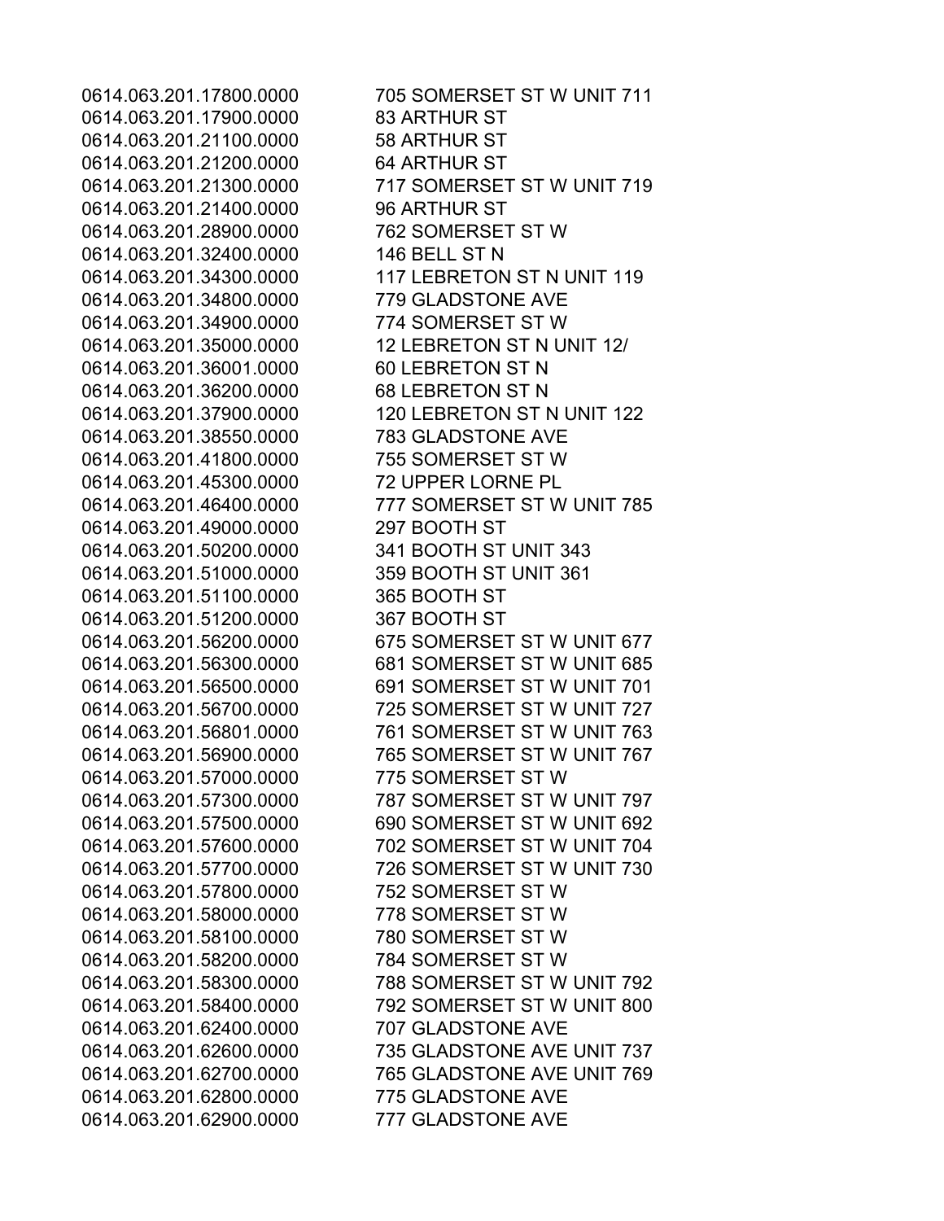| | |
|---|---|
| 0614.063.201.17800.0000 | 705 SOMERSET ST W UNIT 711 |
| 0614.063.201.17900.0000 | 83 ARTHUR ST |
| 0614.063.201.21100.0000 | 58 ARTHUR ST |
| 0614.063.201.21200.0000 | 64 ARTHUR ST |
| 0614.063.201.21300.0000 | 717 SOMERSET ST W UNIT 719 |
| 0614.063.201.21400.0000 | 96 ARTHUR ST |
| 0614.063.201.28900.0000 | 762 SOMERSET ST W |
| 0614.063.201.32400.0000 | 146 BELL ST N |
| 0614.063.201.34300.0000 | 117 LEBRETON ST N UNIT 119 |
| 0614.063.201.34800.0000 | 779 GLADSTONE AVE |
| 0614.063.201.34900.0000 | 774 SOMERSET ST W |
| 0614.063.201.35000.0000 | 12 LEBRETON ST N UNIT 12/ |
| 0614.063.201.36001.0000 | 60 LEBRETON ST N |
| 0614.063.201.36200.0000 | 68 LEBRETON ST N |
| 0614.063.201.37900.0000 | 120 LEBRETON ST N UNIT 122 |
| 0614.063.201.38550.0000 | 783 GLADSTONE AVE |
| 0614.063.201.41800.0000 | 755 SOMERSET ST W |
| 0614.063.201.45300.0000 | 72 UPPER LORNE PL |
| 0614.063.201.46400.0000 | 777 SOMERSET ST W UNIT 785 |
| 0614.063.201.49000.0000 | 297 BOOTH ST |
| 0614.063.201.50200.0000 | 341 BOOTH ST UNIT 343 |
| 0614.063.201.51000.0000 | 359 BOOTH ST UNIT 361 |
| 0614.063.201.51100.0000 | 365 BOOTH ST |
| 0614.063.201.51200.0000 | 367 BOOTH ST |
| 0614.063.201.56200.0000 | 675 SOMERSET ST W UNIT 677 |
| 0614.063.201.56300.0000 | 681 SOMERSET ST W UNIT 685 |
| 0614.063.201.56500.0000 | 691 SOMERSET ST W UNIT 701 |
| 0614.063.201.56700.0000 | 725 SOMERSET ST W UNIT 727 |
| 0614.063.201.56801.0000 | 761 SOMERSET ST W UNIT 763 |
| 0614.063.201.56900.0000 | 765 SOMERSET ST W UNIT 767 |
| 0614.063.201.57000.0000 | 775 SOMERSET ST W |
| 0614.063.201.57300.0000 | 787 SOMERSET ST W UNIT 797 |
| 0614.063.201.57500.0000 | 690 SOMERSET ST W UNIT 692 |
| 0614.063.201.57600.0000 | 702 SOMERSET ST W UNIT 704 |
| 0614.063.201.57700.0000 | 726 SOMERSET ST W UNIT 730 |
| 0614.063.201.57800.0000 | 752 SOMERSET ST W |
| 0614.063.201.58000.0000 | 778 SOMERSET ST W |
| 0614.063.201.58100.0000 | 780 SOMERSET ST W |
| 0614.063.201.58200.0000 | 784 SOMERSET ST W |
| 0614.063.201.58300.0000 | 788 SOMERSET ST W UNIT 792 |
| 0614.063.201.58400.0000 | 792 SOMERSET ST W UNIT 800 |
| 0614.063.201.62400.0000 | 707 GLADSTONE AVE |
| 0614.063.201.62600.0000 | 735 GLADSTONE AVE UNIT 737 |
| 0614.063.201.62700.0000 | 765 GLADSTONE AVE UNIT 769 |
| 0614.063.201.62800.0000 | 775 GLADSTONE AVE |
| 0614.063.201.62900.0000 | 777 GLADSTONE AVE |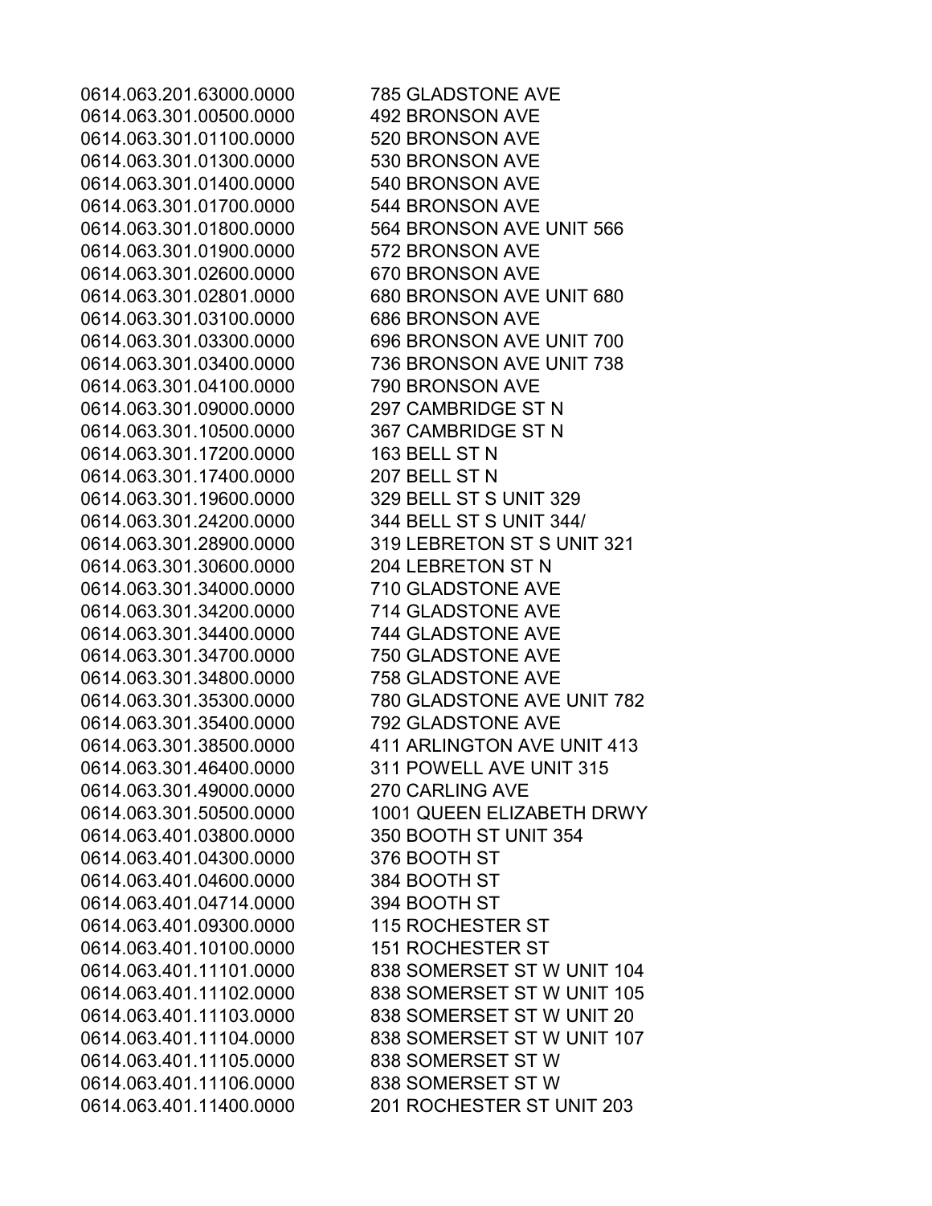| | |
|---|---|
| 0614.063.201.63000.0000 | 785 GLADSTONE AVE |
| 0614.063.301.00500.0000 | 492 BRONSON AVE |
| 0614.063.301.01100.0000 | 520 BRONSON AVE |
| 0614.063.301.01300.0000 | 530 BRONSON AVE |
| 0614.063.301.01400.0000 | 540 BRONSON AVE |
| 0614.063.301.01700.0000 | 544 BRONSON AVE |
| 0614.063.301.01800.0000 | 564 BRONSON AVE UNIT 566 |
| 0614.063.301.01900.0000 | 572 BRONSON AVE |
| 0614.063.301.02600.0000 | 670 BRONSON AVE |
| 0614.063.301.02801.0000 | 680 BRONSON AVE UNIT 680 |
| 0614.063.301.03100.0000 | 686 BRONSON AVE |
| 0614.063.301.03300.0000 | 696 BRONSON AVE UNIT 700 |
| 0614.063.301.03400.0000 | 736 BRONSON AVE UNIT 738 |
| 0614.063.301.04100.0000 | 790 BRONSON AVE |
| 0614.063.301.09000.0000 | 297 CAMBRIDGE ST N |
| 0614.063.301.10500.0000 | 367 CAMBRIDGE ST N |
| 0614.063.301.17200.0000 | 163 BELL ST N |
| 0614.063.301.17400.0000 | 207 BELL ST N |
| 0614.063.301.19600.0000 | 329 BELL ST S UNIT 329 |
| 0614.063.301.24200.0000 | 344 BELL ST S UNIT 344/ |
| 0614.063.301.28900.0000 | 319 LEBRETON ST S UNIT 321 |
| 0614.063.301.30600.0000 | 204 LEBRETON ST N |
| 0614.063.301.34000.0000 | 710 GLADSTONE AVE |
| 0614.063.301.34200.0000 | 714 GLADSTONE AVE |
| 0614.063.301.34400.0000 | 744 GLADSTONE AVE |
| 0614.063.301.34700.0000 | 750 GLADSTONE AVE |
| 0614.063.301.34800.0000 | 758 GLADSTONE AVE |
| 0614.063.301.35300.0000 | 780 GLADSTONE AVE UNIT 782 |
| 0614.063.301.35400.0000 | 792 GLADSTONE AVE |
| 0614.063.301.38500.0000 | 411 ARLINGTON AVE UNIT 413 |
| 0614.063.301.46400.0000 | 311 POWELL AVE UNIT 315 |
| 0614.063.301.49000.0000 | 270 CARLING AVE |
| 0614.063.301.50500.0000 | 1001 QUEEN ELIZABETH DRWY |
| 0614.063.401.03800.0000 | 350 BOOTH ST UNIT 354 |
| 0614.063.401.04300.0000 | 376 BOOTH ST |
| 0614.063.401.04600.0000 | 384 BOOTH ST |
| 0614.063.401.04714.0000 | 394 BOOTH ST |
| 0614.063.401.09300.0000 | 115 ROCHESTER ST |
| 0614.063.401.10100.0000 | 151 ROCHESTER ST |
| 0614.063.401.11101.0000 | 838 SOMERSET ST W UNIT 104 |
| 0614.063.401.11102.0000 | 838 SOMERSET ST W UNIT 105 |
| 0614.063.401.11103.0000 | 838 SOMERSET ST W UNIT 20 |
| 0614.063.401.11104.0000 | 838 SOMERSET ST W UNIT 107 |
| 0614.063.401.11105.0000 | 838 SOMERSET ST W |
| 0614.063.401.11106.0000 | 838 SOMERSET ST W |
| 0614.063.401.11400.0000 | 201 ROCHESTER ST UNIT 203 |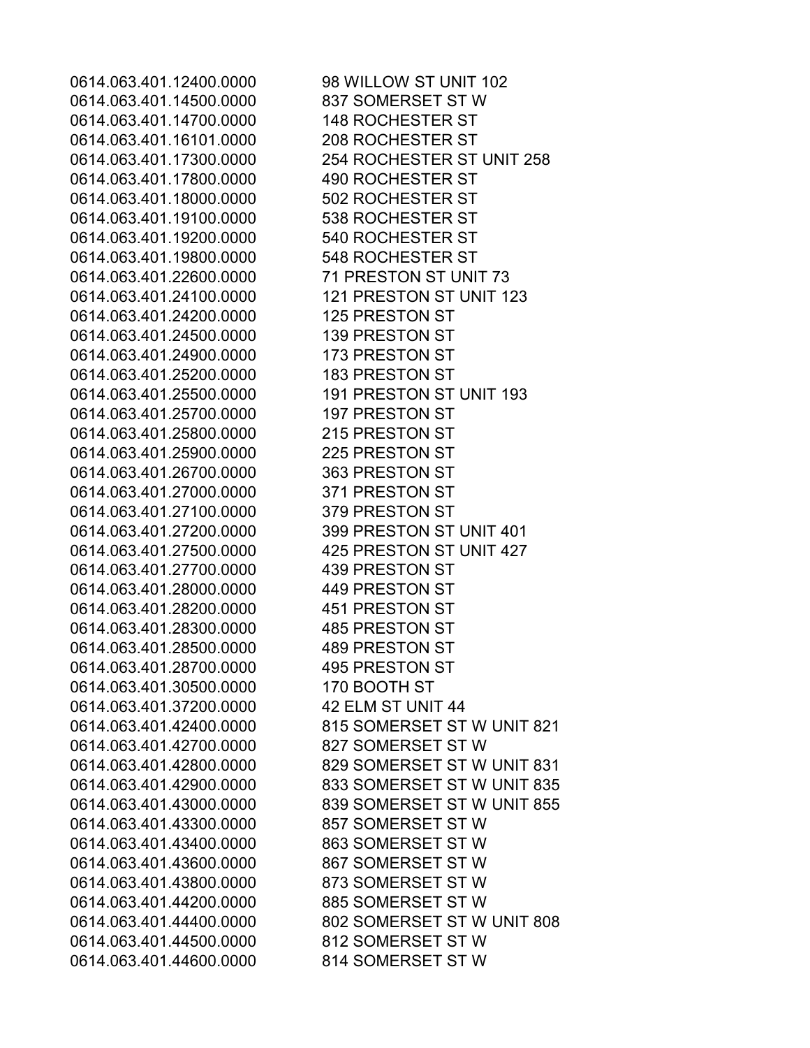| | |
|---|---|
| 0614.063.401.12400.0000 | 98 WILLOW ST UNIT 102 |
| 0614.063.401.14500.0000 | 837 SOMERSET ST W |
| 0614.063.401.14700.0000 | 148 ROCHESTER ST |
| 0614.063.401.16101.0000 | 208 ROCHESTER ST |
| 0614.063.401.17300.0000 | 254 ROCHESTER ST UNIT 258 |
| 0614.063.401.17800.0000 | 490 ROCHESTER ST |
| 0614.063.401.18000.0000 | 502 ROCHESTER ST |
| 0614.063.401.19100.0000 | 538 ROCHESTER ST |
| 0614.063.401.19200.0000 | 540 ROCHESTER ST |
| 0614.063.401.19800.0000 | 548 ROCHESTER ST |
| 0614.063.401.22600.0000 | 71 PRESTON ST UNIT 73 |
| 0614.063.401.24100.0000 | 121 PRESTON ST UNIT 123 |
| 0614.063.401.24200.0000 | 125 PRESTON ST |
| 0614.063.401.24500.0000 | 139 PRESTON ST |
| 0614.063.401.24900.0000 | 173 PRESTON ST |
| 0614.063.401.25200.0000 | 183 PRESTON ST |
| 0614.063.401.25500.0000 | 191 PRESTON ST UNIT 193 |
| 0614.063.401.25700.0000 | 197 PRESTON ST |
| 0614.063.401.25800.0000 | 215 PRESTON ST |
| 0614.063.401.25900.0000 | 225 PRESTON ST |
| 0614.063.401.26700.0000 | 363 PRESTON ST |
| 0614.063.401.27000.0000 | 371 PRESTON ST |
| 0614.063.401.27100.0000 | 379 PRESTON ST |
| 0614.063.401.27200.0000 | 399 PRESTON ST UNIT 401 |
| 0614.063.401.27500.0000 | 425 PRESTON ST UNIT 427 |
| 0614.063.401.27700.0000 | 439 PRESTON ST |
| 0614.063.401.28000.0000 | 449 PRESTON ST |
| 0614.063.401.28200.0000 | 451 PRESTON ST |
| 0614.063.401.28300.0000 | 485 PRESTON ST |
| 0614.063.401.28500.0000 | 489 PRESTON ST |
| 0614.063.401.28700.0000 | 495 PRESTON ST |
| 0614.063.401.30500.0000 | 170 BOOTH ST |
| 0614.063.401.37200.0000 | 42 ELM ST UNIT 44 |
| 0614.063.401.42400.0000 | 815 SOMERSET ST W UNIT 821 |
| 0614.063.401.42700.0000 | 827 SOMERSET ST W |
| 0614.063.401.42800.0000 | 829 SOMERSET ST W UNIT 831 |
| 0614.063.401.42900.0000 | 833 SOMERSET ST W UNIT 835 |
| 0614.063.401.43000.0000 | 839 SOMERSET ST W UNIT 855 |
| 0614.063.401.43300.0000 | 857 SOMERSET ST W |
| 0614.063.401.43400.0000 | 863 SOMERSET ST W |
| 0614.063.401.43600.0000 | 867 SOMERSET ST W |
| 0614.063.401.43800.0000 | 873 SOMERSET ST W |
| 0614.063.401.44200.0000 | 885 SOMERSET ST W |
| 0614.063.401.44400.0000 | 802 SOMERSET ST W UNIT 808 |
| 0614.063.401.44500.0000 | 812 SOMERSET ST W |
| 0614.063.401.44600.0000 | 814 SOMERSET ST W |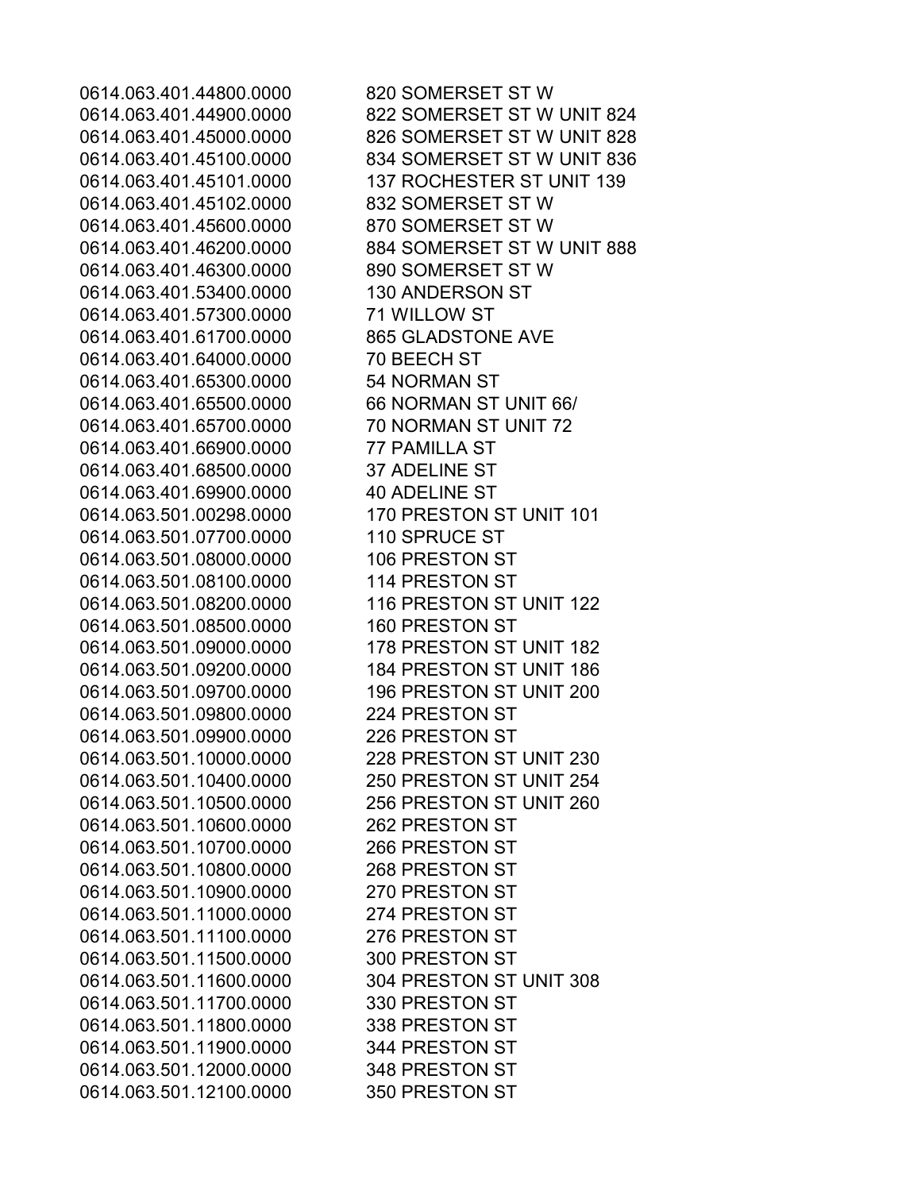| | |
|---|---|
| 0614.063.401.44800.0000 | 820 SOMERSET ST W |
| 0614.063.401.44900.0000 | 822 SOMERSET ST W UNIT 824 |
| 0614.063.401.45000.0000 | 826 SOMERSET ST W UNIT 828 |
| 0614.063.401.45100.0000 | 834 SOMERSET ST W UNIT 836 |
| 0614.063.401.45101.0000 | 137 ROCHESTER ST UNIT 139 |
| 0614.063.401.45102.0000 | 832 SOMERSET ST W |
| 0614.063.401.45600.0000 | 870 SOMERSET ST W |
| 0614.063.401.46200.0000 | 884 SOMERSET ST W UNIT 888 |
| 0614.063.401.46300.0000 | 890 SOMERSET ST W |
| 0614.063.401.53400.0000 | 130 ANDERSON ST |
| 0614.063.401.57300.0000 | 71 WILLOW ST |
| 0614.063.401.61700.0000 | 865 GLADSTONE AVE |
| 0614.063.401.64000.0000 | 70 BEECH ST |
| 0614.063.401.65300.0000 | 54 NORMAN ST |
| 0614.063.401.65500.0000 | 66 NORMAN ST UNIT 66/ |
| 0614.063.401.65700.0000 | 70 NORMAN ST UNIT 72 |
| 0614.063.401.66900.0000 | 77 PAMILLA ST |
| 0614.063.401.68500.0000 | 37 ADELINE ST |
| 0614.063.401.69900.0000 | 40 ADELINE ST |
| 0614.063.501.00298.0000 | 170 PRESTON ST UNIT 101 |
| 0614.063.501.07700.0000 | 110 SPRUCE ST |
| 0614.063.501.08000.0000 | 106 PRESTON ST |
| 0614.063.501.08100.0000 | 114 PRESTON ST |
| 0614.063.501.08200.0000 | 116 PRESTON ST UNIT 122 |
| 0614.063.501.08500.0000 | 160 PRESTON ST |
| 0614.063.501.09000.0000 | 178 PRESTON ST UNIT 182 |
| 0614.063.501.09200.0000 | 184 PRESTON ST UNIT 186 |
| 0614.063.501.09700.0000 | 196 PRESTON ST UNIT 200 |
| 0614.063.501.09800.0000 | 224 PRESTON ST |
| 0614.063.501.09900.0000 | 226 PRESTON ST |
| 0614.063.501.10000.0000 | 228 PRESTON ST UNIT 230 |
| 0614.063.501.10400.0000 | 250 PRESTON ST UNIT 254 |
| 0614.063.501.10500.0000 | 256 PRESTON ST UNIT 260 |
| 0614.063.501.10600.0000 | 262 PRESTON ST |
| 0614.063.501.10700.0000 | 266 PRESTON ST |
| 0614.063.501.10800.0000 | 268 PRESTON ST |
| 0614.063.501.10900.0000 | 270 PRESTON ST |
| 0614.063.501.11000.0000 | 274 PRESTON ST |
| 0614.063.501.11100.0000 | 276 PRESTON ST |
| 0614.063.501.11500.0000 | 300 PRESTON ST |
| 0614.063.501.11600.0000 | 304 PRESTON ST UNIT 308 |
| 0614.063.501.11700.0000 | 330 PRESTON ST |
| 0614.063.501.11800.0000 | 338 PRESTON ST |
| 0614.063.501.11900.0000 | 344 PRESTON ST |
| 0614.063.501.12000.0000 | 348 PRESTON ST |
| 0614.063.501.12100.0000 | 350 PRESTON ST |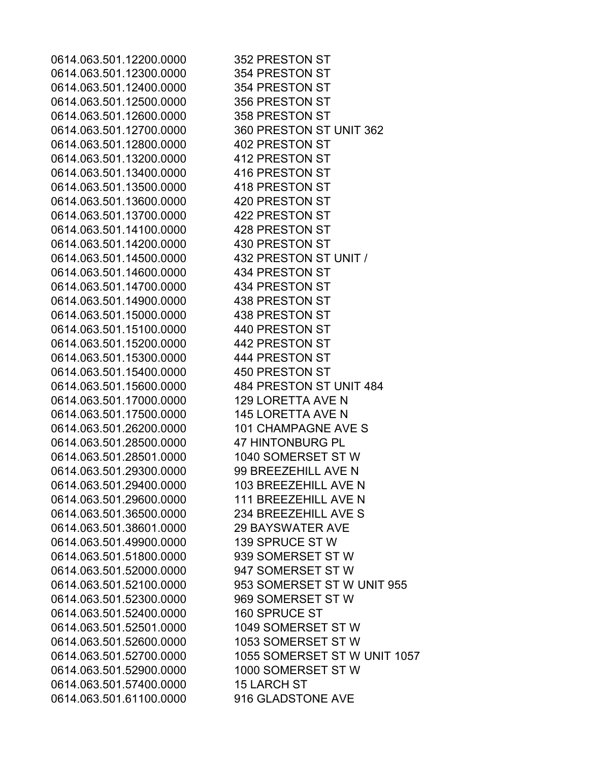| | |
|---|---|
| 0614.063.501.12200.0000 | 352 PRESTON ST |
| 0614.063.501.12300.0000 | 354 PRESTON ST |
| 0614.063.501.12400.0000 | 354 PRESTON ST |
| 0614.063.501.12500.0000 | 356 PRESTON ST |
| 0614.063.501.12600.0000 | 358 PRESTON ST |
| 0614.063.501.12700.0000 | 360 PRESTON ST UNIT 362 |
| 0614.063.501.12800.0000 | 402 PRESTON ST |
| 0614.063.501.13200.0000 | 412 PRESTON ST |
| 0614.063.501.13400.0000 | 416 PRESTON ST |
| 0614.063.501.13500.0000 | 418 PRESTON ST |
| 0614.063.501.13600.0000 | 420 PRESTON ST |
| 0614.063.501.13700.0000 | 422 PRESTON ST |
| 0614.063.501.14100.0000 | 428 PRESTON ST |
| 0614.063.501.14200.0000 | 430 PRESTON ST |
| 0614.063.501.14500.0000 | 432 PRESTON ST UNIT / |
| 0614.063.501.14600.0000 | 434 PRESTON ST |
| 0614.063.501.14700.0000 | 434 PRESTON ST |
| 0614.063.501.14900.0000 | 438 PRESTON ST |
| 0614.063.501.15000.0000 | 438 PRESTON ST |
| 0614.063.501.15100.0000 | 440 PRESTON ST |
| 0614.063.501.15200.0000 | 442 PRESTON ST |
| 0614.063.501.15300.0000 | 444 PRESTON ST |
| 0614.063.501.15400.0000 | 450 PRESTON ST |
| 0614.063.501.15600.0000 | 484 PRESTON ST UNIT 484 |
| 0614.063.501.17000.0000 | 129 LORETTA AVE N |
| 0614.063.501.17500.0000 | 145 LORETTA AVE N |
| 0614.063.501.26200.0000 | 101 CHAMPAGNE AVE S |
| 0614.063.501.28500.0000 | 47 HINTONBURG PL |
| 0614.063.501.28501.0000 | 1040 SOMERSET ST W |
| 0614.063.501.29300.0000 | 99 BREEZEHILL AVE N |
| 0614.063.501.29400.0000 | 103 BREEZEHILL AVE N |
| 0614.063.501.29600.0000 | 111 BREEZEHILL AVE N |
| 0614.063.501.36500.0000 | 234 BREEZEHILL AVE S |
| 0614.063.501.38601.0000 | 29 BAYSWATER AVE |
| 0614.063.501.49900.0000 | 139 SPRUCE ST W |
| 0614.063.501.51800.0000 | 939 SOMERSET ST W |
| 0614.063.501.52000.0000 | 947 SOMERSET ST W |
| 0614.063.501.52100.0000 | 953 SOMERSET ST W UNIT 955 |
| 0614.063.501.52300.0000 | 969 SOMERSET ST W |
| 0614.063.501.52400.0000 | 160 SPRUCE ST |
| 0614.063.501.52501.0000 | 1049 SOMERSET ST W |
| 0614.063.501.52600.0000 | 1053 SOMERSET ST W |
| 0614.063.501.52700.0000 | 1055 SOMERSET ST W UNIT 1057 |
| 0614.063.501.52900.0000 | 1000 SOMERSET ST W |
| 0614.063.501.57400.0000 | 15 LARCH ST |
| 0614.063.501.61100.0000 | 916 GLADSTONE AVE |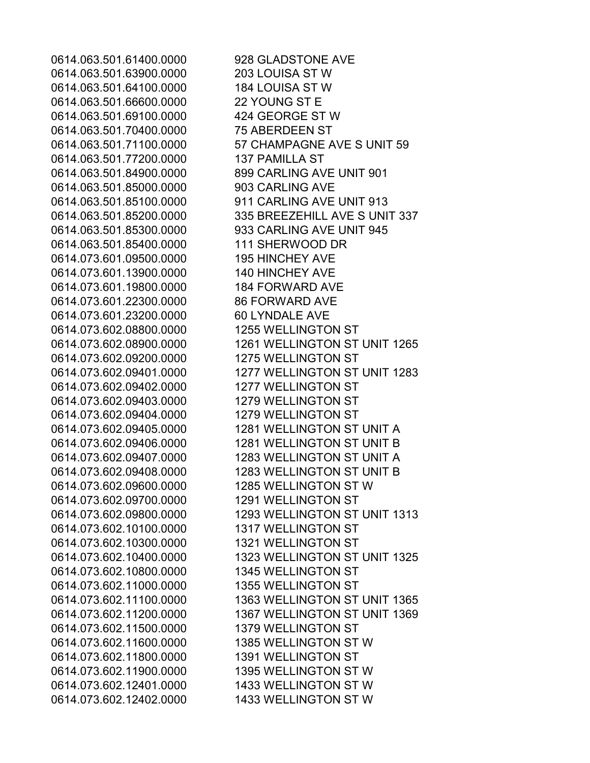| | |
|---|---|
| 0614.063.501.61400.0000 | 928 GLADSTONE AVE |
| 0614.063.501.63900.0000 | 203 LOUISA ST W |
| 0614.063.501.64100.0000 | 184 LOUISA ST W |
| 0614.063.501.66600.0000 | 22 YOUNG ST E |
| 0614.063.501.69100.0000 | 424 GEORGE ST W |
| 0614.063.501.70400.0000 | 75 ABERDEEN ST |
| 0614.063.501.71100.0000 | 57 CHAMPAGNE AVE S UNIT 59 |
| 0614.063.501.77200.0000 | 137 PAMILLA ST |
| 0614.063.501.84900.0000 | 899 CARLING AVE UNIT 901 |
| 0614.063.501.85000.0000 | 903 CARLING AVE |
| 0614.063.501.85100.0000 | 911 CARLING AVE UNIT 913 |
| 0614.063.501.85200.0000 | 335 BREEZEHILL AVE S UNIT 337 |
| 0614.063.501.85300.0000 | 933 CARLING AVE UNIT 945 |
| 0614.063.501.85400.0000 | 111 SHERWOOD DR |
| 0614.073.601.09500.0000 | 195 HINCHEY AVE |
| 0614.073.601.13900.0000 | 140 HINCHEY AVE |
| 0614.073.601.19800.0000 | 184 FORWARD AVE |
| 0614.073.601.22300.0000 | 86 FORWARD AVE |
| 0614.073.601.23200.0000 | 60 LYNDALE AVE |
| 0614.073.602.08800.0000 | 1255 WELLINGTON ST |
| 0614.073.602.08900.0000 | 1261 WELLINGTON ST UNIT 1265 |
| 0614.073.602.09200.0000 | 1275 WELLINGTON ST |
| 0614.073.602.09401.0000 | 1277 WELLINGTON ST UNIT 1283 |
| 0614.073.602.09402.0000 | 1277 WELLINGTON ST |
| 0614.073.602.09403.0000 | 1279 WELLINGTON ST |
| 0614.073.602.09404.0000 | 1279 WELLINGTON ST |
| 0614.073.602.09405.0000 | 1281 WELLINGTON ST UNIT A |
| 0614.073.602.09406.0000 | 1281 WELLINGTON ST UNIT B |
| 0614.073.602.09407.0000 | 1283 WELLINGTON ST UNIT A |
| 0614.073.602.09408.0000 | 1283 WELLINGTON ST UNIT B |
| 0614.073.602.09600.0000 | 1285 WELLINGTON ST W |
| 0614.073.602.09700.0000 | 1291 WELLINGTON ST |
| 0614.073.602.09800.0000 | 1293 WELLINGTON ST UNIT 1313 |
| 0614.073.602.10100.0000 | 1317 WELLINGTON ST |
| 0614.073.602.10300.0000 | 1321 WELLINGTON ST |
| 0614.073.602.10400.0000 | 1323 WELLINGTON ST UNIT 1325 |
| 0614.073.602.10800.0000 | 1345 WELLINGTON ST |
| 0614.073.602.11000.0000 | 1355 WELLINGTON ST |
| 0614.073.602.11100.0000 | 1363 WELLINGTON ST UNIT 1365 |
| 0614.073.602.11200.0000 | 1367 WELLINGTON ST UNIT 1369 |
| 0614.073.602.11500.0000 | 1379 WELLINGTON ST |
| 0614.073.602.11600.0000 | 1385 WELLINGTON ST W |
| 0614.073.602.11800.0000 | 1391 WELLINGTON ST |
| 0614.073.602.11900.0000 | 1395 WELLINGTON ST W |
| 0614.073.602.12401.0000 | 1433 WELLINGTON ST W |
| 0614.073.602.12402.0000 | 1433 WELLINGTON ST W |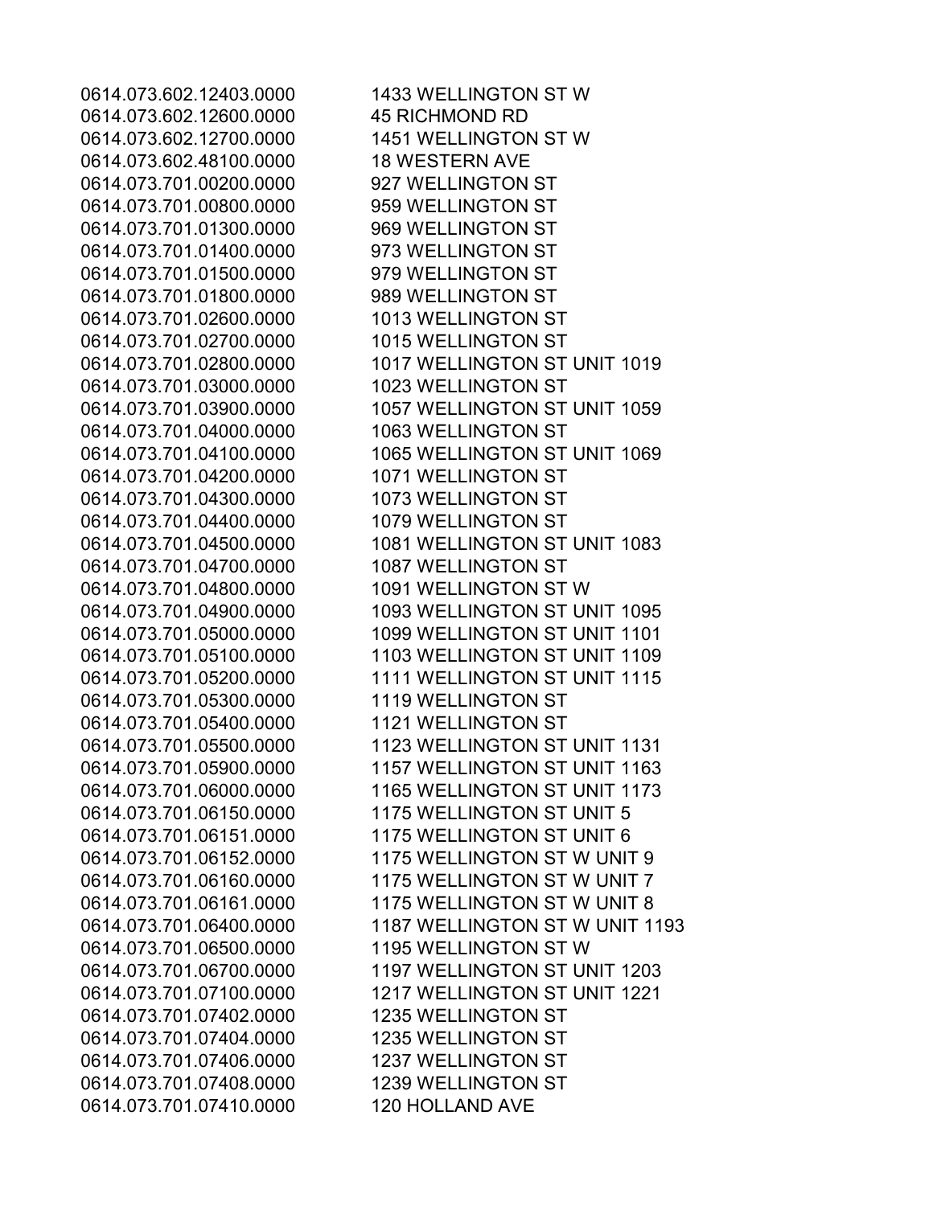| | |
|---|---|
| 0614.073.602.12403.0000 | 1433 WELLINGTON ST W |
| 0614.073.602.12600.0000 | 45 RICHMOND RD |
| 0614.073.602.12700.0000 | 1451 WELLINGTON ST W |
| 0614.073.602.48100.0000 | 18 WESTERN AVE |
| 0614.073.701.00200.0000 | 927 WELLINGTON ST |
| 0614.073.701.00800.0000 | 959 WELLINGTON ST |
| 0614.073.701.01300.0000 | 969 WELLINGTON ST |
| 0614.073.701.01400.0000 | 973 WELLINGTON ST |
| 0614.073.701.01500.0000 | 979 WELLINGTON ST |
| 0614.073.701.01800.0000 | 989 WELLINGTON ST |
| 0614.073.701.02600.0000 | 1013 WELLINGTON ST |
| 0614.073.701.02700.0000 | 1015 WELLINGTON ST |
| 0614.073.701.02800.0000 | 1017 WELLINGTON ST UNIT 1019 |
| 0614.073.701.03000.0000 | 1023 WELLINGTON ST |
| 0614.073.701.03900.0000 | 1057 WELLINGTON ST UNIT 1059 |
| 0614.073.701.04000.0000 | 1063 WELLINGTON ST |
| 0614.073.701.04100.0000 | 1065 WELLINGTON ST UNIT 1069 |
| 0614.073.701.04200.0000 | 1071 WELLINGTON ST |
| 0614.073.701.04300.0000 | 1073 WELLINGTON ST |
| 0614.073.701.04400.0000 | 1079 WELLINGTON ST |
| 0614.073.701.04500.0000 | 1081 WELLINGTON ST UNIT 1083 |
| 0614.073.701.04700.0000 | 1087 WELLINGTON ST |
| 0614.073.701.04800.0000 | 1091 WELLINGTON ST W |
| 0614.073.701.04900.0000 | 1093 WELLINGTON ST UNIT 1095 |
| 0614.073.701.05000.0000 | 1099 WELLINGTON ST UNIT 1101 |
| 0614.073.701.05100.0000 | 1103 WELLINGTON ST UNIT 1109 |
| 0614.073.701.05200.0000 | 1111 WELLINGTON ST UNIT 1115 |
| 0614.073.701.05300.0000 | 1119 WELLINGTON ST |
| 0614.073.701.05400.0000 | 1121 WELLINGTON ST |
| 0614.073.701.05500.0000 | 1123 WELLINGTON ST UNIT 1131 |
| 0614.073.701.05900.0000 | 1157 WELLINGTON ST UNIT 1163 |
| 0614.073.701.06000.0000 | 1165 WELLINGTON ST UNIT 1173 |
| 0614.073.701.06150.0000 | 1175 WELLINGTON ST UNIT 5 |
| 0614.073.701.06151.0000 | 1175 WELLINGTON ST UNIT 6 |
| 0614.073.701.06152.0000 | 1175 WELLINGTON ST W UNIT 9 |
| 0614.073.701.06160.0000 | 1175 WELLINGTON ST W UNIT 7 |
| 0614.073.701.06161.0000 | 1175 WELLINGTON ST W UNIT 8 |
| 0614.073.701.06400.0000 | 1187 WELLINGTON ST W UNIT 1193 |
| 0614.073.701.06500.0000 | 1195 WELLINGTON ST W |
| 0614.073.701.06700.0000 | 1197 WELLINGTON ST UNIT 1203 |
| 0614.073.701.07100.0000 | 1217 WELLINGTON ST UNIT 1221 |
| 0614.073.701.07402.0000 | 1235 WELLINGTON ST |
| 0614.073.701.07404.0000 | 1235 WELLINGTON ST |
| 0614.073.701.07406.0000 | 1237 WELLINGTON ST |
| 0614.073.701.07408.0000 | 1239 WELLINGTON ST |
| 0614.073.701.07410.0000 | 120 HOLLAND AVE |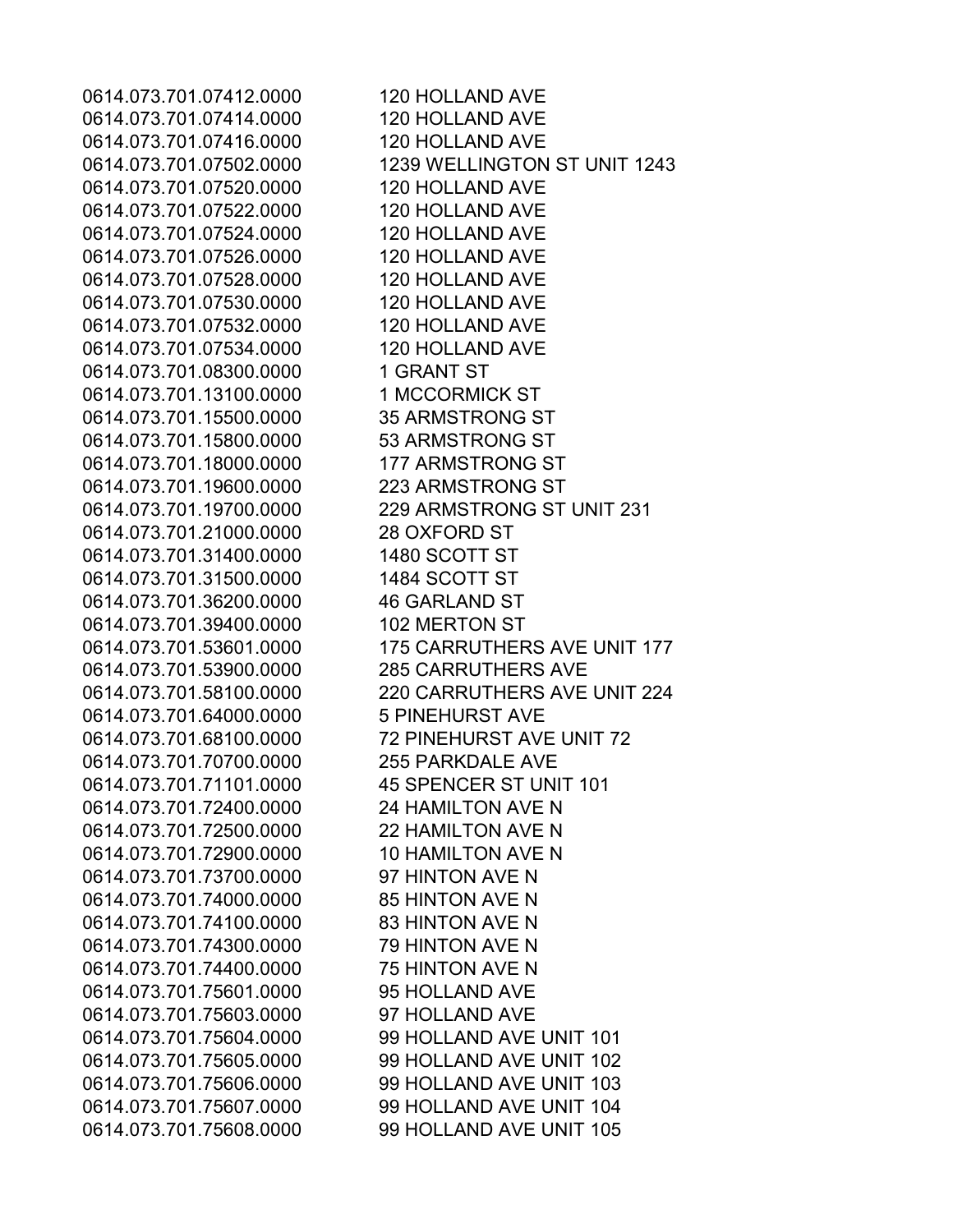| | |
|---|---|
| 0614.073.701.07412.0000 | 120 HOLLAND AVE |
| 0614.073.701.07414.0000 | 120 HOLLAND AVE |
| 0614.073.701.07416.0000 | 120 HOLLAND AVE |
| 0614.073.701.07502.0000 | 1239 WELLINGTON ST UNIT 1243 |
| 0614.073.701.07520.0000 | 120 HOLLAND AVE |
| 0614.073.701.07522.0000 | 120 HOLLAND AVE |
| 0614.073.701.07524.0000 | 120 HOLLAND AVE |
| 0614.073.701.07526.0000 | 120 HOLLAND AVE |
| 0614.073.701.07528.0000 | 120 HOLLAND AVE |
| 0614.073.701.07530.0000 | 120 HOLLAND AVE |
| 0614.073.701.07532.0000 | 120 HOLLAND AVE |
| 0614.073.701.07534.0000 | 120 HOLLAND AVE |
| 0614.073.701.08300.0000 | 1 GRANT ST |
| 0614.073.701.13100.0000 | 1 MCCORMICK ST |
| 0614.073.701.15500.0000 | 35 ARMSTRONG ST |
| 0614.073.701.15800.0000 | 53 ARMSTRONG ST |
| 0614.073.701.18000.0000 | 177 ARMSTRONG ST |
| 0614.073.701.19600.0000 | 223 ARMSTRONG ST |
| 0614.073.701.19700.0000 | 229 ARMSTRONG ST UNIT 231 |
| 0614.073.701.21000.0000 | 28 OXFORD ST |
| 0614.073.701.31400.0000 | 1480 SCOTT ST |
| 0614.073.701.31500.0000 | 1484 SCOTT ST |
| 0614.073.701.36200.0000 | 46 GARLAND ST |
| 0614.073.701.39400.0000 | 102 MERTON ST |
| 0614.073.701.53601.0000 | 175 CARRUTHERS AVE UNIT 177 |
| 0614.073.701.53900.0000 | 285 CARRUTHERS AVE |
| 0614.073.701.58100.0000 | 220 CARRUTHERS AVE UNIT 224 |
| 0614.073.701.64000.0000 | 5 PINEHURST AVE |
| 0614.073.701.68100.0000 | 72 PINEHURST AVE UNIT 72 |
| 0614.073.701.70700.0000 | 255 PARKDALE AVE |
| 0614.073.701.71101.0000 | 45 SPENCER ST UNIT 101 |
| 0614.073.701.72400.0000 | 24 HAMILTON AVE N |
| 0614.073.701.72500.0000 | 22 HAMILTON AVE N |
| 0614.073.701.72900.0000 | 10 HAMILTON AVE N |
| 0614.073.701.73700.0000 | 97 HINTON AVE N |
| 0614.073.701.74000.0000 | 85 HINTON AVE N |
| 0614.073.701.74100.0000 | 83 HINTON AVE N |
| 0614.073.701.74300.0000 | 79 HINTON AVE N |
| 0614.073.701.74400.0000 | 75 HINTON AVE N |
| 0614.073.701.75601.0000 | 95 HOLLAND AVE |
| 0614.073.701.75603.0000 | 97 HOLLAND AVE |
| 0614.073.701.75604.0000 | 99 HOLLAND AVE UNIT 101 |
| 0614.073.701.75605.0000 | 99 HOLLAND AVE UNIT 102 |
| 0614.073.701.75606.0000 | 99 HOLLAND AVE UNIT 103 |
| 0614.073.701.75607.0000 | 99 HOLLAND AVE UNIT 104 |
| 0614.073.701.75608.0000 | 99 HOLLAND AVE UNIT 105 |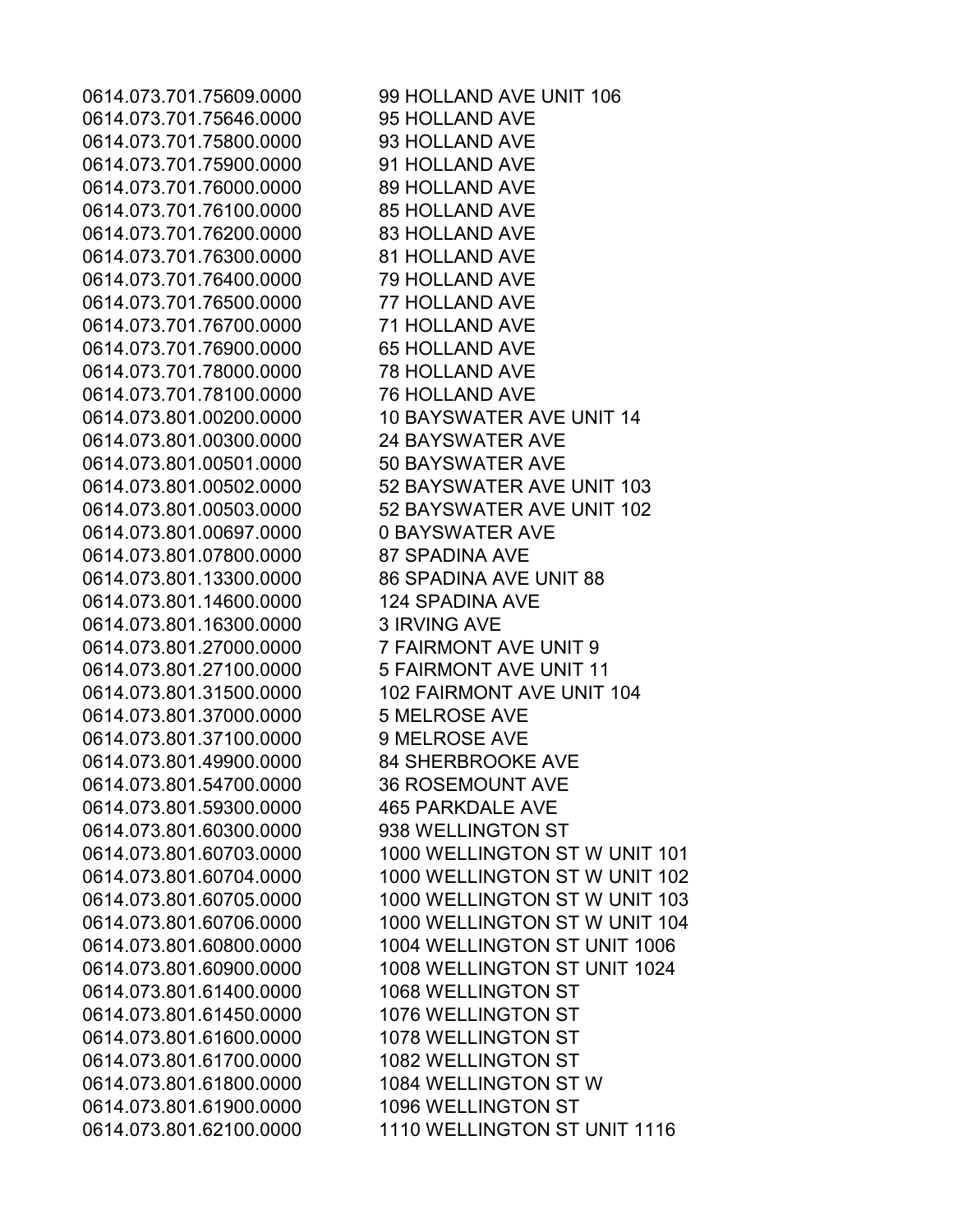| | |
|---|---|
| 0614.073.701.75609.0000 | 99 HOLLAND AVE UNIT 106 |
| 0614.073.701.75646.0000 | 95 HOLLAND AVE |
| 0614.073.701.75800.0000 | 93 HOLLAND AVE |
| 0614.073.701.75900.0000 | 91 HOLLAND AVE |
| 0614.073.701.76000.0000 | 89 HOLLAND AVE |
| 0614.073.701.76100.0000 | 85 HOLLAND AVE |
| 0614.073.701.76200.0000 | 83 HOLLAND AVE |
| 0614.073.701.76300.0000 | 81 HOLLAND AVE |
| 0614.073.701.76400.0000 | 79 HOLLAND AVE |
| 0614.073.701.76500.0000 | 77 HOLLAND AVE |
| 0614.073.701.76700.0000 | 71 HOLLAND AVE |
| 0614.073.701.76900.0000 | 65 HOLLAND AVE |
| 0614.073.701.78000.0000 | 78 HOLLAND AVE |
| 0614.073.701.78100.0000 | 76 HOLLAND AVE |
| 0614.073.801.00200.0000 | 10 BAYSWATER AVE UNIT 14 |
| 0614.073.801.00300.0000 | 24 BAYSWATER AVE |
| 0614.073.801.00501.0000 | 50 BAYSWATER AVE |
| 0614.073.801.00502.0000 | 52 BAYSWATER AVE UNIT 103 |
| 0614.073.801.00503.0000 | 52 BAYSWATER AVE UNIT 102 |
| 0614.073.801.00697.0000 | 0 BAYSWATER AVE |
| 0614.073.801.07800.0000 | 87 SPADINA AVE |
| 0614.073.801.13300.0000 | 86 SPADINA AVE UNIT 88 |
| 0614.073.801.14600.0000 | 124 SPADINA AVE |
| 0614.073.801.16300.0000 | 3 IRVING AVE |
| 0614.073.801.27000.0000 | 7 FAIRMONT AVE UNIT 9 |
| 0614.073.801.27100.0000 | 5 FAIRMONT AVE UNIT 11 |
| 0614.073.801.31500.0000 | 102 FAIRMONT AVE UNIT 104 |
| 0614.073.801.37000.0000 | 5 MELROSE AVE |
| 0614.073.801.37100.0000 | 9 MELROSE AVE |
| 0614.073.801.49900.0000 | 84 SHERBROOKE AVE |
| 0614.073.801.54700.0000 | 36 ROSEMOUNT AVE |
| 0614.073.801.59300.0000 | 465 PARKDALE AVE |
| 0614.073.801.60300.0000 | 938 WELLINGTON ST |
| 0614.073.801.60703.0000 | 1000 WELLINGTON ST W UNIT 101 |
| 0614.073.801.60704.0000 | 1000 WELLINGTON ST W UNIT 102 |
| 0614.073.801.60705.0000 | 1000 WELLINGTON ST W UNIT 103 |
| 0614.073.801.60706.0000 | 1000 WELLINGTON ST W UNIT 104 |
| 0614.073.801.60800.0000 | 1004 WELLINGTON ST UNIT 1006 |
| 0614.073.801.60900.0000 | 1008 WELLINGTON ST UNIT 1024 |
| 0614.073.801.61400.0000 | 1068 WELLINGTON ST |
| 0614.073.801.61450.0000 | 1076 WELLINGTON ST |
| 0614.073.801.61600.0000 | 1078 WELLINGTON ST |
| 0614.073.801.61700.0000 | 1082 WELLINGTON ST |
| 0614.073.801.61800.0000 | 1084 WELLINGTON ST W |
| 0614.073.801.61900.0000 | 1096 WELLINGTON ST |
| 0614.073.801.62100.0000 | 1110 WELLINGTON ST UNIT 1116 |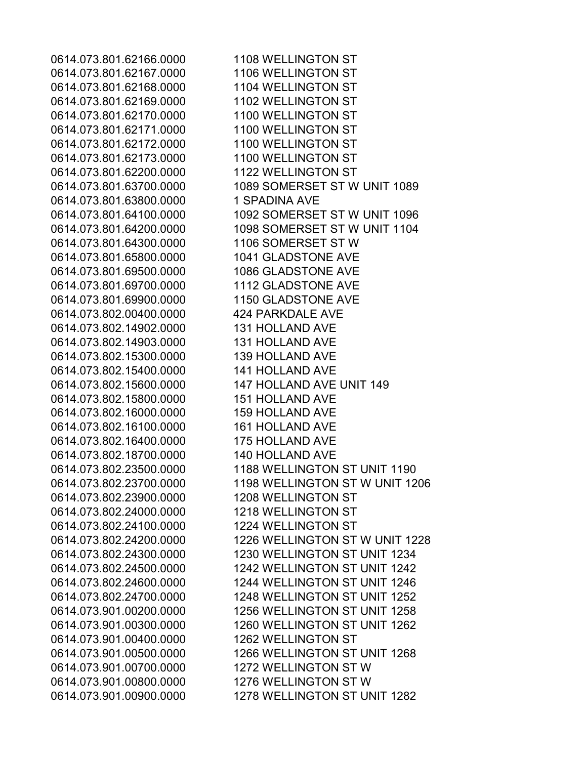| | |
|---|---|
| 0614.073.801.62166.0000 | 1108 WELLINGTON ST |
| 0614.073.801.62167.0000 | 1106 WELLINGTON ST |
| 0614.073.801.62168.0000 | 1104 WELLINGTON ST |
| 0614.073.801.62169.0000 | 1102 WELLINGTON ST |
| 0614.073.801.62170.0000 | 1100 WELLINGTON ST |
| 0614.073.801.62171.0000 | 1100 WELLINGTON ST |
| 0614.073.801.62172.0000 | 1100 WELLINGTON ST |
| 0614.073.801.62173.0000 | 1100 WELLINGTON ST |
| 0614.073.801.62200.0000 | 1122 WELLINGTON ST |
| 0614.073.801.63700.0000 | 1089 SOMERSET ST W UNIT 1089 |
| 0614.073.801.63800.0000 | 1 SPADINA AVE |
| 0614.073.801.64100.0000 | 1092 SOMERSET ST W UNIT 1096 |
| 0614.073.801.64200.0000 | 1098 SOMERSET ST W UNIT 1104 |
| 0614.073.801.64300.0000 | 1106 SOMERSET ST W |
| 0614.073.801.65800.0000 | 1041 GLADSTONE AVE |
| 0614.073.801.69500.0000 | 1086 GLADSTONE AVE |
| 0614.073.801.69700.0000 | 1112 GLADSTONE AVE |
| 0614.073.801.69900.0000 | 1150 GLADSTONE AVE |
| 0614.073.802.00400.0000 | 424 PARKDALE AVE |
| 0614.073.802.14902.0000 | 131 HOLLAND AVE |
| 0614.073.802.14903.0000 | 131 HOLLAND AVE |
| 0614.073.802.15300.0000 | 139 HOLLAND AVE |
| 0614.073.802.15400.0000 | 141 HOLLAND AVE |
| 0614.073.802.15600.0000 | 147 HOLLAND AVE UNIT 149 |
| 0614.073.802.15800.0000 | 151 HOLLAND AVE |
| 0614.073.802.16000.0000 | 159 HOLLAND AVE |
| 0614.073.802.16100.0000 | 161 HOLLAND AVE |
| 0614.073.802.16400.0000 | 175 HOLLAND AVE |
| 0614.073.802.18700.0000 | 140 HOLLAND AVE |
| 0614.073.802.23500.0000 | 1188 WELLINGTON ST UNIT 1190 |
| 0614.073.802.23700.0000 | 1198 WELLINGTON ST W UNIT 1206 |
| 0614.073.802.23900.0000 | 1208 WELLINGTON ST |
| 0614.073.802.24000.0000 | 1218 WELLINGTON ST |
| 0614.073.802.24100.0000 | 1224 WELLINGTON ST |
| 0614.073.802.24200.0000 | 1226 WELLINGTON ST W UNIT 1228 |
| 0614.073.802.24300.0000 | 1230 WELLINGTON ST UNIT 1234 |
| 0614.073.802.24500.0000 | 1242 WELLINGTON ST UNIT 1242 |
| 0614.073.802.24600.0000 | 1244 WELLINGTON ST UNIT 1246 |
| 0614.073.802.24700.0000 | 1248 WELLINGTON ST UNIT 1252 |
| 0614.073.901.00200.0000 | 1256 WELLINGTON ST UNIT 1258 |
| 0614.073.901.00300.0000 | 1260 WELLINGTON ST UNIT 1262 |
| 0614.073.901.00400.0000 | 1262 WELLINGTON ST |
| 0614.073.901.00500.0000 | 1266 WELLINGTON ST UNIT 1268 |
| 0614.073.901.00700.0000 | 1272 WELLINGTON ST W |
| 0614.073.901.00800.0000 | 1276 WELLINGTON ST W |
| 0614.073.901.00900.0000 | 1278 WELLINGTON ST UNIT 1282 |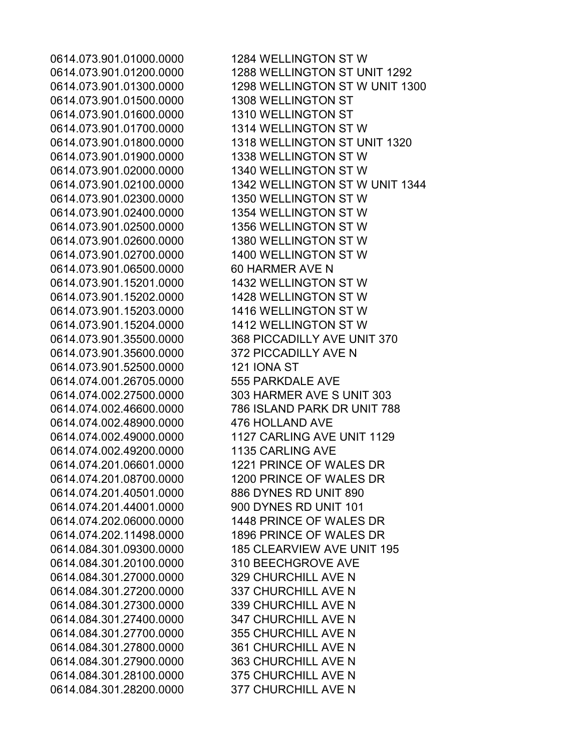| | |
|---|---|
| 0614.073.901.01000.0000 | 1284 WELLINGTON ST W |
| 0614.073.901.01200.0000 | 1288 WELLINGTON ST UNIT 1292 |
| 0614.073.901.01300.0000 | 1298 WELLINGTON ST W UNIT 1300 |
| 0614.073.901.01500.0000 | 1308 WELLINGTON ST |
| 0614.073.901.01600.0000 | 1310 WELLINGTON ST |
| 0614.073.901.01700.0000 | 1314 WELLINGTON ST W |
| 0614.073.901.01800.0000 | 1318 WELLINGTON ST UNIT 1320 |
| 0614.073.901.01900.0000 | 1338 WELLINGTON ST W |
| 0614.073.901.02000.0000 | 1340 WELLINGTON ST W |
| 0614.073.901.02100.0000 | 1342 WELLINGTON ST W UNIT 1344 |
| 0614.073.901.02300.0000 | 1350 WELLINGTON ST W |
| 0614.073.901.02400.0000 | 1354 WELLINGTON ST W |
| 0614.073.901.02500.0000 | 1356 WELLINGTON ST W |
| 0614.073.901.02600.0000 | 1380 WELLINGTON ST W |
| 0614.073.901.02700.0000 | 1400 WELLINGTON ST W |
| 0614.073.901.06500.0000 | 60 HARMER AVE N |
| 0614.073.901.15201.0000 | 1432 WELLINGTON ST W |
| 0614.073.901.15202.0000 | 1428 WELLINGTON ST W |
| 0614.073.901.15203.0000 | 1416 WELLINGTON ST W |
| 0614.073.901.15204.0000 | 1412 WELLINGTON ST W |
| 0614.073.901.35500.0000 | 368 PICCADILLY AVE UNIT 370 |
| 0614.073.901.35600.0000 | 372 PICCADILLY AVE N |
| 0614.073.901.52500.0000 | 121 IONA ST |
| 0614.074.001.26705.0000 | 555 PARKDALE AVE |
| 0614.074.002.27500.0000 | 303 HARMER AVE S UNIT 303 |
| 0614.074.002.46600.0000 | 786 ISLAND PARK DR UNIT 788 |
| 0614.074.002.48900.0000 | 476 HOLLAND AVE |
| 0614.074.002.49000.0000 | 1127 CARLING AVE UNIT 1129 |
| 0614.074.002.49200.0000 | 1135 CARLING AVE |
| 0614.074.201.06601.0000 | 1221 PRINCE OF WALES DR |
| 0614.074.201.08700.0000 | 1200 PRINCE OF WALES DR |
| 0614.074.201.40501.0000 | 886 DYNES RD UNIT 890 |
| 0614.074.201.44001.0000 | 900 DYNES RD UNIT 101 |
| 0614.074.202.06000.0000 | 1448 PRINCE OF WALES DR |
| 0614.074.202.11498.0000 | 1896 PRINCE OF WALES DR |
| 0614.084.301.09300.0000 | 185 CLEARVIEW AVE UNIT 195 |
| 0614.084.301.20100.0000 | 310 BEECHGROVE AVE |
| 0614.084.301.27000.0000 | 329 CHURCHILL AVE N |
| 0614.084.301.27200.0000 | 337 CHURCHILL AVE N |
| 0614.084.301.27300.0000 | 339 CHURCHILL AVE N |
| 0614.084.301.27400.0000 | 347 CHURCHILL AVE N |
| 0614.084.301.27700.0000 | 355 CHURCHILL AVE N |
| 0614.084.301.27800.0000 | 361 CHURCHILL AVE N |
| 0614.084.301.27900.0000 | 363 CHURCHILL AVE N |
| 0614.084.301.28100.0000 | 375 CHURCHILL AVE N |
| 0614.084.301.28200.0000 | 377 CHURCHILL AVE N |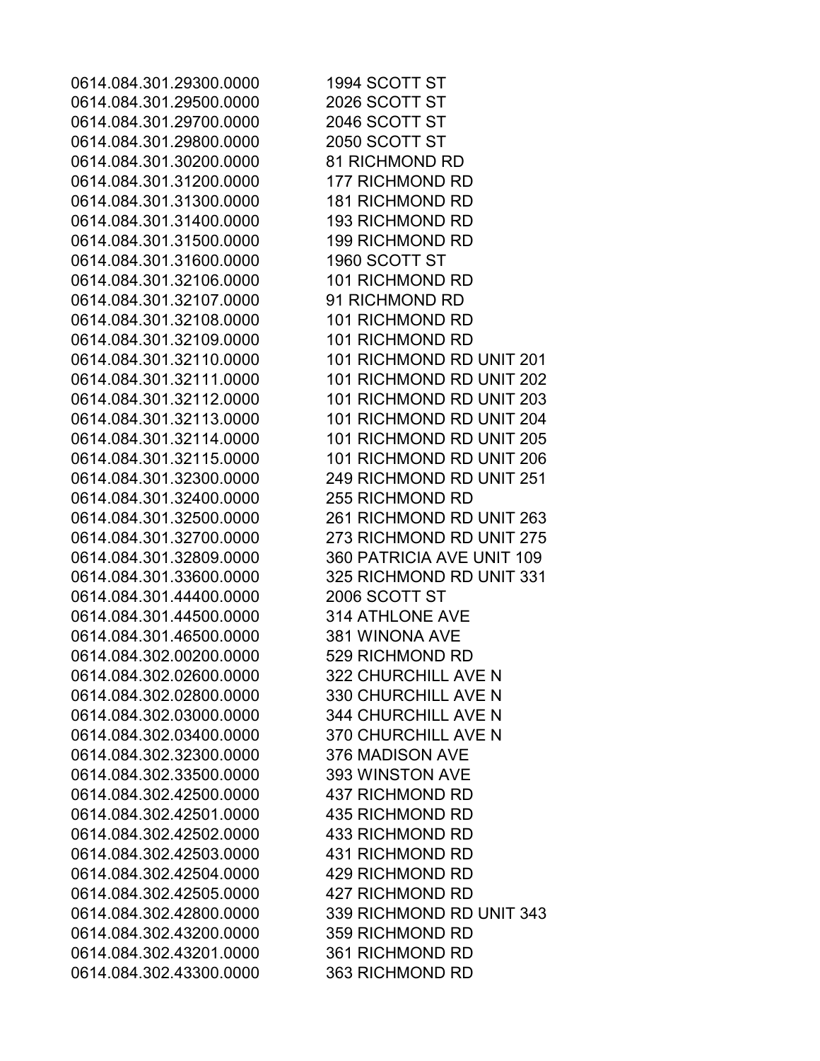| | |
|---|---|
| 0614.084.301.29300.0000 | 1994 SCOTT ST |
| 0614.084.301.29500.0000 | 2026 SCOTT ST |
| 0614.084.301.29700.0000 | 2046 SCOTT ST |
| 0614.084.301.29800.0000 | 2050 SCOTT ST |
| 0614.084.301.30200.0000 | 81 RICHMOND RD |
| 0614.084.301.31200.0000 | 177 RICHMOND RD |
| 0614.084.301.31300.0000 | 181 RICHMOND RD |
| 0614.084.301.31400.0000 | 193 RICHMOND RD |
| 0614.084.301.31500.0000 | 199 RICHMOND RD |
| 0614.084.301.31600.0000 | 1960 SCOTT ST |
| 0614.084.301.32106.0000 | 101 RICHMOND RD |
| 0614.084.301.32107.0000 | 91 RICHMOND RD |
| 0614.084.301.32108.0000 | 101 RICHMOND RD |
| 0614.084.301.32109.0000 | 101 RICHMOND RD |
| 0614.084.301.32110.0000 | 101 RICHMOND RD UNIT 201 |
| 0614.084.301.32111.0000 | 101 RICHMOND RD UNIT 202 |
| 0614.084.301.32112.0000 | 101 RICHMOND RD UNIT 203 |
| 0614.084.301.32113.0000 | 101 RICHMOND RD UNIT 204 |
| 0614.084.301.32114.0000 | 101 RICHMOND RD UNIT 205 |
| 0614.084.301.32115.0000 | 101 RICHMOND RD UNIT 206 |
| 0614.084.301.32300.0000 | 249 RICHMOND RD UNIT 251 |
| 0614.084.301.32400.0000 | 255 RICHMOND RD |
| 0614.084.301.32500.0000 | 261 RICHMOND RD UNIT 263 |
| 0614.084.301.32700.0000 | 273 RICHMOND RD UNIT 275 |
| 0614.084.301.32809.0000 | 360 PATRICIA AVE UNIT 109 |
| 0614.084.301.33600.0000 | 325 RICHMOND RD UNIT 331 |
| 0614.084.301.44400.0000 | 2006 SCOTT ST |
| 0614.084.301.44500.0000 | 314 ATHLONE AVE |
| 0614.084.301.46500.0000 | 381 WINONA AVE |
| 0614.084.302.00200.0000 | 529 RICHMOND RD |
| 0614.084.302.02600.0000 | 322 CHURCHILL AVE N |
| 0614.084.302.02800.0000 | 330 CHURCHILL AVE N |
| 0614.084.302.03000.0000 | 344 CHURCHILL AVE N |
| 0614.084.302.03400.0000 | 370 CHURCHILL AVE N |
| 0614.084.302.32300.0000 | 376 MADISON AVE |
| 0614.084.302.33500.0000 | 393 WINSTON AVE |
| 0614.084.302.42500.0000 | 437 RICHMOND RD |
| 0614.084.302.42501.0000 | 435 RICHMOND RD |
| 0614.084.302.42502.0000 | 433 RICHMOND RD |
| 0614.084.302.42503.0000 | 431 RICHMOND RD |
| 0614.084.302.42504.0000 | 429 RICHMOND RD |
| 0614.084.302.42505.0000 | 427 RICHMOND RD |
| 0614.084.302.42800.0000 | 339 RICHMOND RD UNIT 343 |
| 0614.084.302.43200.0000 | 359 RICHMOND RD |
| 0614.084.302.43201.0000 | 361 RICHMOND RD |
| 0614.084.302.43300.0000 | 363 RICHMOND RD |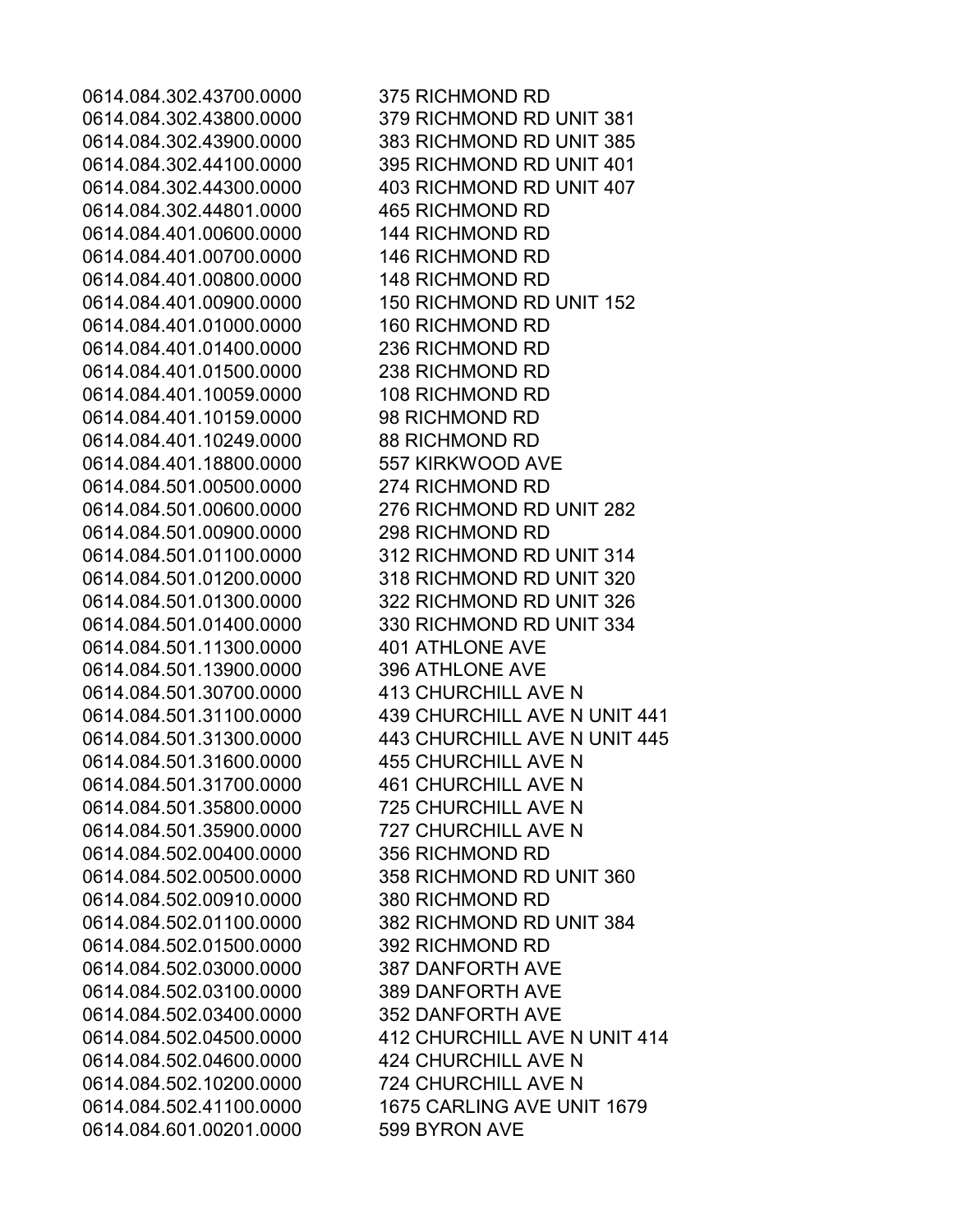| | |
|---|---|
| 0614.084.302.43700.0000 | 375 RICHMOND RD |
| 0614.084.302.43800.0000 | 379 RICHMOND RD UNIT 381 |
| 0614.084.302.43900.0000 | 383 RICHMOND RD UNIT 385 |
| 0614.084.302.44100.0000 | 395 RICHMOND RD UNIT 401 |
| 0614.084.302.44300.0000 | 403 RICHMOND RD UNIT 407 |
| 0614.084.302.44801.0000 | 465 RICHMOND RD |
| 0614.084.401.00600.0000 | 144 RICHMOND RD |
| 0614.084.401.00700.0000 | 146 RICHMOND RD |
| 0614.084.401.00800.0000 | 148 RICHMOND RD |
| 0614.084.401.00900.0000 | 150 RICHMOND RD UNIT 152 |
| 0614.084.401.01000.0000 | 160 RICHMOND RD |
| 0614.084.401.01400.0000 | 236 RICHMOND RD |
| 0614.084.401.01500.0000 | 238 RICHMOND RD |
| 0614.084.401.10059.0000 | 108 RICHMOND RD |
| 0614.084.401.10159.0000 | 98 RICHMOND RD |
| 0614.084.401.10249.0000 | 88 RICHMOND RD |
| 0614.084.401.18800.0000 | 557 KIRKWOOD AVE |
| 0614.084.501.00500.0000 | 274 RICHMOND RD |
| 0614.084.501.00600.0000 | 276 RICHMOND RD UNIT 282 |
| 0614.084.501.00900.0000 | 298 RICHMOND RD |
| 0614.084.501.01100.0000 | 312 RICHMOND RD UNIT 314 |
| 0614.084.501.01200.0000 | 318 RICHMOND RD UNIT 320 |
| 0614.084.501.01300.0000 | 322 RICHMOND RD UNIT 326 |
| 0614.084.501.01400.0000 | 330 RICHMOND RD UNIT 334 |
| 0614.084.501.11300.0000 | 401 ATHLONE AVE |
| 0614.084.501.13900.0000 | 396 ATHLONE AVE |
| 0614.084.501.30700.0000 | 413 CHURCHILL AVE N |
| 0614.084.501.31100.0000 | 439 CHURCHILL AVE N UNIT 441 |
| 0614.084.501.31300.0000 | 443 CHURCHILL AVE N UNIT 445 |
| 0614.084.501.31600.0000 | 455 CHURCHILL AVE N |
| 0614.084.501.31700.0000 | 461 CHURCHILL AVE N |
| 0614.084.501.35800.0000 | 725 CHURCHILL AVE N |
| 0614.084.501.35900.0000 | 727 CHURCHILL AVE N |
| 0614.084.502.00400.0000 | 356 RICHMOND RD |
| 0614.084.502.00500.0000 | 358 RICHMOND RD UNIT 360 |
| 0614.084.502.00910.0000 | 380 RICHMOND RD |
| 0614.084.502.01100.0000 | 382 RICHMOND RD UNIT 384 |
| 0614.084.502.01500.0000 | 392 RICHMOND RD |
| 0614.084.502.03000.0000 | 387 DANFORTH AVE |
| 0614.084.502.03100.0000 | 389 DANFORTH AVE |
| 0614.084.502.03400.0000 | 352 DANFORTH AVE |
| 0614.084.502.04500.0000 | 412 CHURCHILL AVE N UNIT 414 |
| 0614.084.502.04600.0000 | 424 CHURCHILL AVE N |
| 0614.084.502.10200.0000 | 724 CHURCHILL AVE N |
| 0614.084.502.41100.0000 | 1675 CARLING AVE UNIT 1679 |
| 0614.084.601.00201.0000 | 599 BYRON AVE |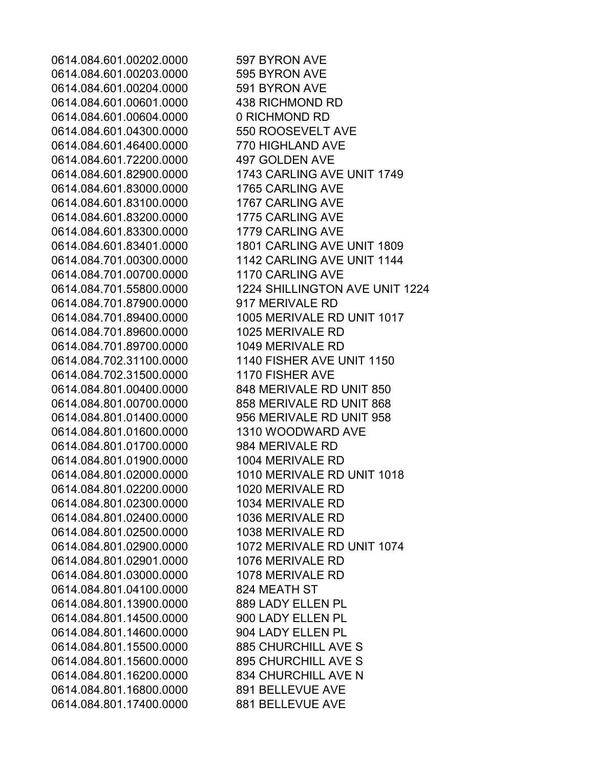| | |
|---|---|
| 0614.084.601.00202.0000 | 597 BYRON AVE |
| 0614.084.601.00203.0000 | 595 BYRON AVE |
| 0614.084.601.00204.0000 | 591 BYRON AVE |
| 0614.084.601.00601.0000 | 438 RICHMOND RD |
| 0614.084.601.00604.0000 | 0 RICHMOND RD |
| 0614.084.601.04300.0000 | 550 ROOSEVELT AVE |
| 0614.084.601.46400.0000 | 770 HIGHLAND AVE |
| 0614.084.601.72200.0000 | 497 GOLDEN AVE |
| 0614.084.601.82900.0000 | 1743 CARLING AVE UNIT 1749 |
| 0614.084.601.83000.0000 | 1765 CARLING AVE |
| 0614.084.601.83100.0000 | 1767 CARLING AVE |
| 0614.084.601.83200.0000 | 1775 CARLING AVE |
| 0614.084.601.83300.0000 | 1779 CARLING AVE |
| 0614.084.601.83401.0000 | 1801 CARLING AVE UNIT 1809 |
| 0614.084.701.00300.0000 | 1142 CARLING AVE UNIT 1144 |
| 0614.084.701.00700.0000 | 1170 CARLING AVE |
| 0614.084.701.55800.0000 | 1224 SHILLINGTON AVE UNIT 1224 |
| 0614.084.701.87900.0000 | 917 MERIVALE RD |
| 0614.084.701.89400.0000 | 1005 MERIVALE RD UNIT 1017 |
| 0614.084.701.89600.0000 | 1025 MERIVALE RD |
| 0614.084.701.89700.0000 | 1049 MERIVALE RD |
| 0614.084.702.31100.0000 | 1140 FISHER AVE UNIT 1150 |
| 0614.084.702.31500.0000 | 1170 FISHER AVE |
| 0614.084.801.00400.0000 | 848 MERIVALE RD UNIT 850 |
| 0614.084.801.00700.0000 | 858 MERIVALE RD UNIT 868 |
| 0614.084.801.01400.0000 | 956 MERIVALE RD UNIT 958 |
| 0614.084.801.01600.0000 | 1310 WOODWARD AVE |
| 0614.084.801.01700.0000 | 984 MERIVALE RD |
| 0614.084.801.01900.0000 | 1004 MERIVALE RD |
| 0614.084.801.02000.0000 | 1010 MERIVALE RD UNIT 1018 |
| 0614.084.801.02200.0000 | 1020 MERIVALE RD |
| 0614.084.801.02300.0000 | 1034 MERIVALE RD |
| 0614.084.801.02400.0000 | 1036 MERIVALE RD |
| 0614.084.801.02500.0000 | 1038 MERIVALE RD |
| 0614.084.801.02900.0000 | 1072 MERIVALE RD UNIT 1074 |
| 0614.084.801.02901.0000 | 1076 MERIVALE RD |
| 0614.084.801.03000.0000 | 1078 MERIVALE RD |
| 0614.084.801.04100.0000 | 824 MEATH ST |
| 0614.084.801.13900.0000 | 889 LADY ELLEN PL |
| 0614.084.801.14500.0000 | 900 LADY ELLEN PL |
| 0614.084.801.14600.0000 | 904 LADY ELLEN PL |
| 0614.084.801.15500.0000 | 885 CHURCHILL AVE S |
| 0614.084.801.15600.0000 | 895 CHURCHILL AVE S |
| 0614.084.801.16200.0000 | 834 CHURCHILL AVE N |
| 0614.084.801.16800.0000 | 891 BELLEVUE AVE |
| 0614.084.801.17400.0000 | 881 BELLEVUE AVE |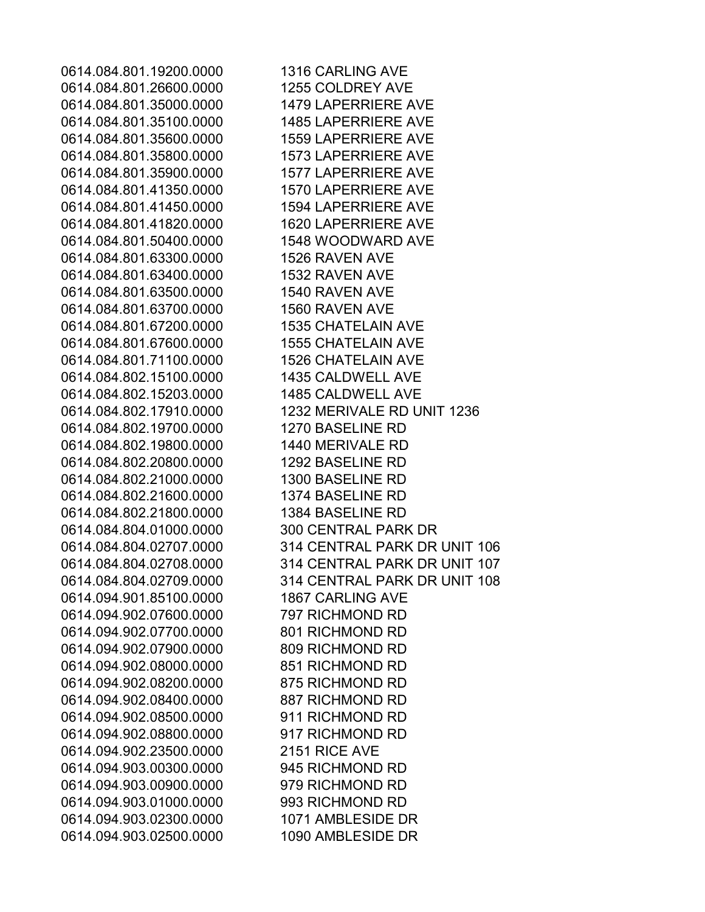| | |
|---|---|
| 0614.084.801.19200.0000 | 1316 CARLING AVE |
| 0614.084.801.26600.0000 | 1255 COLDREY AVE |
| 0614.084.801.35000.0000 | 1479 LAPERRIERE AVE |
| 0614.084.801.35100.0000 | 1485 LAPERRIERE AVE |
| 0614.084.801.35600.0000 | 1559 LAPERRIERE AVE |
| 0614.084.801.35800.0000 | 1573 LAPERRIERE AVE |
| 0614.084.801.35900.0000 | 1577 LAPERRIERE AVE |
| 0614.084.801.41350.0000 | 1570 LAPERRIERE AVE |
| 0614.084.801.41450.0000 | 1594 LAPERRIERE AVE |
| 0614.084.801.41820.0000 | 1620 LAPERRIERE AVE |
| 0614.084.801.50400.0000 | 1548 WOODWARD AVE |
| 0614.084.801.63300.0000 | 1526 RAVEN AVE |
| 0614.084.801.63400.0000 | 1532 RAVEN AVE |
| 0614.084.801.63500.0000 | 1540 RAVEN AVE |
| 0614.084.801.63700.0000 | 1560 RAVEN AVE |
| 0614.084.801.67200.0000 | 1535 CHATELAIN AVE |
| 0614.084.801.67600.0000 | 1555 CHATELAIN AVE |
| 0614.084.801.71100.0000 | 1526 CHATELAIN AVE |
| 0614.084.802.15100.0000 | 1435 CALDWELL AVE |
| 0614.084.802.15203.0000 | 1485 CALDWELL AVE |
| 0614.084.802.17910.0000 | 1232 MERIVALE RD UNIT 1236 |
| 0614.084.802.19700.0000 | 1270 BASELINE RD |
| 0614.084.802.19800.0000 | 1440 MERIVALE RD |
| 0614.084.802.20800.0000 | 1292 BASELINE RD |
| 0614.084.802.21000.0000 | 1300 BASELINE RD |
| 0614.084.802.21600.0000 | 1374 BASELINE RD |
| 0614.084.802.21800.0000 | 1384 BASELINE RD |
| 0614.084.804.01000.0000 | 300 CENTRAL PARK DR |
| 0614.084.804.02707.0000 | 314 CENTRAL PARK DR UNIT 106 |
| 0614.084.804.02708.0000 | 314 CENTRAL PARK DR UNIT 107 |
| 0614.084.804.02709.0000 | 314 CENTRAL PARK DR UNIT 108 |
| 0614.094.901.85100.0000 | 1867 CARLING AVE |
| 0614.094.902.07600.0000 | 797 RICHMOND RD |
| 0614.094.902.07700.0000 | 801 RICHMOND RD |
| 0614.094.902.07900.0000 | 809 RICHMOND RD |
| 0614.094.902.08000.0000 | 851 RICHMOND RD |
| 0614.094.902.08200.0000 | 875 RICHMOND RD |
| 0614.094.902.08400.0000 | 887 RICHMOND RD |
| 0614.094.902.08500.0000 | 911 RICHMOND RD |
| 0614.094.902.08800.0000 | 917 RICHMOND RD |
| 0614.094.902.23500.0000 | 2151 RICE AVE |
| 0614.094.903.00300.0000 | 945 RICHMOND RD |
| 0614.094.903.00900.0000 | 979 RICHMOND RD |
| 0614.094.903.01000.0000 | 993 RICHMOND RD |
| 0614.094.903.02300.0000 | 1071 AMBLESIDE DR |
| 0614.094.903.02500.0000 | 1090 AMBLESIDE DR |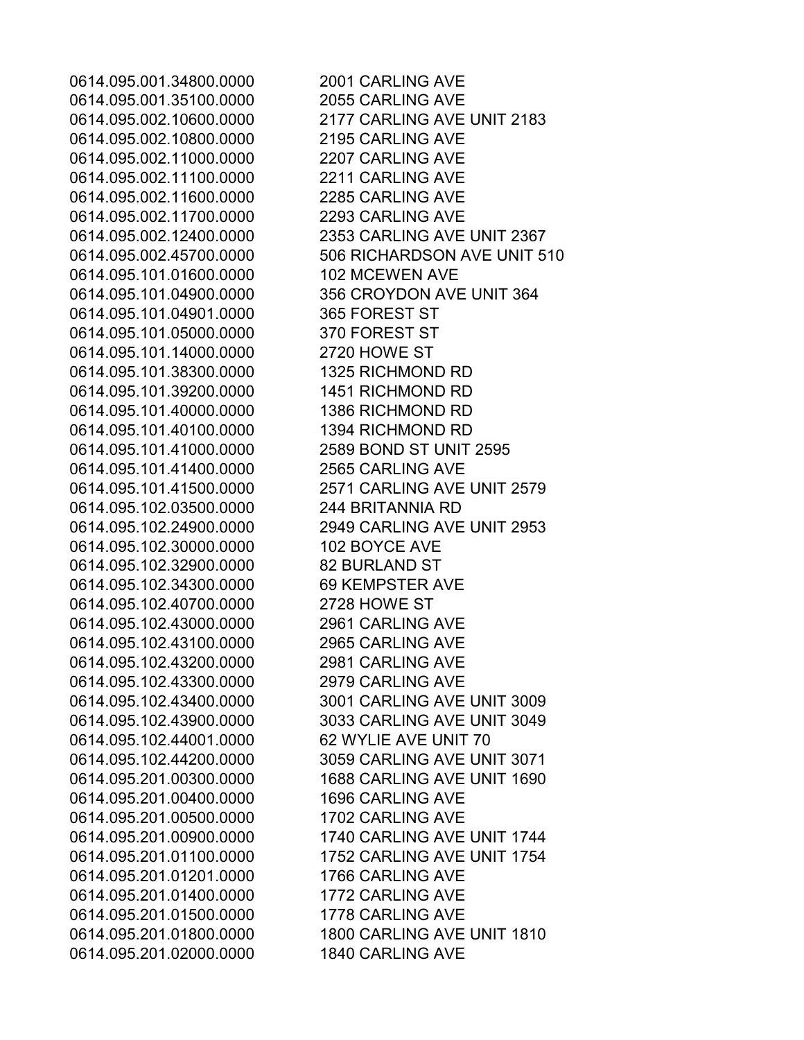| | |
|---|---|
| 0614.095.001.34800.0000 | 2001 CARLING AVE |
| 0614.095.001.35100.0000 | 2055 CARLING AVE |
| 0614.095.002.10600.0000 | 2177 CARLING AVE UNIT 2183 |
| 0614.095.002.10800.0000 | 2195 CARLING AVE |
| 0614.095.002.11000.0000 | 2207 CARLING AVE |
| 0614.095.002.11100.0000 | 2211 CARLING AVE |
| 0614.095.002.11600.0000 | 2285 CARLING AVE |
| 0614.095.002.11700.0000 | 2293 CARLING AVE |
| 0614.095.002.12400.0000 | 2353 CARLING AVE UNIT 2367 |
| 0614.095.002.45700.0000 | 506 RICHARDSON AVE UNIT 510 |
| 0614.095.101.01600.0000 | 102 MCEWEN AVE |
| 0614.095.101.04900.0000 | 356 CROYDON AVE UNIT 364 |
| 0614.095.101.04901.0000 | 365 FOREST ST |
| 0614.095.101.05000.0000 | 370 FOREST ST |
| 0614.095.101.14000.0000 | 2720 HOWE ST |
| 0614.095.101.38300.0000 | 1325 RICHMOND RD |
| 0614.095.101.39200.0000 | 1451 RICHMOND RD |
| 0614.095.101.40000.0000 | 1386 RICHMOND RD |
| 0614.095.101.40100.0000 | 1394 RICHMOND RD |
| 0614.095.101.41000.0000 | 2589 BOND ST UNIT 2595 |
| 0614.095.101.41400.0000 | 2565 CARLING AVE |
| 0614.095.101.41500.0000 | 2571 CARLING AVE UNIT 2579 |
| 0614.095.102.03500.0000 | 244 BRITANNIA RD |
| 0614.095.102.24900.0000 | 2949 CARLING AVE UNIT 2953 |
| 0614.095.102.30000.0000 | 102 BOYCE AVE |
| 0614.095.102.32900.0000 | 82 BURLAND ST |
| 0614.095.102.34300.0000 | 69 KEMPSTER AVE |
| 0614.095.102.40700.0000 | 2728 HOWE ST |
| 0614.095.102.43000.0000 | 2961 CARLING AVE |
| 0614.095.102.43100.0000 | 2965 CARLING AVE |
| 0614.095.102.43200.0000 | 2981 CARLING AVE |
| 0614.095.102.43300.0000 | 2979 CARLING AVE |
| 0614.095.102.43400.0000 | 3001 CARLING AVE UNIT 3009 |
| 0614.095.102.43900.0000 | 3033 CARLING AVE UNIT 3049 |
| 0614.095.102.44001.0000 | 62 WYLIE AVE UNIT 70 |
| 0614.095.102.44200.0000 | 3059 CARLING AVE UNIT 3071 |
| 0614.095.201.00300.0000 | 1688 CARLING AVE UNIT 1690 |
| 0614.095.201.00400.0000 | 1696 CARLING AVE |
| 0614.095.201.00500.0000 | 1702 CARLING AVE |
| 0614.095.201.00900.0000 | 1740 CARLING AVE UNIT 1744 |
| 0614.095.201.01100.0000 | 1752 CARLING AVE UNIT 1754 |
| 0614.095.201.01201.0000 | 1766 CARLING AVE |
| 0614.095.201.01400.0000 | 1772 CARLING AVE |
| 0614.095.201.01500.0000 | 1778 CARLING AVE |
| 0614.095.201.01800.0000 | 1800 CARLING AVE UNIT 1810 |
| 0614.095.201.02000.0000 | 1840 CARLING AVE |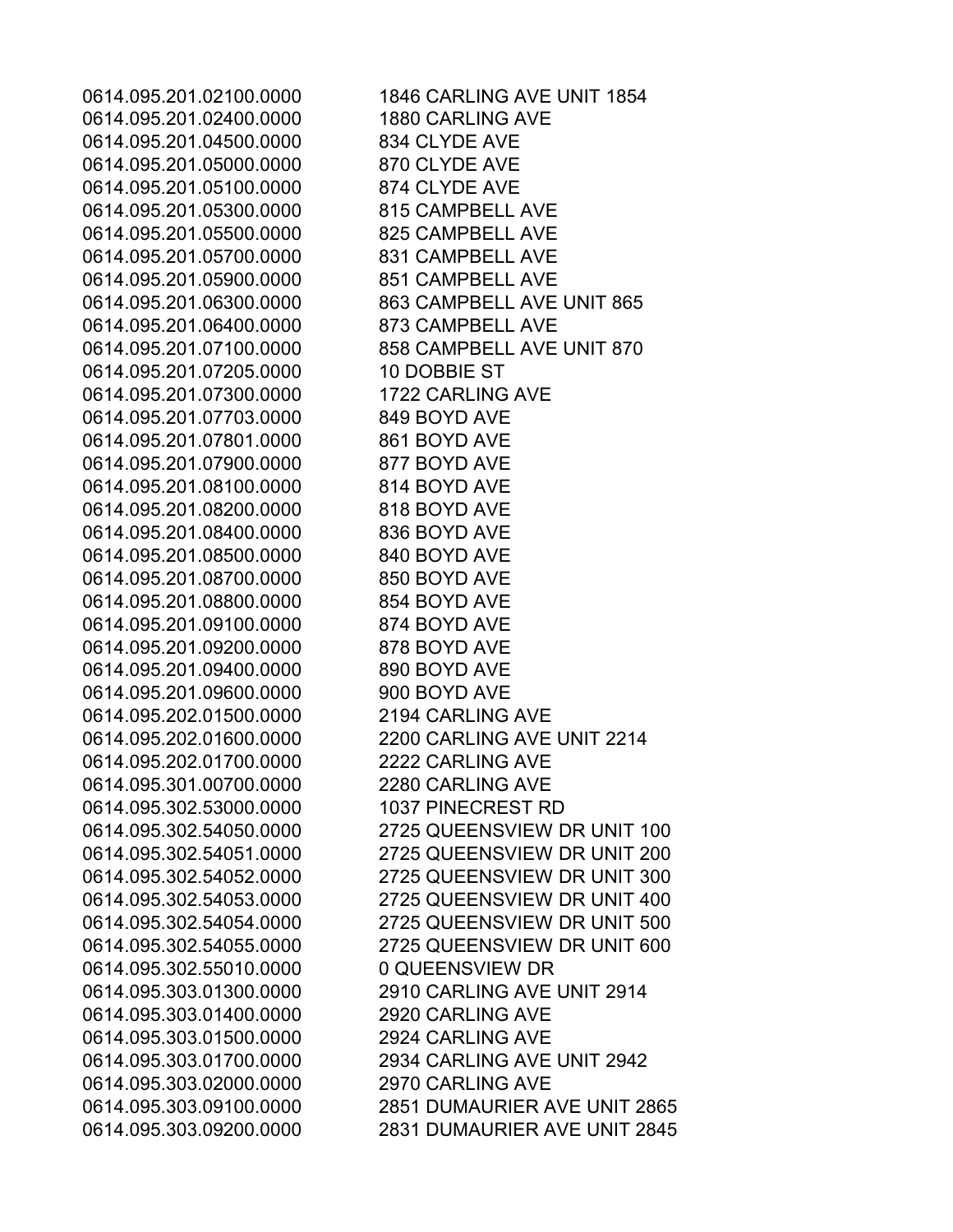| | |
|---|---|
| 0614.095.201.02100.0000 | 1846 CARLING AVE UNIT 1854 |
| 0614.095.201.02400.0000 | 1880 CARLING AVE |
| 0614.095.201.04500.0000 | 834 CLYDE AVE |
| 0614.095.201.05000.0000 | 870 CLYDE AVE |
| 0614.095.201.05100.0000 | 874 CLYDE AVE |
| 0614.095.201.05300.0000 | 815 CAMPBELL AVE |
| 0614.095.201.05500.0000 | 825 CAMPBELL AVE |
| 0614.095.201.05700.0000 | 831 CAMPBELL AVE |
| 0614.095.201.05900.0000 | 851 CAMPBELL AVE |
| 0614.095.201.06300.0000 | 863 CAMPBELL AVE UNIT 865 |
| 0614.095.201.06400.0000 | 873 CAMPBELL AVE |
| 0614.095.201.07100.0000 | 858 CAMPBELL AVE UNIT 870 |
| 0614.095.201.07205.0000 | 10 DOBBIE ST |
| 0614.095.201.07300.0000 | 1722 CARLING AVE |
| 0614.095.201.07703.0000 | 849 BOYD AVE |
| 0614.095.201.07801.0000 | 861 BOYD AVE |
| 0614.095.201.07900.0000 | 877 BOYD AVE |
| 0614.095.201.08100.0000 | 814 BOYD AVE |
| 0614.095.201.08200.0000 | 818 BOYD AVE |
| 0614.095.201.08400.0000 | 836 BOYD AVE |
| 0614.095.201.08500.0000 | 840 BOYD AVE |
| 0614.095.201.08700.0000 | 850 BOYD AVE |
| 0614.095.201.08800.0000 | 854 BOYD AVE |
| 0614.095.201.09100.0000 | 874 BOYD AVE |
| 0614.095.201.09200.0000 | 878 BOYD AVE |
| 0614.095.201.09400.0000 | 890 BOYD AVE |
| 0614.095.201.09600.0000 | 900 BOYD AVE |
| 0614.095.202.01500.0000 | 2194 CARLING AVE |
| 0614.095.202.01600.0000 | 2200 CARLING AVE UNIT 2214 |
| 0614.095.202.01700.0000 | 2222 CARLING AVE |
| 0614.095.301.00700.0000 | 2280 CARLING AVE |
| 0614.095.302.53000.0000 | 1037 PINECREST RD |
| 0614.095.302.54050.0000 | 2725 QUEENSVIEW DR UNIT 100 |
| 0614.095.302.54051.0000 | 2725 QUEENSVIEW DR UNIT 200 |
| 0614.095.302.54052.0000 | 2725 QUEENSVIEW DR UNIT 300 |
| 0614.095.302.54053.0000 | 2725 QUEENSVIEW DR UNIT 400 |
| 0614.095.302.54054.0000 | 2725 QUEENSVIEW DR UNIT 500 |
| 0614.095.302.54055.0000 | 2725 QUEENSVIEW DR UNIT 600 |
| 0614.095.302.55010.0000 | 0 QUEENSVIEW DR |
| 0614.095.303.01300.0000 | 2910 CARLING AVE UNIT 2914 |
| 0614.095.303.01400.0000 | 2920 CARLING AVE |
| 0614.095.303.01500.0000 | 2924 CARLING AVE |
| 0614.095.303.01700.0000 | 2934 CARLING AVE UNIT 2942 |
| 0614.095.303.02000.0000 | 2970 CARLING AVE |
| 0614.095.303.09100.0000 | 2851 DUMAURIER AVE UNIT 2865 |
| 0614.095.303.09200.0000 | 2831 DUMAURIER AVE UNIT 2845 |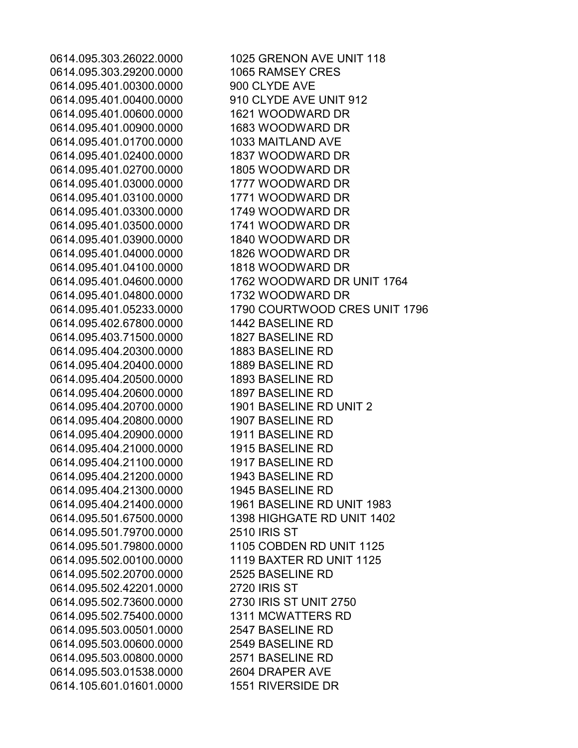| | |
|---|---|
| 0614.095.303.26022.0000 | 1025 GRENON AVE UNIT 118 |
| 0614.095.303.29200.0000 | 1065 RAMSEY CRES |
| 0614.095.401.00300.0000 | 900 CLYDE AVE |
| 0614.095.401.00400.0000 | 910 CLYDE AVE UNIT 912 |
| 0614.095.401.00600.0000 | 1621 WOODWARD DR |
| 0614.095.401.00900.0000 | 1683 WOODWARD DR |
| 0614.095.401.01700.0000 | 1033 MAITLAND AVE |
| 0614.095.401.02400.0000 | 1837 WOODWARD DR |
| 0614.095.401.02700.0000 | 1805 WOODWARD DR |
| 0614.095.401.03000.0000 | 1777 WOODWARD DR |
| 0614.095.401.03100.0000 | 1771 WOODWARD DR |
| 0614.095.401.03300.0000 | 1749 WOODWARD DR |
| 0614.095.401.03500.0000 | 1741 WOODWARD DR |
| 0614.095.401.03900.0000 | 1840 WOODWARD DR |
| 0614.095.401.04000.0000 | 1826 WOODWARD DR |
| 0614.095.401.04100.0000 | 1818 WOODWARD DR |
| 0614.095.401.04600.0000 | 1762 WOODWARD DR UNIT 1764 |
| 0614.095.401.04800.0000 | 1732 WOODWARD DR |
| 0614.095.401.05233.0000 | 1790 COURTWOOD CRES UNIT 1796 |
| 0614.095.402.67800.0000 | 1442 BASELINE RD |
| 0614.095.403.71500.0000 | 1827 BASELINE RD |
| 0614.095.404.20300.0000 | 1883 BASELINE RD |
| 0614.095.404.20400.0000 | 1889 BASELINE RD |
| 0614.095.404.20500.0000 | 1893 BASELINE RD |
| 0614.095.404.20600.0000 | 1897 BASELINE RD |
| 0614.095.404.20700.0000 | 1901 BASELINE RD UNIT 2 |
| 0614.095.404.20800.0000 | 1907 BASELINE RD |
| 0614.095.404.20900.0000 | 1911 BASELINE RD |
| 0614.095.404.21000.0000 | 1915 BASELINE RD |
| 0614.095.404.21100.0000 | 1917 BASELINE RD |
| 0614.095.404.21200.0000 | 1943 BASELINE RD |
| 0614.095.404.21300.0000 | 1945 BASELINE RD |
| 0614.095.404.21400.0000 | 1961 BASELINE RD UNIT 1983 |
| 0614.095.501.67500.0000 | 1398 HIGHGATE RD UNIT 1402 |
| 0614.095.501.79700.0000 | 2510 IRIS ST |
| 0614.095.501.79800.0000 | 1105 COBDEN RD UNIT 1125 |
| 0614.095.502.00100.0000 | 1119 BAXTER RD UNIT 1125 |
| 0614.095.502.20700.0000 | 2525 BASELINE RD |
| 0614.095.502.42201.0000 | 2720 IRIS ST |
| 0614.095.502.73600.0000 | 2730 IRIS ST UNIT 2750 |
| 0614.095.502.75400.0000 | 1311 MCWATTERS RD |
| 0614.095.503.00501.0000 | 2547 BASELINE RD |
| 0614.095.503.00600.0000 | 2549 BASELINE RD |
| 0614.095.503.00800.0000 | 2571 BASELINE RD |
| 0614.095.503.01538.0000 | 2604 DRAPER AVE |
| 0614.105.601.01601.0000 | 1551 RIVERSIDE DR |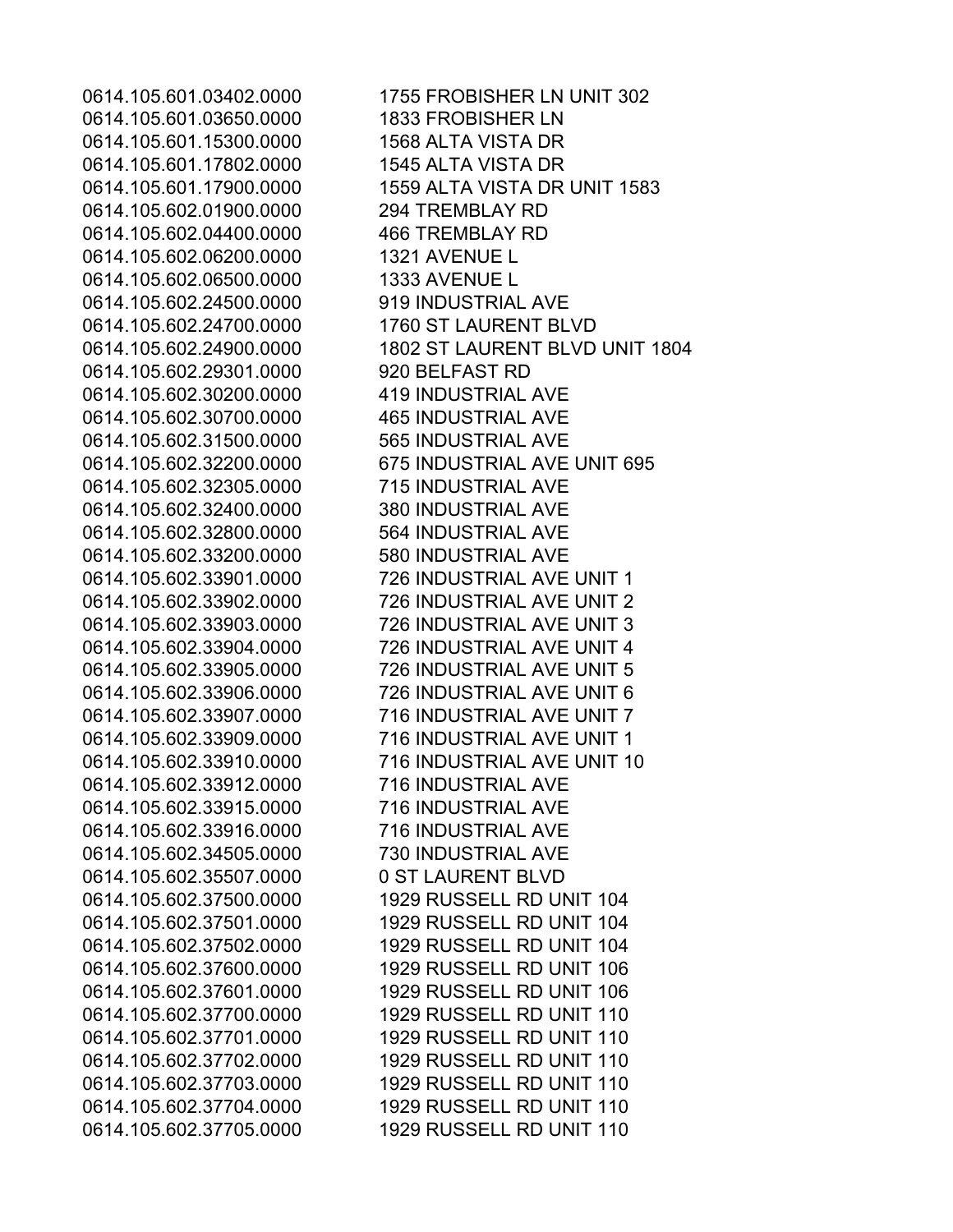| | |
|---|---|
| 0614.105.601.03402.0000 | 1755 FROBISHER LN UNIT 302 |
| 0614.105.601.03650.0000 | 1833 FROBISHER LN |
| 0614.105.601.15300.0000 | 1568 ALTA VISTA DR |
| 0614.105.601.17802.0000 | 1545 ALTA VISTA DR |
| 0614.105.601.17900.0000 | 1559 ALTA VISTA DR UNIT 1583 |
| 0614.105.602.01900.0000 | 294 TREMBLAY RD |
| 0614.105.602.04400.0000 | 466 TREMBLAY RD |
| 0614.105.602.06200.0000 | 1321 AVENUE L |
| 0614.105.602.06500.0000 | 1333 AVENUE L |
| 0614.105.602.24500.0000 | 919 INDUSTRIAL AVE |
| 0614.105.602.24700.0000 | 1760 ST LAURENT BLVD |
| 0614.105.602.24900.0000 | 1802 ST LAURENT BLVD UNIT 1804 |
| 0614.105.602.29301.0000 | 920 BELFAST RD |
| 0614.105.602.30200.0000 | 419 INDUSTRIAL AVE |
| 0614.105.602.30700.0000 | 465 INDUSTRIAL AVE |
| 0614.105.602.31500.0000 | 565 INDUSTRIAL AVE |
| 0614.105.602.32200.0000 | 675 INDUSTRIAL AVE UNIT 695 |
| 0614.105.602.32305.0000 | 715 INDUSTRIAL AVE |
| 0614.105.602.32400.0000 | 380 INDUSTRIAL AVE |
| 0614.105.602.32800.0000 | 564 INDUSTRIAL AVE |
| 0614.105.602.33200.0000 | 580 INDUSTRIAL AVE |
| 0614.105.602.33901.0000 | 726 INDUSTRIAL AVE UNIT 1 |
| 0614.105.602.33902.0000 | 726 INDUSTRIAL AVE UNIT 2 |
| 0614.105.602.33903.0000 | 726 INDUSTRIAL AVE UNIT 3 |
| 0614.105.602.33904.0000 | 726 INDUSTRIAL AVE UNIT 4 |
| 0614.105.602.33905.0000 | 726 INDUSTRIAL AVE UNIT 5 |
| 0614.105.602.33906.0000 | 726 INDUSTRIAL AVE UNIT 6 |
| 0614.105.602.33907.0000 | 716 INDUSTRIAL AVE UNIT 7 |
| 0614.105.602.33909.0000 | 716 INDUSTRIAL AVE UNIT 1 |
| 0614.105.602.33910.0000 | 716 INDUSTRIAL AVE UNIT 10 |
| 0614.105.602.33912.0000 | 716 INDUSTRIAL AVE |
| 0614.105.602.33915.0000 | 716 INDUSTRIAL AVE |
| 0614.105.602.33916.0000 | 716 INDUSTRIAL AVE |
| 0614.105.602.34505.0000 | 730 INDUSTRIAL AVE |
| 0614.105.602.35507.0000 | 0 ST LAURENT BLVD |
| 0614.105.602.37500.0000 | 1929 RUSSELL RD UNIT 104 |
| 0614.105.602.37501.0000 | 1929 RUSSELL RD UNIT 104 |
| 0614.105.602.37502.0000 | 1929 RUSSELL RD UNIT 104 |
| 0614.105.602.37600.0000 | 1929 RUSSELL RD UNIT 106 |
| 0614.105.602.37601.0000 | 1929 RUSSELL RD UNIT 106 |
| 0614.105.602.37700.0000 | 1929 RUSSELL RD UNIT 110 |
| 0614.105.602.37701.0000 | 1929 RUSSELL RD UNIT 110 |
| 0614.105.602.37702.0000 | 1929 RUSSELL RD UNIT 110 |
| 0614.105.602.37703.0000 | 1929 RUSSELL RD UNIT 110 |
| 0614.105.602.37704.0000 | 1929 RUSSELL RD UNIT 110 |
| 0614.105.602.37705.0000 | 1929 RUSSELL RD UNIT 110 |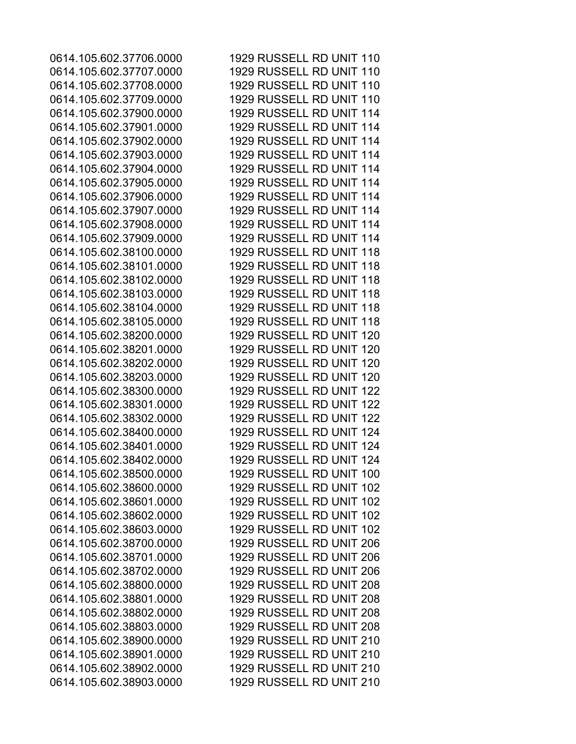| | |
|---|---|
| 0614.105.602.37706.0000 | 1929 RUSSELL RD UNIT 110 |
| 0614.105.602.37707.0000 | 1929 RUSSELL RD UNIT 110 |
| 0614.105.602.37708.0000 | 1929 RUSSELL RD UNIT 110 |
| 0614.105.602.37709.0000 | 1929 RUSSELL RD UNIT 110 |
| 0614.105.602.37900.0000 | 1929 RUSSELL RD UNIT 114 |
| 0614.105.602.37901.0000 | 1929 RUSSELL RD UNIT 114 |
| 0614.105.602.37902.0000 | 1929 RUSSELL RD UNIT 114 |
| 0614.105.602.37903.0000 | 1929 RUSSELL RD UNIT 114 |
| 0614.105.602.37904.0000 | 1929 RUSSELL RD UNIT 114 |
| 0614.105.602.37905.0000 | 1929 RUSSELL RD UNIT 114 |
| 0614.105.602.37906.0000 | 1929 RUSSELL RD UNIT 114 |
| 0614.105.602.37907.0000 | 1929 RUSSELL RD UNIT 114 |
| 0614.105.602.37908.0000 | 1929 RUSSELL RD UNIT 114 |
| 0614.105.602.37909.0000 | 1929 RUSSELL RD UNIT 114 |
| 0614.105.602.38100.0000 | 1929 RUSSELL RD UNIT 118 |
| 0614.105.602.38101.0000 | 1929 RUSSELL RD UNIT 118 |
| 0614.105.602.38102.0000 | 1929 RUSSELL RD UNIT 118 |
| 0614.105.602.38103.0000 | 1929 RUSSELL RD UNIT 118 |
| 0614.105.602.38104.0000 | 1929 RUSSELL RD UNIT 118 |
| 0614.105.602.38105.0000 | 1929 RUSSELL RD UNIT 118 |
| 0614.105.602.38200.0000 | 1929 RUSSELL RD UNIT 120 |
| 0614.105.602.38201.0000 | 1929 RUSSELL RD UNIT 120 |
| 0614.105.602.38202.0000 | 1929 RUSSELL RD UNIT 120 |
| 0614.105.602.38203.0000 | 1929 RUSSELL RD UNIT 120 |
| 0614.105.602.38300.0000 | 1929 RUSSELL RD UNIT 122 |
| 0614.105.602.38301.0000 | 1929 RUSSELL RD UNIT 122 |
| 0614.105.602.38302.0000 | 1929 RUSSELL RD UNIT 122 |
| 0614.105.602.38400.0000 | 1929 RUSSELL RD UNIT 124 |
| 0614.105.602.38401.0000 | 1929 RUSSELL RD UNIT 124 |
| 0614.105.602.38402.0000 | 1929 RUSSELL RD UNIT 124 |
| 0614.105.602.38500.0000 | 1929 RUSSELL RD UNIT 100 |
| 0614.105.602.38600.0000 | 1929 RUSSELL RD UNIT 102 |
| 0614.105.602.38601.0000 | 1929 RUSSELL RD UNIT 102 |
| 0614.105.602.38602.0000 | 1929 RUSSELL RD UNIT 102 |
| 0614.105.602.38603.0000 | 1929 RUSSELL RD UNIT 102 |
| 0614.105.602.38700.0000 | 1929 RUSSELL RD UNIT 206 |
| 0614.105.602.38701.0000 | 1929 RUSSELL RD UNIT 206 |
| 0614.105.602.38702.0000 | 1929 RUSSELL RD UNIT 206 |
| 0614.105.602.38800.0000 | 1929 RUSSELL RD UNIT 208 |
| 0614.105.602.38801.0000 | 1929 RUSSELL RD UNIT 208 |
| 0614.105.602.38802.0000 | 1929 RUSSELL RD UNIT 208 |
| 0614.105.602.38803.0000 | 1929 RUSSELL RD UNIT 208 |
| 0614.105.602.38900.0000 | 1929 RUSSELL RD UNIT 210 |
| 0614.105.602.38901.0000 | 1929 RUSSELL RD UNIT 210 |
| 0614.105.602.38902.0000 | 1929 RUSSELL RD UNIT 210 |
| 0614.105.602.38903.0000 | 1929 RUSSELL RD UNIT 210 |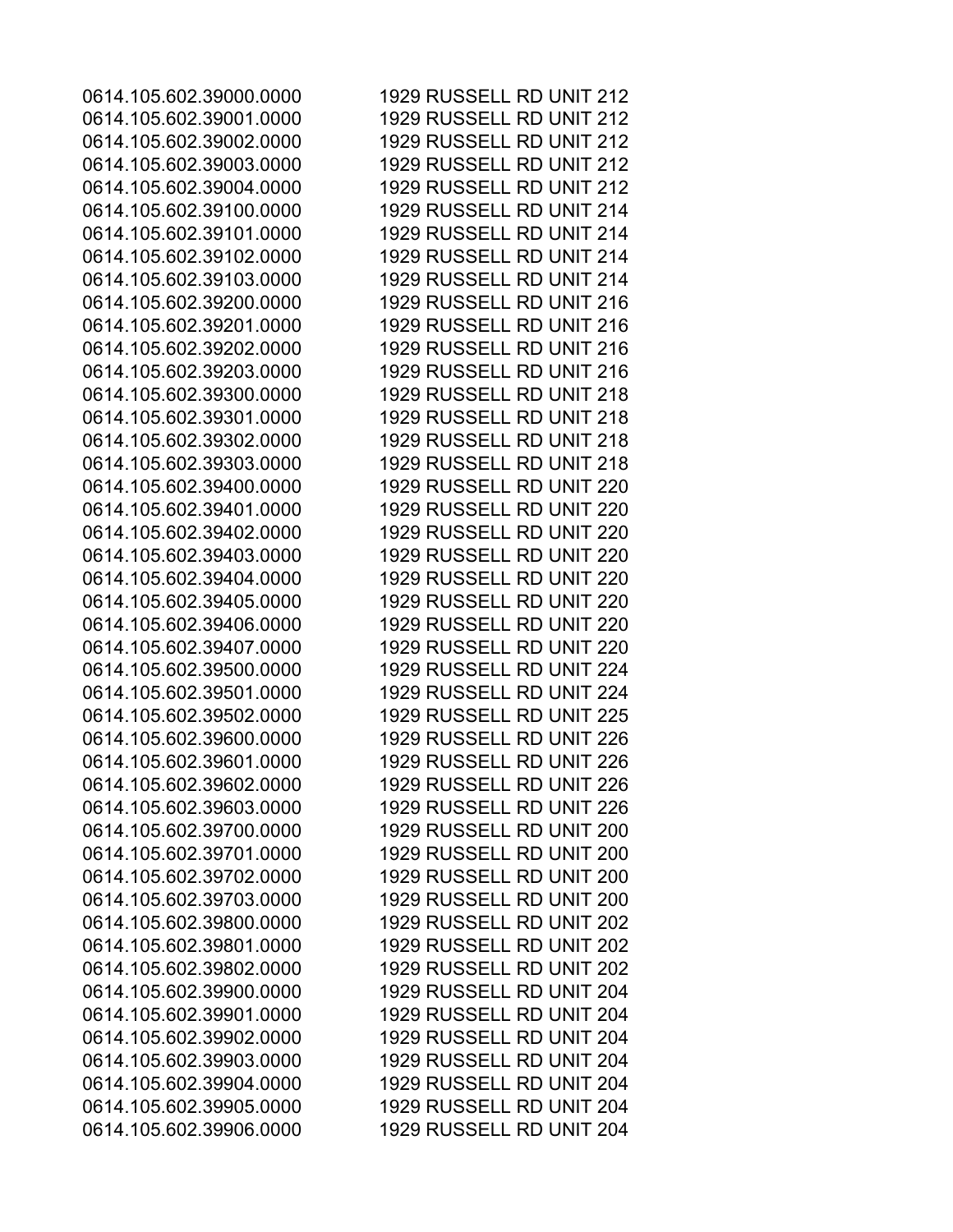| | |
|---|---|
| 0614.105.602.39000.0000 | 1929 RUSSELL RD UNIT 212 |
| 0614.105.602.39001.0000 | 1929 RUSSELL RD UNIT 212 |
| 0614.105.602.39002.0000 | 1929 RUSSELL RD UNIT 212 |
| 0614.105.602.39003.0000 | 1929 RUSSELL RD UNIT 212 |
| 0614.105.602.39004.0000 | 1929 RUSSELL RD UNIT 212 |
| 0614.105.602.39100.0000 | 1929 RUSSELL RD UNIT 214 |
| 0614.105.602.39101.0000 | 1929 RUSSELL RD UNIT 214 |
| 0614.105.602.39102.0000 | 1929 RUSSELL RD UNIT 214 |
| 0614.105.602.39103.0000 | 1929 RUSSELL RD UNIT 214 |
| 0614.105.602.39200.0000 | 1929 RUSSELL RD UNIT 216 |
| 0614.105.602.39201.0000 | 1929 RUSSELL RD UNIT 216 |
| 0614.105.602.39202.0000 | 1929 RUSSELL RD UNIT 216 |
| 0614.105.602.39203.0000 | 1929 RUSSELL RD UNIT 216 |
| 0614.105.602.39300.0000 | 1929 RUSSELL RD UNIT 218 |
| 0614.105.602.39301.0000 | 1929 RUSSELL RD UNIT 218 |
| 0614.105.602.39302.0000 | 1929 RUSSELL RD UNIT 218 |
| 0614.105.602.39303.0000 | 1929 RUSSELL RD UNIT 218 |
| 0614.105.602.39400.0000 | 1929 RUSSELL RD UNIT 220 |
| 0614.105.602.39401.0000 | 1929 RUSSELL RD UNIT 220 |
| 0614.105.602.39402.0000 | 1929 RUSSELL RD UNIT 220 |
| 0614.105.602.39403.0000 | 1929 RUSSELL RD UNIT 220 |
| 0614.105.602.39404.0000 | 1929 RUSSELL RD UNIT 220 |
| 0614.105.602.39405.0000 | 1929 RUSSELL RD UNIT 220 |
| 0614.105.602.39406.0000 | 1929 RUSSELL RD UNIT 220 |
| 0614.105.602.39407.0000 | 1929 RUSSELL RD UNIT 220 |
| 0614.105.602.39500.0000 | 1929 RUSSELL RD UNIT 224 |
| 0614.105.602.39501.0000 | 1929 RUSSELL RD UNIT 224 |
| 0614.105.602.39502.0000 | 1929 RUSSELL RD UNIT 225 |
| 0614.105.602.39600.0000 | 1929 RUSSELL RD UNIT 226 |
| 0614.105.602.39601.0000 | 1929 RUSSELL RD UNIT 226 |
| 0614.105.602.39602.0000 | 1929 RUSSELL RD UNIT 226 |
| 0614.105.602.39603.0000 | 1929 RUSSELL RD UNIT 226 |
| 0614.105.602.39700.0000 | 1929 RUSSELL RD UNIT 200 |
| 0614.105.602.39701.0000 | 1929 RUSSELL RD UNIT 200 |
| 0614.105.602.39702.0000 | 1929 RUSSELL RD UNIT 200 |
| 0614.105.602.39703.0000 | 1929 RUSSELL RD UNIT 200 |
| 0614.105.602.39800.0000 | 1929 RUSSELL RD UNIT 202 |
| 0614.105.602.39801.0000 | 1929 RUSSELL RD UNIT 202 |
| 0614.105.602.39802.0000 | 1929 RUSSELL RD UNIT 202 |
| 0614.105.602.39900.0000 | 1929 RUSSELL RD UNIT 204 |
| 0614.105.602.39901.0000 | 1929 RUSSELL RD UNIT 204 |
| 0614.105.602.39902.0000 | 1929 RUSSELL RD UNIT 204 |
| 0614.105.602.39903.0000 | 1929 RUSSELL RD UNIT 204 |
| 0614.105.602.39904.0000 | 1929 RUSSELL RD UNIT 204 |
| 0614.105.602.39905.0000 | 1929 RUSSELL RD UNIT 204 |
| 0614.105.602.39906.0000 | 1929 RUSSELL RD UNIT 204 |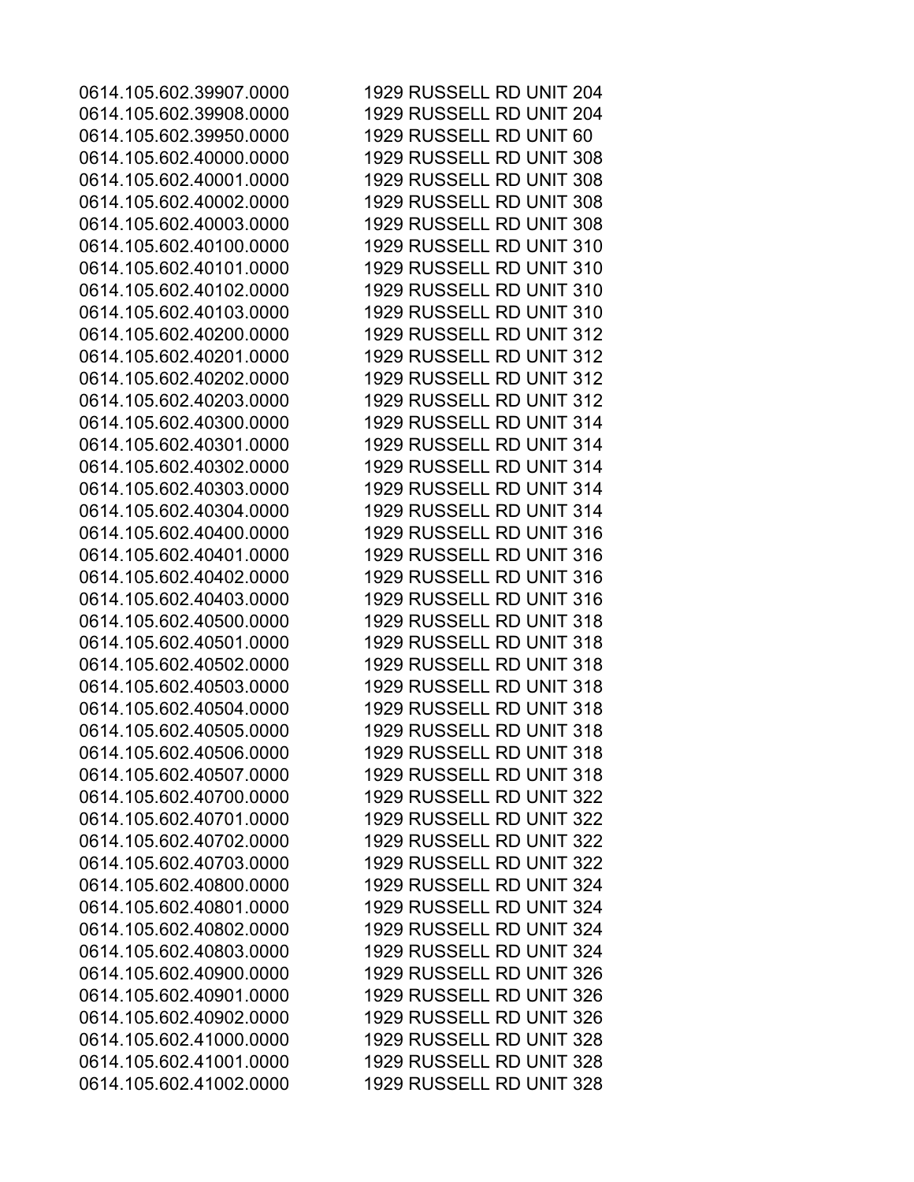| | |
|---|---|
| 0614.105.602.39907.0000 | 1929 RUSSELL RD UNIT 204 |
| 0614.105.602.39908.0000 | 1929 RUSSELL RD UNIT 204 |
| 0614.105.602.39950.0000 | 1929 RUSSELL RD UNIT 60 |
| 0614.105.602.40000.0000 | 1929 RUSSELL RD UNIT 308 |
| 0614.105.602.40001.0000 | 1929 RUSSELL RD UNIT 308 |
| 0614.105.602.40002.0000 | 1929 RUSSELL RD UNIT 308 |
| 0614.105.602.40003.0000 | 1929 RUSSELL RD UNIT 308 |
| 0614.105.602.40100.0000 | 1929 RUSSELL RD UNIT 310 |
| 0614.105.602.40101.0000 | 1929 RUSSELL RD UNIT 310 |
| 0614.105.602.40102.0000 | 1929 RUSSELL RD UNIT 310 |
| 0614.105.602.40103.0000 | 1929 RUSSELL RD UNIT 310 |
| 0614.105.602.40200.0000 | 1929 RUSSELL RD UNIT 312 |
| 0614.105.602.40201.0000 | 1929 RUSSELL RD UNIT 312 |
| 0614.105.602.40202.0000 | 1929 RUSSELL RD UNIT 312 |
| 0614.105.602.40203.0000 | 1929 RUSSELL RD UNIT 312 |
| 0614.105.602.40300.0000 | 1929 RUSSELL RD UNIT 314 |
| 0614.105.602.40301.0000 | 1929 RUSSELL RD UNIT 314 |
| 0614.105.602.40302.0000 | 1929 RUSSELL RD UNIT 314 |
| 0614.105.602.40303.0000 | 1929 RUSSELL RD UNIT 314 |
| 0614.105.602.40304.0000 | 1929 RUSSELL RD UNIT 314 |
| 0614.105.602.40400.0000 | 1929 RUSSELL RD UNIT 316 |
| 0614.105.602.40401.0000 | 1929 RUSSELL RD UNIT 316 |
| 0614.105.602.40402.0000 | 1929 RUSSELL RD UNIT 316 |
| 0614.105.602.40403.0000 | 1929 RUSSELL RD UNIT 316 |
| 0614.105.602.40500.0000 | 1929 RUSSELL RD UNIT 318 |
| 0614.105.602.40501.0000 | 1929 RUSSELL RD UNIT 318 |
| 0614.105.602.40502.0000 | 1929 RUSSELL RD UNIT 318 |
| 0614.105.602.40503.0000 | 1929 RUSSELL RD UNIT 318 |
| 0614.105.602.40504.0000 | 1929 RUSSELL RD UNIT 318 |
| 0614.105.602.40505.0000 | 1929 RUSSELL RD UNIT 318 |
| 0614.105.602.40506.0000 | 1929 RUSSELL RD UNIT 318 |
| 0614.105.602.40507.0000 | 1929 RUSSELL RD UNIT 318 |
| 0614.105.602.40700.0000 | 1929 RUSSELL RD UNIT 322 |
| 0614.105.602.40701.0000 | 1929 RUSSELL RD UNIT 322 |
| 0614.105.602.40702.0000 | 1929 RUSSELL RD UNIT 322 |
| 0614.105.602.40703.0000 | 1929 RUSSELL RD UNIT 322 |
| 0614.105.602.40800.0000 | 1929 RUSSELL RD UNIT 324 |
| 0614.105.602.40801.0000 | 1929 RUSSELL RD UNIT 324 |
| 0614.105.602.40802.0000 | 1929 RUSSELL RD UNIT 324 |
| 0614.105.602.40803.0000 | 1929 RUSSELL RD UNIT 324 |
| 0614.105.602.40900.0000 | 1929 RUSSELL RD UNIT 326 |
| 0614.105.602.40901.0000 | 1929 RUSSELL RD UNIT 326 |
| 0614.105.602.40902.0000 | 1929 RUSSELL RD UNIT 326 |
| 0614.105.602.41000.0000 | 1929 RUSSELL RD UNIT 328 |
| 0614.105.602.41001.0000 | 1929 RUSSELL RD UNIT 328 |
| 0614.105.602.41002.0000 | 1929 RUSSELL RD UNIT 328 |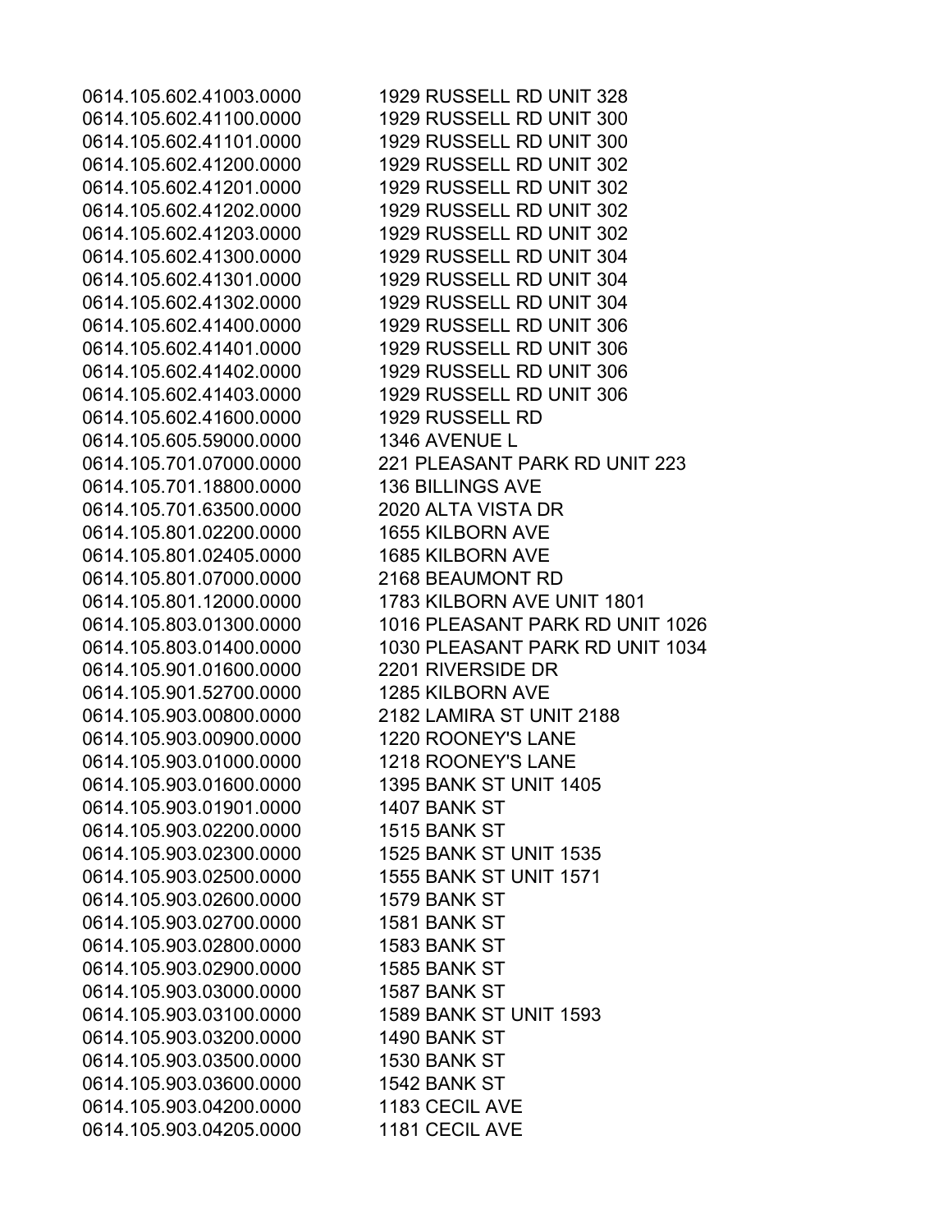| | |
|---|---|
| 0614.105.602.41003.0000 | 1929 RUSSELL RD UNIT 328 |
| 0614.105.602.41100.0000 | 1929 RUSSELL RD UNIT 300 |
| 0614.105.602.41101.0000 | 1929 RUSSELL RD UNIT 300 |
| 0614.105.602.41200.0000 | 1929 RUSSELL RD UNIT 302 |
| 0614.105.602.41201.0000 | 1929 RUSSELL RD UNIT 302 |
| 0614.105.602.41202.0000 | 1929 RUSSELL RD UNIT 302 |
| 0614.105.602.41203.0000 | 1929 RUSSELL RD UNIT 302 |
| 0614.105.602.41300.0000 | 1929 RUSSELL RD UNIT 304 |
| 0614.105.602.41301.0000 | 1929 RUSSELL RD UNIT 304 |
| 0614.105.602.41302.0000 | 1929 RUSSELL RD UNIT 304 |
| 0614.105.602.41400.0000 | 1929 RUSSELL RD UNIT 306 |
| 0614.105.602.41401.0000 | 1929 RUSSELL RD UNIT 306 |
| 0614.105.602.41402.0000 | 1929 RUSSELL RD UNIT 306 |
| 0614.105.602.41403.0000 | 1929 RUSSELL RD UNIT 306 |
| 0614.105.602.41600.0000 | 1929 RUSSELL RD |
| 0614.105.605.59000.0000 | 1346 AVENUE L |
| 0614.105.701.07000.0000 | 221 PLEASANT PARK RD UNIT 223 |
| 0614.105.701.18800.0000 | 136 BILLINGS AVE |
| 0614.105.701.63500.0000 | 2020 ALTA VISTA DR |
| 0614.105.801.02200.0000 | 1655 KILBORN AVE |
| 0614.105.801.02405.0000 | 1685 KILBORN AVE |
| 0614.105.801.07000.0000 | 2168 BEAUMONT RD |
| 0614.105.801.12000.0000 | 1783 KILBORN AVE UNIT 1801 |
| 0614.105.803.01300.0000 | 1016 PLEASANT PARK RD UNIT 1026 |
| 0614.105.803.01400.0000 | 1030 PLEASANT PARK RD UNIT 1034 |
| 0614.105.901.01600.0000 | 2201 RIVERSIDE DR |
| 0614.105.901.52700.0000 | 1285 KILBORN AVE |
| 0614.105.903.00800.0000 | 2182 LAMIRA ST UNIT 2188 |
| 0614.105.903.00900.0000 | 1220 ROONEY'S LANE |
| 0614.105.903.01000.0000 | 1218 ROONEY'S LANE |
| 0614.105.903.01600.0000 | 1395 BANK ST UNIT 1405 |
| 0614.105.903.01901.0000 | 1407 BANK ST |
| 0614.105.903.02200.0000 | 1515 BANK ST |
| 0614.105.903.02300.0000 | 1525 BANK ST UNIT 1535 |
| 0614.105.903.02500.0000 | 1555 BANK ST UNIT 1571 |
| 0614.105.903.02600.0000 | 1579 BANK ST |
| 0614.105.903.02700.0000 | 1581 BANK ST |
| 0614.105.903.02800.0000 | 1583 BANK ST |
| 0614.105.903.02900.0000 | 1585 BANK ST |
| 0614.105.903.03000.0000 | 1587 BANK ST |
| 0614.105.903.03100.0000 | 1589 BANK ST UNIT 1593 |
| 0614.105.903.03200.0000 | 1490 BANK ST |
| 0614.105.903.03500.0000 | 1530 BANK ST |
| 0614.105.903.03600.0000 | 1542 BANK ST |
| 0614.105.903.04200.0000 | 1183 CECIL AVE |
| 0614.105.903.04205.0000 | 1181 CECIL AVE |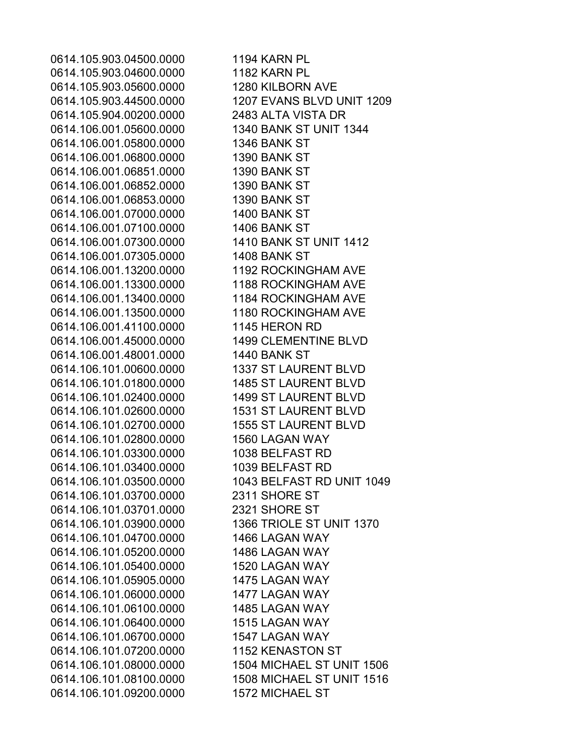| | |
|---|---|
| 0614.105.903.04500.0000 | 1194 KARN PL |
| 0614.105.903.04600.0000 | 1182 KARN PL |
| 0614.105.903.05600.0000 | 1280 KILBORN AVE |
| 0614.105.903.44500.0000 | 1207 EVANS BLVD UNIT 1209 |
| 0614.105.904.00200.0000 | 2483 ALTA VISTA DR |
| 0614.106.001.05600.0000 | 1340 BANK ST UNIT 1344 |
| 0614.106.001.05800.0000 | 1346 BANK ST |
| 0614.106.001.06800.0000 | 1390 BANK ST |
| 0614.106.001.06851.0000 | 1390 BANK ST |
| 0614.106.001.06852.0000 | 1390 BANK ST |
| 0614.106.001.06853.0000 | 1390 BANK ST |
| 0614.106.001.07000.0000 | 1400 BANK ST |
| 0614.106.001.07100.0000 | 1406 BANK ST |
| 0614.106.001.07300.0000 | 1410 BANK ST UNIT 1412 |
| 0614.106.001.07305.0000 | 1408 BANK ST |
| 0614.106.001.13200.0000 | 1192 ROCKINGHAM AVE |
| 0614.106.001.13300.0000 | 1188 ROCKINGHAM AVE |
| 0614.106.001.13400.0000 | 1184 ROCKINGHAM AVE |
| 0614.106.001.13500.0000 | 1180 ROCKINGHAM AVE |
| 0614.106.001.41100.0000 | 1145 HERON RD |
| 0614.106.001.45000.0000 | 1499 CLEMENTINE BLVD |
| 0614.106.001.48001.0000 | 1440 BANK ST |
| 0614.106.101.00600.0000 | 1337 ST LAURENT BLVD |
| 0614.106.101.01800.0000 | 1485 ST LAURENT BLVD |
| 0614.106.101.02400.0000 | 1499 ST LAURENT BLVD |
| 0614.106.101.02600.0000 | 1531 ST LAURENT BLVD |
| 0614.106.101.02700.0000 | 1555 ST LAURENT BLVD |
| 0614.106.101.02800.0000 | 1560 LAGAN WAY |
| 0614.106.101.03300.0000 | 1038 BELFAST RD |
| 0614.106.101.03400.0000 | 1039 BELFAST RD |
| 0614.106.101.03500.0000 | 1043 BELFAST RD UNIT 1049 |
| 0614.106.101.03700.0000 | 2311 SHORE ST |
| 0614.106.101.03701.0000 | 2321 SHORE ST |
| 0614.106.101.03900.0000 | 1366 TRIOLE ST UNIT 1370 |
| 0614.106.101.04700.0000 | 1466 LAGAN WAY |
| 0614.106.101.05200.0000 | 1486 LAGAN WAY |
| 0614.106.101.05400.0000 | 1520 LAGAN WAY |
| 0614.106.101.05905.0000 | 1475 LAGAN WAY |
| 0614.106.101.06000.0000 | 1477 LAGAN WAY |
| 0614.106.101.06100.0000 | 1485 LAGAN WAY |
| 0614.106.101.06400.0000 | 1515 LAGAN WAY |
| 0614.106.101.06700.0000 | 1547 LAGAN WAY |
| 0614.106.101.07200.0000 | 1152 KENASTON ST |
| 0614.106.101.08000.0000 | 1504 MICHAEL ST UNIT 1506 |
| 0614.106.101.08100.0000 | 1508 MICHAEL ST UNIT 1516 |
| 0614.106.101.09200.0000 | 1572 MICHAEL ST |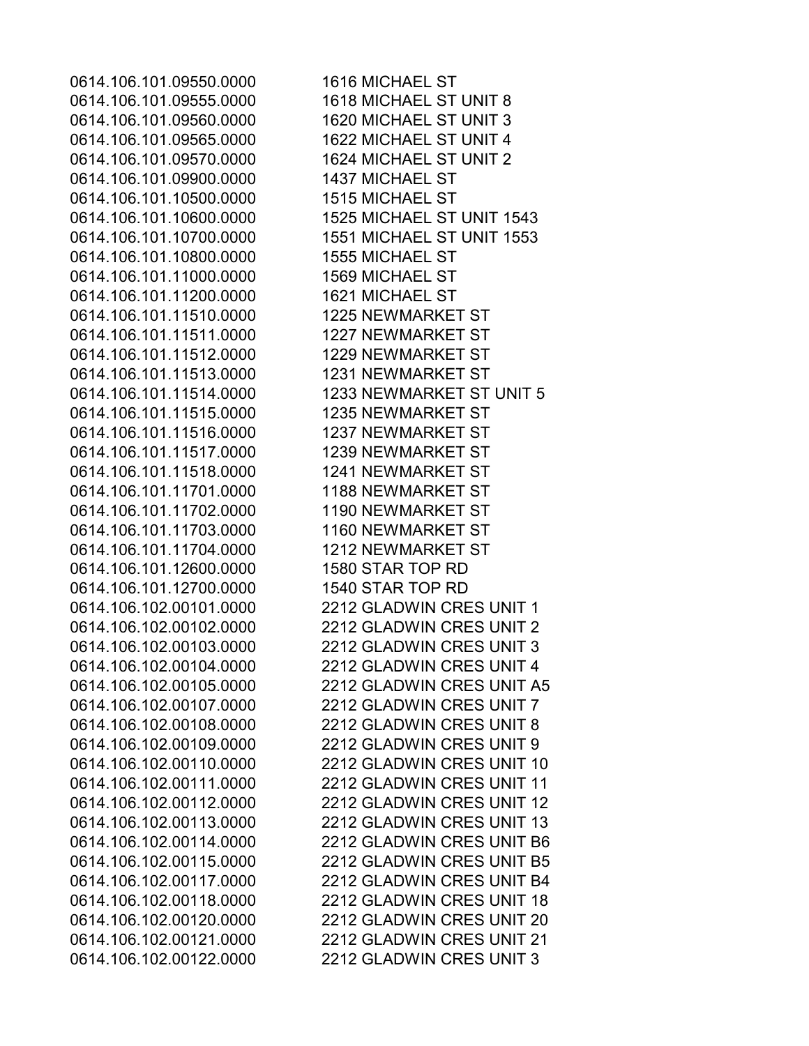| | |
|---|---|
| 0614.106.101.09550.0000 | 1616 MICHAEL ST |
| 0614.106.101.09555.0000 | 1618 MICHAEL ST UNIT 8 |
| 0614.106.101.09560.0000 | 1620 MICHAEL ST UNIT 3 |
| 0614.106.101.09565.0000 | 1622 MICHAEL ST UNIT 4 |
| 0614.106.101.09570.0000 | 1624 MICHAEL ST UNIT 2 |
| 0614.106.101.09900.0000 | 1437 MICHAEL ST |
| 0614.106.101.10500.0000 | 1515 MICHAEL ST |
| 0614.106.101.10600.0000 | 1525 MICHAEL ST UNIT 1543 |
| 0614.106.101.10700.0000 | 1551 MICHAEL ST UNIT 1553 |
| 0614.106.101.10800.0000 | 1555 MICHAEL ST |
| 0614.106.101.11000.0000 | 1569 MICHAEL ST |
| 0614.106.101.11200.0000 | 1621 MICHAEL ST |
| 0614.106.101.11510.0000 | 1225 NEWMARKET ST |
| 0614.106.101.11511.0000 | 1227 NEWMARKET ST |
| 0614.106.101.11512.0000 | 1229 NEWMARKET ST |
| 0614.106.101.11513.0000 | 1231 NEWMARKET ST |
| 0614.106.101.11514.0000 | 1233 NEWMARKET ST UNIT 5 |
| 0614.106.101.11515.0000 | 1235 NEWMARKET ST |
| 0614.106.101.11516.0000 | 1237 NEWMARKET ST |
| 0614.106.101.11517.0000 | 1239 NEWMARKET ST |
| 0614.106.101.11518.0000 | 1241 NEWMARKET ST |
| 0614.106.101.11701.0000 | 1188 NEWMARKET ST |
| 0614.106.101.11702.0000 | 1190 NEWMARKET ST |
| 0614.106.101.11703.0000 | 1160 NEWMARKET ST |
| 0614.106.101.11704.0000 | 1212 NEWMARKET ST |
| 0614.106.101.12600.0000 | 1580 STAR TOP RD |
| 0614.106.101.12700.0000 | 1540 STAR TOP RD |
| 0614.106.102.00101.0000 | 2212 GLADWIN CRES UNIT 1 |
| 0614.106.102.00102.0000 | 2212 GLADWIN CRES UNIT 2 |
| 0614.106.102.00103.0000 | 2212 GLADWIN CRES UNIT 3 |
| 0614.106.102.00104.0000 | 2212 GLADWIN CRES UNIT 4 |
| 0614.106.102.00105.0000 | 2212 GLADWIN CRES UNIT A5 |
| 0614.106.102.00107.0000 | 2212 GLADWIN CRES UNIT 7 |
| 0614.106.102.00108.0000 | 2212 GLADWIN CRES UNIT 8 |
| 0614.106.102.00109.0000 | 2212 GLADWIN CRES UNIT 9 |
| 0614.106.102.00110.0000 | 2212 GLADWIN CRES UNIT 10 |
| 0614.106.102.00111.0000 | 2212 GLADWIN CRES UNIT 11 |
| 0614.106.102.00112.0000 | 2212 GLADWIN CRES UNIT 12 |
| 0614.106.102.00113.0000 | 2212 GLADWIN CRES UNIT 13 |
| 0614.106.102.00114.0000 | 2212 GLADWIN CRES UNIT B6 |
| 0614.106.102.00115.0000 | 2212 GLADWIN CRES UNIT B5 |
| 0614.106.102.00117.0000 | 2212 GLADWIN CRES UNIT B4 |
| 0614.106.102.00118.0000 | 2212 GLADWIN CRES UNIT 18 |
| 0614.106.102.00120.0000 | 2212 GLADWIN CRES UNIT 20 |
| 0614.106.102.00121.0000 | 2212 GLADWIN CRES UNIT 21 |
| 0614.106.102.00122.0000 | 2212 GLADWIN CRES UNIT 3 |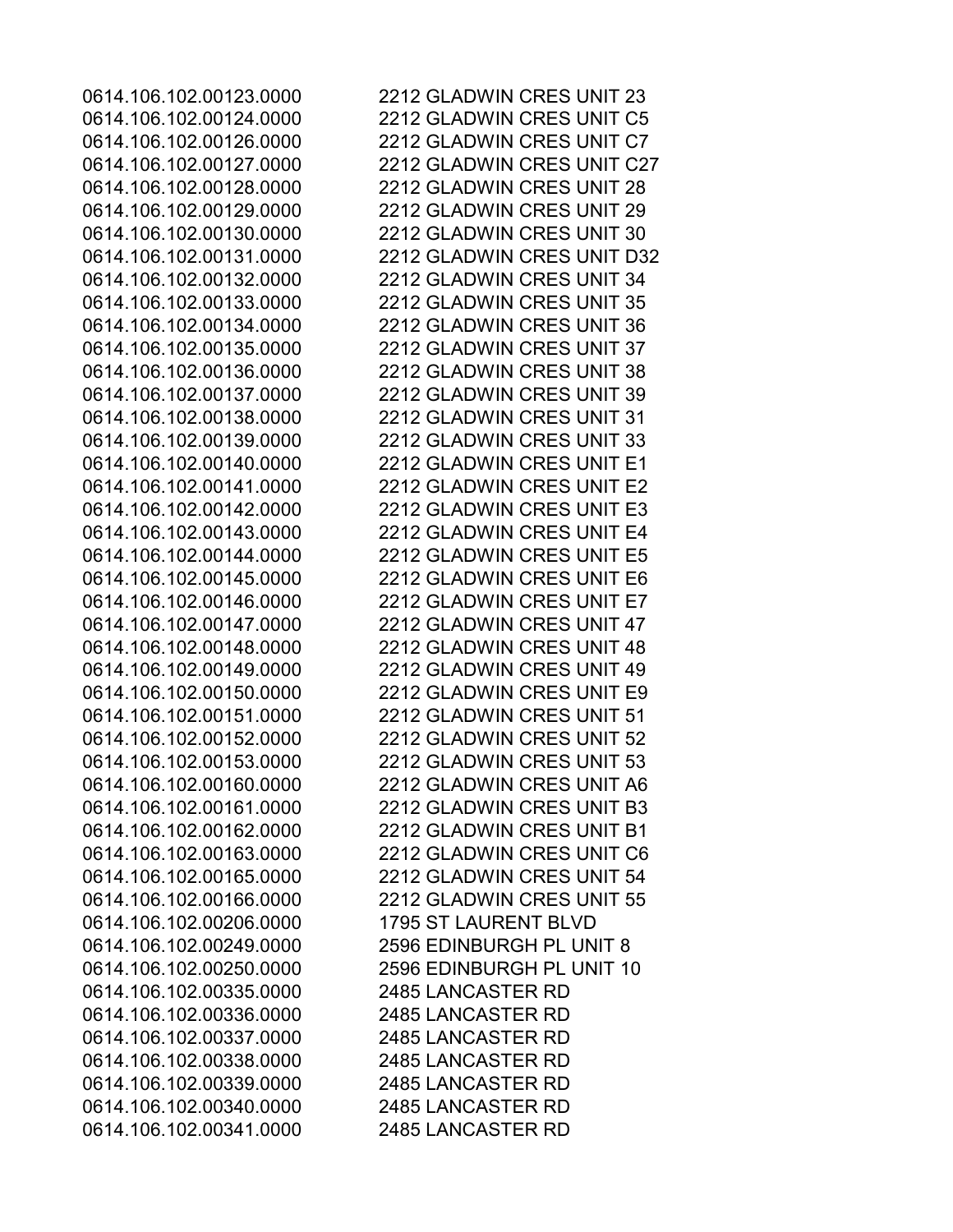| | |
|---|---|
| 0614.106.102.00123.0000 | 2212 GLADWIN CRES UNIT 23 |
| 0614.106.102.00124.0000 | 2212 GLADWIN CRES UNIT C5 |
| 0614.106.102.00126.0000 | 2212 GLADWIN CRES UNIT C7 |
| 0614.106.102.00127.0000 | 2212 GLADWIN CRES UNIT C27 |
| 0614.106.102.00128.0000 | 2212 GLADWIN CRES UNIT 28 |
| 0614.106.102.00129.0000 | 2212 GLADWIN CRES UNIT 29 |
| 0614.106.102.00130.0000 | 2212 GLADWIN CRES UNIT 30 |
| 0614.106.102.00131.0000 | 2212 GLADWIN CRES UNIT D32 |
| 0614.106.102.00132.0000 | 2212 GLADWIN CRES UNIT 34 |
| 0614.106.102.00133.0000 | 2212 GLADWIN CRES UNIT 35 |
| 0614.106.102.00134.0000 | 2212 GLADWIN CRES UNIT 36 |
| 0614.106.102.00135.0000 | 2212 GLADWIN CRES UNIT 37 |
| 0614.106.102.00136.0000 | 2212 GLADWIN CRES UNIT 38 |
| 0614.106.102.00137.0000 | 2212 GLADWIN CRES UNIT 39 |
| 0614.106.102.00138.0000 | 2212 GLADWIN CRES UNIT 31 |
| 0614.106.102.00139.0000 | 2212 GLADWIN CRES UNIT 33 |
| 0614.106.102.00140.0000 | 2212 GLADWIN CRES UNIT E1 |
| 0614.106.102.00141.0000 | 2212 GLADWIN CRES UNIT E2 |
| 0614.106.102.00142.0000 | 2212 GLADWIN CRES UNIT E3 |
| 0614.106.102.00143.0000 | 2212 GLADWIN CRES UNIT E4 |
| 0614.106.102.00144.0000 | 2212 GLADWIN CRES UNIT E5 |
| 0614.106.102.00145.0000 | 2212 GLADWIN CRES UNIT E6 |
| 0614.106.102.00146.0000 | 2212 GLADWIN CRES UNIT E7 |
| 0614.106.102.00147.0000 | 2212 GLADWIN CRES UNIT 47 |
| 0614.106.102.00148.0000 | 2212 GLADWIN CRES UNIT 48 |
| 0614.106.102.00149.0000 | 2212 GLADWIN CRES UNIT 49 |
| 0614.106.102.00150.0000 | 2212 GLADWIN CRES UNIT E9 |
| 0614.106.102.00151.0000 | 2212 GLADWIN CRES UNIT 51 |
| 0614.106.102.00152.0000 | 2212 GLADWIN CRES UNIT 52 |
| 0614.106.102.00153.0000 | 2212 GLADWIN CRES UNIT 53 |
| 0614.106.102.00160.0000 | 2212 GLADWIN CRES UNIT A6 |
| 0614.106.102.00161.0000 | 2212 GLADWIN CRES UNIT B3 |
| 0614.106.102.00162.0000 | 2212 GLADWIN CRES UNIT B1 |
| 0614.106.102.00163.0000 | 2212 GLADWIN CRES UNIT C6 |
| 0614.106.102.00165.0000 | 2212 GLADWIN CRES UNIT 54 |
| 0614.106.102.00166.0000 | 2212 GLADWIN CRES UNIT 55 |
| 0614.106.102.00206.0000 | 1795 ST LAURENT BLVD |
| 0614.106.102.00249.0000 | 2596 EDINBURGH PL UNIT 8 |
| 0614.106.102.00250.0000 | 2596 EDINBURGH PL UNIT 10 |
| 0614.106.102.00335.0000 | 2485 LANCASTER RD |
| 0614.106.102.00336.0000 | 2485 LANCASTER RD |
| 0614.106.102.00337.0000 | 2485 LANCASTER RD |
| 0614.106.102.00338.0000 | 2485 LANCASTER RD |
| 0614.106.102.00339.0000 | 2485 LANCASTER RD |
| 0614.106.102.00340.0000 | 2485 LANCASTER RD |
| 0614.106.102.00341.0000 | 2485 LANCASTER RD |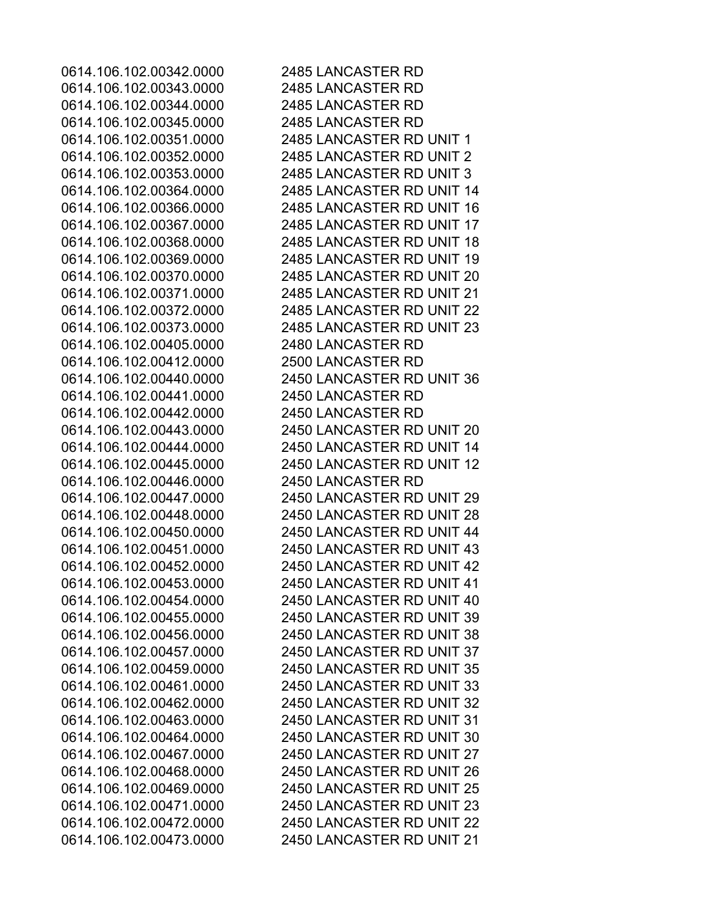| | |
|---|---|
| 0614.106.102.00342.0000 | 2485 LANCASTER RD |
| 0614.106.102.00343.0000 | 2485 LANCASTER RD |
| 0614.106.102.00344.0000 | 2485 LANCASTER RD |
| 0614.106.102.00345.0000 | 2485 LANCASTER RD |
| 0614.106.102.00351.0000 | 2485 LANCASTER RD UNIT 1 |
| 0614.106.102.00352.0000 | 2485 LANCASTER RD UNIT 2 |
| 0614.106.102.00353.0000 | 2485 LANCASTER RD UNIT 3 |
| 0614.106.102.00364.0000 | 2485 LANCASTER RD UNIT 14 |
| 0614.106.102.00366.0000 | 2485 LANCASTER RD UNIT 16 |
| 0614.106.102.00367.0000 | 2485 LANCASTER RD UNIT 17 |
| 0614.106.102.00368.0000 | 2485 LANCASTER RD UNIT 18 |
| 0614.106.102.00369.0000 | 2485 LANCASTER RD UNIT 19 |
| 0614.106.102.00370.0000 | 2485 LANCASTER RD UNIT 20 |
| 0614.106.102.00371.0000 | 2485 LANCASTER RD UNIT 21 |
| 0614.106.102.00372.0000 | 2485 LANCASTER RD UNIT 22 |
| 0614.106.102.00373.0000 | 2485 LANCASTER RD UNIT 23 |
| 0614.106.102.00405.0000 | 2480 LANCASTER RD |
| 0614.106.102.00412.0000 | 2500 LANCASTER RD |
| 0614.106.102.00440.0000 | 2450 LANCASTER RD UNIT 36 |
| 0614.106.102.00441.0000 | 2450 LANCASTER RD |
| 0614.106.102.00442.0000 | 2450 LANCASTER RD |
| 0614.106.102.00443.0000 | 2450 LANCASTER RD UNIT 20 |
| 0614.106.102.00444.0000 | 2450 LANCASTER RD UNIT 14 |
| 0614.106.102.00445.0000 | 2450 LANCASTER RD UNIT 12 |
| 0614.106.102.00446.0000 | 2450 LANCASTER RD |
| 0614.106.102.00447.0000 | 2450 LANCASTER RD UNIT 29 |
| 0614.106.102.00448.0000 | 2450 LANCASTER RD UNIT 28 |
| 0614.106.102.00450.0000 | 2450 LANCASTER RD UNIT 44 |
| 0614.106.102.00451.0000 | 2450 LANCASTER RD UNIT 43 |
| 0614.106.102.00452.0000 | 2450 LANCASTER RD UNIT 42 |
| 0614.106.102.00453.0000 | 2450 LANCASTER RD UNIT 41 |
| 0614.106.102.00454.0000 | 2450 LANCASTER RD UNIT 40 |
| 0614.106.102.00455.0000 | 2450 LANCASTER RD UNIT 39 |
| 0614.106.102.00456.0000 | 2450 LANCASTER RD UNIT 38 |
| 0614.106.102.00457.0000 | 2450 LANCASTER RD UNIT 37 |
| 0614.106.102.00459.0000 | 2450 LANCASTER RD UNIT 35 |
| 0614.106.102.00461.0000 | 2450 LANCASTER RD UNIT 33 |
| 0614.106.102.00462.0000 | 2450 LANCASTER RD UNIT 32 |
| 0614.106.102.00463.0000 | 2450 LANCASTER RD UNIT 31 |
| 0614.106.102.00464.0000 | 2450 LANCASTER RD UNIT 30 |
| 0614.106.102.00467.0000 | 2450 LANCASTER RD UNIT 27 |
| 0614.106.102.00468.0000 | 2450 LANCASTER RD UNIT 26 |
| 0614.106.102.00469.0000 | 2450 LANCASTER RD UNIT 25 |
| 0614.106.102.00471.0000 | 2450 LANCASTER RD UNIT 23 |
| 0614.106.102.00472.0000 | 2450 LANCASTER RD UNIT 22 |
| 0614.106.102.00473.0000 | 2450 LANCASTER RD UNIT 21 |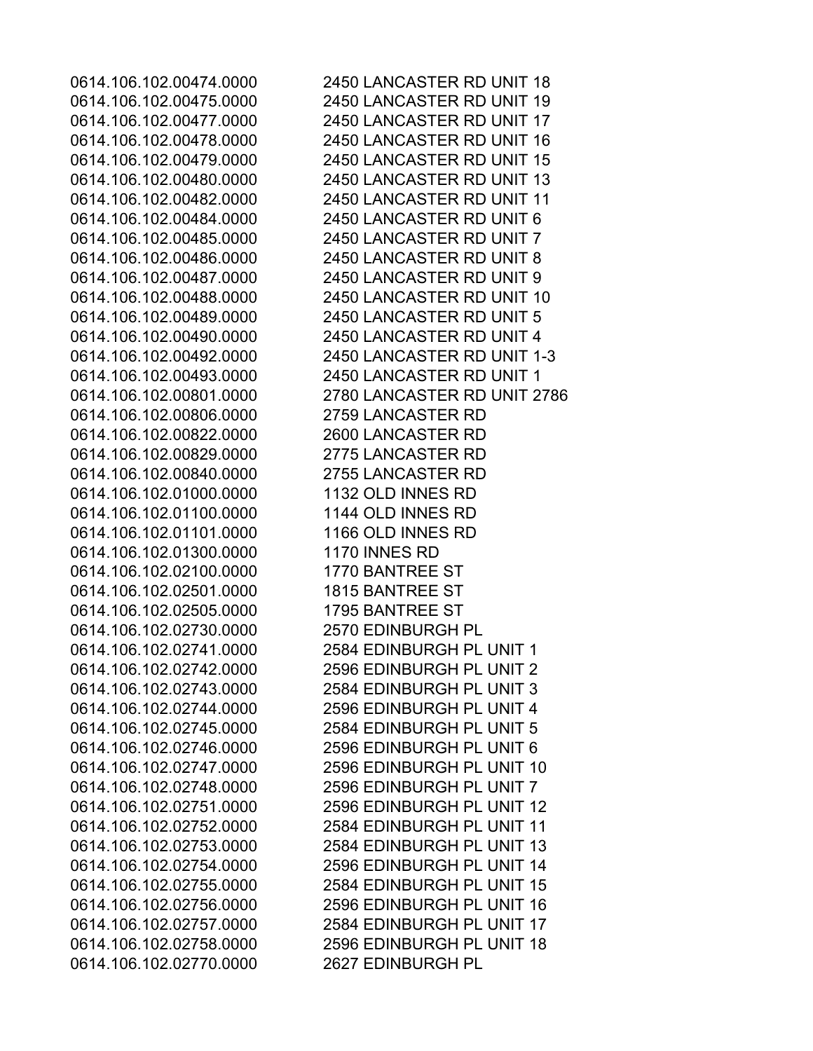| | |
|---|---|
| 0614.106.102.00474.0000 | 2450 LANCASTER RD UNIT 18 |
| 0614.106.102.00475.0000 | 2450 LANCASTER RD UNIT 19 |
| 0614.106.102.00477.0000 | 2450 LANCASTER RD UNIT 17 |
| 0614.106.102.00478.0000 | 2450 LANCASTER RD UNIT 16 |
| 0614.106.102.00479.0000 | 2450 LANCASTER RD UNIT 15 |
| 0614.106.102.00480.0000 | 2450 LANCASTER RD UNIT 13 |
| 0614.106.102.00482.0000 | 2450 LANCASTER RD UNIT 11 |
| 0614.106.102.00484.0000 | 2450 LANCASTER RD UNIT 6 |
| 0614.106.102.00485.0000 | 2450 LANCASTER RD UNIT 7 |
| 0614.106.102.00486.0000 | 2450 LANCASTER RD UNIT 8 |
| 0614.106.102.00487.0000 | 2450 LANCASTER RD UNIT 9 |
| 0614.106.102.00488.0000 | 2450 LANCASTER RD UNIT 10 |
| 0614.106.102.00489.0000 | 2450 LANCASTER RD UNIT 5 |
| 0614.106.102.00490.0000 | 2450 LANCASTER RD UNIT 4 |
| 0614.106.102.00492.0000 | 2450 LANCASTER RD UNIT 1-3 |
| 0614.106.102.00493.0000 | 2450 LANCASTER RD UNIT 1 |
| 0614.106.102.00801.0000 | 2780 LANCASTER RD UNIT 2786 |
| 0614.106.102.00806.0000 | 2759 LANCASTER RD |
| 0614.106.102.00822.0000 | 2600 LANCASTER RD |
| 0614.106.102.00829.0000 | 2775 LANCASTER RD |
| 0614.106.102.00840.0000 | 2755 LANCASTER RD |
| 0614.106.102.01000.0000 | 1132 OLD INNES RD |
| 0614.106.102.01100.0000 | 1144 OLD INNES RD |
| 0614.106.102.01101.0000 | 1166 OLD INNES RD |
| 0614.106.102.01300.0000 | 1170 INNES RD |
| 0614.106.102.02100.0000 | 1770 BANTREE ST |
| 0614.106.102.02501.0000 | 1815 BANTREE ST |
| 0614.106.102.02505.0000 | 1795 BANTREE ST |
| 0614.106.102.02730.0000 | 2570 EDINBURGH PL |
| 0614.106.102.02741.0000 | 2584 EDINBURGH PL UNIT 1 |
| 0614.106.102.02742.0000 | 2596 EDINBURGH PL UNIT 2 |
| 0614.106.102.02743.0000 | 2584 EDINBURGH PL UNIT 3 |
| 0614.106.102.02744.0000 | 2596 EDINBURGH PL UNIT 4 |
| 0614.106.102.02745.0000 | 2584 EDINBURGH PL UNIT 5 |
| 0614.106.102.02746.0000 | 2596 EDINBURGH PL UNIT 6 |
| 0614.106.102.02747.0000 | 2596 EDINBURGH PL UNIT 10 |
| 0614.106.102.02748.0000 | 2596 EDINBURGH PL UNIT 7 |
| 0614.106.102.02751.0000 | 2596 EDINBURGH PL UNIT 12 |
| 0614.106.102.02752.0000 | 2584 EDINBURGH PL UNIT 11 |
| 0614.106.102.02753.0000 | 2584 EDINBURGH PL UNIT 13 |
| 0614.106.102.02754.0000 | 2596 EDINBURGH PL UNIT 14 |
| 0614.106.102.02755.0000 | 2584 EDINBURGH PL UNIT 15 |
| 0614.106.102.02756.0000 | 2596 EDINBURGH PL UNIT 16 |
| 0614.106.102.02757.0000 | 2584 EDINBURGH PL UNIT 17 |
| 0614.106.102.02758.0000 | 2596 EDINBURGH PL UNIT 18 |
| 0614.106.102.02770.0000 | 2627 EDINBURGH PL |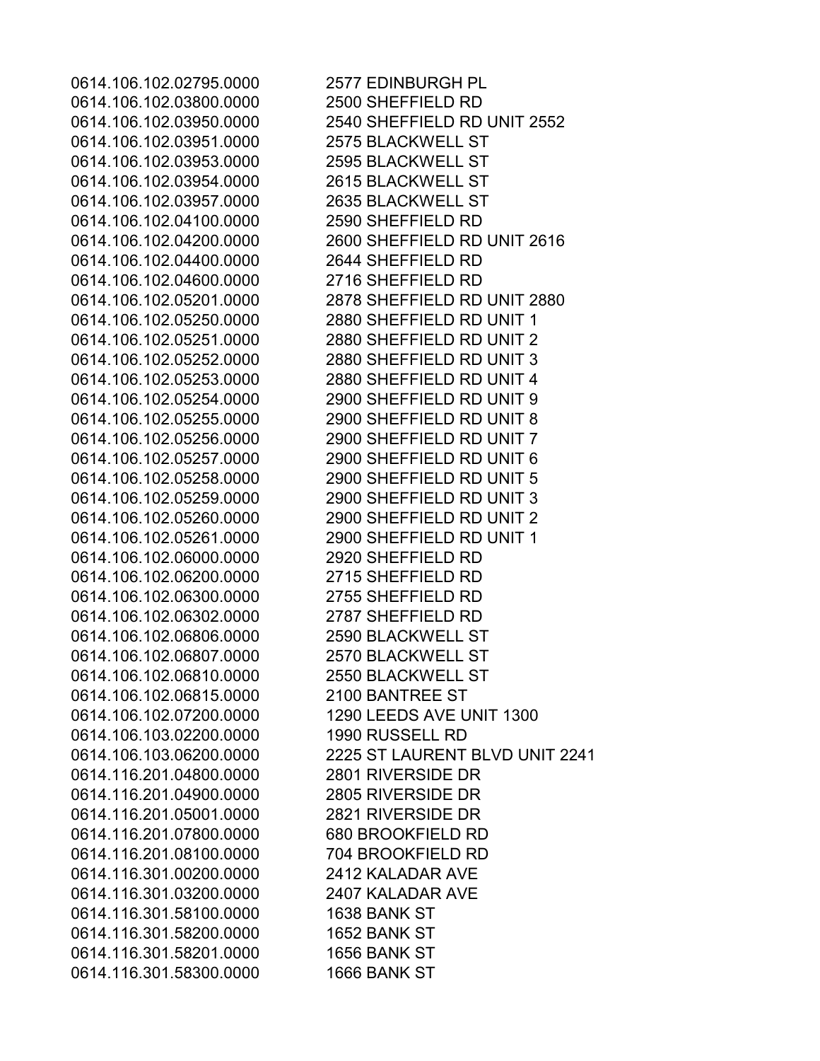| | |
|---|---|
| 0614.106.102.02795.0000 | 2577 EDINBURGH PL |
| 0614.106.102.03800.0000 | 2500 SHEFFIELD RD |
| 0614.106.102.03950.0000 | 2540 SHEFFIELD RD UNIT 2552 |
| 0614.106.102.03951.0000 | 2575 BLACKWELL ST |
| 0614.106.102.03953.0000 | 2595 BLACKWELL ST |
| 0614.106.102.03954.0000 | 2615 BLACKWELL ST |
| 0614.106.102.03957.0000 | 2635 BLACKWELL ST |
| 0614.106.102.04100.0000 | 2590 SHEFFIELD RD |
| 0614.106.102.04200.0000 | 2600 SHEFFIELD RD UNIT 2616 |
| 0614.106.102.04400.0000 | 2644 SHEFFIELD RD |
| 0614.106.102.04600.0000 | 2716 SHEFFIELD RD |
| 0614.106.102.05201.0000 | 2878 SHEFFIELD RD UNIT 2880 |
| 0614.106.102.05250.0000 | 2880 SHEFFIELD RD UNIT 1 |
| 0614.106.102.05251.0000 | 2880 SHEFFIELD RD UNIT 2 |
| 0614.106.102.05252.0000 | 2880 SHEFFIELD RD UNIT 3 |
| 0614.106.102.05253.0000 | 2880 SHEFFIELD RD UNIT 4 |
| 0614.106.102.05254.0000 | 2900 SHEFFIELD RD UNIT 9 |
| 0614.106.102.05255.0000 | 2900 SHEFFIELD RD UNIT 8 |
| 0614.106.102.05256.0000 | 2900 SHEFFIELD RD UNIT 7 |
| 0614.106.102.05257.0000 | 2900 SHEFFIELD RD UNIT 6 |
| 0614.106.102.05258.0000 | 2900 SHEFFIELD RD UNIT 5 |
| 0614.106.102.05259.0000 | 2900 SHEFFIELD RD UNIT 3 |
| 0614.106.102.05260.0000 | 2900 SHEFFIELD RD UNIT 2 |
| 0614.106.102.05261.0000 | 2900 SHEFFIELD RD UNIT 1 |
| 0614.106.102.06000.0000 | 2920 SHEFFIELD RD |
| 0614.106.102.06200.0000 | 2715 SHEFFIELD RD |
| 0614.106.102.06300.0000 | 2755 SHEFFIELD RD |
| 0614.106.102.06302.0000 | 2787 SHEFFIELD RD |
| 0614.106.102.06806.0000 | 2590 BLACKWELL ST |
| 0614.106.102.06807.0000 | 2570 BLACKWELL ST |
| 0614.106.102.06810.0000 | 2550 BLACKWELL ST |
| 0614.106.102.06815.0000 | 2100 BANTREE ST |
| 0614.106.102.07200.0000 | 1290 LEEDS AVE UNIT 1300 |
| 0614.106.103.02200.0000 | 1990 RUSSELL RD |
| 0614.106.103.06200.0000 | 2225 ST LAURENT BLVD UNIT 2241 |
| 0614.116.201.04800.0000 | 2801 RIVERSIDE DR |
| 0614.116.201.04900.0000 | 2805 RIVERSIDE DR |
| 0614.116.201.05001.0000 | 2821 RIVERSIDE DR |
| 0614.116.201.07800.0000 | 680 BROOKFIELD RD |
| 0614.116.201.08100.0000 | 704 BROOKFIELD RD |
| 0614.116.301.00200.0000 | 2412 KALADAR AVE |
| 0614.116.301.03200.0000 | 2407 KALADAR AVE |
| 0614.116.301.58100.0000 | 1638 BANK ST |
| 0614.116.301.58200.0000 | 1652 BANK ST |
| 0614.116.301.58201.0000 | 1656 BANK ST |
| 0614.116.301.58300.0000 | 1666 BANK ST |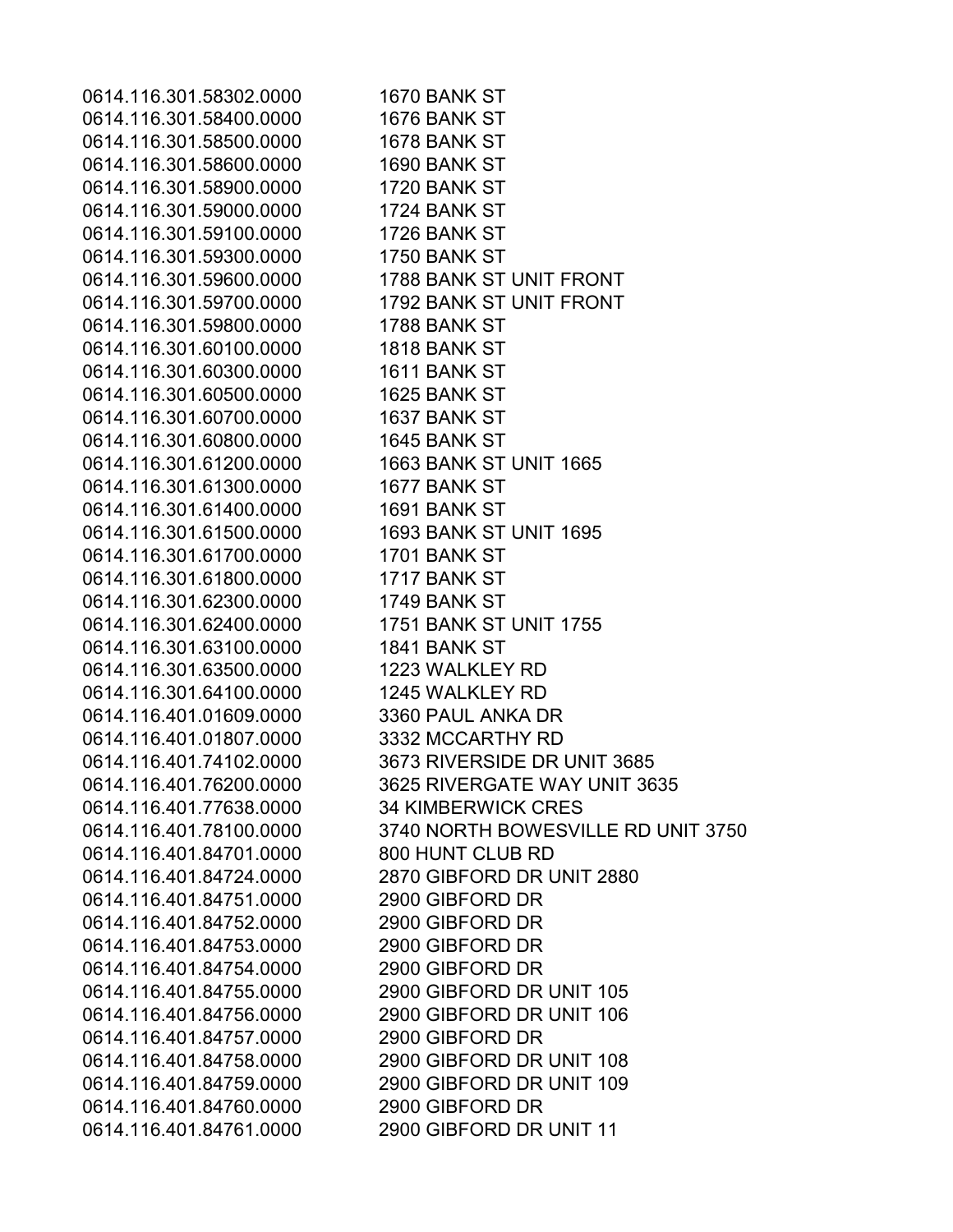| | |
|---|---|
| 0614.116.301.58302.0000 | 1670 BANK ST |
| 0614.116.301.58400.0000 | 1676 BANK ST |
| 0614.116.301.58500.0000 | 1678 BANK ST |
| 0614.116.301.58600.0000 | 1690 BANK ST |
| 0614.116.301.58900.0000 | 1720 BANK ST |
| 0614.116.301.59000.0000 | 1724 BANK ST |
| 0614.116.301.59100.0000 | 1726 BANK ST |
| 0614.116.301.59300.0000 | 1750 BANK ST |
| 0614.116.301.59600.0000 | 1788 BANK ST UNIT FRONT |
| 0614.116.301.59700.0000 | 1792 BANK ST UNIT FRONT |
| 0614.116.301.59800.0000 | 1788 BANK ST |
| 0614.116.301.60100.0000 | 1818 BANK ST |
| 0614.116.301.60300.0000 | 1611 BANK ST |
| 0614.116.301.60500.0000 | 1625 BANK ST |
| 0614.116.301.60700.0000 | 1637 BANK ST |
| 0614.116.301.60800.0000 | 1645 BANK ST |
| 0614.116.301.61200.0000 | 1663 BANK ST UNIT 1665 |
| 0614.116.301.61300.0000 | 1677 BANK ST |
| 0614.116.301.61400.0000 | 1691 BANK ST |
| 0614.116.301.61500.0000 | 1693 BANK ST UNIT 1695 |
| 0614.116.301.61700.0000 | 1701 BANK ST |
| 0614.116.301.61800.0000 | 1717 BANK ST |
| 0614.116.301.62300.0000 | 1749 BANK ST |
| 0614.116.301.62400.0000 | 1751 BANK ST UNIT 1755 |
| 0614.116.301.63100.0000 | 1841 BANK ST |
| 0614.116.301.63500.0000 | 1223 WALKLEY RD |
| 0614.116.301.64100.0000 | 1245 WALKLEY RD |
| 0614.116.401.01609.0000 | 3360 PAUL ANKA DR |
| 0614.116.401.01807.0000 | 3332 MCCARTHY RD |
| 0614.116.401.74102.0000 | 3673 RIVERSIDE DR UNIT 3685 |
| 0614.116.401.76200.0000 | 3625 RIVERGATE WAY UNIT 3635 |
| 0614.116.401.77638.0000 | 34 KIMBERWICK CRES |
| 0614.116.401.78100.0000 | 3740 NORTH BOWESVILLE RD UNIT 3750 |
| 0614.116.401.84701.0000 | 800 HUNT CLUB RD |
| 0614.116.401.84724.0000 | 2870 GIBFORD DR UNIT 2880 |
| 0614.116.401.84751.0000 | 2900 GIBFORD DR |
| 0614.116.401.84752.0000 | 2900 GIBFORD DR |
| 0614.116.401.84753.0000 | 2900 GIBFORD DR |
| 0614.116.401.84754.0000 | 2900 GIBFORD DR |
| 0614.116.401.84755.0000 | 2900 GIBFORD DR UNIT 105 |
| 0614.116.401.84756.0000 | 2900 GIBFORD DR UNIT 106 |
| 0614.116.401.84757.0000 | 2900 GIBFORD DR |
| 0614.116.401.84758.0000 | 2900 GIBFORD DR UNIT 108 |
| 0614.116.401.84759.0000 | 2900 GIBFORD DR UNIT 109 |
| 0614.116.401.84760.0000 | 2900 GIBFORD DR |
| 0614.116.401.84761.0000 | 2900 GIBFORD DR UNIT 11 |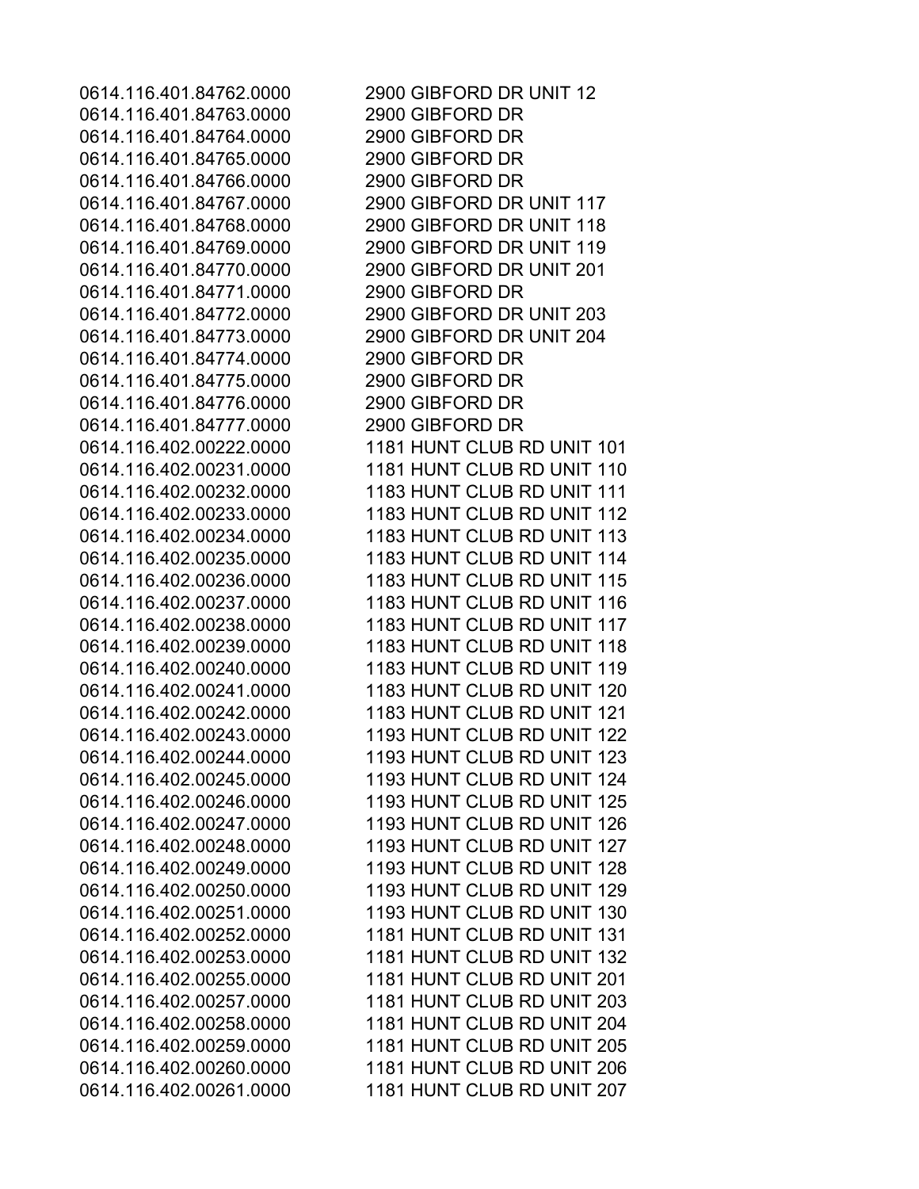| | |
|---|---|
| 0614.116.401.84762.0000 | 2900 GIBFORD DR UNIT 12 |
| 0614.116.401.84763.0000 | 2900 GIBFORD DR |
| 0614.116.401.84764.0000 | 2900 GIBFORD DR |
| 0614.116.401.84765.0000 | 2900 GIBFORD DR |
| 0614.116.401.84766.0000 | 2900 GIBFORD DR |
| 0614.116.401.84767.0000 | 2900 GIBFORD DR UNIT 117 |
| 0614.116.401.84768.0000 | 2900 GIBFORD DR UNIT 118 |
| 0614.116.401.84769.0000 | 2900 GIBFORD DR UNIT 119 |
| 0614.116.401.84770.0000 | 2900 GIBFORD DR UNIT 201 |
| 0614.116.401.84771.0000 | 2900 GIBFORD DR |
| 0614.116.401.84772.0000 | 2900 GIBFORD DR UNIT 203 |
| 0614.116.401.84773.0000 | 2900 GIBFORD DR UNIT 204 |
| 0614.116.401.84774.0000 | 2900 GIBFORD DR |
| 0614.116.401.84775.0000 | 2900 GIBFORD DR |
| 0614.116.401.84776.0000 | 2900 GIBFORD DR |
| 0614.116.401.84777.0000 | 2900 GIBFORD DR |
| 0614.116.402.00222.0000 | 1181 HUNT CLUB RD UNIT 101 |
| 0614.116.402.00231.0000 | 1181 HUNT CLUB RD UNIT 110 |
| 0614.116.402.00232.0000 | 1183 HUNT CLUB RD UNIT 111 |
| 0614.116.402.00233.0000 | 1183 HUNT CLUB RD UNIT 112 |
| 0614.116.402.00234.0000 | 1183 HUNT CLUB RD UNIT 113 |
| 0614.116.402.00235.0000 | 1183 HUNT CLUB RD UNIT 114 |
| 0614.116.402.00236.0000 | 1183 HUNT CLUB RD UNIT 115 |
| 0614.116.402.00237.0000 | 1183 HUNT CLUB RD UNIT 116 |
| 0614.116.402.00238.0000 | 1183 HUNT CLUB RD UNIT 117 |
| 0614.116.402.00239.0000 | 1183 HUNT CLUB RD UNIT 118 |
| 0614.116.402.00240.0000 | 1183 HUNT CLUB RD UNIT 119 |
| 0614.116.402.00241.0000 | 1183 HUNT CLUB RD UNIT 120 |
| 0614.116.402.00242.0000 | 1183 HUNT CLUB RD UNIT 121 |
| 0614.116.402.00243.0000 | 1193 HUNT CLUB RD UNIT 122 |
| 0614.116.402.00244.0000 | 1193 HUNT CLUB RD UNIT 123 |
| 0614.116.402.00245.0000 | 1193 HUNT CLUB RD UNIT 124 |
| 0614.116.402.00246.0000 | 1193 HUNT CLUB RD UNIT 125 |
| 0614.116.402.00247.0000 | 1193 HUNT CLUB RD UNIT 126 |
| 0614.116.402.00248.0000 | 1193 HUNT CLUB RD UNIT 127 |
| 0614.116.402.00249.0000 | 1193 HUNT CLUB RD UNIT 128 |
| 0614.116.402.00250.0000 | 1193 HUNT CLUB RD UNIT 129 |
| 0614.116.402.00251.0000 | 1193 HUNT CLUB RD UNIT 130 |
| 0614.116.402.00252.0000 | 1181 HUNT CLUB RD UNIT 131 |
| 0614.116.402.00253.0000 | 1181 HUNT CLUB RD UNIT 132 |
| 0614.116.402.00255.0000 | 1181 HUNT CLUB RD UNIT 201 |
| 0614.116.402.00257.0000 | 1181 HUNT CLUB RD UNIT 203 |
| 0614.116.402.00258.0000 | 1181 HUNT CLUB RD UNIT 204 |
| 0614.116.402.00259.0000 | 1181 HUNT CLUB RD UNIT 205 |
| 0614.116.402.00260.0000 | 1181 HUNT CLUB RD UNIT 206 |
| 0614.116.402.00261.0000 | 1181 HUNT CLUB RD UNIT 207 |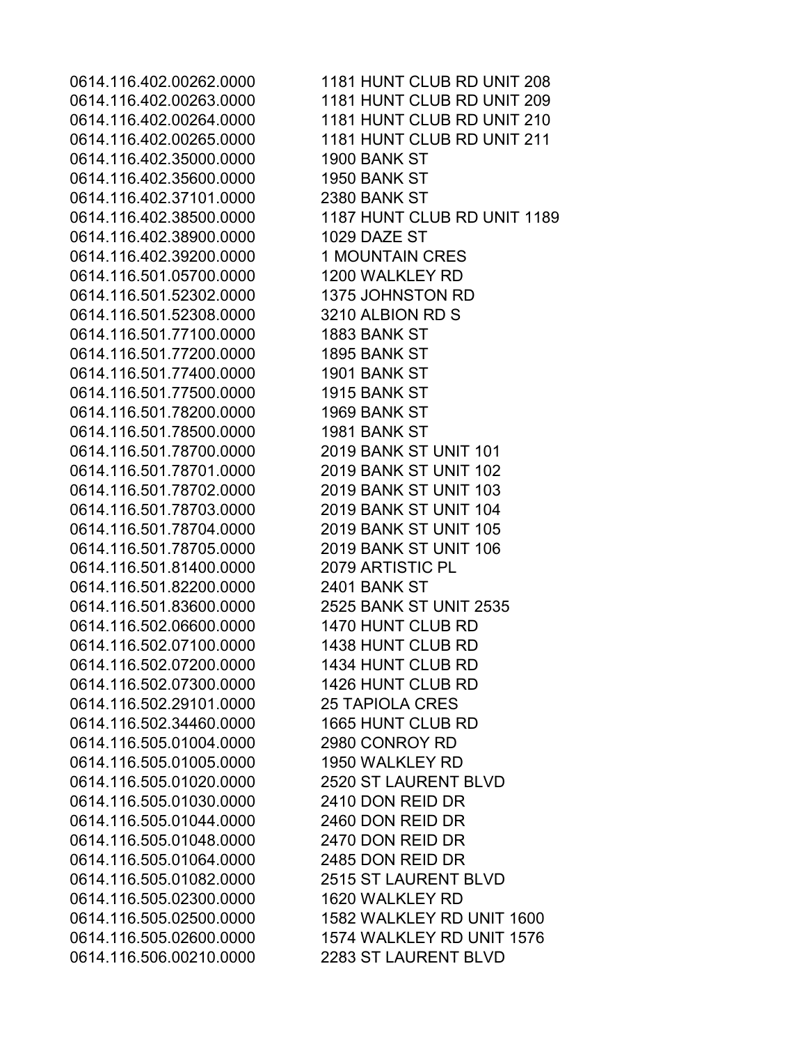| | |
|---|---|
| 0614.116.402.00262.0000 | 1181 HUNT CLUB RD UNIT 208 |
| 0614.116.402.00263.0000 | 1181 HUNT CLUB RD UNIT 209 |
| 0614.116.402.00264.0000 | 1181 HUNT CLUB RD UNIT 210 |
| 0614.116.402.00265.0000 | 1181 HUNT CLUB RD UNIT 211 |
| 0614.116.402.35000.0000 | 1900 BANK ST |
| 0614.116.402.35600.0000 | 1950 BANK ST |
| 0614.116.402.37101.0000 | 2380 BANK ST |
| 0614.116.402.38500.0000 | 1187 HUNT CLUB RD UNIT 1189 |
| 0614.116.402.38900.0000 | 1029 DAZE ST |
| 0614.116.402.39200.0000 | 1 MOUNTAIN CRES |
| 0614.116.501.05700.0000 | 1200 WALKLEY RD |
| 0614.116.501.52302.0000 | 1375 JOHNSTON RD |
| 0614.116.501.52308.0000 | 3210 ALBION RD S |
| 0614.116.501.77100.0000 | 1883 BANK ST |
| 0614.116.501.77200.0000 | 1895 BANK ST |
| 0614.116.501.77400.0000 | 1901 BANK ST |
| 0614.116.501.77500.0000 | 1915 BANK ST |
| 0614.116.501.78200.0000 | 1969 BANK ST |
| 0614.116.501.78500.0000 | 1981 BANK ST |
| 0614.116.501.78700.0000 | 2019 BANK ST UNIT 101 |
| 0614.116.501.78701.0000 | 2019 BANK ST UNIT 102 |
| 0614.116.501.78702.0000 | 2019 BANK ST UNIT 103 |
| 0614.116.501.78703.0000 | 2019 BANK ST UNIT 104 |
| 0614.116.501.78704.0000 | 2019 BANK ST UNIT 105 |
| 0614.116.501.78705.0000 | 2019 BANK ST UNIT 106 |
| 0614.116.501.81400.0000 | 2079 ARTISTIC PL |
| 0614.116.501.82200.0000 | 2401 BANK ST |
| 0614.116.501.83600.0000 | 2525 BANK ST UNIT 2535 |
| 0614.116.502.06600.0000 | 1470 HUNT CLUB RD |
| 0614.116.502.07100.0000 | 1438 HUNT CLUB RD |
| 0614.116.502.07200.0000 | 1434 HUNT CLUB RD |
| 0614.116.502.07300.0000 | 1426 HUNT CLUB RD |
| 0614.116.502.29101.0000 | 25 TAPIOLA CRES |
| 0614.116.502.34460.0000 | 1665 HUNT CLUB RD |
| 0614.116.505.01004.0000 | 2980 CONROY RD |
| 0614.116.505.01005.0000 | 1950 WALKLEY RD |
| 0614.116.505.01020.0000 | 2520 ST LAURENT BLVD |
| 0614.116.505.01030.0000 | 2410 DON REID DR |
| 0614.116.505.01044.0000 | 2460 DON REID DR |
| 0614.116.505.01048.0000 | 2470 DON REID DR |
| 0614.116.505.01064.0000 | 2485 DON REID DR |
| 0614.116.505.01082.0000 | 2515 ST LAURENT BLVD |
| 0614.116.505.02300.0000 | 1620 WALKLEY RD |
| 0614.116.505.02500.0000 | 1582 WALKLEY RD UNIT 1600 |
| 0614.116.505.02600.0000 | 1574 WALKLEY RD UNIT 1576 |
| 0614.116.506.00210.0000 | 2283 ST LAURENT BLVD |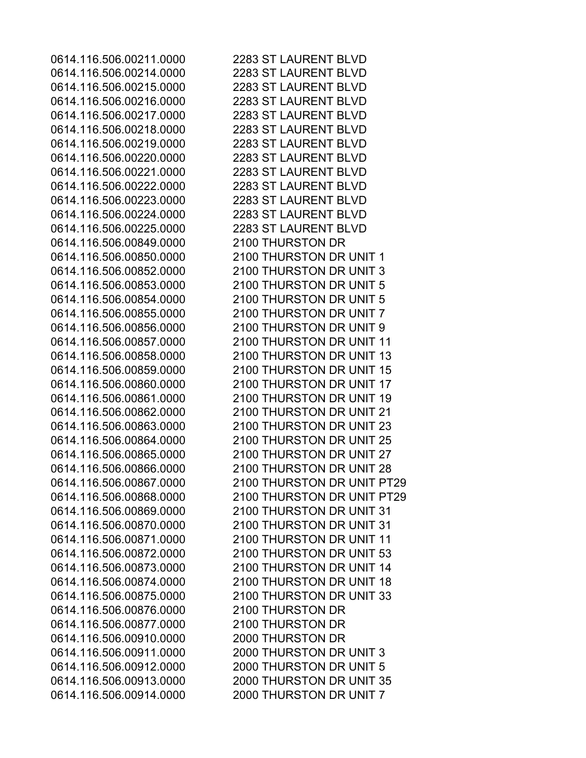| | |
|---|---|
| 0614.116.506.00211.0000 | 2283 ST LAURENT BLVD |
| 0614.116.506.00214.0000 | 2283 ST LAURENT BLVD |
| 0614.116.506.00215.0000 | 2283 ST LAURENT BLVD |
| 0614.116.506.00216.0000 | 2283 ST LAURENT BLVD |
| 0614.116.506.00217.0000 | 2283 ST LAURENT BLVD |
| 0614.116.506.00218.0000 | 2283 ST LAURENT BLVD |
| 0614.116.506.00219.0000 | 2283 ST LAURENT BLVD |
| 0614.116.506.00220.0000 | 2283 ST LAURENT BLVD |
| 0614.116.506.00221.0000 | 2283 ST LAURENT BLVD |
| 0614.116.506.00222.0000 | 2283 ST LAURENT BLVD |
| 0614.116.506.00223.0000 | 2283 ST LAURENT BLVD |
| 0614.116.506.00224.0000 | 2283 ST LAURENT BLVD |
| 0614.116.506.00225.0000 | 2283 ST LAURENT BLVD |
| 0614.116.506.00849.0000 | 2100 THURSTON DR |
| 0614.116.506.00850.0000 | 2100 THURSTON DR UNIT 1 |
| 0614.116.506.00852.0000 | 2100 THURSTON DR UNIT 3 |
| 0614.116.506.00853.0000 | 2100 THURSTON DR UNIT 5 |
| 0614.116.506.00854.0000 | 2100 THURSTON DR UNIT 5 |
| 0614.116.506.00855.0000 | 2100 THURSTON DR UNIT 7 |
| 0614.116.506.00856.0000 | 2100 THURSTON DR UNIT 9 |
| 0614.116.506.00857.0000 | 2100 THURSTON DR UNIT 11 |
| 0614.116.506.00858.0000 | 2100 THURSTON DR UNIT 13 |
| 0614.116.506.00859.0000 | 2100 THURSTON DR UNIT 15 |
| 0614.116.506.00860.0000 | 2100 THURSTON DR UNIT 17 |
| 0614.116.506.00861.0000 | 2100 THURSTON DR UNIT 19 |
| 0614.116.506.00862.0000 | 2100 THURSTON DR UNIT 21 |
| 0614.116.506.00863.0000 | 2100 THURSTON DR UNIT 23 |
| 0614.116.506.00864.0000 | 2100 THURSTON DR UNIT 25 |
| 0614.116.506.00865.0000 | 2100 THURSTON DR UNIT 27 |
| 0614.116.506.00866.0000 | 2100 THURSTON DR UNIT 28 |
| 0614.116.506.00867.0000 | 2100 THURSTON DR UNIT PT29 |
| 0614.116.506.00868.0000 | 2100 THURSTON DR UNIT PT29 |
| 0614.116.506.00869.0000 | 2100 THURSTON DR UNIT 31 |
| 0614.116.506.00870.0000 | 2100 THURSTON DR UNIT 31 |
| 0614.116.506.00871.0000 | 2100 THURSTON DR UNIT 11 |
| 0614.116.506.00872.0000 | 2100 THURSTON DR UNIT 53 |
| 0614.116.506.00873.0000 | 2100 THURSTON DR UNIT 14 |
| 0614.116.506.00874.0000 | 2100 THURSTON DR UNIT 18 |
| 0614.116.506.00875.0000 | 2100 THURSTON DR UNIT 33 |
| 0614.116.506.00876.0000 | 2100 THURSTON DR |
| 0614.116.506.00877.0000 | 2100 THURSTON DR |
| 0614.116.506.00910.0000 | 2000 THURSTON DR |
| 0614.116.506.00911.0000 | 2000 THURSTON DR UNIT 3 |
| 0614.116.506.00912.0000 | 2000 THURSTON DR UNIT 5 |
| 0614.116.506.00913.0000 | 2000 THURSTON DR UNIT 35 |
| 0614.116.506.00914.0000 | 2000 THURSTON DR UNIT 7 |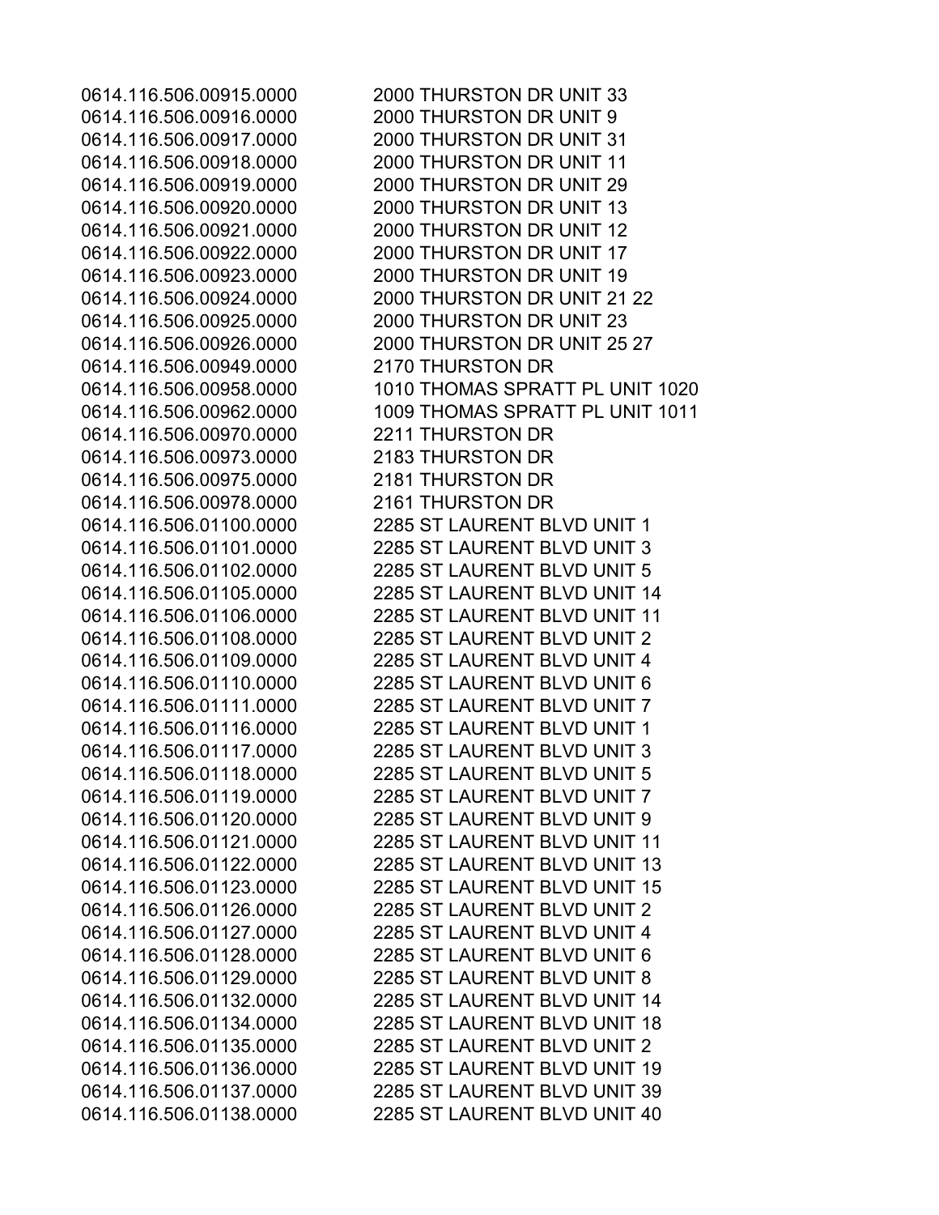| | |
|---|---|
| 0614.116.506.00915.0000 | 2000 THURSTON DR UNIT 33 |
| 0614.116.506.00916.0000 | 2000 THURSTON DR UNIT 9 |
| 0614.116.506.00917.0000 | 2000 THURSTON DR UNIT 31 |
| 0614.116.506.00918.0000 | 2000 THURSTON DR UNIT 11 |
| 0614.116.506.00919.0000 | 2000 THURSTON DR UNIT 29 |
| 0614.116.506.00920.0000 | 2000 THURSTON DR UNIT 13 |
| 0614.116.506.00921.0000 | 2000 THURSTON DR UNIT 12 |
| 0614.116.506.00922.0000 | 2000 THURSTON DR UNIT 17 |
| 0614.116.506.00923.0000 | 2000 THURSTON DR UNIT 19 |
| 0614.116.506.00924.0000 | 2000 THURSTON DR UNIT 21 22 |
| 0614.116.506.00925.0000 | 2000 THURSTON DR UNIT 23 |
| 0614.116.506.00926.0000 | 2000 THURSTON DR UNIT 25 27 |
| 0614.116.506.00949.0000 | 2170 THURSTON DR |
| 0614.116.506.00958.0000 | 1010 THOMAS SPRATT PL UNIT 1020 |
| 0614.116.506.00962.0000 | 1009 THOMAS SPRATT PL UNIT 1011 |
| 0614.116.506.00970.0000 | 2211 THURSTON DR |
| 0614.116.506.00973.0000 | 2183 THURSTON DR |
| 0614.116.506.00975.0000 | 2181 THURSTON DR |
| 0614.116.506.00978.0000 | 2161 THURSTON DR |
| 0614.116.506.01100.0000 | 2285 ST LAURENT BLVD UNIT 1 |
| 0614.116.506.01101.0000 | 2285 ST LAURENT BLVD UNIT 3 |
| 0614.116.506.01102.0000 | 2285 ST LAURENT BLVD UNIT 5 |
| 0614.116.506.01105.0000 | 2285 ST LAURENT BLVD UNIT 14 |
| 0614.116.506.01106.0000 | 2285 ST LAURENT BLVD UNIT 11 |
| 0614.116.506.01108.0000 | 2285 ST LAURENT BLVD UNIT 2 |
| 0614.116.506.01109.0000 | 2285 ST LAURENT BLVD UNIT 4 |
| 0614.116.506.01110.0000 | 2285 ST LAURENT BLVD UNIT 6 |
| 0614.116.506.01111.0000 | 2285 ST LAURENT BLVD UNIT 7 |
| 0614.116.506.01116.0000 | 2285 ST LAURENT BLVD UNIT 1 |
| 0614.116.506.01117.0000 | 2285 ST LAURENT BLVD UNIT 3 |
| 0614.116.506.01118.0000 | 2285 ST LAURENT BLVD UNIT 5 |
| 0614.116.506.01119.0000 | 2285 ST LAURENT BLVD UNIT 7 |
| 0614.116.506.01120.0000 | 2285 ST LAURENT BLVD UNIT 9 |
| 0614.116.506.01121.0000 | 2285 ST LAURENT BLVD UNIT 11 |
| 0614.116.506.01122.0000 | 2285 ST LAURENT BLVD UNIT 13 |
| 0614.116.506.01123.0000 | 2285 ST LAURENT BLVD UNIT 15 |
| 0614.116.506.01126.0000 | 2285 ST LAURENT BLVD UNIT 2 |
| 0614.116.506.01127.0000 | 2285 ST LAURENT BLVD UNIT 4 |
| 0614.116.506.01128.0000 | 2285 ST LAURENT BLVD UNIT 6 |
| 0614.116.506.01129.0000 | 2285 ST LAURENT BLVD UNIT 8 |
| 0614.116.506.01132.0000 | 2285 ST LAURENT BLVD UNIT 14 |
| 0614.116.506.01134.0000 | 2285 ST LAURENT BLVD UNIT 18 |
| 0614.116.506.01135.0000 | 2285 ST LAURENT BLVD UNIT 2 |
| 0614.116.506.01136.0000 | 2285 ST LAURENT BLVD UNIT 19 |
| 0614.116.506.01137.0000 | 2285 ST LAURENT BLVD UNIT 39 |
| 0614.116.506.01138.0000 | 2285 ST LAURENT BLVD UNIT 40 |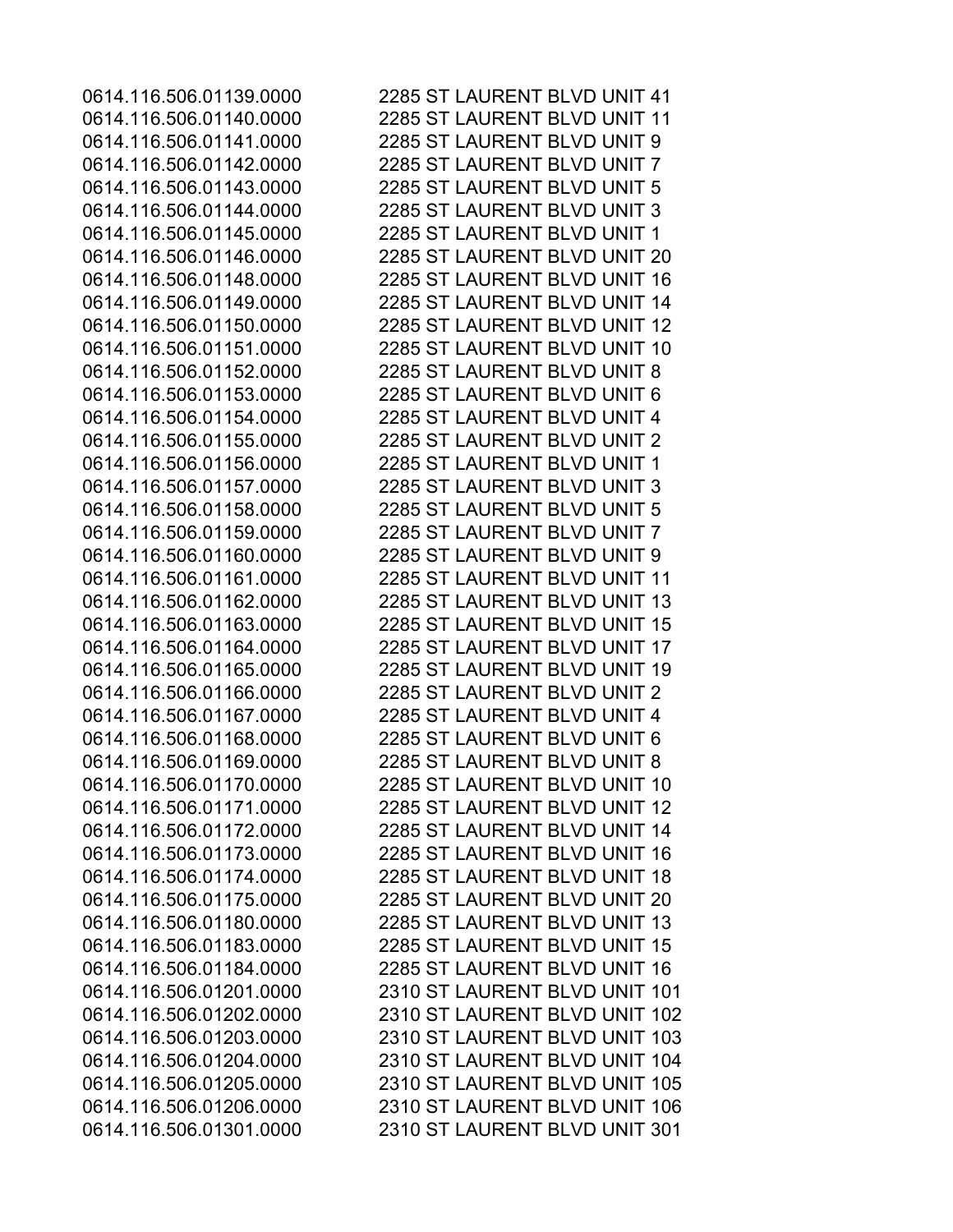| | |
|---|---|
| 0614.116.506.01139.0000 | 2285 ST LAURENT BLVD UNIT 41 |
| 0614.116.506.01140.0000 | 2285 ST LAURENT BLVD UNIT 11 |
| 0614.116.506.01141.0000 | 2285 ST LAURENT BLVD UNIT 9 |
| 0614.116.506.01142.0000 | 2285 ST LAURENT BLVD UNIT 7 |
| 0614.116.506.01143.0000 | 2285 ST LAURENT BLVD UNIT 5 |
| 0614.116.506.01144.0000 | 2285 ST LAURENT BLVD UNIT 3 |
| 0614.116.506.01145.0000 | 2285 ST LAURENT BLVD UNIT 1 |
| 0614.116.506.01146.0000 | 2285 ST LAURENT BLVD UNIT 20 |
| 0614.116.506.01148.0000 | 2285 ST LAURENT BLVD UNIT 16 |
| 0614.116.506.01149.0000 | 2285 ST LAURENT BLVD UNIT 14 |
| 0614.116.506.01150.0000 | 2285 ST LAURENT BLVD UNIT 12 |
| 0614.116.506.01151.0000 | 2285 ST LAURENT BLVD UNIT 10 |
| 0614.116.506.01152.0000 | 2285 ST LAURENT BLVD UNIT 8 |
| 0614.116.506.01153.0000 | 2285 ST LAURENT BLVD UNIT 6 |
| 0614.116.506.01154.0000 | 2285 ST LAURENT BLVD UNIT 4 |
| 0614.116.506.01155.0000 | 2285 ST LAURENT BLVD UNIT 2 |
| 0614.116.506.01156.0000 | 2285 ST LAURENT BLVD UNIT 1 |
| 0614.116.506.01157.0000 | 2285 ST LAURENT BLVD UNIT 3 |
| 0614.116.506.01158.0000 | 2285 ST LAURENT BLVD UNIT 5 |
| 0614.116.506.01159.0000 | 2285 ST LAURENT BLVD UNIT 7 |
| 0614.116.506.01160.0000 | 2285 ST LAURENT BLVD UNIT 9 |
| 0614.116.506.01161.0000 | 2285 ST LAURENT BLVD UNIT 11 |
| 0614.116.506.01162.0000 | 2285 ST LAURENT BLVD UNIT 13 |
| 0614.116.506.01163.0000 | 2285 ST LAURENT BLVD UNIT 15 |
| 0614.116.506.01164.0000 | 2285 ST LAURENT BLVD UNIT 17 |
| 0614.116.506.01165.0000 | 2285 ST LAURENT BLVD UNIT 19 |
| 0614.116.506.01166.0000 | 2285 ST LAURENT BLVD UNIT 2 |
| 0614.116.506.01167.0000 | 2285 ST LAURENT BLVD UNIT 4 |
| 0614.116.506.01168.0000 | 2285 ST LAURENT BLVD UNIT 6 |
| 0614.116.506.01169.0000 | 2285 ST LAURENT BLVD UNIT 8 |
| 0614.116.506.01170.0000 | 2285 ST LAURENT BLVD UNIT 10 |
| 0614.116.506.01171.0000 | 2285 ST LAURENT BLVD UNIT 12 |
| 0614.116.506.01172.0000 | 2285 ST LAURENT BLVD UNIT 14 |
| 0614.116.506.01173.0000 | 2285 ST LAURENT BLVD UNIT 16 |
| 0614.116.506.01174.0000 | 2285 ST LAURENT BLVD UNIT 18 |
| 0614.116.506.01175.0000 | 2285 ST LAURENT BLVD UNIT 20 |
| 0614.116.506.01180.0000 | 2285 ST LAURENT BLVD UNIT 13 |
| 0614.116.506.01183.0000 | 2285 ST LAURENT BLVD UNIT 15 |
| 0614.116.506.01184.0000 | 2285 ST LAURENT BLVD UNIT 16 |
| 0614.116.506.01201.0000 | 2310 ST LAURENT BLVD UNIT 101 |
| 0614.116.506.01202.0000 | 2310 ST LAURENT BLVD UNIT 102 |
| 0614.116.506.01203.0000 | 2310 ST LAURENT BLVD UNIT 103 |
| 0614.116.506.01204.0000 | 2310 ST LAURENT BLVD UNIT 104 |
| 0614.116.506.01205.0000 | 2310 ST LAURENT BLVD UNIT 105 |
| 0614.116.506.01206.0000 | 2310 ST LAURENT BLVD UNIT 106 |
| 0614.116.506.01301.0000 | 2310 ST LAURENT BLVD UNIT 301 |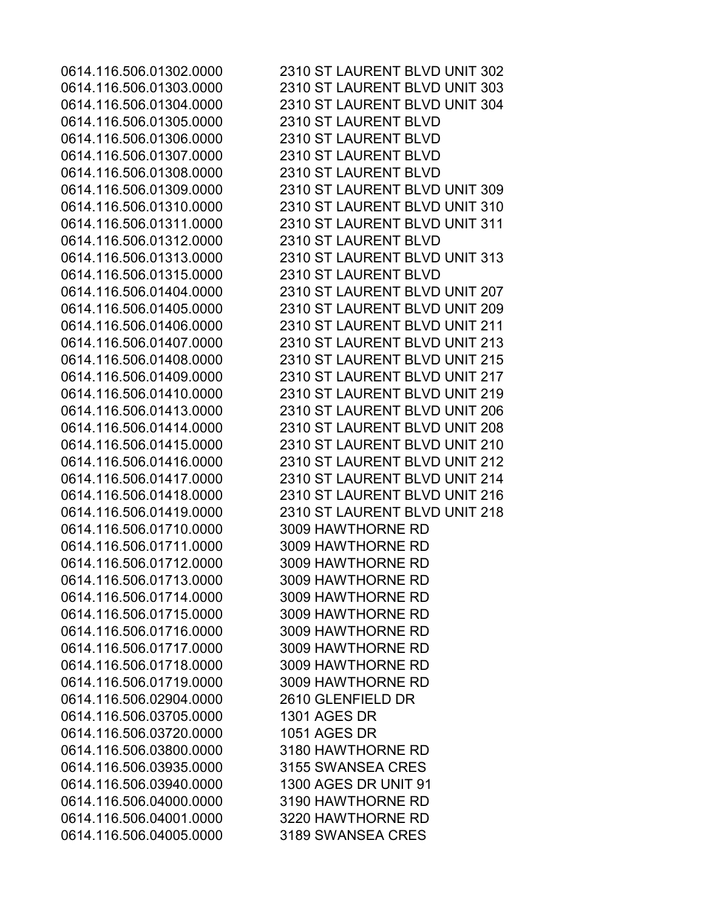| | |
|---|---|
| 0614.116.506.01302.0000 | 2310 ST LAURENT BLVD UNIT 302 |
| 0614.116.506.01303.0000 | 2310 ST LAURENT BLVD UNIT 303 |
| 0614.116.506.01304.0000 | 2310 ST LAURENT BLVD UNIT 304 |
| 0614.116.506.01305.0000 | 2310 ST LAURENT BLVD |
| 0614.116.506.01306.0000 | 2310 ST LAURENT BLVD |
| 0614.116.506.01307.0000 | 2310 ST LAURENT BLVD |
| 0614.116.506.01308.0000 | 2310 ST LAURENT BLVD |
| 0614.116.506.01309.0000 | 2310 ST LAURENT BLVD UNIT 309 |
| 0614.116.506.01310.0000 | 2310 ST LAURENT BLVD UNIT 310 |
| 0614.116.506.01311.0000 | 2310 ST LAURENT BLVD UNIT 311 |
| 0614.116.506.01312.0000 | 2310 ST LAURENT BLVD |
| 0614.116.506.01313.0000 | 2310 ST LAURENT BLVD UNIT 313 |
| 0614.116.506.01315.0000 | 2310 ST LAURENT BLVD |
| 0614.116.506.01404.0000 | 2310 ST LAURENT BLVD UNIT 207 |
| 0614.116.506.01405.0000 | 2310 ST LAURENT BLVD UNIT 209 |
| 0614.116.506.01406.0000 | 2310 ST LAURENT BLVD UNIT 211 |
| 0614.116.506.01407.0000 | 2310 ST LAURENT BLVD UNIT 213 |
| 0614.116.506.01408.0000 | 2310 ST LAURENT BLVD UNIT 215 |
| 0614.116.506.01409.0000 | 2310 ST LAURENT BLVD UNIT 217 |
| 0614.116.506.01410.0000 | 2310 ST LAURENT BLVD UNIT 219 |
| 0614.116.506.01413.0000 | 2310 ST LAURENT BLVD UNIT 206 |
| 0614.116.506.01414.0000 | 2310 ST LAURENT BLVD UNIT 208 |
| 0614.116.506.01415.0000 | 2310 ST LAURENT BLVD UNIT 210 |
| 0614.116.506.01416.0000 | 2310 ST LAURENT BLVD UNIT 212 |
| 0614.116.506.01417.0000 | 2310 ST LAURENT BLVD UNIT 214 |
| 0614.116.506.01418.0000 | 2310 ST LAURENT BLVD UNIT 216 |
| 0614.116.506.01419.0000 | 2310 ST LAURENT BLVD UNIT 218 |
| 0614.116.506.01710.0000 | 3009 HAWTHORNE RD |
| 0614.116.506.01711.0000 | 3009 HAWTHORNE RD |
| 0614.116.506.01712.0000 | 3009 HAWTHORNE RD |
| 0614.116.506.01713.0000 | 3009 HAWTHORNE RD |
| 0614.116.506.01714.0000 | 3009 HAWTHORNE RD |
| 0614.116.506.01715.0000 | 3009 HAWTHORNE RD |
| 0614.116.506.01716.0000 | 3009 HAWTHORNE RD |
| 0614.116.506.01717.0000 | 3009 HAWTHORNE RD |
| 0614.116.506.01718.0000 | 3009 HAWTHORNE RD |
| 0614.116.506.01719.0000 | 3009 HAWTHORNE RD |
| 0614.116.506.02904.0000 | 2610 GLENFIELD DR |
| 0614.116.506.03705.0000 | 1301 AGES DR |
| 0614.116.506.03720.0000 | 1051 AGES DR |
| 0614.116.506.03800.0000 | 3180 HAWTHORNE RD |
| 0614.116.506.03935.0000 | 3155 SWANSEA CRES |
| 0614.116.506.03940.0000 | 1300 AGES DR UNIT 91 |
| 0614.116.506.04000.0000 | 3190 HAWTHORNE RD |
| 0614.116.506.04001.0000 | 3220 HAWTHORNE RD |
| 0614.116.506.04005.0000 | 3189 SWANSEA CRES |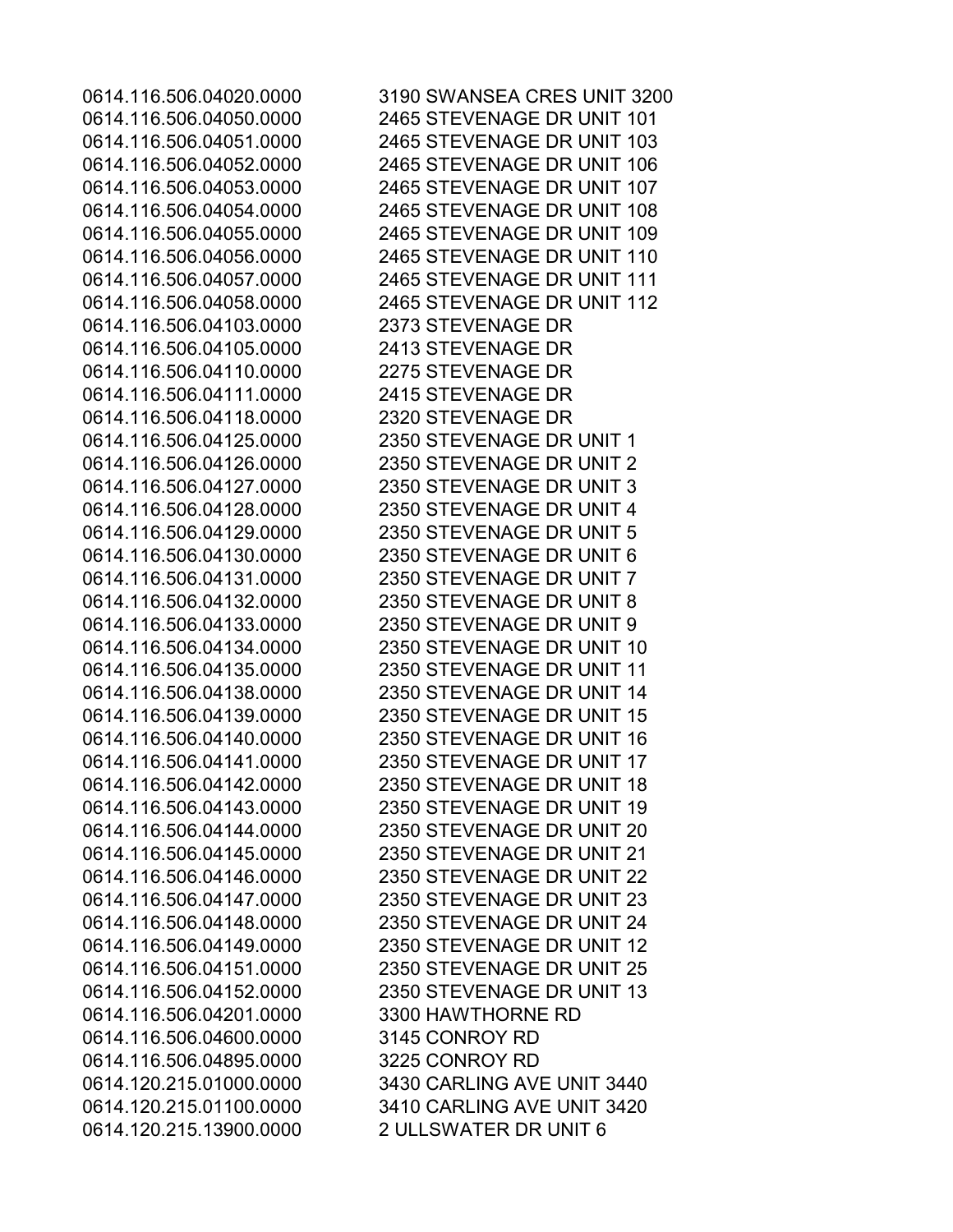| | |
|---|---|
| 0614.116.506.04020.0000 | 3190 SWANSEA CRES UNIT 3200 |
| 0614.116.506.04050.0000 | 2465 STEVENAGE DR UNIT 101 |
| 0614.116.506.04051.0000 | 2465 STEVENAGE DR UNIT 103 |
| 0614.116.506.04052.0000 | 2465 STEVENAGE DR UNIT 106 |
| 0614.116.506.04053.0000 | 2465 STEVENAGE DR UNIT 107 |
| 0614.116.506.04054.0000 | 2465 STEVENAGE DR UNIT 108 |
| 0614.116.506.04055.0000 | 2465 STEVENAGE DR UNIT 109 |
| 0614.116.506.04056.0000 | 2465 STEVENAGE DR UNIT 110 |
| 0614.116.506.04057.0000 | 2465 STEVENAGE DR UNIT 111 |
| 0614.116.506.04058.0000 | 2465 STEVENAGE DR UNIT 112 |
| 0614.116.506.04103.0000 | 2373 STEVENAGE DR |
| 0614.116.506.04105.0000 | 2413 STEVENAGE DR |
| 0614.116.506.04110.0000 | 2275 STEVENAGE DR |
| 0614.116.506.04111.0000 | 2415 STEVENAGE DR |
| 0614.116.506.04118.0000 | 2320 STEVENAGE DR |
| 0614.116.506.04125.0000 | 2350 STEVENAGE DR UNIT 1 |
| 0614.116.506.04126.0000 | 2350 STEVENAGE DR UNIT 2 |
| 0614.116.506.04127.0000 | 2350 STEVENAGE DR UNIT 3 |
| 0614.116.506.04128.0000 | 2350 STEVENAGE DR UNIT 4 |
| 0614.116.506.04129.0000 | 2350 STEVENAGE DR UNIT 5 |
| 0614.116.506.04130.0000 | 2350 STEVENAGE DR UNIT 6 |
| 0614.116.506.04131.0000 | 2350 STEVENAGE DR UNIT 7 |
| 0614.116.506.04132.0000 | 2350 STEVENAGE DR UNIT 8 |
| 0614.116.506.04133.0000 | 2350 STEVENAGE DR UNIT 9 |
| 0614.116.506.04134.0000 | 2350 STEVENAGE DR UNIT 10 |
| 0614.116.506.04135.0000 | 2350 STEVENAGE DR UNIT 11 |
| 0614.116.506.04138.0000 | 2350 STEVENAGE DR UNIT 14 |
| 0614.116.506.04139.0000 | 2350 STEVENAGE DR UNIT 15 |
| 0614.116.506.04140.0000 | 2350 STEVENAGE DR UNIT 16 |
| 0614.116.506.04141.0000 | 2350 STEVENAGE DR UNIT 17 |
| 0614.116.506.04142.0000 | 2350 STEVENAGE DR UNIT 18 |
| 0614.116.506.04143.0000 | 2350 STEVENAGE DR UNIT 19 |
| 0614.116.506.04144.0000 | 2350 STEVENAGE DR UNIT 20 |
| 0614.116.506.04145.0000 | 2350 STEVENAGE DR UNIT 21 |
| 0614.116.506.04146.0000 | 2350 STEVENAGE DR UNIT 22 |
| 0614.116.506.04147.0000 | 2350 STEVENAGE DR UNIT 23 |
| 0614.116.506.04148.0000 | 2350 STEVENAGE DR UNIT 24 |
| 0614.116.506.04149.0000 | 2350 STEVENAGE DR UNIT 12 |
| 0614.116.506.04151.0000 | 2350 STEVENAGE DR UNIT 25 |
| 0614.116.506.04152.0000 | 2350 STEVENAGE DR UNIT 13 |
| 0614.116.506.04201.0000 | 3300 HAWTHORNE RD |
| 0614.116.506.04600.0000 | 3145 CONROY RD |
| 0614.116.506.04895.0000 | 3225 CONROY RD |
| 0614.120.215.01000.0000 | 3430 CARLING AVE UNIT 3440 |
| 0614.120.215.01100.0000 | 3410 CARLING AVE UNIT 3420 |
| 0614.120.215.13900.0000 | 2 ULLSWATER DR UNIT 6 |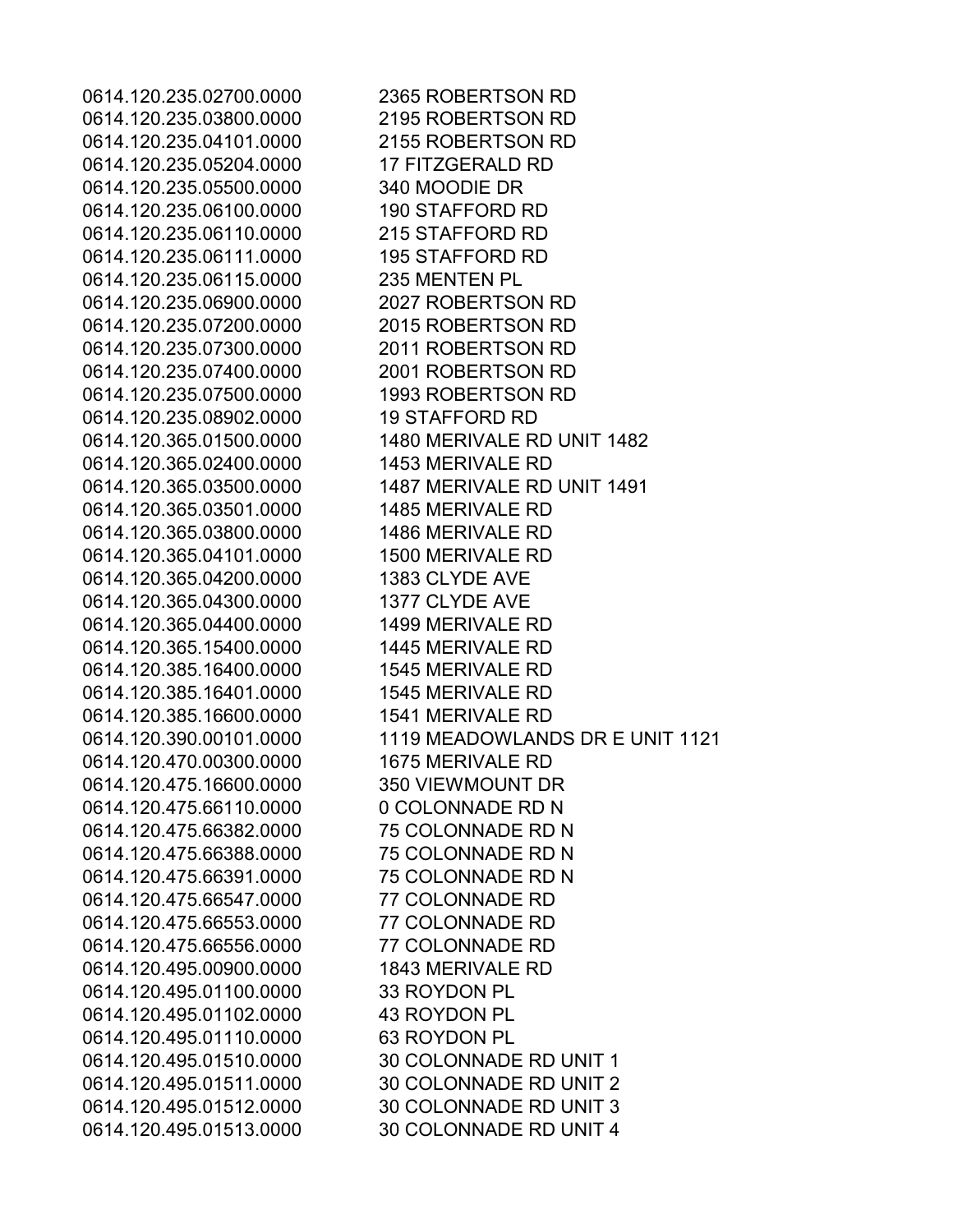| | |
|---|---|
| 0614.120.235.02700.0000 | 2365 ROBERTSON RD |
| 0614.120.235.03800.0000 | 2195 ROBERTSON RD |
| 0614.120.235.04101.0000 | 2155 ROBERTSON RD |
| 0614.120.235.05204.0000 | 17 FITZGERALD RD |
| 0614.120.235.05500.0000 | 340 MOODIE DR |
| 0614.120.235.06100.0000 | 190 STAFFORD RD |
| 0614.120.235.06110.0000 | 215 STAFFORD RD |
| 0614.120.235.06111.0000 | 195 STAFFORD RD |
| 0614.120.235.06115.0000 | 235 MENTEN PL |
| 0614.120.235.06900.0000 | 2027 ROBERTSON RD |
| 0614.120.235.07200.0000 | 2015 ROBERTSON RD |
| 0614.120.235.07300.0000 | 2011 ROBERTSON RD |
| 0614.120.235.07400.0000 | 2001 ROBERTSON RD |
| 0614.120.235.07500.0000 | 1993 ROBERTSON RD |
| 0614.120.235.08902.0000 | 19 STAFFORD RD |
| 0614.120.365.01500.0000 | 1480 MERIVALE RD UNIT 1482 |
| 0614.120.365.02400.0000 | 1453 MERIVALE RD |
| 0614.120.365.03500.0000 | 1487 MERIVALE RD UNIT 1491 |
| 0614.120.365.03501.0000 | 1485 MERIVALE RD |
| 0614.120.365.03800.0000 | 1486 MERIVALE RD |
| 0614.120.365.04101.0000 | 1500 MERIVALE RD |
| 0614.120.365.04200.0000 | 1383 CLYDE AVE |
| 0614.120.365.04300.0000 | 1377 CLYDE AVE |
| 0614.120.365.04400.0000 | 1499 MERIVALE RD |
| 0614.120.365.15400.0000 | 1445 MERIVALE RD |
| 0614.120.385.16400.0000 | 1545 MERIVALE RD |
| 0614.120.385.16401.0000 | 1545 MERIVALE RD |
| 0614.120.385.16600.0000 | 1541 MERIVALE RD |
| 0614.120.390.00101.0000 | 1119 MEADOWLANDS DR E UNIT 1121 |
| 0614.120.470.00300.0000 | 1675 MERIVALE RD |
| 0614.120.475.16600.0000 | 350 VIEWMOUNT DR |
| 0614.120.475.66110.0000 | 0 COLONNADE RD N |
| 0614.120.475.66382.0000 | 75 COLONNADE RD N |
| 0614.120.475.66388.0000 | 75 COLONNADE RD N |
| 0614.120.475.66391.0000 | 75 COLONNADE RD N |
| 0614.120.475.66547.0000 | 77 COLONNADE RD |
| 0614.120.475.66553.0000 | 77 COLONNADE RD |
| 0614.120.475.66556.0000 | 77 COLONNADE RD |
| 0614.120.495.00900.0000 | 1843 MERIVALE RD |
| 0614.120.495.01100.0000 | 33 ROYDON PL |
| 0614.120.495.01102.0000 | 43 ROYDON PL |
| 0614.120.495.01110.0000 | 63 ROYDON PL |
| 0614.120.495.01510.0000 | 30 COLONNADE RD UNIT 1 |
| 0614.120.495.01511.0000 | 30 COLONNADE RD UNIT 2 |
| 0614.120.495.01512.0000 | 30 COLONNADE RD UNIT 3 |
| 0614.120.495.01513.0000 | 30 COLONNADE RD UNIT 4 |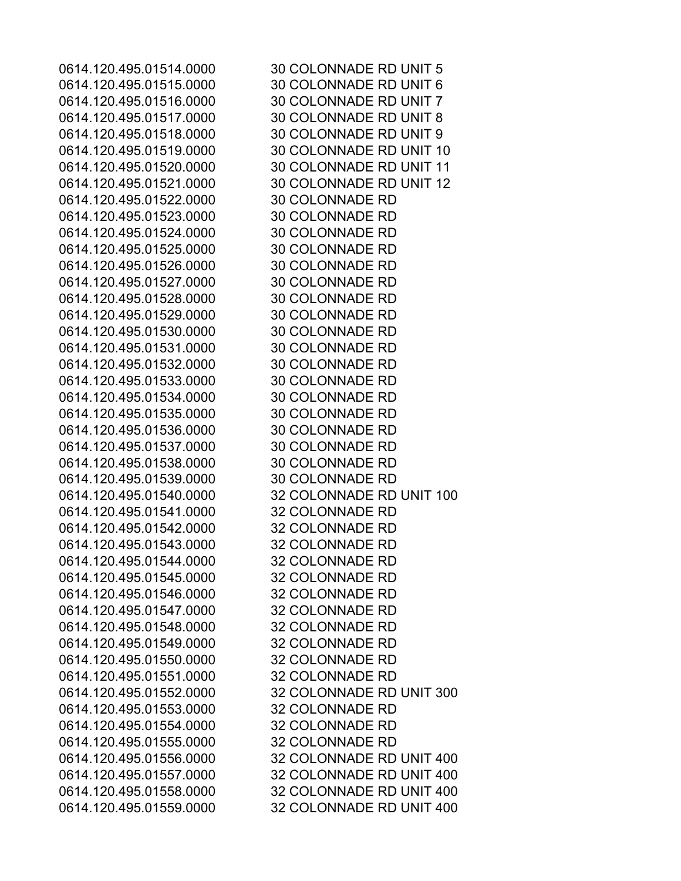| | |
|---|---|
| 0614.120.495.01514.0000 | 30 COLONNADE RD UNIT 5 |
| 0614.120.495.01515.0000 | 30 COLONNADE RD UNIT 6 |
| 0614.120.495.01516.0000 | 30 COLONNADE RD UNIT 7 |
| 0614.120.495.01517.0000 | 30 COLONNADE RD UNIT 8 |
| 0614.120.495.01518.0000 | 30 COLONNADE RD UNIT 9 |
| 0614.120.495.01519.0000 | 30 COLONNADE RD UNIT 10 |
| 0614.120.495.01520.0000 | 30 COLONNADE RD UNIT 11 |
| 0614.120.495.01521.0000 | 30 COLONNADE RD UNIT 12 |
| 0614.120.495.01522.0000 | 30 COLONNADE RD |
| 0614.120.495.01523.0000 | 30 COLONNADE RD |
| 0614.120.495.01524.0000 | 30 COLONNADE RD |
| 0614.120.495.01525.0000 | 30 COLONNADE RD |
| 0614.120.495.01526.0000 | 30 COLONNADE RD |
| 0614.120.495.01527.0000 | 30 COLONNADE RD |
| 0614.120.495.01528.0000 | 30 COLONNADE RD |
| 0614.120.495.01529.0000 | 30 COLONNADE RD |
| 0614.120.495.01530.0000 | 30 COLONNADE RD |
| 0614.120.495.01531.0000 | 30 COLONNADE RD |
| 0614.120.495.01532.0000 | 30 COLONNADE RD |
| 0614.120.495.01533.0000 | 30 COLONNADE RD |
| 0614.120.495.01534.0000 | 30 COLONNADE RD |
| 0614.120.495.01535.0000 | 30 COLONNADE RD |
| 0614.120.495.01536.0000 | 30 COLONNADE RD |
| 0614.120.495.01537.0000 | 30 COLONNADE RD |
| 0614.120.495.01538.0000 | 30 COLONNADE RD |
| 0614.120.495.01539.0000 | 30 COLONNADE RD |
| 0614.120.495.01540.0000 | 32 COLONNADE RD UNIT 100 |
| 0614.120.495.01541.0000 | 32 COLONNADE RD |
| 0614.120.495.01542.0000 | 32 COLONNADE RD |
| 0614.120.495.01543.0000 | 32 COLONNADE RD |
| 0614.120.495.01544.0000 | 32 COLONNADE RD |
| 0614.120.495.01545.0000 | 32 COLONNADE RD |
| 0614.120.495.01546.0000 | 32 COLONNADE RD |
| 0614.120.495.01547.0000 | 32 COLONNADE RD |
| 0614.120.495.01548.0000 | 32 COLONNADE RD |
| 0614.120.495.01549.0000 | 32 COLONNADE RD |
| 0614.120.495.01550.0000 | 32 COLONNADE RD |
| 0614.120.495.01551.0000 | 32 COLONNADE RD |
| 0614.120.495.01552.0000 | 32 COLONNADE RD UNIT 300 |
| 0614.120.495.01553.0000 | 32 COLONNADE RD |
| 0614.120.495.01554.0000 | 32 COLONNADE RD |
| 0614.120.495.01555.0000 | 32 COLONNADE RD |
| 0614.120.495.01556.0000 | 32 COLONNADE RD UNIT 400 |
| 0614.120.495.01557.0000 | 32 COLONNADE RD UNIT 400 |
| 0614.120.495.01558.0000 | 32 COLONNADE RD UNIT 400 |
| 0614.120.495.01559.0000 | 32 COLONNADE RD UNIT 400 |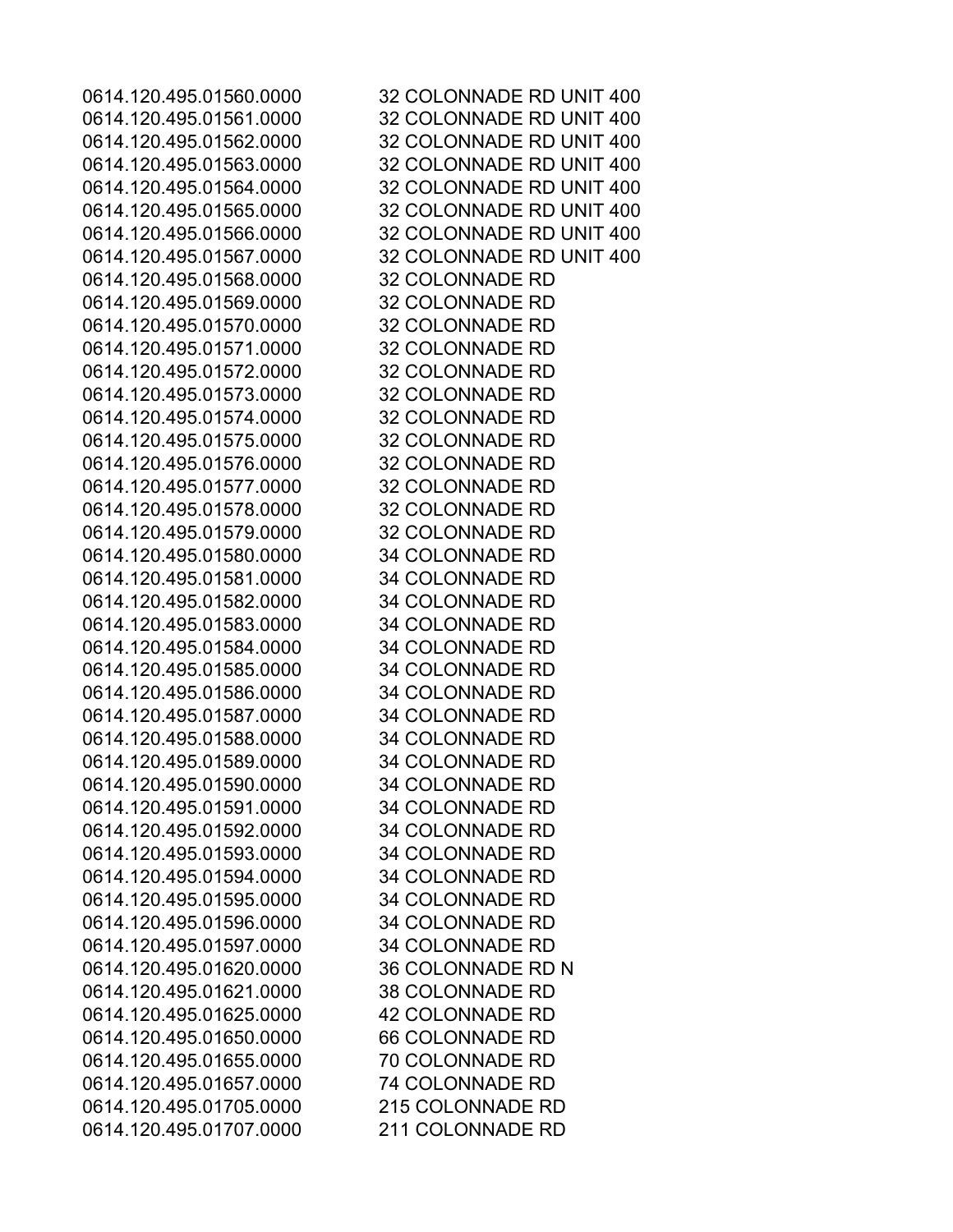| | |
|---|---|
| 0614.120.495.01560.0000 | 32 COLONNADE RD UNIT 400 |
| 0614.120.495.01561.0000 | 32 COLONNADE RD UNIT 400 |
| 0614.120.495.01562.0000 | 32 COLONNADE RD UNIT 400 |
| 0614.120.495.01563.0000 | 32 COLONNADE RD UNIT 400 |
| 0614.120.495.01564.0000 | 32 COLONNADE RD UNIT 400 |
| 0614.120.495.01565.0000 | 32 COLONNADE RD UNIT 400 |
| 0614.120.495.01566.0000 | 32 COLONNADE RD UNIT 400 |
| 0614.120.495.01567.0000 | 32 COLONNADE RD UNIT 400 |
| 0614.120.495.01568.0000 | 32 COLONNADE RD |
| 0614.120.495.01569.0000 | 32 COLONNADE RD |
| 0614.120.495.01570.0000 | 32 COLONNADE RD |
| 0614.120.495.01571.0000 | 32 COLONNADE RD |
| 0614.120.495.01572.0000 | 32 COLONNADE RD |
| 0614.120.495.01573.0000 | 32 COLONNADE RD |
| 0614.120.495.01574.0000 | 32 COLONNADE RD |
| 0614.120.495.01575.0000 | 32 COLONNADE RD |
| 0614.120.495.01576.0000 | 32 COLONNADE RD |
| 0614.120.495.01577.0000 | 32 COLONNADE RD |
| 0614.120.495.01578.0000 | 32 COLONNADE RD |
| 0614.120.495.01579.0000 | 32 COLONNADE RD |
| 0614.120.495.01580.0000 | 34 COLONNADE RD |
| 0614.120.495.01581.0000 | 34 COLONNADE RD |
| 0614.120.495.01582.0000 | 34 COLONNADE RD |
| 0614.120.495.01583.0000 | 34 COLONNADE RD |
| 0614.120.495.01584.0000 | 34 COLONNADE RD |
| 0614.120.495.01585.0000 | 34 COLONNADE RD |
| 0614.120.495.01586.0000 | 34 COLONNADE RD |
| 0614.120.495.01587.0000 | 34 COLONNADE RD |
| 0614.120.495.01588.0000 | 34 COLONNADE RD |
| 0614.120.495.01589.0000 | 34 COLONNADE RD |
| 0614.120.495.01590.0000 | 34 COLONNADE RD |
| 0614.120.495.01591.0000 | 34 COLONNADE RD |
| 0614.120.495.01592.0000 | 34 COLONNADE RD |
| 0614.120.495.01593.0000 | 34 COLONNADE RD |
| 0614.120.495.01594.0000 | 34 COLONNADE RD |
| 0614.120.495.01595.0000 | 34 COLONNADE RD |
| 0614.120.495.01596.0000 | 34 COLONNADE RD |
| 0614.120.495.01597.0000 | 34 COLONNADE RD |
| 0614.120.495.01620.0000 | 36 COLONNADE RD N |
| 0614.120.495.01621.0000 | 38 COLONNADE RD |
| 0614.120.495.01625.0000 | 42 COLONNADE RD |
| 0614.120.495.01650.0000 | 66 COLONNADE RD |
| 0614.120.495.01655.0000 | 70 COLONNADE RD |
| 0614.120.495.01657.0000 | 74 COLONNADE RD |
| 0614.120.495.01705.0000 | 215 COLONNADE RD |
| 0614.120.495.01707.0000 | 211 COLONNADE RD |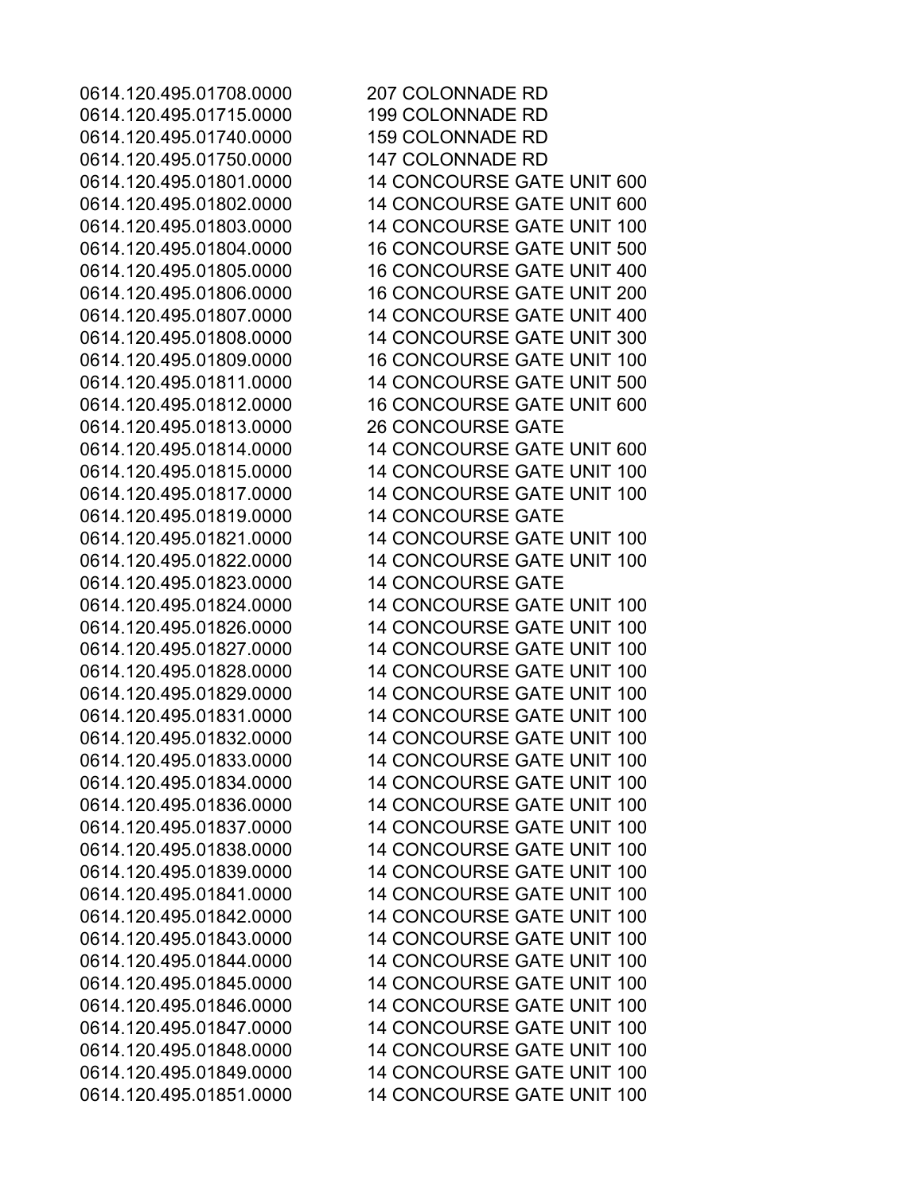| | |
|---|---|
| 0614.120.495.01708.0000 | 207 COLONNADE RD |
| 0614.120.495.01715.0000 | 199 COLONNADE RD |
| 0614.120.495.01740.0000 | 159 COLONNADE RD |
| 0614.120.495.01750.0000 | 147 COLONNADE RD |
| 0614.120.495.01801.0000 | 14 CONCOURSE GATE UNIT 600 |
| 0614.120.495.01802.0000 | 14 CONCOURSE GATE UNIT 600 |
| 0614.120.495.01803.0000 | 14 CONCOURSE GATE UNIT 100 |
| 0614.120.495.01804.0000 | 16 CONCOURSE GATE UNIT 500 |
| 0614.120.495.01805.0000 | 16 CONCOURSE GATE UNIT 400 |
| 0614.120.495.01806.0000 | 16 CONCOURSE GATE UNIT 200 |
| 0614.120.495.01807.0000 | 14 CONCOURSE GATE UNIT 400 |
| 0614.120.495.01808.0000 | 14 CONCOURSE GATE UNIT 300 |
| 0614.120.495.01809.0000 | 16 CONCOURSE GATE UNIT 100 |
| 0614.120.495.01811.0000 | 14 CONCOURSE GATE UNIT 500 |
| 0614.120.495.01812.0000 | 16 CONCOURSE GATE UNIT 600 |
| 0614.120.495.01813.0000 | 26 CONCOURSE GATE |
| 0614.120.495.01814.0000 | 14 CONCOURSE GATE UNIT 600 |
| 0614.120.495.01815.0000 | 14 CONCOURSE GATE UNIT 100 |
| 0614.120.495.01817.0000 | 14 CONCOURSE GATE UNIT 100 |
| 0614.120.495.01819.0000 | 14 CONCOURSE GATE |
| 0614.120.495.01821.0000 | 14 CONCOURSE GATE UNIT 100 |
| 0614.120.495.01822.0000 | 14 CONCOURSE GATE UNIT 100 |
| 0614.120.495.01823.0000 | 14 CONCOURSE GATE |
| 0614.120.495.01824.0000 | 14 CONCOURSE GATE UNIT 100 |
| 0614.120.495.01826.0000 | 14 CONCOURSE GATE UNIT 100 |
| 0614.120.495.01827.0000 | 14 CONCOURSE GATE UNIT 100 |
| 0614.120.495.01828.0000 | 14 CONCOURSE GATE UNIT 100 |
| 0614.120.495.01829.0000 | 14 CONCOURSE GATE UNIT 100 |
| 0614.120.495.01831.0000 | 14 CONCOURSE GATE UNIT 100 |
| 0614.120.495.01832.0000 | 14 CONCOURSE GATE UNIT 100 |
| 0614.120.495.01833.0000 | 14 CONCOURSE GATE UNIT 100 |
| 0614.120.495.01834.0000 | 14 CONCOURSE GATE UNIT 100 |
| 0614.120.495.01836.0000 | 14 CONCOURSE GATE UNIT 100 |
| 0614.120.495.01837.0000 | 14 CONCOURSE GATE UNIT 100 |
| 0614.120.495.01838.0000 | 14 CONCOURSE GATE UNIT 100 |
| 0614.120.495.01839.0000 | 14 CONCOURSE GATE UNIT 100 |
| 0614.120.495.01841.0000 | 14 CONCOURSE GATE UNIT 100 |
| 0614.120.495.01842.0000 | 14 CONCOURSE GATE UNIT 100 |
| 0614.120.495.01843.0000 | 14 CONCOURSE GATE UNIT 100 |
| 0614.120.495.01844.0000 | 14 CONCOURSE GATE UNIT 100 |
| 0614.120.495.01845.0000 | 14 CONCOURSE GATE UNIT 100 |
| 0614.120.495.01846.0000 | 14 CONCOURSE GATE UNIT 100 |
| 0614.120.495.01847.0000 | 14 CONCOURSE GATE UNIT 100 |
| 0614.120.495.01848.0000 | 14 CONCOURSE GATE UNIT 100 |
| 0614.120.495.01849.0000 | 14 CONCOURSE GATE UNIT 100 |
| 0614.120.495.01851.0000 | 14 CONCOURSE GATE UNIT 100 |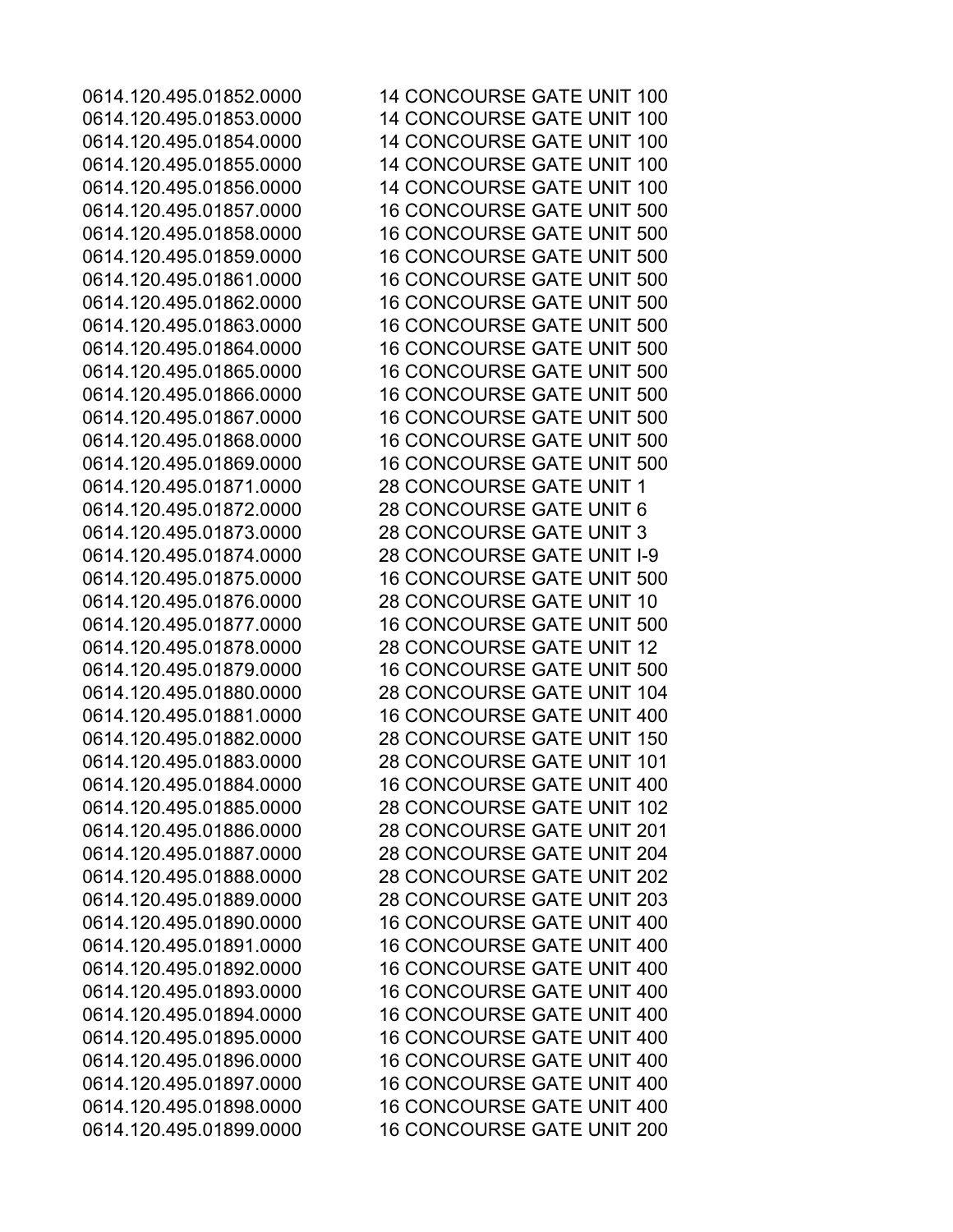| | |
|---|---|
| 0614.120.495.01852.0000 | 14 CONCOURSE GATE UNIT 100 |
| 0614.120.495.01853.0000 | 14 CONCOURSE GATE UNIT 100 |
| 0614.120.495.01854.0000 | 14 CONCOURSE GATE UNIT 100 |
| 0614.120.495.01855.0000 | 14 CONCOURSE GATE UNIT 100 |
| 0614.120.495.01856.0000 | 14 CONCOURSE GATE UNIT 100 |
| 0614.120.495.01857.0000 | 16 CONCOURSE GATE UNIT 500 |
| 0614.120.495.01858.0000 | 16 CONCOURSE GATE UNIT 500 |
| 0614.120.495.01859.0000 | 16 CONCOURSE GATE UNIT 500 |
| 0614.120.495.01861.0000 | 16 CONCOURSE GATE UNIT 500 |
| 0614.120.495.01862.0000 | 16 CONCOURSE GATE UNIT 500 |
| 0614.120.495.01863.0000 | 16 CONCOURSE GATE UNIT 500 |
| 0614.120.495.01864.0000 | 16 CONCOURSE GATE UNIT 500 |
| 0614.120.495.01865.0000 | 16 CONCOURSE GATE UNIT 500 |
| 0614.120.495.01866.0000 | 16 CONCOURSE GATE UNIT 500 |
| 0614.120.495.01867.0000 | 16 CONCOURSE GATE UNIT 500 |
| 0614.120.495.01868.0000 | 16 CONCOURSE GATE UNIT 500 |
| 0614.120.495.01869.0000 | 16 CONCOURSE GATE UNIT 500 |
| 0614.120.495.01871.0000 | 28 CONCOURSE GATE UNIT 1 |
| 0614.120.495.01872.0000 | 28 CONCOURSE GATE UNIT 6 |
| 0614.120.495.01873.0000 | 28 CONCOURSE GATE UNIT 3 |
| 0614.120.495.01874.0000 | 28 CONCOURSE GATE UNIT I-9 |
| 0614.120.495.01875.0000 | 16 CONCOURSE GATE UNIT 500 |
| 0614.120.495.01876.0000 | 28 CONCOURSE GATE UNIT 10 |
| 0614.120.495.01877.0000 | 16 CONCOURSE GATE UNIT 500 |
| 0614.120.495.01878.0000 | 28 CONCOURSE GATE UNIT 12 |
| 0614.120.495.01879.0000 | 16 CONCOURSE GATE UNIT 500 |
| 0614.120.495.01880.0000 | 28 CONCOURSE GATE UNIT 104 |
| 0614.120.495.01881.0000 | 16 CONCOURSE GATE UNIT 400 |
| 0614.120.495.01882.0000 | 28 CONCOURSE GATE UNIT 150 |
| 0614.120.495.01883.0000 | 28 CONCOURSE GATE UNIT 101 |
| 0614.120.495.01884.0000 | 16 CONCOURSE GATE UNIT 400 |
| 0614.120.495.01885.0000 | 28 CONCOURSE GATE UNIT 102 |
| 0614.120.495.01886.0000 | 28 CONCOURSE GATE UNIT 201 |
| 0614.120.495.01887.0000 | 28 CONCOURSE GATE UNIT 204 |
| 0614.120.495.01888.0000 | 28 CONCOURSE GATE UNIT 202 |
| 0614.120.495.01889.0000 | 28 CONCOURSE GATE UNIT 203 |
| 0614.120.495.01890.0000 | 16 CONCOURSE GATE UNIT 400 |
| 0614.120.495.01891.0000 | 16 CONCOURSE GATE UNIT 400 |
| 0614.120.495.01892.0000 | 16 CONCOURSE GATE UNIT 400 |
| 0614.120.495.01893.0000 | 16 CONCOURSE GATE UNIT 400 |
| 0614.120.495.01894.0000 | 16 CONCOURSE GATE UNIT 400 |
| 0614.120.495.01895.0000 | 16 CONCOURSE GATE UNIT 400 |
| 0614.120.495.01896.0000 | 16 CONCOURSE GATE UNIT 400 |
| 0614.120.495.01897.0000 | 16 CONCOURSE GATE UNIT 400 |
| 0614.120.495.01898.0000 | 16 CONCOURSE GATE UNIT 400 |
| 0614.120.495.01899.0000 | 16 CONCOURSE GATE UNIT 200 |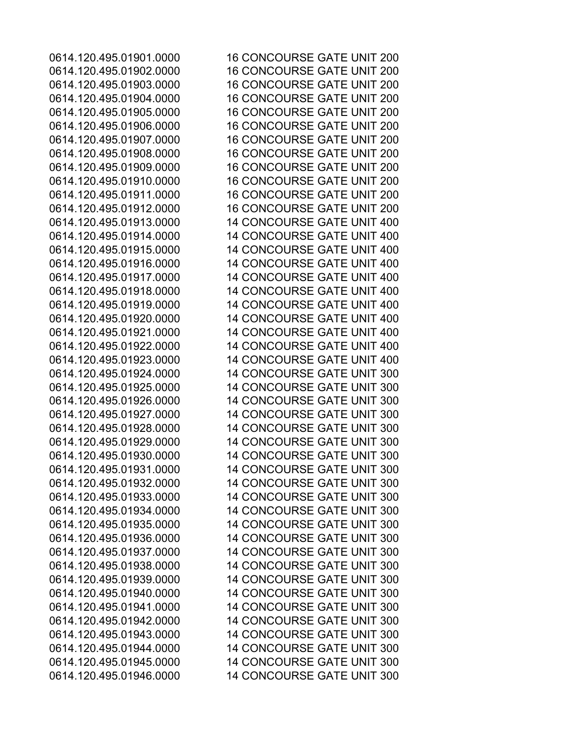| | |
|---|---|
| 0614.120.495.01901.0000 | 16 CONCOURSE GATE UNIT 200 |
| 0614.120.495.01902.0000 | 16 CONCOURSE GATE UNIT 200 |
| 0614.120.495.01903.0000 | 16 CONCOURSE GATE UNIT 200 |
| 0614.120.495.01904.0000 | 16 CONCOURSE GATE UNIT 200 |
| 0614.120.495.01905.0000 | 16 CONCOURSE GATE UNIT 200 |
| 0614.120.495.01906.0000 | 16 CONCOURSE GATE UNIT 200 |
| 0614.120.495.01907.0000 | 16 CONCOURSE GATE UNIT 200 |
| 0614.120.495.01908.0000 | 16 CONCOURSE GATE UNIT 200 |
| 0614.120.495.01909.0000 | 16 CONCOURSE GATE UNIT 200 |
| 0614.120.495.01910.0000 | 16 CONCOURSE GATE UNIT 200 |
| 0614.120.495.01911.0000 | 16 CONCOURSE GATE UNIT 200 |
| 0614.120.495.01912.0000 | 16 CONCOURSE GATE UNIT 200 |
| 0614.120.495.01913.0000 | 14 CONCOURSE GATE UNIT 400 |
| 0614.120.495.01914.0000 | 14 CONCOURSE GATE UNIT 400 |
| 0614.120.495.01915.0000 | 14 CONCOURSE GATE UNIT 400 |
| 0614.120.495.01916.0000 | 14 CONCOURSE GATE UNIT 400 |
| 0614.120.495.01917.0000 | 14 CONCOURSE GATE UNIT 400 |
| 0614.120.495.01918.0000 | 14 CONCOURSE GATE UNIT 400 |
| 0614.120.495.01919.0000 | 14 CONCOURSE GATE UNIT 400 |
| 0614.120.495.01920.0000 | 14 CONCOURSE GATE UNIT 400 |
| 0614.120.495.01921.0000 | 14 CONCOURSE GATE UNIT 400 |
| 0614.120.495.01922.0000 | 14 CONCOURSE GATE UNIT 400 |
| 0614.120.495.01923.0000 | 14 CONCOURSE GATE UNIT 400 |
| 0614.120.495.01924.0000 | 14 CONCOURSE GATE UNIT 300 |
| 0614.120.495.01925.0000 | 14 CONCOURSE GATE UNIT 300 |
| 0614.120.495.01926.0000 | 14 CONCOURSE GATE UNIT 300 |
| 0614.120.495.01927.0000 | 14 CONCOURSE GATE UNIT 300 |
| 0614.120.495.01928.0000 | 14 CONCOURSE GATE UNIT 300 |
| 0614.120.495.01929.0000 | 14 CONCOURSE GATE UNIT 300 |
| 0614.120.495.01930.0000 | 14 CONCOURSE GATE UNIT 300 |
| 0614.120.495.01931.0000 | 14 CONCOURSE GATE UNIT 300 |
| 0614.120.495.01932.0000 | 14 CONCOURSE GATE UNIT 300 |
| 0614.120.495.01933.0000 | 14 CONCOURSE GATE UNIT 300 |
| 0614.120.495.01934.0000 | 14 CONCOURSE GATE UNIT 300 |
| 0614.120.495.01935.0000 | 14 CONCOURSE GATE UNIT 300 |
| 0614.120.495.01936.0000 | 14 CONCOURSE GATE UNIT 300 |
| 0614.120.495.01937.0000 | 14 CONCOURSE GATE UNIT 300 |
| 0614.120.495.01938.0000 | 14 CONCOURSE GATE UNIT 300 |
| 0614.120.495.01939.0000 | 14 CONCOURSE GATE UNIT 300 |
| 0614.120.495.01940.0000 | 14 CONCOURSE GATE UNIT 300 |
| 0614.120.495.01941.0000 | 14 CONCOURSE GATE UNIT 300 |
| 0614.120.495.01942.0000 | 14 CONCOURSE GATE UNIT 300 |
| 0614.120.495.01943.0000 | 14 CONCOURSE GATE UNIT 300 |
| 0614.120.495.01944.0000 | 14 CONCOURSE GATE UNIT 300 |
| 0614.120.495.01945.0000 | 14 CONCOURSE GATE UNIT 300 |
| 0614.120.495.01946.0000 | 14 CONCOURSE GATE UNIT 300 |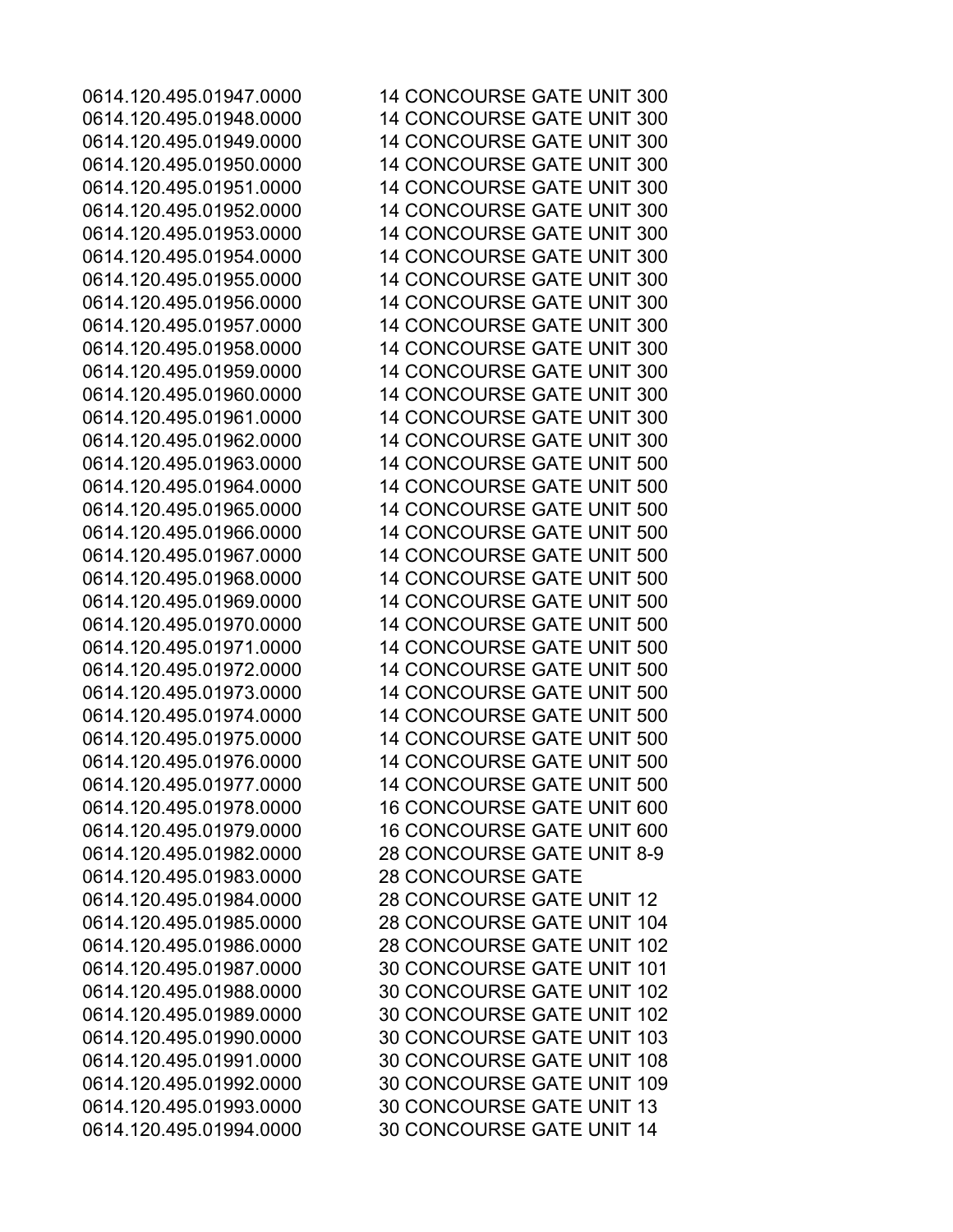| | |
|---|---|
| 0614.120.495.01947.0000 | 14 CONCOURSE GATE UNIT 300 |
| 0614.120.495.01948.0000 | 14 CONCOURSE GATE UNIT 300 |
| 0614.120.495.01949.0000 | 14 CONCOURSE GATE UNIT 300 |
| 0614.120.495.01950.0000 | 14 CONCOURSE GATE UNIT 300 |
| 0614.120.495.01951.0000 | 14 CONCOURSE GATE UNIT 300 |
| 0614.120.495.01952.0000 | 14 CONCOURSE GATE UNIT 300 |
| 0614.120.495.01953.0000 | 14 CONCOURSE GATE UNIT 300 |
| 0614.120.495.01954.0000 | 14 CONCOURSE GATE UNIT 300 |
| 0614.120.495.01955.0000 | 14 CONCOURSE GATE UNIT 300 |
| 0614.120.495.01956.0000 | 14 CONCOURSE GATE UNIT 300 |
| 0614.120.495.01957.0000 | 14 CONCOURSE GATE UNIT 300 |
| 0614.120.495.01958.0000 | 14 CONCOURSE GATE UNIT 300 |
| 0614.120.495.01959.0000 | 14 CONCOURSE GATE UNIT 300 |
| 0614.120.495.01960.0000 | 14 CONCOURSE GATE UNIT 300 |
| 0614.120.495.01961.0000 | 14 CONCOURSE GATE UNIT 300 |
| 0614.120.495.01962.0000 | 14 CONCOURSE GATE UNIT 300 |
| 0614.120.495.01963.0000 | 14 CONCOURSE GATE UNIT 500 |
| 0614.120.495.01964.0000 | 14 CONCOURSE GATE UNIT 500 |
| 0614.120.495.01965.0000 | 14 CONCOURSE GATE UNIT 500 |
| 0614.120.495.01966.0000 | 14 CONCOURSE GATE UNIT 500 |
| 0614.120.495.01967.0000 | 14 CONCOURSE GATE UNIT 500 |
| 0614.120.495.01968.0000 | 14 CONCOURSE GATE UNIT 500 |
| 0614.120.495.01969.0000 | 14 CONCOURSE GATE UNIT 500 |
| 0614.120.495.01970.0000 | 14 CONCOURSE GATE UNIT 500 |
| 0614.120.495.01971.0000 | 14 CONCOURSE GATE UNIT 500 |
| 0614.120.495.01972.0000 | 14 CONCOURSE GATE UNIT 500 |
| 0614.120.495.01973.0000 | 14 CONCOURSE GATE UNIT 500 |
| 0614.120.495.01974.0000 | 14 CONCOURSE GATE UNIT 500 |
| 0614.120.495.01975.0000 | 14 CONCOURSE GATE UNIT 500 |
| 0614.120.495.01976.0000 | 14 CONCOURSE GATE UNIT 500 |
| 0614.120.495.01977.0000 | 14 CONCOURSE GATE UNIT 500 |
| 0614.120.495.01978.0000 | 16 CONCOURSE GATE UNIT 600 |
| 0614.120.495.01979.0000 | 16 CONCOURSE GATE UNIT 600 |
| 0614.120.495.01982.0000 | 28 CONCOURSE GATE UNIT 8-9 |
| 0614.120.495.01983.0000 | 28 CONCOURSE GATE |
| 0614.120.495.01984.0000 | 28 CONCOURSE GATE UNIT 12 |
| 0614.120.495.01985.0000 | 28 CONCOURSE GATE UNIT 104 |
| 0614.120.495.01986.0000 | 28 CONCOURSE GATE UNIT 102 |
| 0614.120.495.01987.0000 | 30 CONCOURSE GATE UNIT 101 |
| 0614.120.495.01988.0000 | 30 CONCOURSE GATE UNIT 102 |
| 0614.120.495.01989.0000 | 30 CONCOURSE GATE UNIT 102 |
| 0614.120.495.01990.0000 | 30 CONCOURSE GATE UNIT 103 |
| 0614.120.495.01991.0000 | 30 CONCOURSE GATE UNIT 108 |
| 0614.120.495.01992.0000 | 30 CONCOURSE GATE UNIT 109 |
| 0614.120.495.01993.0000 | 30 CONCOURSE GATE UNIT 13 |
| 0614.120.495.01994.0000 | 30 CONCOURSE GATE UNIT 14 |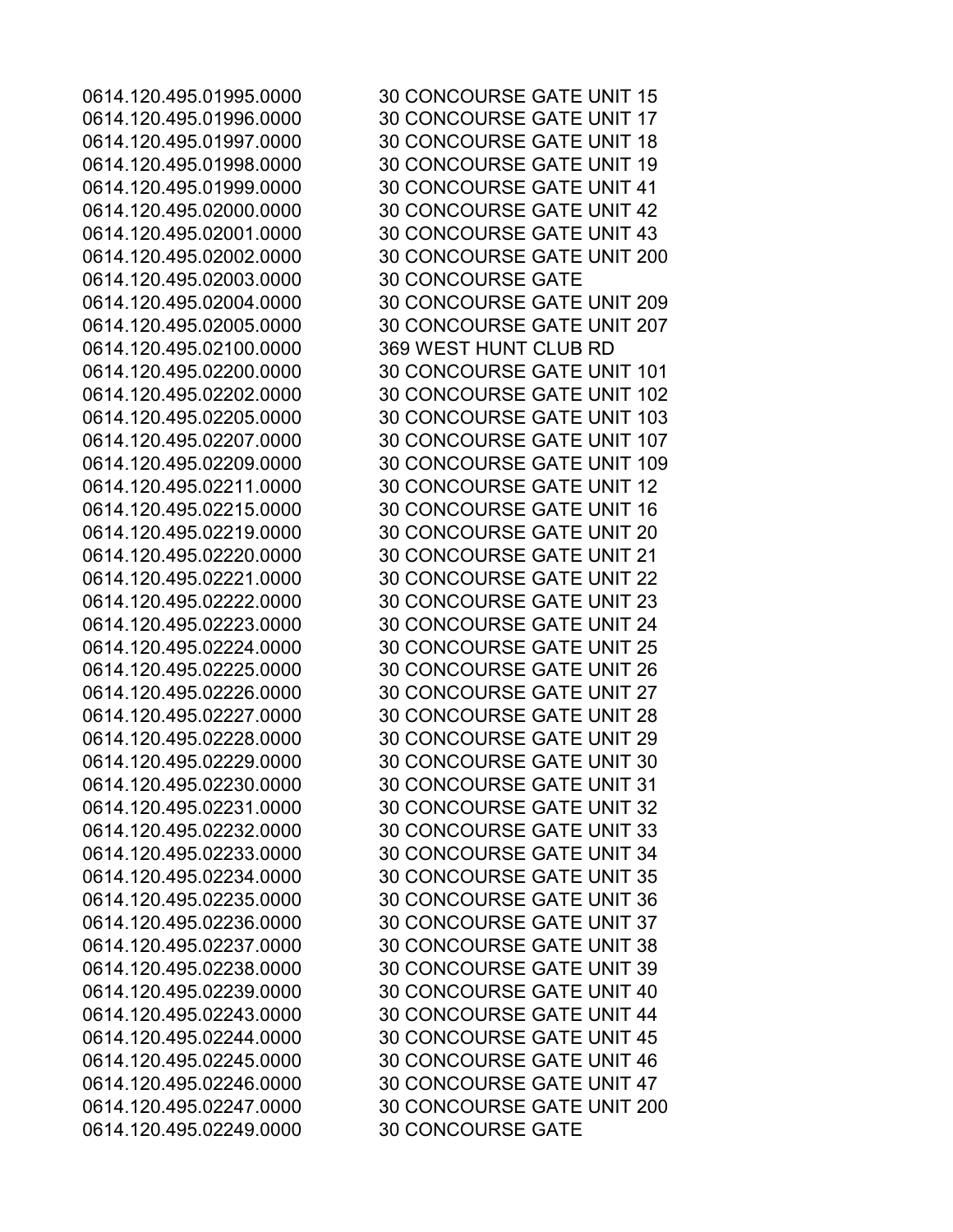| | |
|---|---|
| 0614.120.495.01995.0000 | 30 CONCOURSE GATE UNIT 15 |
| 0614.120.495.01996.0000 | 30 CONCOURSE GATE UNIT 17 |
| 0614.120.495.01997.0000 | 30 CONCOURSE GATE UNIT 18 |
| 0614.120.495.01998.0000 | 30 CONCOURSE GATE UNIT 19 |
| 0614.120.495.01999.0000 | 30 CONCOURSE GATE UNIT 41 |
| 0614.120.495.02000.0000 | 30 CONCOURSE GATE UNIT 42 |
| 0614.120.495.02001.0000 | 30 CONCOURSE GATE UNIT 43 |
| 0614.120.495.02002.0000 | 30 CONCOURSE GATE UNIT 200 |
| 0614.120.495.02003.0000 | 30 CONCOURSE GATE |
| 0614.120.495.02004.0000 | 30 CONCOURSE GATE UNIT 209 |
| 0614.120.495.02005.0000 | 30 CONCOURSE GATE UNIT 207 |
| 0614.120.495.02100.0000 | 369 WEST HUNT CLUB RD |
| 0614.120.495.02200.0000 | 30 CONCOURSE GATE UNIT 101 |
| 0614.120.495.02202.0000 | 30 CONCOURSE GATE UNIT 102 |
| 0614.120.495.02205.0000 | 30 CONCOURSE GATE UNIT 103 |
| 0614.120.495.02207.0000 | 30 CONCOURSE GATE UNIT 107 |
| 0614.120.495.02209.0000 | 30 CONCOURSE GATE UNIT 109 |
| 0614.120.495.02211.0000 | 30 CONCOURSE GATE UNIT 12 |
| 0614.120.495.02215.0000 | 30 CONCOURSE GATE UNIT 16 |
| 0614.120.495.02219.0000 | 30 CONCOURSE GATE UNIT 20 |
| 0614.120.495.02220.0000 | 30 CONCOURSE GATE UNIT 21 |
| 0614.120.495.02221.0000 | 30 CONCOURSE GATE UNIT 22 |
| 0614.120.495.02222.0000 | 30 CONCOURSE GATE UNIT 23 |
| 0614.120.495.02223.0000 | 30 CONCOURSE GATE UNIT 24 |
| 0614.120.495.02224.0000 | 30 CONCOURSE GATE UNIT 25 |
| 0614.120.495.02225.0000 | 30 CONCOURSE GATE UNIT 26 |
| 0614.120.495.02226.0000 | 30 CONCOURSE GATE UNIT 27 |
| 0614.120.495.02227.0000 | 30 CONCOURSE GATE UNIT 28 |
| 0614.120.495.02228.0000 | 30 CONCOURSE GATE UNIT 29 |
| 0614.120.495.02229.0000 | 30 CONCOURSE GATE UNIT 30 |
| 0614.120.495.02230.0000 | 30 CONCOURSE GATE UNIT 31 |
| 0614.120.495.02231.0000 | 30 CONCOURSE GATE UNIT 32 |
| 0614.120.495.02232.0000 | 30 CONCOURSE GATE UNIT 33 |
| 0614.120.495.02233.0000 | 30 CONCOURSE GATE UNIT 34 |
| 0614.120.495.02234.0000 | 30 CONCOURSE GATE UNIT 35 |
| 0614.120.495.02235.0000 | 30 CONCOURSE GATE UNIT 36 |
| 0614.120.495.02236.0000 | 30 CONCOURSE GATE UNIT 37 |
| 0614.120.495.02237.0000 | 30 CONCOURSE GATE UNIT 38 |
| 0614.120.495.02238.0000 | 30 CONCOURSE GATE UNIT 39 |
| 0614.120.495.02239.0000 | 30 CONCOURSE GATE UNIT 40 |
| 0614.120.495.02243.0000 | 30 CONCOURSE GATE UNIT 44 |
| 0614.120.495.02244.0000 | 30 CONCOURSE GATE UNIT 45 |
| 0614.120.495.02245.0000 | 30 CONCOURSE GATE UNIT 46 |
| 0614.120.495.02246.0000 | 30 CONCOURSE GATE UNIT 47 |
| 0614.120.495.02247.0000 | 30 CONCOURSE GATE UNIT 200 |
| 0614.120.495.02249.0000 | 30 CONCOURSE GATE |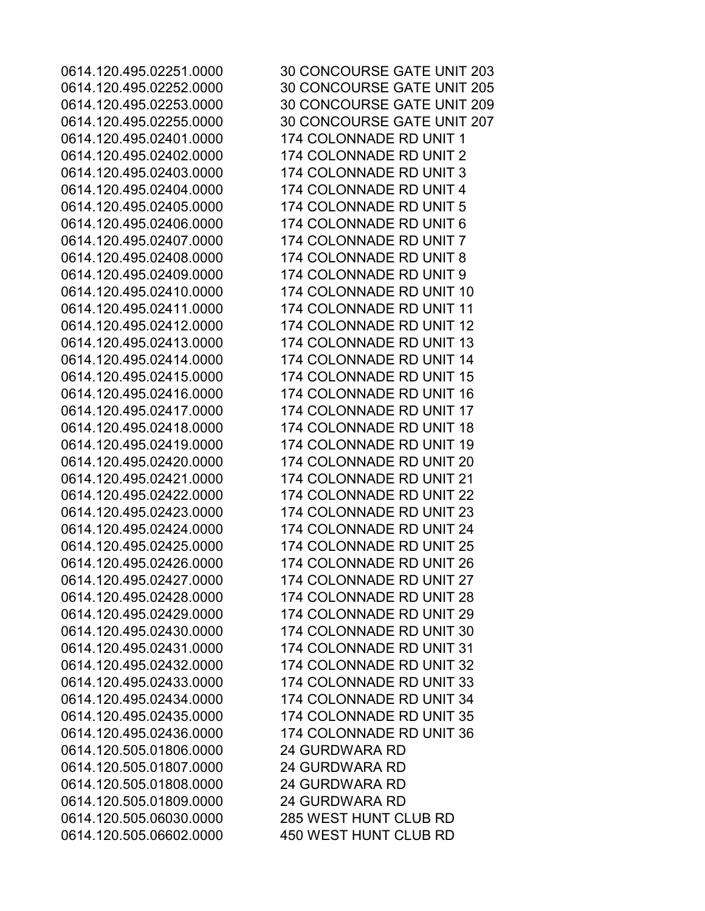| | |
|---|---|
| 0614.120.495.02251.0000 | 30 CONCOURSE GATE UNIT 203 |
| 0614.120.495.02252.0000 | 30 CONCOURSE GATE UNIT 205 |
| 0614.120.495.02253.0000 | 30 CONCOURSE GATE UNIT 209 |
| 0614.120.495.02255.0000 | 30 CONCOURSE GATE UNIT 207 |
| 0614.120.495.02401.0000 | 174 COLONNADE RD UNIT 1 |
| 0614.120.495.02402.0000 | 174 COLONNADE RD UNIT 2 |
| 0614.120.495.02403.0000 | 174 COLONNADE RD UNIT 3 |
| 0614.120.495.02404.0000 | 174 COLONNADE RD UNIT 4 |
| 0614.120.495.02405.0000 | 174 COLONNADE RD UNIT 5 |
| 0614.120.495.02406.0000 | 174 COLONNADE RD UNIT 6 |
| 0614.120.495.02407.0000 | 174 COLONNADE RD UNIT 7 |
| 0614.120.495.02408.0000 | 174 COLONNADE RD UNIT 8 |
| 0614.120.495.02409.0000 | 174 COLONNADE RD UNIT 9 |
| 0614.120.495.02410.0000 | 174 COLONNADE RD UNIT 10 |
| 0614.120.495.02411.0000 | 174 COLONNADE RD UNIT 11 |
| 0614.120.495.02412.0000 | 174 COLONNADE RD UNIT 12 |
| 0614.120.495.02413.0000 | 174 COLONNADE RD UNIT 13 |
| 0614.120.495.02414.0000 | 174 COLONNADE RD UNIT 14 |
| 0614.120.495.02415.0000 | 174 COLONNADE RD UNIT 15 |
| 0614.120.495.02416.0000 | 174 COLONNADE RD UNIT 16 |
| 0614.120.495.02417.0000 | 174 COLONNADE RD UNIT 17 |
| 0614.120.495.02418.0000 | 174 COLONNADE RD UNIT 18 |
| 0614.120.495.02419.0000 | 174 COLONNADE RD UNIT 19 |
| 0614.120.495.02420.0000 | 174 COLONNADE RD UNIT 20 |
| 0614.120.495.02421.0000 | 174 COLONNADE RD UNIT 21 |
| 0614.120.495.02422.0000 | 174 COLONNADE RD UNIT 22 |
| 0614.120.495.02423.0000 | 174 COLONNADE RD UNIT 23 |
| 0614.120.495.02424.0000 | 174 COLONNADE RD UNIT 24 |
| 0614.120.495.02425.0000 | 174 COLONNADE RD UNIT 25 |
| 0614.120.495.02426.0000 | 174 COLONNADE RD UNIT 26 |
| 0614.120.495.02427.0000 | 174 COLONNADE RD UNIT 27 |
| 0614.120.495.02428.0000 | 174 COLONNADE RD UNIT 28 |
| 0614.120.495.02429.0000 | 174 COLONNADE RD UNIT 29 |
| 0614.120.495.02430.0000 | 174 COLONNADE RD UNIT 30 |
| 0614.120.495.02431.0000 | 174 COLONNADE RD UNIT 31 |
| 0614.120.495.02432.0000 | 174 COLONNADE RD UNIT 32 |
| 0614.120.495.02433.0000 | 174 COLONNADE RD UNIT 33 |
| 0614.120.495.02434.0000 | 174 COLONNADE RD UNIT 34 |
| 0614.120.495.02435.0000 | 174 COLONNADE RD UNIT 35 |
| 0614.120.495.02436.0000 | 174 COLONNADE RD UNIT 36 |
| 0614.120.505.01806.0000 | 24 GURDWARA RD |
| 0614.120.505.01807.0000 | 24 GURDWARA RD |
| 0614.120.505.01808.0000 | 24 GURDWARA RD |
| 0614.120.505.01809.0000 | 24 GURDWARA RD |
| 0614.120.505.06030.0000 | 285 WEST HUNT CLUB RD |
| 0614.120.505.06602.0000 | 450 WEST HUNT CLUB RD |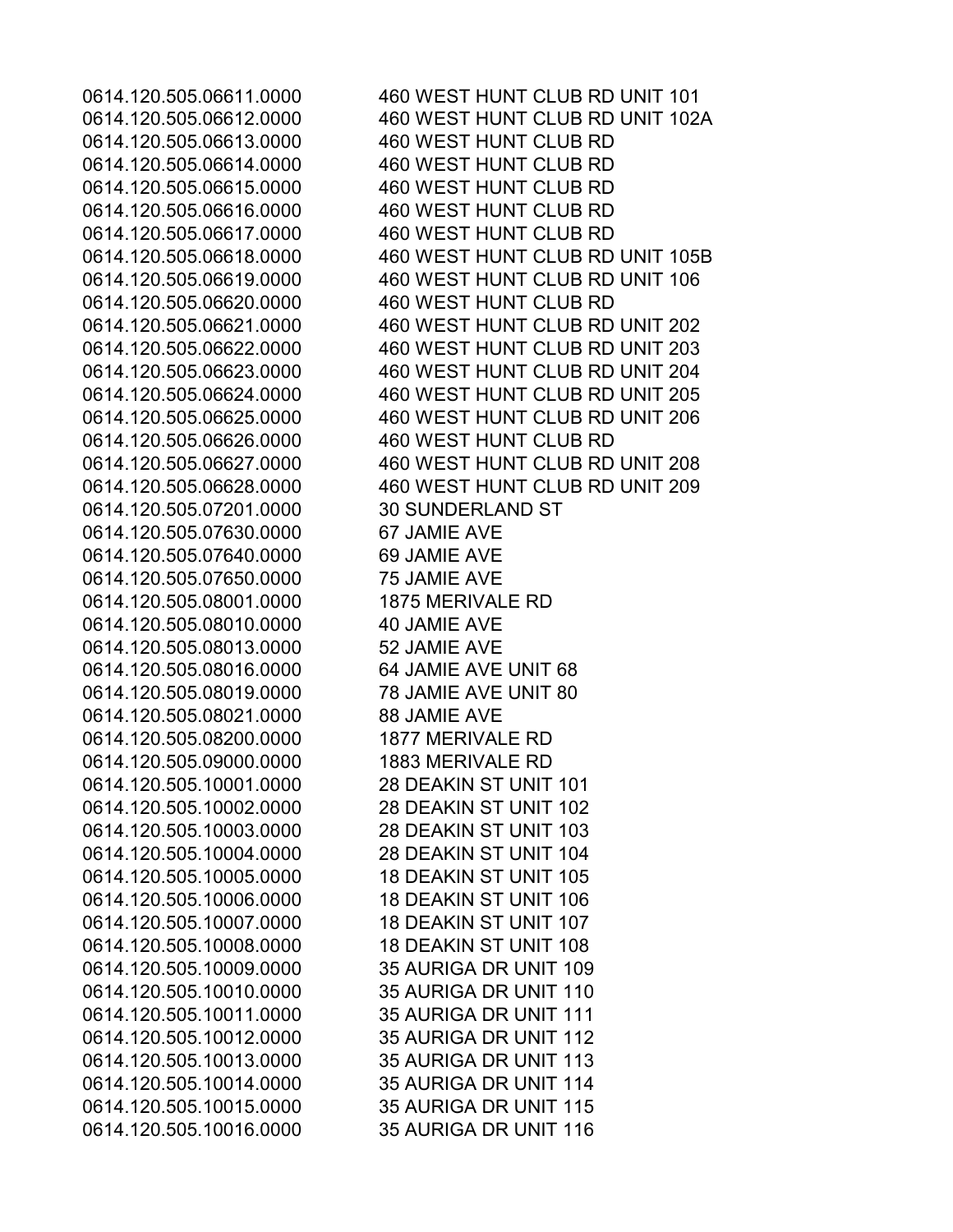| | |
|---|---|
| 0614.120.505.06611.0000 | 460 WEST HUNT CLUB RD UNIT 101 |
| 0614.120.505.06612.0000 | 460 WEST HUNT CLUB RD UNIT 102A |
| 0614.120.505.06613.0000 | 460 WEST HUNT CLUB RD |
| 0614.120.505.06614.0000 | 460 WEST HUNT CLUB RD |
| 0614.120.505.06615.0000 | 460 WEST HUNT CLUB RD |
| 0614.120.505.06616.0000 | 460 WEST HUNT CLUB RD |
| 0614.120.505.06617.0000 | 460 WEST HUNT CLUB RD |
| 0614.120.505.06618.0000 | 460 WEST HUNT CLUB RD UNIT 105B |
| 0614.120.505.06619.0000 | 460 WEST HUNT CLUB RD UNIT 106 |
| 0614.120.505.06620.0000 | 460 WEST HUNT CLUB RD |
| 0614.120.505.06621.0000 | 460 WEST HUNT CLUB RD UNIT 202 |
| 0614.120.505.06622.0000 | 460 WEST HUNT CLUB RD UNIT 203 |
| 0614.120.505.06623.0000 | 460 WEST HUNT CLUB RD UNIT 204 |
| 0614.120.505.06624.0000 | 460 WEST HUNT CLUB RD UNIT 205 |
| 0614.120.505.06625.0000 | 460 WEST HUNT CLUB RD UNIT 206 |
| 0614.120.505.06626.0000 | 460 WEST HUNT CLUB RD |
| 0614.120.505.06627.0000 | 460 WEST HUNT CLUB RD UNIT 208 |
| 0614.120.505.06628.0000 | 460 WEST HUNT CLUB RD UNIT 209 |
| 0614.120.505.07201.0000 | 30 SUNDERLAND ST |
| 0614.120.505.07630.0000 | 67 JAMIE AVE |
| 0614.120.505.07640.0000 | 69 JAMIE AVE |
| 0614.120.505.07650.0000 | 75 JAMIE AVE |
| 0614.120.505.08001.0000 | 1875 MERIVALE RD |
| 0614.120.505.08010.0000 | 40 JAMIE AVE |
| 0614.120.505.08013.0000 | 52 JAMIE AVE |
| 0614.120.505.08016.0000 | 64 JAMIE AVE UNIT 68 |
| 0614.120.505.08019.0000 | 78 JAMIE AVE UNIT 80 |
| 0614.120.505.08021.0000 | 88 JAMIE AVE |
| 0614.120.505.08200.0000 | 1877 MERIVALE RD |
| 0614.120.505.09000.0000 | 1883 MERIVALE RD |
| 0614.120.505.10001.0000 | 28 DEAKIN ST UNIT 101 |
| 0614.120.505.10002.0000 | 28 DEAKIN ST UNIT 102 |
| 0614.120.505.10003.0000 | 28 DEAKIN ST UNIT 103 |
| 0614.120.505.10004.0000 | 28 DEAKIN ST UNIT 104 |
| 0614.120.505.10005.0000 | 18 DEAKIN ST UNIT 105 |
| 0614.120.505.10006.0000 | 18 DEAKIN ST UNIT 106 |
| 0614.120.505.10007.0000 | 18 DEAKIN ST UNIT 107 |
| 0614.120.505.10008.0000 | 18 DEAKIN ST UNIT 108 |
| 0614.120.505.10009.0000 | 35 AURIGA DR UNIT 109 |
| 0614.120.505.10010.0000 | 35 AURIGA DR UNIT 110 |
| 0614.120.505.10011.0000 | 35 AURIGA DR UNIT 111 |
| 0614.120.505.10012.0000 | 35 AURIGA DR UNIT 112 |
| 0614.120.505.10013.0000 | 35 AURIGA DR UNIT 113 |
| 0614.120.505.10014.0000 | 35 AURIGA DR UNIT 114 |
| 0614.120.505.10015.0000 | 35 AURIGA DR UNIT 115 |
| 0614.120.505.10016.0000 | 35 AURIGA DR UNIT 116 |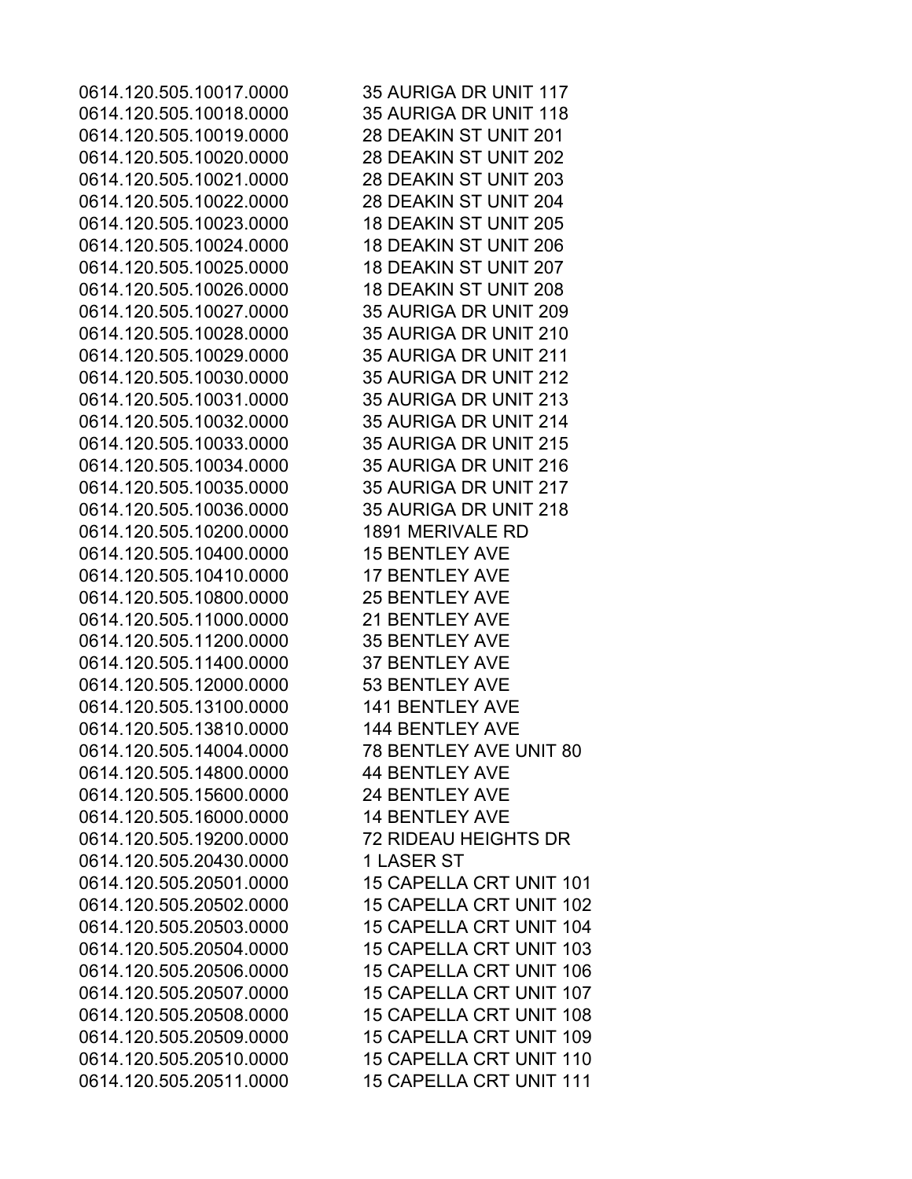| | |
|---|---|
| 0614.120.505.10017.0000 | 35 AURIGA DR UNIT 117 |
| 0614.120.505.10018.0000 | 35 AURIGA DR UNIT 118 |
| 0614.120.505.10019.0000 | 28 DEAKIN ST UNIT 201 |
| 0614.120.505.10020.0000 | 28 DEAKIN ST UNIT 202 |
| 0614.120.505.10021.0000 | 28 DEAKIN ST UNIT 203 |
| 0614.120.505.10022.0000 | 28 DEAKIN ST UNIT 204 |
| 0614.120.505.10023.0000 | 18 DEAKIN ST UNIT 205 |
| 0614.120.505.10024.0000 | 18 DEAKIN ST UNIT 206 |
| 0614.120.505.10025.0000 | 18 DEAKIN ST UNIT 207 |
| 0614.120.505.10026.0000 | 18 DEAKIN ST UNIT 208 |
| 0614.120.505.10027.0000 | 35 AURIGA DR UNIT 209 |
| 0614.120.505.10028.0000 | 35 AURIGA DR UNIT 210 |
| 0614.120.505.10029.0000 | 35 AURIGA DR UNIT 211 |
| 0614.120.505.10030.0000 | 35 AURIGA DR UNIT 212 |
| 0614.120.505.10031.0000 | 35 AURIGA DR UNIT 213 |
| 0614.120.505.10032.0000 | 35 AURIGA DR UNIT 214 |
| 0614.120.505.10033.0000 | 35 AURIGA DR UNIT 215 |
| 0614.120.505.10034.0000 | 35 AURIGA DR UNIT 216 |
| 0614.120.505.10035.0000 | 35 AURIGA DR UNIT 217 |
| 0614.120.505.10036.0000 | 35 AURIGA DR UNIT 218 |
| 0614.120.505.10200.0000 | 1891 MERIVALE RD |
| 0614.120.505.10400.0000 | 15 BENTLEY AVE |
| 0614.120.505.10410.0000 | 17 BENTLEY AVE |
| 0614.120.505.10800.0000 | 25 BENTLEY AVE |
| 0614.120.505.11000.0000 | 21 BENTLEY AVE |
| 0614.120.505.11200.0000 | 35 BENTLEY AVE |
| 0614.120.505.11400.0000 | 37 BENTLEY AVE |
| 0614.120.505.12000.0000 | 53 BENTLEY AVE |
| 0614.120.505.13100.0000 | 141 BENTLEY AVE |
| 0614.120.505.13810.0000 | 144 BENTLEY AVE |
| 0614.120.505.14004.0000 | 78 BENTLEY AVE UNIT 80 |
| 0614.120.505.14800.0000 | 44 BENTLEY AVE |
| 0614.120.505.15600.0000 | 24 BENTLEY AVE |
| 0614.120.505.16000.0000 | 14 BENTLEY AVE |
| 0614.120.505.19200.0000 | 72 RIDEAU HEIGHTS DR |
| 0614.120.505.20430.0000 | 1 LASER ST |
| 0614.120.505.20501.0000 | 15 CAPELLA CRT UNIT 101 |
| 0614.120.505.20502.0000 | 15 CAPELLA CRT UNIT 102 |
| 0614.120.505.20503.0000 | 15 CAPELLA CRT UNIT 104 |
| 0614.120.505.20504.0000 | 15 CAPELLA CRT UNIT 103 |
| 0614.120.505.20506.0000 | 15 CAPELLA CRT UNIT 106 |
| 0614.120.505.20507.0000 | 15 CAPELLA CRT UNIT 107 |
| 0614.120.505.20508.0000 | 15 CAPELLA CRT UNIT 108 |
| 0614.120.505.20509.0000 | 15 CAPELLA CRT UNIT 109 |
| 0614.120.505.20510.0000 | 15 CAPELLA CRT UNIT 110 |
| 0614.120.505.20511.0000 | 15 CAPELLA CRT UNIT 111 |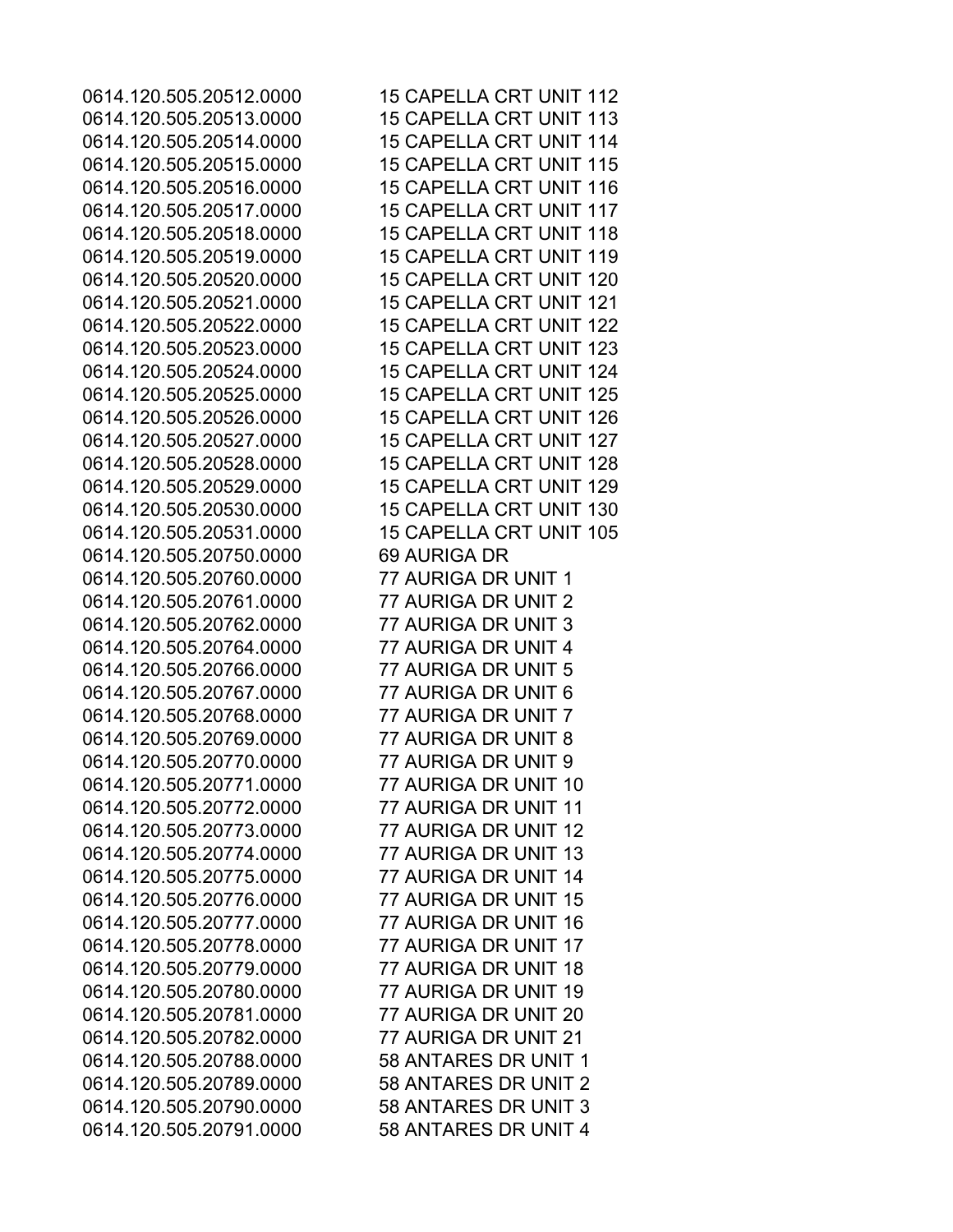| | |
|---|---|
| 0614.120.505.20512.0000 | 15 CAPELLA CRT UNIT 112 |
| 0614.120.505.20513.0000 | 15 CAPELLA CRT UNIT 113 |
| 0614.120.505.20514.0000 | 15 CAPELLA CRT UNIT 114 |
| 0614.120.505.20515.0000 | 15 CAPELLA CRT UNIT 115 |
| 0614.120.505.20516.0000 | 15 CAPELLA CRT UNIT 116 |
| 0614.120.505.20517.0000 | 15 CAPELLA CRT UNIT 117 |
| 0614.120.505.20518.0000 | 15 CAPELLA CRT UNIT 118 |
| 0614.120.505.20519.0000 | 15 CAPELLA CRT UNIT 119 |
| 0614.120.505.20520.0000 | 15 CAPELLA CRT UNIT 120 |
| 0614.120.505.20521.0000 | 15 CAPELLA CRT UNIT 121 |
| 0614.120.505.20522.0000 | 15 CAPELLA CRT UNIT 122 |
| 0614.120.505.20523.0000 | 15 CAPELLA CRT UNIT 123 |
| 0614.120.505.20524.0000 | 15 CAPELLA CRT UNIT 124 |
| 0614.120.505.20525.0000 | 15 CAPELLA CRT UNIT 125 |
| 0614.120.505.20526.0000 | 15 CAPELLA CRT UNIT 126 |
| 0614.120.505.20527.0000 | 15 CAPELLA CRT UNIT 127 |
| 0614.120.505.20528.0000 | 15 CAPELLA CRT UNIT 128 |
| 0614.120.505.20529.0000 | 15 CAPELLA CRT UNIT 129 |
| 0614.120.505.20530.0000 | 15 CAPELLA CRT UNIT 130 |
| 0614.120.505.20531.0000 | 15 CAPELLA CRT UNIT 105 |
| 0614.120.505.20750.0000 | 69 AURIGA DR |
| 0614.120.505.20760.0000 | 77 AURIGA DR UNIT 1 |
| 0614.120.505.20761.0000 | 77 AURIGA DR UNIT 2 |
| 0614.120.505.20762.0000 | 77 AURIGA DR UNIT 3 |
| 0614.120.505.20764.0000 | 77 AURIGA DR UNIT 4 |
| 0614.120.505.20766.0000 | 77 AURIGA DR UNIT 5 |
| 0614.120.505.20767.0000 | 77 AURIGA DR UNIT 6 |
| 0614.120.505.20768.0000 | 77 AURIGA DR UNIT 7 |
| 0614.120.505.20769.0000 | 77 AURIGA DR UNIT 8 |
| 0614.120.505.20770.0000 | 77 AURIGA DR UNIT 9 |
| 0614.120.505.20771.0000 | 77 AURIGA DR UNIT 10 |
| 0614.120.505.20772.0000 | 77 AURIGA DR UNIT 11 |
| 0614.120.505.20773.0000 | 77 AURIGA DR UNIT 12 |
| 0614.120.505.20774.0000 | 77 AURIGA DR UNIT 13 |
| 0614.120.505.20775.0000 | 77 AURIGA DR UNIT 14 |
| 0614.120.505.20776.0000 | 77 AURIGA DR UNIT 15 |
| 0614.120.505.20777.0000 | 77 AURIGA DR UNIT 16 |
| 0614.120.505.20778.0000 | 77 AURIGA DR UNIT 17 |
| 0614.120.505.20779.0000 | 77 AURIGA DR UNIT 18 |
| 0614.120.505.20780.0000 | 77 AURIGA DR UNIT 19 |
| 0614.120.505.20781.0000 | 77 AURIGA DR UNIT 20 |
| 0614.120.505.20782.0000 | 77 AURIGA DR UNIT 21 |
| 0614.120.505.20788.0000 | 58 ANTARES DR UNIT 1 |
| 0614.120.505.20789.0000 | 58 ANTARES DR UNIT 2 |
| 0614.120.505.20790.0000 | 58 ANTARES DR UNIT 3 |
| 0614.120.505.20791.0000 | 58 ANTARES DR UNIT 4 |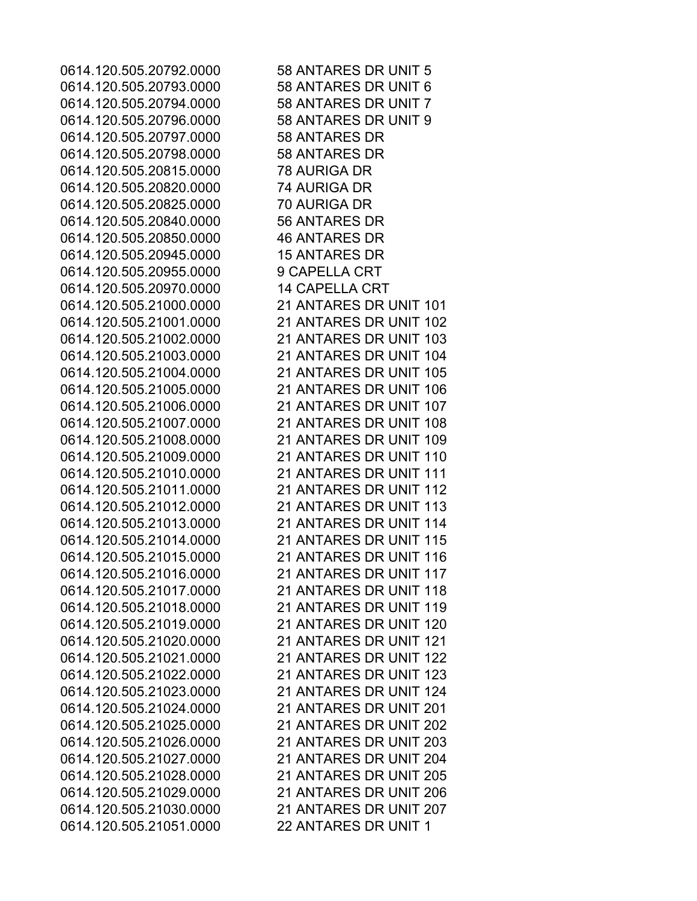| | |
|---|---|
| 0614.120.505.20792.0000 | 58 ANTARES DR UNIT 5 |
| 0614.120.505.20793.0000 | 58 ANTARES DR UNIT 6 |
| 0614.120.505.20794.0000 | 58 ANTARES DR UNIT 7 |
| 0614.120.505.20796.0000 | 58 ANTARES DR UNIT 9 |
| 0614.120.505.20797.0000 | 58 ANTARES DR |
| 0614.120.505.20798.0000 | 58 ANTARES DR |
| 0614.120.505.20815.0000 | 78 AURIGA DR |
| 0614.120.505.20820.0000 | 74 AURIGA DR |
| 0614.120.505.20825.0000 | 70 AURIGA DR |
| 0614.120.505.20840.0000 | 56 ANTARES DR |
| 0614.120.505.20850.0000 | 46 ANTARES DR |
| 0614.120.505.20945.0000 | 15 ANTARES DR |
| 0614.120.505.20955.0000 | 9 CAPELLA CRT |
| 0614.120.505.20970.0000 | 14 CAPELLA CRT |
| 0614.120.505.21000.0000 | 21 ANTARES DR UNIT 101 |
| 0614.120.505.21001.0000 | 21 ANTARES DR UNIT 102 |
| 0614.120.505.21002.0000 | 21 ANTARES DR UNIT 103 |
| 0614.120.505.21003.0000 | 21 ANTARES DR UNIT 104 |
| 0614.120.505.21004.0000 | 21 ANTARES DR UNIT 105 |
| 0614.120.505.21005.0000 | 21 ANTARES DR UNIT 106 |
| 0614.120.505.21006.0000 | 21 ANTARES DR UNIT 107 |
| 0614.120.505.21007.0000 | 21 ANTARES DR UNIT 108 |
| 0614.120.505.21008.0000 | 21 ANTARES DR UNIT 109 |
| 0614.120.505.21009.0000 | 21 ANTARES DR UNIT 110 |
| 0614.120.505.21010.0000 | 21 ANTARES DR UNIT 111 |
| 0614.120.505.21011.0000 | 21 ANTARES DR UNIT 112 |
| 0614.120.505.21012.0000 | 21 ANTARES DR UNIT 113 |
| 0614.120.505.21013.0000 | 21 ANTARES DR UNIT 114 |
| 0614.120.505.21014.0000 | 21 ANTARES DR UNIT 115 |
| 0614.120.505.21015.0000 | 21 ANTARES DR UNIT 116 |
| 0614.120.505.21016.0000 | 21 ANTARES DR UNIT 117 |
| 0614.120.505.21017.0000 | 21 ANTARES DR UNIT 118 |
| 0614.120.505.21018.0000 | 21 ANTARES DR UNIT 119 |
| 0614.120.505.21019.0000 | 21 ANTARES DR UNIT 120 |
| 0614.120.505.21020.0000 | 21 ANTARES DR UNIT 121 |
| 0614.120.505.21021.0000 | 21 ANTARES DR UNIT 122 |
| 0614.120.505.21022.0000 | 21 ANTARES DR UNIT 123 |
| 0614.120.505.21023.0000 | 21 ANTARES DR UNIT 124 |
| 0614.120.505.21024.0000 | 21 ANTARES DR UNIT 201 |
| 0614.120.505.21025.0000 | 21 ANTARES DR UNIT 202 |
| 0614.120.505.21026.0000 | 21 ANTARES DR UNIT 203 |
| 0614.120.505.21027.0000 | 21 ANTARES DR UNIT 204 |
| 0614.120.505.21028.0000 | 21 ANTARES DR UNIT 205 |
| 0614.120.505.21029.0000 | 21 ANTARES DR UNIT 206 |
| 0614.120.505.21030.0000 | 21 ANTARES DR UNIT 207 |
| 0614.120.505.21051.0000 | 22 ANTARES DR UNIT 1 |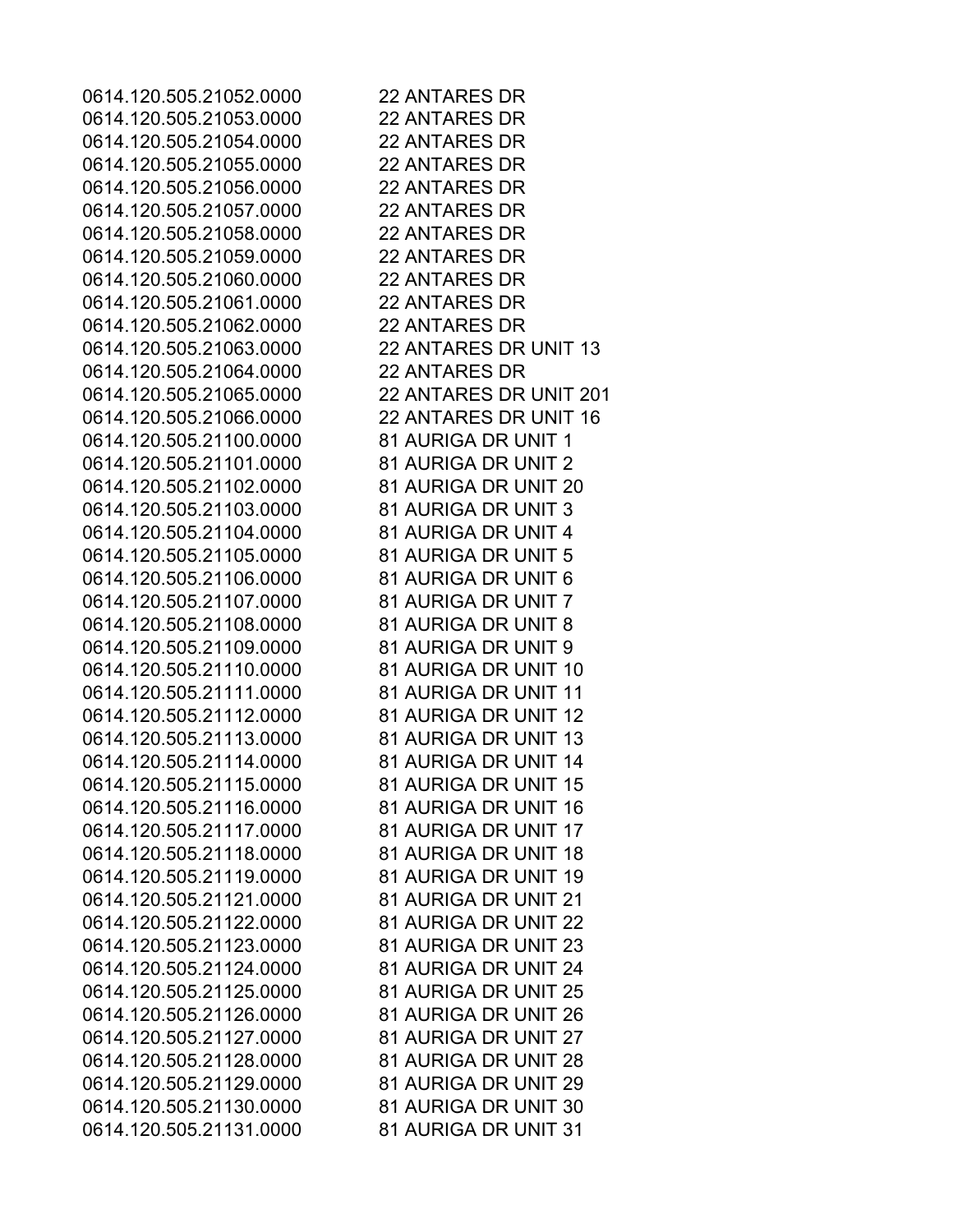| | |
|---|---|
| 0614.120.505.21052.0000 | 22 ANTARES DR |
| 0614.120.505.21053.0000 | 22 ANTARES DR |
| 0614.120.505.21054.0000 | 22 ANTARES DR |
| 0614.120.505.21055.0000 | 22 ANTARES DR |
| 0614.120.505.21056.0000 | 22 ANTARES DR |
| 0614.120.505.21057.0000 | 22 ANTARES DR |
| 0614.120.505.21058.0000 | 22 ANTARES DR |
| 0614.120.505.21059.0000 | 22 ANTARES DR |
| 0614.120.505.21060.0000 | 22 ANTARES DR |
| 0614.120.505.21061.0000 | 22 ANTARES DR |
| 0614.120.505.21062.0000 | 22 ANTARES DR |
| 0614.120.505.21063.0000 | 22 ANTARES DR UNIT 13 |
| 0614.120.505.21064.0000 | 22 ANTARES DR |
| 0614.120.505.21065.0000 | 22 ANTARES DR UNIT 201 |
| 0614.120.505.21066.0000 | 22 ANTARES DR UNIT 16 |
| 0614.120.505.21100.0000 | 81 AURIGA DR UNIT 1 |
| 0614.120.505.21101.0000 | 81 AURIGA DR UNIT 2 |
| 0614.120.505.21102.0000 | 81 AURIGA DR UNIT 20 |
| 0614.120.505.21103.0000 | 81 AURIGA DR UNIT 3 |
| 0614.120.505.21104.0000 | 81 AURIGA DR UNIT 4 |
| 0614.120.505.21105.0000 | 81 AURIGA DR UNIT 5 |
| 0614.120.505.21106.0000 | 81 AURIGA DR UNIT 6 |
| 0614.120.505.21107.0000 | 81 AURIGA DR UNIT 7 |
| 0614.120.505.21108.0000 | 81 AURIGA DR UNIT 8 |
| 0614.120.505.21109.0000 | 81 AURIGA DR UNIT 9 |
| 0614.120.505.21110.0000 | 81 AURIGA DR UNIT 10 |
| 0614.120.505.21111.0000 | 81 AURIGA DR UNIT 11 |
| 0614.120.505.21112.0000 | 81 AURIGA DR UNIT 12 |
| 0614.120.505.21113.0000 | 81 AURIGA DR UNIT 13 |
| 0614.120.505.21114.0000 | 81 AURIGA DR UNIT 14 |
| 0614.120.505.21115.0000 | 81 AURIGA DR UNIT 15 |
| 0614.120.505.21116.0000 | 81 AURIGA DR UNIT 16 |
| 0614.120.505.21117.0000 | 81 AURIGA DR UNIT 17 |
| 0614.120.505.21118.0000 | 81 AURIGA DR UNIT 18 |
| 0614.120.505.21119.0000 | 81 AURIGA DR UNIT 19 |
| 0614.120.505.21121.0000 | 81 AURIGA DR UNIT 21 |
| 0614.120.505.21122.0000 | 81 AURIGA DR UNIT 22 |
| 0614.120.505.21123.0000 | 81 AURIGA DR UNIT 23 |
| 0614.120.505.21124.0000 | 81 AURIGA DR UNIT 24 |
| 0614.120.505.21125.0000 | 81 AURIGA DR UNIT 25 |
| 0614.120.505.21126.0000 | 81 AURIGA DR UNIT 26 |
| 0614.120.505.21127.0000 | 81 AURIGA DR UNIT 27 |
| 0614.120.505.21128.0000 | 81 AURIGA DR UNIT 28 |
| 0614.120.505.21129.0000 | 81 AURIGA DR UNIT 29 |
| 0614.120.505.21130.0000 | 81 AURIGA DR UNIT 30 |
| 0614.120.505.21131.0000 | 81 AURIGA DR UNIT 31 |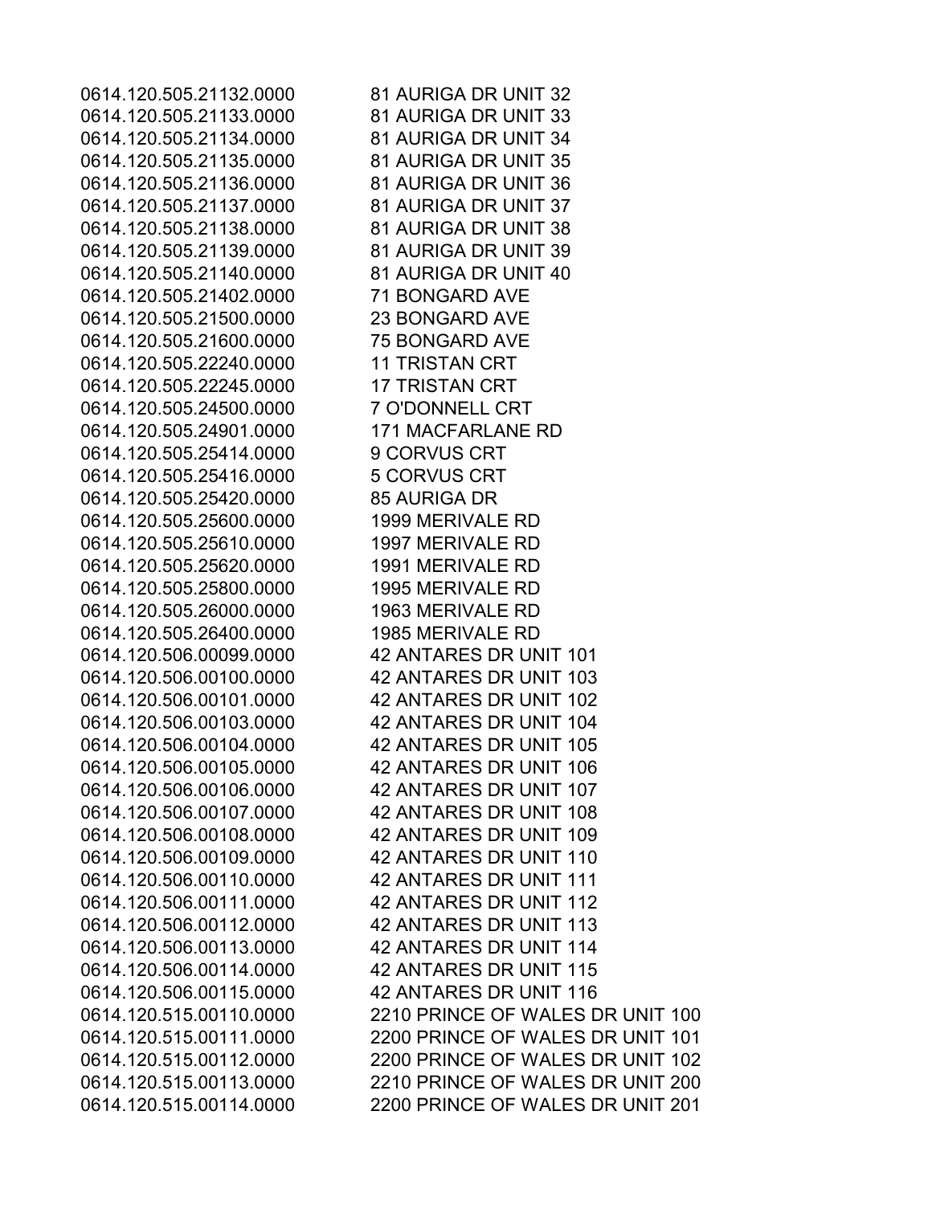| | |
|---|---|
| 0614.120.505.21132.0000 | 81 AURIGA DR UNIT 32 |
| 0614.120.505.21133.0000 | 81 AURIGA DR UNIT 33 |
| 0614.120.505.21134.0000 | 81 AURIGA DR UNIT 34 |
| 0614.120.505.21135.0000 | 81 AURIGA DR UNIT 35 |
| 0614.120.505.21136.0000 | 81 AURIGA DR UNIT 36 |
| 0614.120.505.21137.0000 | 81 AURIGA DR UNIT 37 |
| 0614.120.505.21138.0000 | 81 AURIGA DR UNIT 38 |
| 0614.120.505.21139.0000 | 81 AURIGA DR UNIT 39 |
| 0614.120.505.21140.0000 | 81 AURIGA DR UNIT 40 |
| 0614.120.505.21402.0000 | 71 BONGARD AVE |
| 0614.120.505.21500.0000 | 23 BONGARD AVE |
| 0614.120.505.21600.0000 | 75 BONGARD AVE |
| 0614.120.505.22240.0000 | 11 TRISTAN CRT |
| 0614.120.505.22245.0000 | 17 TRISTAN CRT |
| 0614.120.505.24500.0000 | 7 O'DONNELL CRT |
| 0614.120.505.24901.0000 | 171 MACFARLANE RD |
| 0614.120.505.25414.0000 | 9 CORVUS CRT |
| 0614.120.505.25416.0000 | 5 CORVUS CRT |
| 0614.120.505.25420.0000 | 85 AURIGA DR |
| 0614.120.505.25600.0000 | 1999 MERIVALE RD |
| 0614.120.505.25610.0000 | 1997 MERIVALE RD |
| 0614.120.505.25620.0000 | 1991 MERIVALE RD |
| 0614.120.505.25800.0000 | 1995 MERIVALE RD |
| 0614.120.505.26000.0000 | 1963 MERIVALE RD |
| 0614.120.505.26400.0000 | 1985 MERIVALE RD |
| 0614.120.506.00099.0000 | 42 ANTARES DR UNIT 101 |
| 0614.120.506.00100.0000 | 42 ANTARES DR UNIT 103 |
| 0614.120.506.00101.0000 | 42 ANTARES DR UNIT 102 |
| 0614.120.506.00103.0000 | 42 ANTARES DR UNIT 104 |
| 0614.120.506.00104.0000 | 42 ANTARES DR UNIT 105 |
| 0614.120.506.00105.0000 | 42 ANTARES DR UNIT 106 |
| 0614.120.506.00106.0000 | 42 ANTARES DR UNIT 107 |
| 0614.120.506.00107.0000 | 42 ANTARES DR UNIT 108 |
| 0614.120.506.00108.0000 | 42 ANTARES DR UNIT 109 |
| 0614.120.506.00109.0000 | 42 ANTARES DR UNIT 110 |
| 0614.120.506.00110.0000 | 42 ANTARES DR UNIT 111 |
| 0614.120.506.00111.0000 | 42 ANTARES DR UNIT 112 |
| 0614.120.506.00112.0000 | 42 ANTARES DR UNIT 113 |
| 0614.120.506.00113.0000 | 42 ANTARES DR UNIT 114 |
| 0614.120.506.00114.0000 | 42 ANTARES DR UNIT 115 |
| 0614.120.506.00115.0000 | 42 ANTARES DR UNIT 116 |
| 0614.120.515.00110.0000 | 2210 PRINCE OF WALES DR UNIT 100 |
| 0614.120.515.00111.0000 | 2200 PRINCE OF WALES DR UNIT 101 |
| 0614.120.515.00112.0000 | 2200 PRINCE OF WALES DR UNIT 102 |
| 0614.120.515.00113.0000 | 2210 PRINCE OF WALES DR UNIT 200 |
| 0614.120.515.00114.0000 | 2200 PRINCE OF WALES DR UNIT 201 |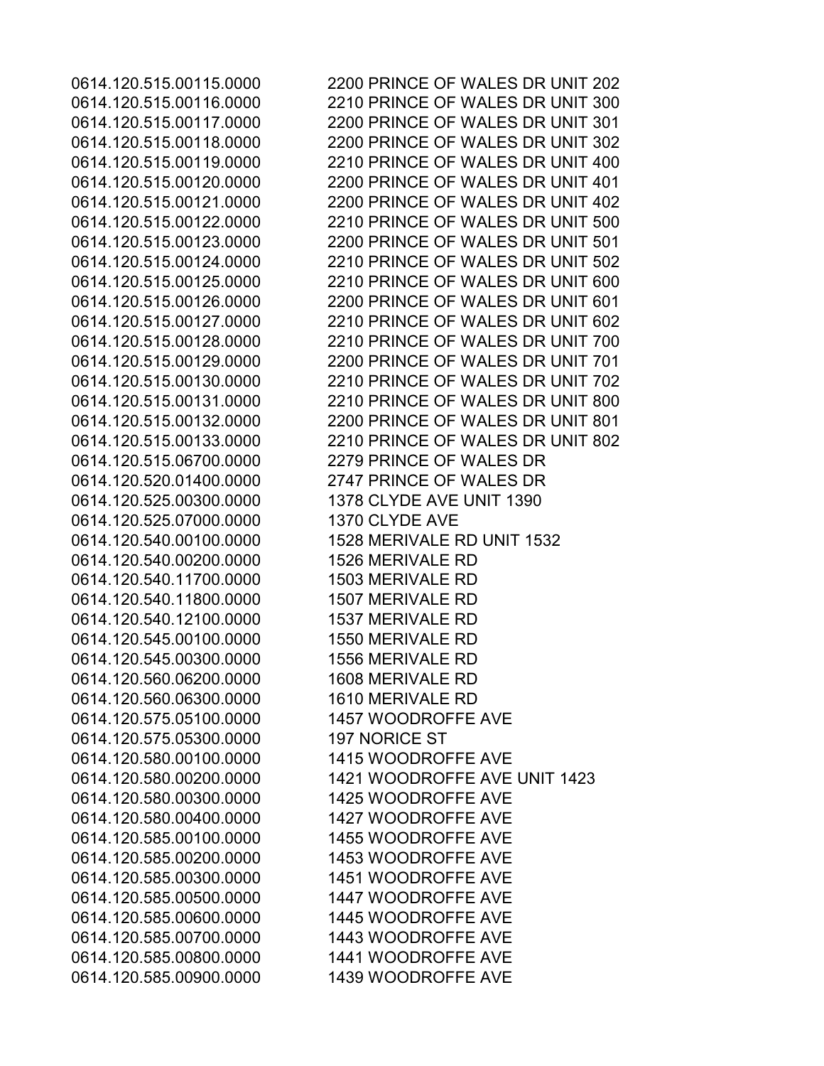| | |
|---|---|
| 0614.120.515.00115.0000 | 2200 PRINCE OF WALES DR UNIT 202 |
| 0614.120.515.00116.0000 | 2210 PRINCE OF WALES DR UNIT 300 |
| 0614.120.515.00117.0000 | 2200 PRINCE OF WALES DR UNIT 301 |
| 0614.120.515.00118.0000 | 2200 PRINCE OF WALES DR UNIT 302 |
| 0614.120.515.00119.0000 | 2210 PRINCE OF WALES DR UNIT 400 |
| 0614.120.515.00120.0000 | 2200 PRINCE OF WALES DR UNIT 401 |
| 0614.120.515.00121.0000 | 2200 PRINCE OF WALES DR UNIT 402 |
| 0614.120.515.00122.0000 | 2210 PRINCE OF WALES DR UNIT 500 |
| 0614.120.515.00123.0000 | 2200 PRINCE OF WALES DR UNIT 501 |
| 0614.120.515.00124.0000 | 2210 PRINCE OF WALES DR UNIT 502 |
| 0614.120.515.00125.0000 | 2210 PRINCE OF WALES DR UNIT 600 |
| 0614.120.515.00126.0000 | 2200 PRINCE OF WALES DR UNIT 601 |
| 0614.120.515.00127.0000 | 2210 PRINCE OF WALES DR UNIT 602 |
| 0614.120.515.00128.0000 | 2210 PRINCE OF WALES DR UNIT 700 |
| 0614.120.515.00129.0000 | 2200 PRINCE OF WALES DR UNIT 701 |
| 0614.120.515.00130.0000 | 2210 PRINCE OF WALES DR UNIT 702 |
| 0614.120.515.00131.0000 | 2210 PRINCE OF WALES DR UNIT 800 |
| 0614.120.515.00132.0000 | 2200 PRINCE OF WALES DR UNIT 801 |
| 0614.120.515.00133.0000 | 2210 PRINCE OF WALES DR UNIT 802 |
| 0614.120.515.06700.0000 | 2279 PRINCE OF WALES DR |
| 0614.120.520.01400.0000 | 2747 PRINCE OF WALES DR |
| 0614.120.525.00300.0000 | 1378 CLYDE AVE UNIT 1390 |
| 0614.120.525.07000.0000 | 1370 CLYDE AVE |
| 0614.120.540.00100.0000 | 1528 MERIVALE RD UNIT 1532 |
| 0614.120.540.00200.0000 | 1526 MERIVALE RD |
| 0614.120.540.11700.0000 | 1503 MERIVALE RD |
| 0614.120.540.11800.0000 | 1507 MERIVALE RD |
| 0614.120.540.12100.0000 | 1537 MERIVALE RD |
| 0614.120.545.00100.0000 | 1550 MERIVALE RD |
| 0614.120.545.00300.0000 | 1556 MERIVALE RD |
| 0614.120.560.06200.0000 | 1608 MERIVALE RD |
| 0614.120.560.06300.0000 | 1610 MERIVALE RD |
| 0614.120.575.05100.0000 | 1457 WOODROFFE AVE |
| 0614.120.575.05300.0000 | 197 NORICE ST |
| 0614.120.580.00100.0000 | 1415 WOODROFFE AVE |
| 0614.120.580.00200.0000 | 1421 WOODROFFE AVE UNIT 1423 |
| 0614.120.580.00300.0000 | 1425 WOODROFFE AVE |
| 0614.120.580.00400.0000 | 1427 WOODROFFE AVE |
| 0614.120.585.00100.0000 | 1455 WOODROFFE AVE |
| 0614.120.585.00200.0000 | 1453 WOODROFFE AVE |
| 0614.120.585.00300.0000 | 1451 WOODROFFE AVE |
| 0614.120.585.00500.0000 | 1447 WOODROFFE AVE |
| 0614.120.585.00600.0000 | 1445 WOODROFFE AVE |
| 0614.120.585.00700.0000 | 1443 WOODROFFE AVE |
| 0614.120.585.00800.0000 | 1441 WOODROFFE AVE |
| 0614.120.585.00900.0000 | 1439 WOODROFFE AVE |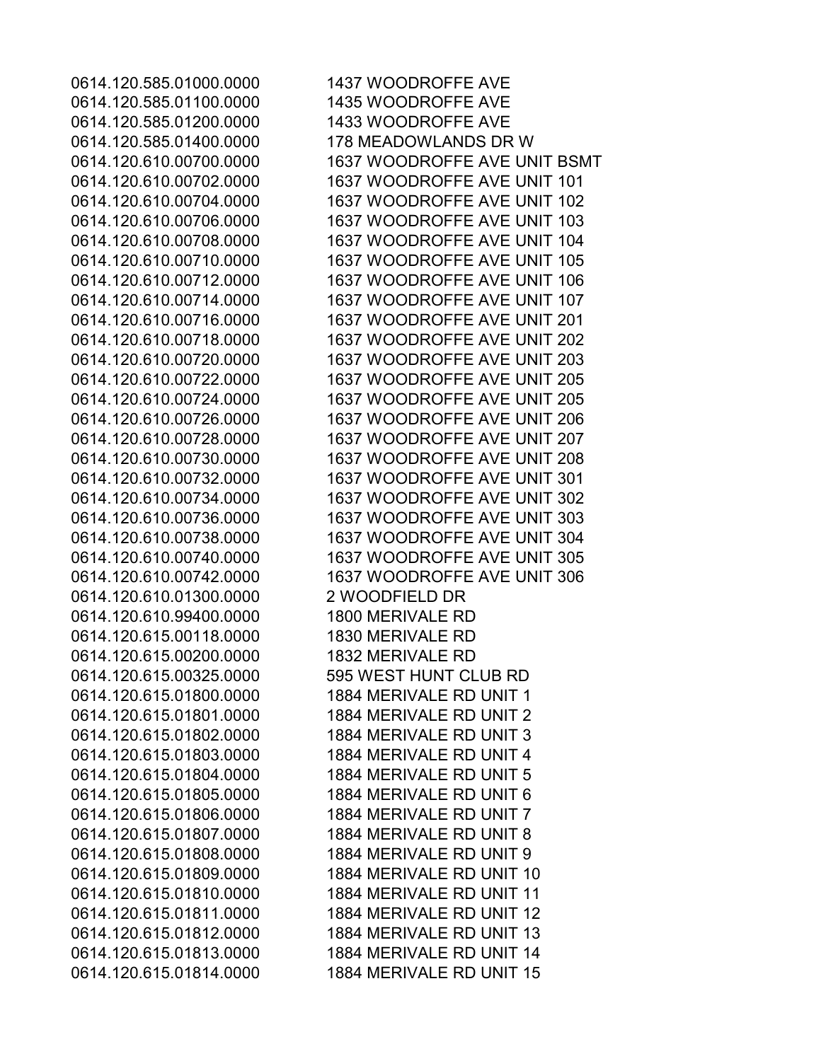| | |
|---|---|
| 0614.120.585.01000.0000 | 1437 WOODROFFE AVE |
| 0614.120.585.01100.0000 | 1435 WOODROFFE AVE |
| 0614.120.585.01200.0000 | 1433 WOODROFFE AVE |
| 0614.120.585.01400.0000 | 178 MEADOWLANDS DR W |
| 0614.120.610.00700.0000 | 1637 WOODROFFE AVE UNIT BSMT |
| 0614.120.610.00702.0000 | 1637 WOODROFFE AVE UNIT 101 |
| 0614.120.610.00704.0000 | 1637 WOODROFFE AVE UNIT 102 |
| 0614.120.610.00706.0000 | 1637 WOODROFFE AVE UNIT 103 |
| 0614.120.610.00708.0000 | 1637 WOODROFFE AVE UNIT 104 |
| 0614.120.610.00710.0000 | 1637 WOODROFFE AVE UNIT 105 |
| 0614.120.610.00712.0000 | 1637 WOODROFFE AVE UNIT 106 |
| 0614.120.610.00714.0000 | 1637 WOODROFFE AVE UNIT 107 |
| 0614.120.610.00716.0000 | 1637 WOODROFFE AVE UNIT 201 |
| 0614.120.610.00718.0000 | 1637 WOODROFFE AVE UNIT 202 |
| 0614.120.610.00720.0000 | 1637 WOODROFFE AVE UNIT 203 |
| 0614.120.610.00722.0000 | 1637 WOODROFFE AVE UNIT 205 |
| 0614.120.610.00724.0000 | 1637 WOODROFFE AVE UNIT 205 |
| 0614.120.610.00726.0000 | 1637 WOODROFFE AVE UNIT 206 |
| 0614.120.610.00728.0000 | 1637 WOODROFFE AVE UNIT 207 |
| 0614.120.610.00730.0000 | 1637 WOODROFFE AVE UNIT 208 |
| 0614.120.610.00732.0000 | 1637 WOODROFFE AVE UNIT 301 |
| 0614.120.610.00734.0000 | 1637 WOODROFFE AVE UNIT 302 |
| 0614.120.610.00736.0000 | 1637 WOODROFFE AVE UNIT 303 |
| 0614.120.610.00738.0000 | 1637 WOODROFFE AVE UNIT 304 |
| 0614.120.610.00740.0000 | 1637 WOODROFFE AVE UNIT 305 |
| 0614.120.610.00742.0000 | 1637 WOODROFFE AVE UNIT 306 |
| 0614.120.610.01300.0000 | 2 WOODFIELD DR |
| 0614.120.610.99400.0000 | 1800 MERIVALE RD |
| 0614.120.615.00118.0000 | 1830 MERIVALE RD |
| 0614.120.615.00200.0000 | 1832 MERIVALE RD |
| 0614.120.615.00325.0000 | 595 WEST HUNT CLUB RD |
| 0614.120.615.01800.0000 | 1884 MERIVALE RD UNIT 1 |
| 0614.120.615.01801.0000 | 1884 MERIVALE RD UNIT 2 |
| 0614.120.615.01802.0000 | 1884 MERIVALE RD UNIT 3 |
| 0614.120.615.01803.0000 | 1884 MERIVALE RD UNIT 4 |
| 0614.120.615.01804.0000 | 1884 MERIVALE RD UNIT 5 |
| 0614.120.615.01805.0000 | 1884 MERIVALE RD UNIT 6 |
| 0614.120.615.01806.0000 | 1884 MERIVALE RD UNIT 7 |
| 0614.120.615.01807.0000 | 1884 MERIVALE RD UNIT 8 |
| 0614.120.615.01808.0000 | 1884 MERIVALE RD UNIT 9 |
| 0614.120.615.01809.0000 | 1884 MERIVALE RD UNIT 10 |
| 0614.120.615.01810.0000 | 1884 MERIVALE RD UNIT 11 |
| 0614.120.615.01811.0000 | 1884 MERIVALE RD UNIT 12 |
| 0614.120.615.01812.0000 | 1884 MERIVALE RD UNIT 13 |
| 0614.120.615.01813.0000 | 1884 MERIVALE RD UNIT 14 |
| 0614.120.615.01814.0000 | 1884 MERIVALE RD UNIT 15 |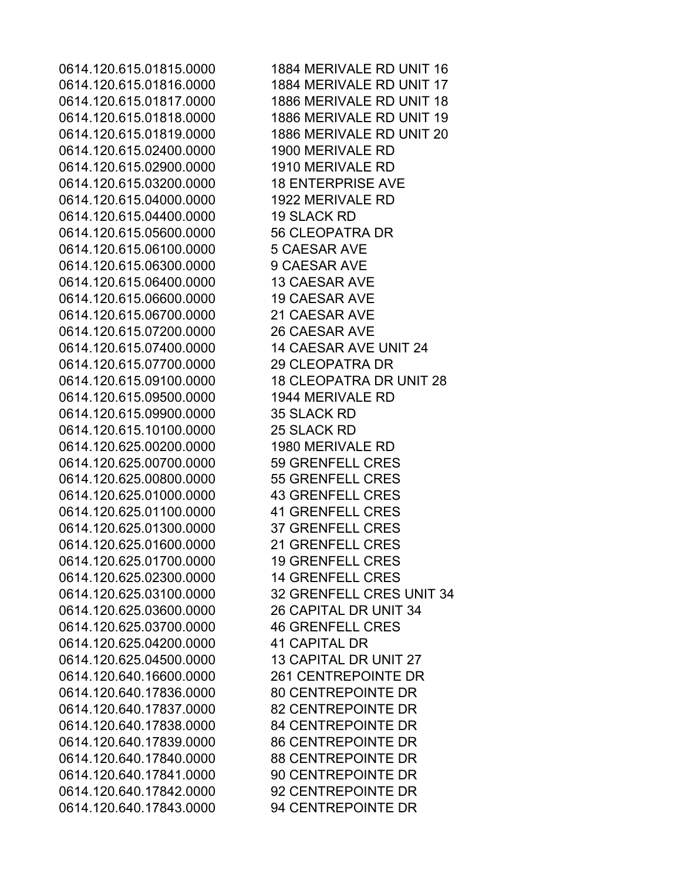| | |
|---|---|
| 0614.120.615.01815.0000 | 1884 MERIVALE RD UNIT 16 |
| 0614.120.615.01816.0000 | 1884 MERIVALE RD UNIT 17 |
| 0614.120.615.01817.0000 | 1886 MERIVALE RD UNIT 18 |
| 0614.120.615.01818.0000 | 1886 MERIVALE RD UNIT 19 |
| 0614.120.615.01819.0000 | 1886 MERIVALE RD UNIT 20 |
| 0614.120.615.02400.0000 | 1900 MERIVALE RD |
| 0614.120.615.02900.0000 | 1910 MERIVALE RD |
| 0614.120.615.03200.0000 | 18 ENTERPRISE AVE |
| 0614.120.615.04000.0000 | 1922 MERIVALE RD |
| 0614.120.615.04400.0000 | 19 SLACK RD |
| 0614.120.615.05600.0000 | 56 CLEOPATRA DR |
| 0614.120.615.06100.0000 | 5 CAESAR AVE |
| 0614.120.615.06300.0000 | 9 CAESAR AVE |
| 0614.120.615.06400.0000 | 13 CAESAR AVE |
| 0614.120.615.06600.0000 | 19 CAESAR AVE |
| 0614.120.615.06700.0000 | 21 CAESAR AVE |
| 0614.120.615.07200.0000 | 26 CAESAR AVE |
| 0614.120.615.07400.0000 | 14 CAESAR AVE UNIT 24 |
| 0614.120.615.07700.0000 | 29 CLEOPATRA DR |
| 0614.120.615.09100.0000 | 18 CLEOPATRA DR UNIT 28 |
| 0614.120.615.09500.0000 | 1944 MERIVALE RD |
| 0614.120.615.09900.0000 | 35 SLACK RD |
| 0614.120.615.10100.0000 | 25 SLACK RD |
| 0614.120.625.00200.0000 | 1980 MERIVALE RD |
| 0614.120.625.00700.0000 | 59 GRENFELL CRES |
| 0614.120.625.00800.0000 | 55 GRENFELL CRES |
| 0614.120.625.01000.0000 | 43 GRENFELL CRES |
| 0614.120.625.01100.0000 | 41 GRENFELL CRES |
| 0614.120.625.01300.0000 | 37 GRENFELL CRES |
| 0614.120.625.01600.0000 | 21 GRENFELL CRES |
| 0614.120.625.01700.0000 | 19 GRENFELL CRES |
| 0614.120.625.02300.0000 | 14 GRENFELL CRES |
| 0614.120.625.03100.0000 | 32 GRENFELL CRES UNIT 34 |
| 0614.120.625.03600.0000 | 26 CAPITAL DR UNIT 34 |
| 0614.120.625.03700.0000 | 46 GRENFELL CRES |
| 0614.120.625.04200.0000 | 41 CAPITAL DR |
| 0614.120.625.04500.0000 | 13 CAPITAL DR UNIT 27 |
| 0614.120.640.16600.0000 | 261 CENTREPOINTE DR |
| 0614.120.640.17836.0000 | 80 CENTREPOINTE DR |
| 0614.120.640.17837.0000 | 82 CENTREPOINTE DR |
| 0614.120.640.17838.0000 | 84 CENTREPOINTE DR |
| 0614.120.640.17839.0000 | 86 CENTREPOINTE DR |
| 0614.120.640.17840.0000 | 88 CENTREPOINTE DR |
| 0614.120.640.17841.0000 | 90 CENTREPOINTE DR |
| 0614.120.640.17842.0000 | 92 CENTREPOINTE DR |
| 0614.120.640.17843.0000 | 94 CENTREPOINTE DR |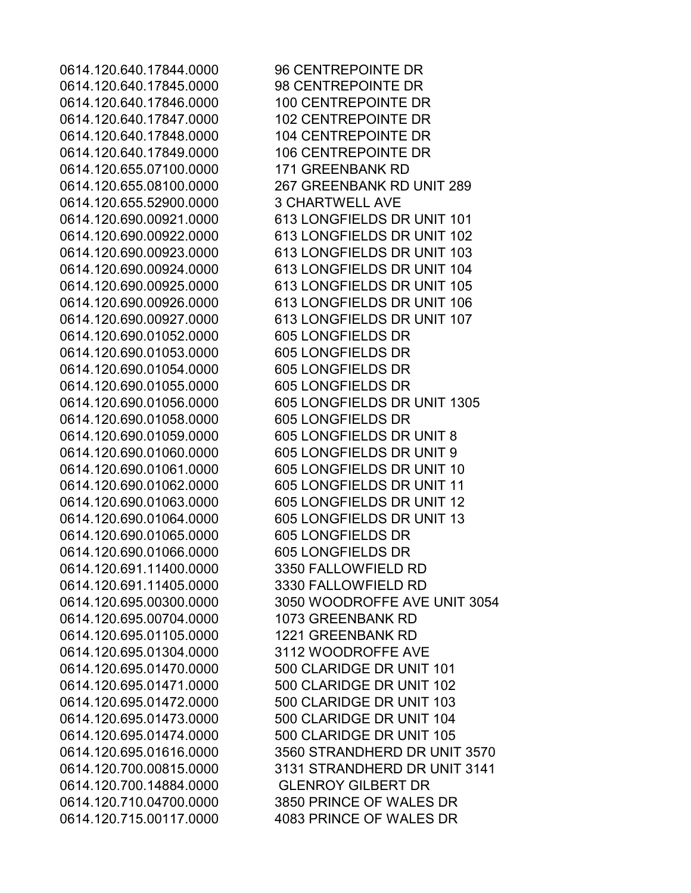| | |
|---|---|
| 0614.120.640.17844.0000 | 96 CENTREPOINTE DR |
| 0614.120.640.17845.0000 | 98 CENTREPOINTE DR |
| 0614.120.640.17846.0000 | 100 CENTREPOINTE DR |
| 0614.120.640.17847.0000 | 102 CENTREPOINTE DR |
| 0614.120.640.17848.0000 | 104 CENTREPOINTE DR |
| 0614.120.640.17849.0000 | 106 CENTREPOINTE DR |
| 0614.120.655.07100.0000 | 171 GREENBANK RD |
| 0614.120.655.08100.0000 | 267 GREENBANK RD UNIT 289 |
| 0614.120.655.52900.0000 | 3 CHARTWELL AVE |
| 0614.120.690.00921.0000 | 613 LONGFIELDS DR UNIT 101 |
| 0614.120.690.00922.0000 | 613 LONGFIELDS DR UNIT 102 |
| 0614.120.690.00923.0000 | 613 LONGFIELDS DR UNIT 103 |
| 0614.120.690.00924.0000 | 613 LONGFIELDS DR UNIT 104 |
| 0614.120.690.00925.0000 | 613 LONGFIELDS DR UNIT 105 |
| 0614.120.690.00926.0000 | 613 LONGFIELDS DR UNIT 106 |
| 0614.120.690.00927.0000 | 613 LONGFIELDS DR UNIT 107 |
| 0614.120.690.01052.0000 | 605 LONGFIELDS DR |
| 0614.120.690.01053.0000 | 605 LONGFIELDS DR |
| 0614.120.690.01054.0000 | 605 LONGFIELDS DR |
| 0614.120.690.01055.0000 | 605 LONGFIELDS DR |
| 0614.120.690.01056.0000 | 605 LONGFIELDS DR UNIT 1305 |
| 0614.120.690.01058.0000 | 605 LONGFIELDS DR |
| 0614.120.690.01059.0000 | 605 LONGFIELDS DR UNIT 8 |
| 0614.120.690.01060.0000 | 605 LONGFIELDS DR UNIT 9 |
| 0614.120.690.01061.0000 | 605 LONGFIELDS DR UNIT 10 |
| 0614.120.690.01062.0000 | 605 LONGFIELDS DR UNIT 11 |
| 0614.120.690.01063.0000 | 605 LONGFIELDS DR UNIT 12 |
| 0614.120.690.01064.0000 | 605 LONGFIELDS DR UNIT 13 |
| 0614.120.690.01065.0000 | 605 LONGFIELDS DR |
| 0614.120.690.01066.0000 | 605 LONGFIELDS DR |
| 0614.120.691.11400.0000 | 3350 FALLOWFIELD RD |
| 0614.120.691.11405.0000 | 3330 FALLOWFIELD RD |
| 0614.120.695.00300.0000 | 3050 WOODROFFE AVE UNIT 3054 |
| 0614.120.695.00704.0000 | 1073 GREENBANK RD |
| 0614.120.695.01105.0000 | 1221 GREENBANK RD |
| 0614.120.695.01304.0000 | 3112 WOODROFFE AVE |
| 0614.120.695.01470.0000 | 500 CLARIDGE DR UNIT 101 |
| 0614.120.695.01471.0000 | 500 CLARIDGE DR UNIT 102 |
| 0614.120.695.01472.0000 | 500 CLARIDGE DR UNIT 103 |
| 0614.120.695.01473.0000 | 500 CLARIDGE DR UNIT 104 |
| 0614.120.695.01474.0000 | 500 CLARIDGE DR UNIT 105 |
| 0614.120.695.01616.0000 | 3560 STRANDHERD DR UNIT 3570 |
| 0614.120.700.00815.0000 | 3131 STRANDHERD DR UNIT 3141 |
| 0614.120.700.14884.0000 | GLENROY GILBERT DR |
| 0614.120.710.04700.0000 | 3850 PRINCE OF WALES DR |
| 0614.120.715.00117.0000 | 4083 PRINCE OF WALES DR |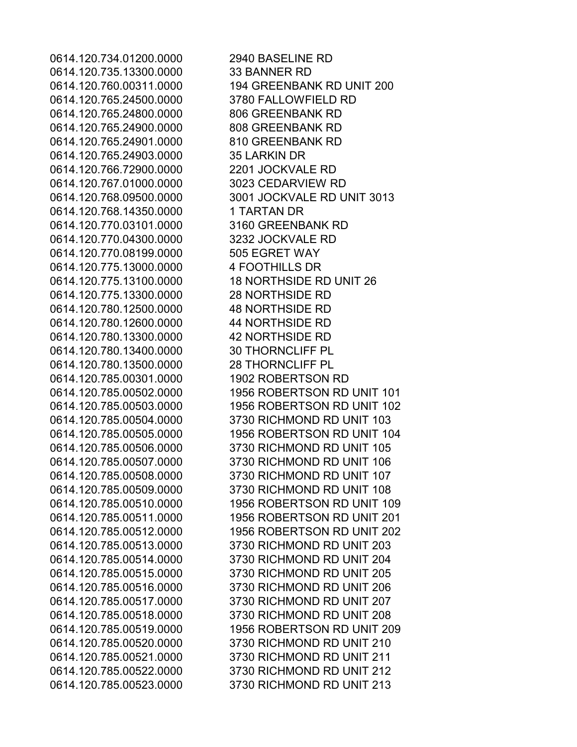| | |
|---|---|
| 0614.120.734.01200.0000 | 2940 BASELINE RD |
| 0614.120.735.13300.0000 | 33 BANNER RD |
| 0614.120.760.00311.0000 | 194 GREENBANK RD UNIT 200 |
| 0614.120.765.24500.0000 | 3780 FALLOWFIELD RD |
| 0614.120.765.24800.0000 | 806 GREENBANK RD |
| 0614.120.765.24900.0000 | 808 GREENBANK RD |
| 0614.120.765.24901.0000 | 810 GREENBANK RD |
| 0614.120.765.24903.0000 | 35 LARKIN DR |
| 0614.120.766.72900.0000 | 2201 JOCKVALE RD |
| 0614.120.767.01000.0000 | 3023 CEDARVIEW RD |
| 0614.120.768.09500.0000 | 3001 JOCKVALE RD UNIT 3013 |
| 0614.120.768.14350.0000 | 1 TARTAN DR |
| 0614.120.770.03101.0000 | 3160 GREENBANK RD |
| 0614.120.770.04300.0000 | 3232 JOCKVALE RD |
| 0614.120.770.08199.0000 | 505 EGRET WAY |
| 0614.120.775.13000.0000 | 4 FOOTHILLS DR |
| 0614.120.775.13100.0000 | 18 NORTHSIDE RD UNIT 26 |
| 0614.120.775.13300.0000 | 28 NORTHSIDE RD |
| 0614.120.780.12500.0000 | 48 NORTHSIDE RD |
| 0614.120.780.12600.0000 | 44 NORTHSIDE RD |
| 0614.120.780.13300.0000 | 42 NORTHSIDE RD |
| 0614.120.780.13400.0000 | 30 THORNCLIFF PL |
| 0614.120.780.13500.0000 | 28 THORNCLIFF PL |
| 0614.120.785.00301.0000 | 1902 ROBERTSON RD |
| 0614.120.785.00502.0000 | 1956 ROBERTSON RD UNIT 101 |
| 0614.120.785.00503.0000 | 1956 ROBERTSON RD UNIT 102 |
| 0614.120.785.00504.0000 | 3730 RICHMOND RD UNIT 103 |
| 0614.120.785.00505.0000 | 1956 ROBERTSON RD UNIT 104 |
| 0614.120.785.00506.0000 | 3730 RICHMOND RD UNIT 105 |
| 0614.120.785.00507.0000 | 3730 RICHMOND RD UNIT 106 |
| 0614.120.785.00508.0000 | 3730 RICHMOND RD UNIT 107 |
| 0614.120.785.00509.0000 | 3730 RICHMOND RD UNIT 108 |
| 0614.120.785.00510.0000 | 1956 ROBERTSON RD UNIT 109 |
| 0614.120.785.00511.0000 | 1956 ROBERTSON RD UNIT 201 |
| 0614.120.785.00512.0000 | 1956 ROBERTSON RD UNIT 202 |
| 0614.120.785.00513.0000 | 3730 RICHMOND RD UNIT 203 |
| 0614.120.785.00514.0000 | 3730 RICHMOND RD UNIT 204 |
| 0614.120.785.00515.0000 | 3730 RICHMOND RD UNIT 205 |
| 0614.120.785.00516.0000 | 3730 RICHMOND RD UNIT 206 |
| 0614.120.785.00517.0000 | 3730 RICHMOND RD UNIT 207 |
| 0614.120.785.00518.0000 | 3730 RICHMOND RD UNIT 208 |
| 0614.120.785.00519.0000 | 1956 ROBERTSON RD UNIT 209 |
| 0614.120.785.00520.0000 | 3730 RICHMOND RD UNIT 210 |
| 0614.120.785.00521.0000 | 3730 RICHMOND RD UNIT 211 |
| 0614.120.785.00522.0000 | 3730 RICHMOND RD UNIT 212 |
| 0614.120.785.00523.0000 | 3730 RICHMOND RD UNIT 213 |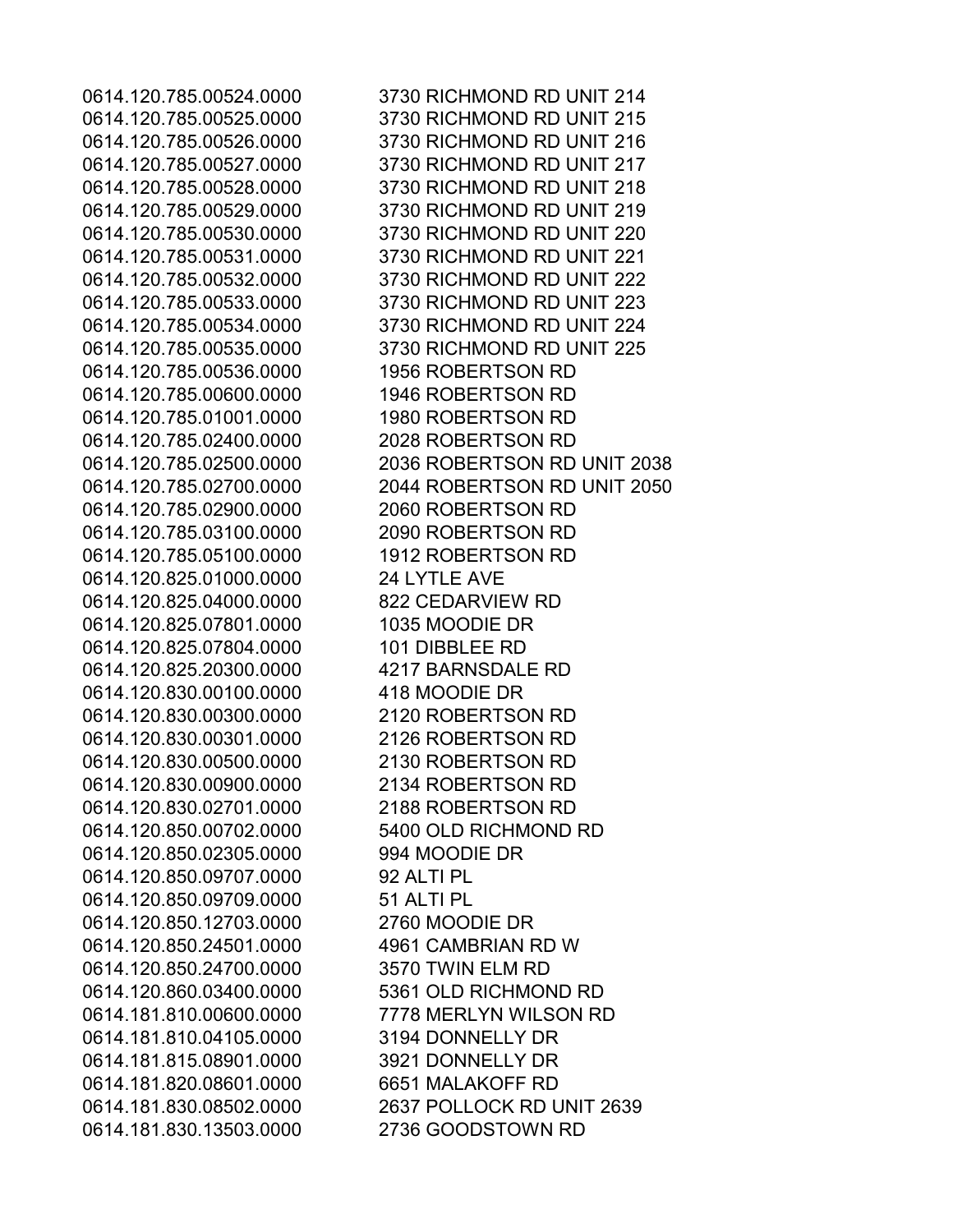| | |
|---|---|
| 0614.120.785.00524.0000 | 3730 RICHMOND RD UNIT 214 |
| 0614.120.785.00525.0000 | 3730 RICHMOND RD UNIT 215 |
| 0614.120.785.00526.0000 | 3730 RICHMOND RD UNIT 216 |
| 0614.120.785.00527.0000 | 3730 RICHMOND RD UNIT 217 |
| 0614.120.785.00528.0000 | 3730 RICHMOND RD UNIT 218 |
| 0614.120.785.00529.0000 | 3730 RICHMOND RD UNIT 219 |
| 0614.120.785.00530.0000 | 3730 RICHMOND RD UNIT 220 |
| 0614.120.785.00531.0000 | 3730 RICHMOND RD UNIT 221 |
| 0614.120.785.00532.0000 | 3730 RICHMOND RD UNIT 222 |
| 0614.120.785.00533.0000 | 3730 RICHMOND RD UNIT 223 |
| 0614.120.785.00534.0000 | 3730 RICHMOND RD UNIT 224 |
| 0614.120.785.00535.0000 | 3730 RICHMOND RD UNIT 225 |
| 0614.120.785.00536.0000 | 1956 ROBERTSON RD |
| 0614.120.785.00600.0000 | 1946 ROBERTSON RD |
| 0614.120.785.01001.0000 | 1980 ROBERTSON RD |
| 0614.120.785.02400.0000 | 2028 ROBERTSON RD |
| 0614.120.785.02500.0000 | 2036 ROBERTSON RD UNIT 2038 |
| 0614.120.785.02700.0000 | 2044 ROBERTSON RD UNIT 2050 |
| 0614.120.785.02900.0000 | 2060 ROBERTSON RD |
| 0614.120.785.03100.0000 | 2090 ROBERTSON RD |
| 0614.120.785.05100.0000 | 1912 ROBERTSON RD |
| 0614.120.825.01000.0000 | 24 LYTLE AVE |
| 0614.120.825.04000.0000 | 822 CEDARVIEW RD |
| 0614.120.825.07801.0000 | 1035 MOODIE DR |
| 0614.120.825.07804.0000 | 101 DIBBLEE RD |
| 0614.120.825.20300.0000 | 4217 BARNSDALE RD |
| 0614.120.830.00100.0000 | 418 MOODIE DR |
| 0614.120.830.00300.0000 | 2120 ROBERTSON RD |
| 0614.120.830.00301.0000 | 2126 ROBERTSON RD |
| 0614.120.830.00500.0000 | 2130 ROBERTSON RD |
| 0614.120.830.00900.0000 | 2134 ROBERTSON RD |
| 0614.120.830.02701.0000 | 2188 ROBERTSON RD |
| 0614.120.850.00702.0000 | 5400 OLD RICHMOND RD |
| 0614.120.850.02305.0000 | 994 MOODIE DR |
| 0614.120.850.09707.0000 | 92 ALTI PL |
| 0614.120.850.09709.0000 | 51 ALTI PL |
| 0614.120.850.12703.0000 | 2760 MOODIE DR |
| 0614.120.850.24501.0000 | 4961 CAMBRIAN RD W |
| 0614.120.850.24700.0000 | 3570 TWIN ELM RD |
| 0614.120.860.03400.0000 | 5361 OLD RICHMOND RD |
| 0614.181.810.00600.0000 | 7778 MERLYN WILSON RD |
| 0614.181.810.04105.0000 | 3194 DONNELLY DR |
| 0614.181.815.08901.0000 | 3921 DONNELLY DR |
| 0614.181.820.08601.0000 | 6651 MALAKOFF RD |
| 0614.181.830.08502.0000 | 2637 POLLOCK RD UNIT 2639 |
| 0614.181.830.13503.0000 | 2736 GOODSTOWN RD |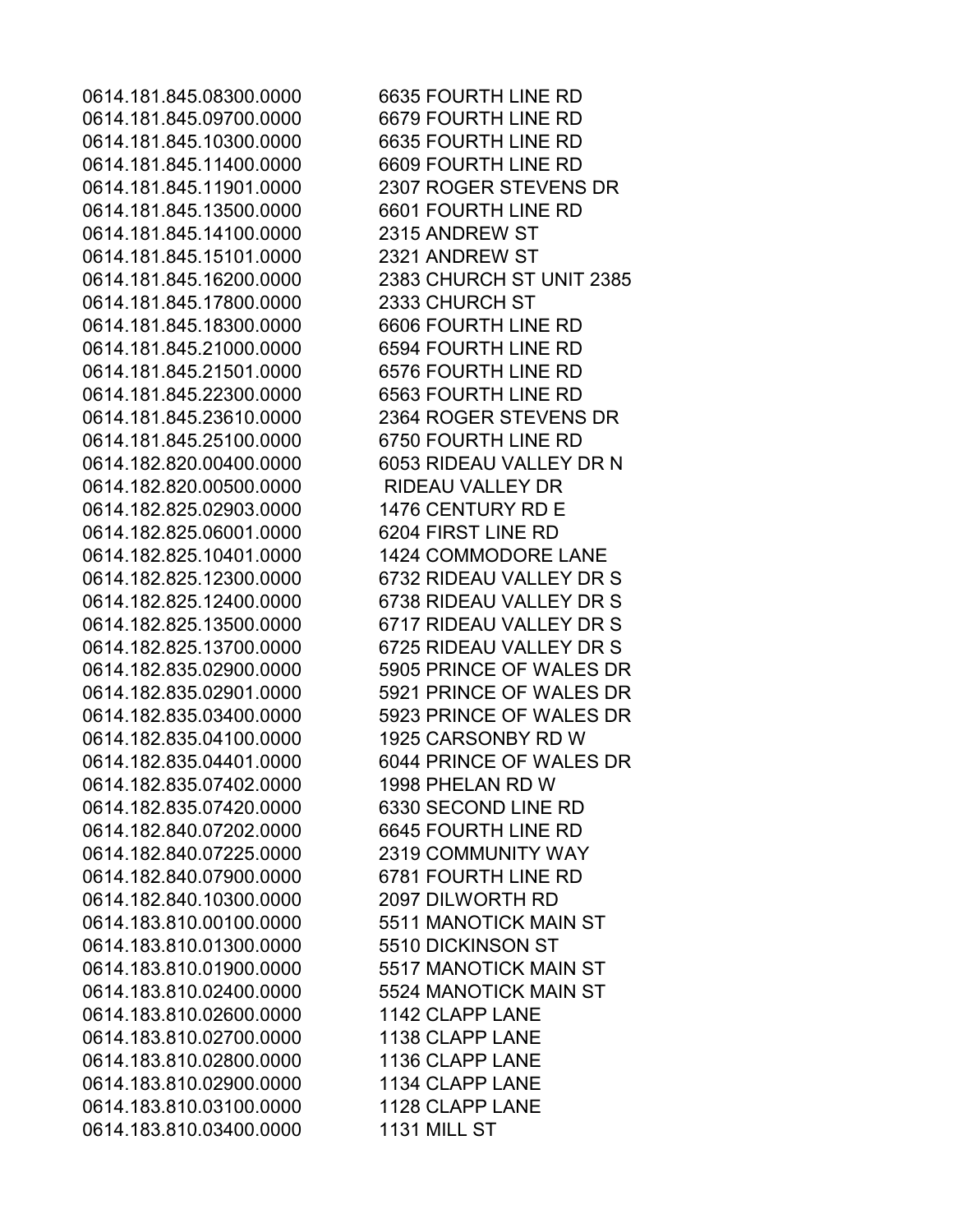| | |
|---|---|
| 0614.181.845.08300.0000 | 6635 FOURTH LINE RD |
| 0614.181.845.09700.0000 | 6679 FOURTH LINE RD |
| 0614.181.845.10300.0000 | 6635 FOURTH LINE RD |
| 0614.181.845.11400.0000 | 6609 FOURTH LINE RD |
| 0614.181.845.11901.0000 | 2307 ROGER STEVENS DR |
| 0614.181.845.13500.0000 | 6601 FOURTH LINE RD |
| 0614.181.845.14100.0000 | 2315 ANDREW ST |
| 0614.181.845.15101.0000 | 2321 ANDREW ST |
| 0614.181.845.16200.0000 | 2383 CHURCH ST UNIT 2385 |
| 0614.181.845.17800.0000 | 2333 CHURCH ST |
| 0614.181.845.18300.0000 | 6606 FOURTH LINE RD |
| 0614.181.845.21000.0000 | 6594 FOURTH LINE RD |
| 0614.181.845.21501.0000 | 6576 FOURTH LINE RD |
| 0614.181.845.22300.0000 | 6563 FOURTH LINE RD |
| 0614.181.845.23610.0000 | 2364 ROGER STEVENS DR |
| 0614.181.845.25100.0000 | 6750 FOURTH LINE RD |
| 0614.182.820.00400.0000 | 6053 RIDEAU VALLEY DR N |
| 0614.182.820.00500.0000 | RIDEAU VALLEY DR |
| 0614.182.825.02903.0000 | 1476 CENTURY RD E |
| 0614.182.825.06001.0000 | 6204 FIRST LINE RD |
| 0614.182.825.10401.0000 | 1424 COMMODORE LANE |
| 0614.182.825.12300.0000 | 6732 RIDEAU VALLEY DR S |
| 0614.182.825.12400.0000 | 6738 RIDEAU VALLEY DR S |
| 0614.182.825.13500.0000 | 6717 RIDEAU VALLEY DR S |
| 0614.182.825.13700.0000 | 6725 RIDEAU VALLEY DR S |
| 0614.182.835.02900.0000 | 5905 PRINCE OF WALES DR |
| 0614.182.835.02901.0000 | 5921 PRINCE OF WALES DR |
| 0614.182.835.03400.0000 | 5923 PRINCE OF WALES DR |
| 0614.182.835.04100.0000 | 1925 CARSONBY RD W |
| 0614.182.835.04401.0000 | 6044 PRINCE OF WALES DR |
| 0614.182.835.07402.0000 | 1998 PHELAN RD W |
| 0614.182.835.07420.0000 | 6330 SECOND LINE RD |
| 0614.182.840.07202.0000 | 6645 FOURTH LINE RD |
| 0614.182.840.07225.0000 | 2319 COMMUNITY WAY |
| 0614.182.840.07900.0000 | 6781 FOURTH LINE RD |
| 0614.182.840.10300.0000 | 2097 DILWORTH RD |
| 0614.183.810.00100.0000 | 5511 MANOTICK MAIN ST |
| 0614.183.810.01300.0000 | 5510 DICKINSON ST |
| 0614.183.810.01900.0000 | 5517 MANOTICK MAIN ST |
| 0614.183.810.02400.0000 | 5524 MANOTICK MAIN ST |
| 0614.183.810.02600.0000 | 1142 CLAPP LANE |
| 0614.183.810.02700.0000 | 1138 CLAPP LANE |
| 0614.183.810.02800.0000 | 1136 CLAPP LANE |
| 0614.183.810.02900.0000 | 1134 CLAPP LANE |
| 0614.183.810.03100.0000 | 1128 CLAPP LANE |
| 0614.183.810.03400.0000 | 1131 MILL ST |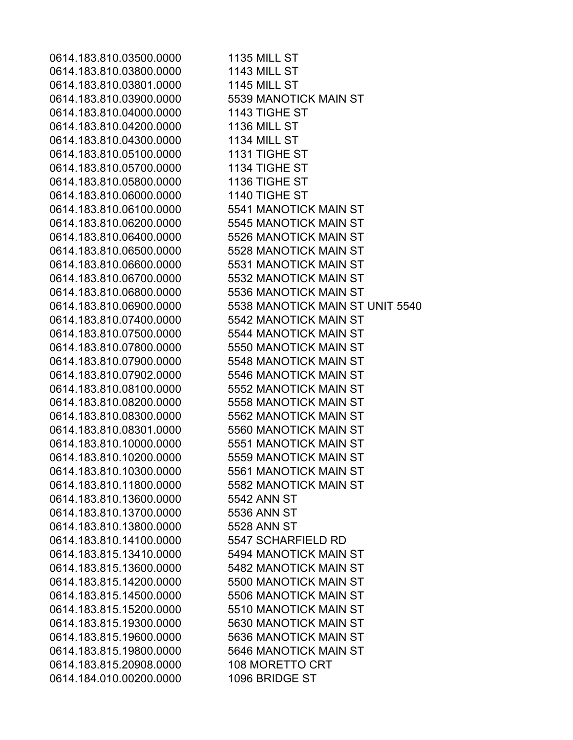| | |
|---|---|
| 0614.183.810.03500.0000 | 1135 MILL ST |
| 0614.183.810.03800.0000 | 1143 MILL ST |
| 0614.183.810.03801.0000 | 1145 MILL ST |
| 0614.183.810.03900.0000 | 5539 MANOTICK MAIN ST |
| 0614.183.810.04000.0000 | 1143 TIGHE ST |
| 0614.183.810.04200.0000 | 1136 MILL ST |
| 0614.183.810.04300.0000 | 1134 MILL ST |
| 0614.183.810.05100.0000 | 1131 TIGHE ST |
| 0614.183.810.05700.0000 | 1134 TIGHE ST |
| 0614.183.810.05800.0000 | 1136 TIGHE ST |
| 0614.183.810.06000.0000 | 1140 TIGHE ST |
| 0614.183.810.06100.0000 | 5541 MANOTICK MAIN ST |
| 0614.183.810.06200.0000 | 5545 MANOTICK MAIN ST |
| 0614.183.810.06400.0000 | 5526 MANOTICK MAIN ST |
| 0614.183.810.06500.0000 | 5528 MANOTICK MAIN ST |
| 0614.183.810.06600.0000 | 5531 MANOTICK MAIN ST |
| 0614.183.810.06700.0000 | 5532 MANOTICK MAIN ST |
| 0614.183.810.06800.0000 | 5536 MANOTICK MAIN ST |
| 0614.183.810.06900.0000 | 5538 MANOTICK MAIN ST UNIT 5540 |
| 0614.183.810.07400.0000 | 5542 MANOTICK MAIN ST |
| 0614.183.810.07500.0000 | 5544 MANOTICK MAIN ST |
| 0614.183.810.07800.0000 | 5550 MANOTICK MAIN ST |
| 0614.183.810.07900.0000 | 5548 MANOTICK MAIN ST |
| 0614.183.810.07902.0000 | 5546 MANOTICK MAIN ST |
| 0614.183.810.08100.0000 | 5552 MANOTICK MAIN ST |
| 0614.183.810.08200.0000 | 5558 MANOTICK MAIN ST |
| 0614.183.810.08300.0000 | 5562 MANOTICK MAIN ST |
| 0614.183.810.08301.0000 | 5560 MANOTICK MAIN ST |
| 0614.183.810.10000.0000 | 5551 MANOTICK MAIN ST |
| 0614.183.810.10200.0000 | 5559 MANOTICK MAIN ST |
| 0614.183.810.10300.0000 | 5561 MANOTICK MAIN ST |
| 0614.183.810.11800.0000 | 5582 MANOTICK MAIN ST |
| 0614.183.810.13600.0000 | 5542 ANN ST |
| 0614.183.810.13700.0000 | 5536 ANN ST |
| 0614.183.810.13800.0000 | 5528 ANN ST |
| 0614.183.810.14100.0000 | 5547 SCHARFIELD RD |
| 0614.183.815.13410.0000 | 5494 MANOTICK MAIN ST |
| 0614.183.815.13600.0000 | 5482 MANOTICK MAIN ST |
| 0614.183.815.14200.0000 | 5500 MANOTICK MAIN ST |
| 0614.183.815.14500.0000 | 5506 MANOTICK MAIN ST |
| 0614.183.815.15200.0000 | 5510 MANOTICK MAIN ST |
| 0614.183.815.19300.0000 | 5630 MANOTICK MAIN ST |
| 0614.183.815.19600.0000 | 5636 MANOTICK MAIN ST |
| 0614.183.815.19800.0000 | 5646 MANOTICK MAIN ST |
| 0614.183.815.20908.0000 | 108 MORETTO CRT |
| 0614.184.010.00200.0000 | 1096 BRIDGE ST |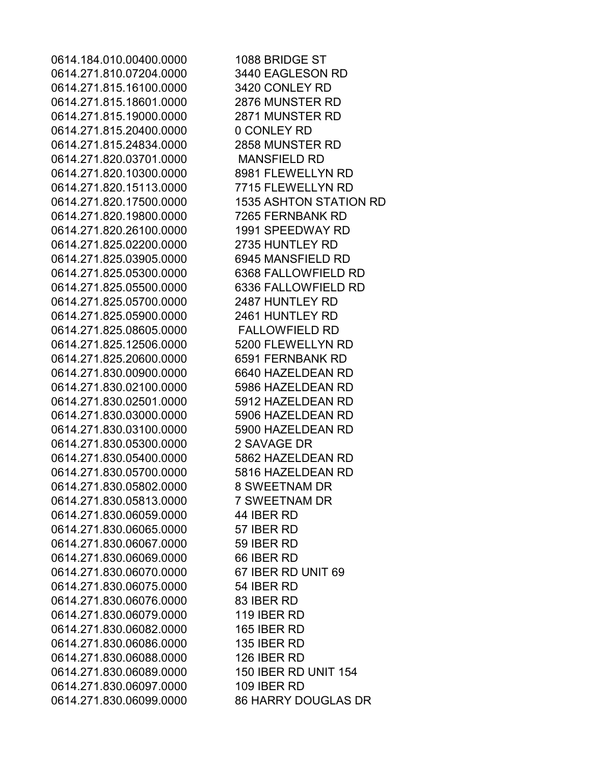| | |
|---|---|
| 0614.184.010.00400.0000 | 1088 BRIDGE ST |
| 0614.271.810.07204.0000 | 3440 EAGLESON RD |
| 0614.271.815.16100.0000 | 3420 CONLEY RD |
| 0614.271.815.18601.0000 | 2876 MUNSTER RD |
| 0614.271.815.19000.0000 | 2871 MUNSTER RD |
| 0614.271.815.20400.0000 | 0 CONLEY RD |
| 0614.271.815.24834.0000 | 2858 MUNSTER RD |
| 0614.271.820.03701.0000 | MANSFIELD RD |
| 0614.271.820.10300.0000 | 8981 FLEWELLYN RD |
| 0614.271.820.15113.0000 | 7715 FLEWELLYN RD |
| 0614.271.820.17500.0000 | 1535 ASHTON STATION RD |
| 0614.271.820.19800.0000 | 7265 FERNBANK RD |
| 0614.271.820.26100.0000 | 1991 SPEEDWAY RD |
| 0614.271.825.02200.0000 | 2735 HUNTLEY RD |
| 0614.271.825.03905.0000 | 6945 MANSFIELD RD |
| 0614.271.825.05300.0000 | 6368 FALLOWFIELD RD |
| 0614.271.825.05500.0000 | 6336 FALLOWFIELD RD |
| 0614.271.825.05700.0000 | 2487 HUNTLEY RD |
| 0614.271.825.05900.0000 | 2461 HUNTLEY RD |
| 0614.271.825.08605.0000 | FALLOWFIELD RD |
| 0614.271.825.12506.0000 | 5200 FLEWELLYN RD |
| 0614.271.825.20600.0000 | 6591 FERNBANK RD |
| 0614.271.830.00900.0000 | 6640 HAZELDEAN RD |
| 0614.271.830.02100.0000 | 5986 HAZELDEAN RD |
| 0614.271.830.02501.0000 | 5912 HAZELDEAN RD |
| 0614.271.830.03000.0000 | 5906 HAZELDEAN RD |
| 0614.271.830.03100.0000 | 5900 HAZELDEAN RD |
| 0614.271.830.05300.0000 | 2 SAVAGE DR |
| 0614.271.830.05400.0000 | 5862 HAZELDEAN RD |
| 0614.271.830.05700.0000 | 5816 HAZELDEAN RD |
| 0614.271.830.05802.0000 | 8 SWEETNAM DR |
| 0614.271.830.05813.0000 | 7 SWEETNAM DR |
| 0614.271.830.06059.0000 | 44 IBER RD |
| 0614.271.830.06065.0000 | 57 IBER RD |
| 0614.271.830.06067.0000 | 59 IBER RD |
| 0614.271.830.06069.0000 | 66 IBER RD |
| 0614.271.830.06070.0000 | 67 IBER RD UNIT 69 |
| 0614.271.830.06075.0000 | 54 IBER RD |
| 0614.271.830.06076.0000 | 83 IBER RD |
| 0614.271.830.06079.0000 | 119 IBER RD |
| 0614.271.830.06082.0000 | 165 IBER RD |
| 0614.271.830.06086.0000 | 135 IBER RD |
| 0614.271.830.06088.0000 | 126 IBER RD |
| 0614.271.830.06089.0000 | 150 IBER RD UNIT 154 |
| 0614.271.830.06097.0000 | 109 IBER RD |
| 0614.271.830.06099.0000 | 86 HARRY DOUGLAS DR |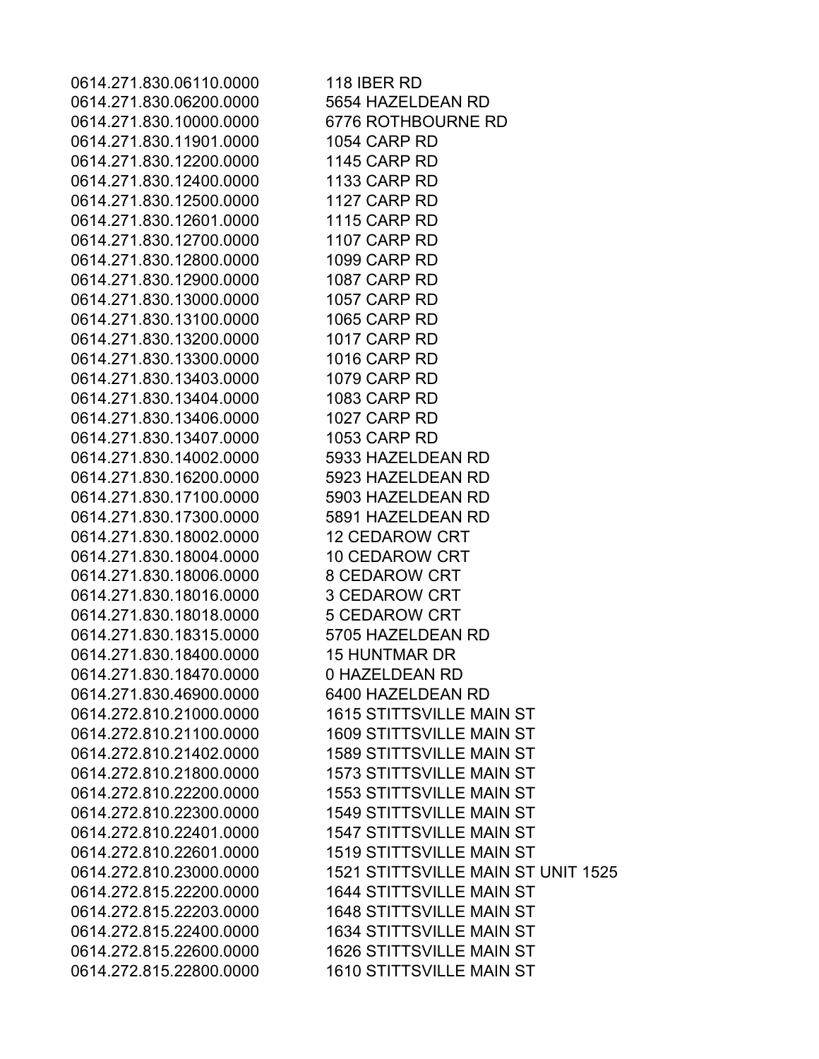| | |
|---|---|
| 0614.271.830.06110.0000 | 118 IBER RD |
| 0614.271.830.06200.0000 | 5654 HAZELDEAN RD |
| 0614.271.830.10000.0000 | 6776 ROTHBOURNE RD |
| 0614.271.830.11901.0000 | 1054 CARP RD |
| 0614.271.830.12200.0000 | 1145 CARP RD |
| 0614.271.830.12400.0000 | 1133 CARP RD |
| 0614.271.830.12500.0000 | 1127 CARP RD |
| 0614.271.830.12601.0000 | 1115 CARP RD |
| 0614.271.830.12700.0000 | 1107 CARP RD |
| 0614.271.830.12800.0000 | 1099 CARP RD |
| 0614.271.830.12900.0000 | 1087 CARP RD |
| 0614.271.830.13000.0000 | 1057 CARP RD |
| 0614.271.830.13100.0000 | 1065 CARP RD |
| 0614.271.830.13200.0000 | 1017 CARP RD |
| 0614.271.830.13300.0000 | 1016 CARP RD |
| 0614.271.830.13403.0000 | 1079 CARP RD |
| 0614.271.830.13404.0000 | 1083 CARP RD |
| 0614.271.830.13406.0000 | 1027 CARP RD |
| 0614.271.830.13407.0000 | 1053 CARP RD |
| 0614.271.830.14002.0000 | 5933 HAZELDEAN RD |
| 0614.271.830.16200.0000 | 5923 HAZELDEAN RD |
| 0614.271.830.17100.0000 | 5903 HAZELDEAN RD |
| 0614.271.830.17300.0000 | 5891 HAZELDEAN RD |
| 0614.271.830.18002.0000 | 12 CEDAROW CRT |
| 0614.271.830.18004.0000 | 10 CEDAROW CRT |
| 0614.271.830.18006.0000 | 8 CEDAROW CRT |
| 0614.271.830.18016.0000 | 3 CEDAROW CRT |
| 0614.271.830.18018.0000 | 5 CEDAROW CRT |
| 0614.271.830.18315.0000 | 5705 HAZELDEAN RD |
| 0614.271.830.18400.0000 | 15 HUNTMAR DR |
| 0614.271.830.18470.0000 | 0 HAZELDEAN RD |
| 0614.271.830.46900.0000 | 6400 HAZELDEAN RD |
| 0614.272.810.21000.0000 | 1615 STITTSVILLE MAIN ST |
| 0614.272.810.21100.0000 | 1609 STITTSVILLE MAIN ST |
| 0614.272.810.21402.0000 | 1589 STITTSVILLE MAIN ST |
| 0614.272.810.21800.0000 | 1573 STITTSVILLE MAIN ST |
| 0614.272.810.22200.0000 | 1553 STITTSVILLE MAIN ST |
| 0614.272.810.22300.0000 | 1549 STITTSVILLE MAIN ST |
| 0614.272.810.22401.0000 | 1547 STITTSVILLE MAIN ST |
| 0614.272.810.22601.0000 | 1519 STITTSVILLE MAIN ST |
| 0614.272.810.23000.0000 | 1521 STITTSVILLE MAIN ST UNIT 1525 |
| 0614.272.815.22200.0000 | 1644 STITTSVILLE MAIN ST |
| 0614.272.815.22203.0000 | 1648 STITTSVILLE MAIN ST |
| 0614.272.815.22400.0000 | 1634 STITTSVILLE MAIN ST |
| 0614.272.815.22600.0000 | 1626 STITTSVILLE MAIN ST |
| 0614.272.815.22800.0000 | 1610 STITTSVILLE MAIN ST |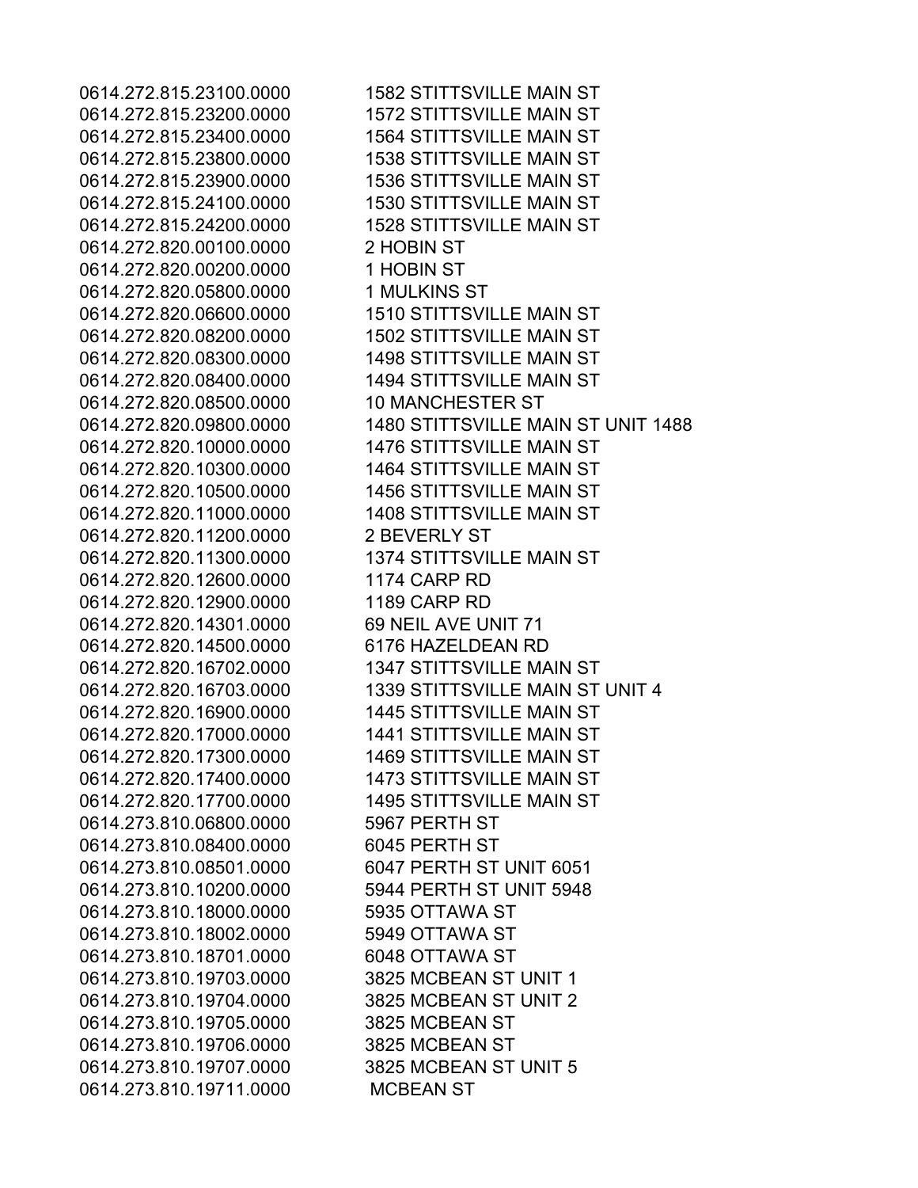| | |
|---|---|
| 0614.272.815.23100.0000 | 1582 STITTSVILLE MAIN ST |
| 0614.272.815.23200.0000 | 1572 STITTSVILLE MAIN ST |
| 0614.272.815.23400.0000 | 1564 STITTSVILLE MAIN ST |
| 0614.272.815.23800.0000 | 1538 STITTSVILLE MAIN ST |
| 0614.272.815.23900.0000 | 1536 STITTSVILLE MAIN ST |
| 0614.272.815.24100.0000 | 1530 STITTSVILLE MAIN ST |
| 0614.272.815.24200.0000 | 1528 STITTSVILLE MAIN ST |
| 0614.272.820.00100.0000 | 2 HOBIN ST |
| 0614.272.820.00200.0000 | 1 HOBIN ST |
| 0614.272.820.05800.0000 | 1 MULKINS ST |
| 0614.272.820.06600.0000 | 1510 STITTSVILLE MAIN ST |
| 0614.272.820.08200.0000 | 1502 STITTSVILLE MAIN ST |
| 0614.272.820.08300.0000 | 1498 STITTSVILLE MAIN ST |
| 0614.272.820.08400.0000 | 1494 STITTSVILLE MAIN ST |
| 0614.272.820.08500.0000 | 10 MANCHESTER ST |
| 0614.272.820.09800.0000 | 1480 STITTSVILLE MAIN ST UNIT 1488 |
| 0614.272.820.10000.0000 | 1476 STITTSVILLE MAIN ST |
| 0614.272.820.10300.0000 | 1464 STITTSVILLE MAIN ST |
| 0614.272.820.10500.0000 | 1456 STITTSVILLE MAIN ST |
| 0614.272.820.11000.0000 | 1408 STITTSVILLE MAIN ST |
| 0614.272.820.11200.0000 | 2 BEVERLY ST |
| 0614.272.820.11300.0000 | 1374 STITTSVILLE MAIN ST |
| 0614.272.820.12600.0000 | 1174 CARP RD |
| 0614.272.820.12900.0000 | 1189 CARP RD |
| 0614.272.820.14301.0000 | 69 NEIL AVE UNIT 71 |
| 0614.272.820.14500.0000 | 6176 HAZELDEAN RD |
| 0614.272.820.16702.0000 | 1347 STITTSVILLE MAIN ST |
| 0614.272.820.16703.0000 | 1339 STITTSVILLE MAIN ST UNIT 4 |
| 0614.272.820.16900.0000 | 1445 STITTSVILLE MAIN ST |
| 0614.272.820.17000.0000 | 1441 STITTSVILLE MAIN ST |
| 0614.272.820.17300.0000 | 1469 STITTSVILLE MAIN ST |
| 0614.272.820.17400.0000 | 1473 STITTSVILLE MAIN ST |
| 0614.272.820.17700.0000 | 1495 STITTSVILLE MAIN ST |
| 0614.273.810.06800.0000 | 5967 PERTH ST |
| 0614.273.810.08400.0000 | 6045 PERTH ST |
| 0614.273.810.08501.0000 | 6047 PERTH ST UNIT 6051 |
| 0614.273.810.10200.0000 | 5944 PERTH ST UNIT 5948 |
| 0614.273.810.18000.0000 | 5935 OTTAWA ST |
| 0614.273.810.18002.0000 | 5949 OTTAWA ST |
| 0614.273.810.18701.0000 | 6048 OTTAWA ST |
| 0614.273.810.19703.0000 | 3825 MCBEAN ST UNIT 1 |
| 0614.273.810.19704.0000 | 3825 MCBEAN ST UNIT 2 |
| 0614.273.810.19705.0000 | 3825 MCBEAN ST |
| 0614.273.810.19706.0000 | 3825 MCBEAN ST |
| 0614.273.810.19707.0000 | 3825 MCBEAN ST UNIT 5 |
| 0614.273.810.19711.0000 | MCBEAN ST |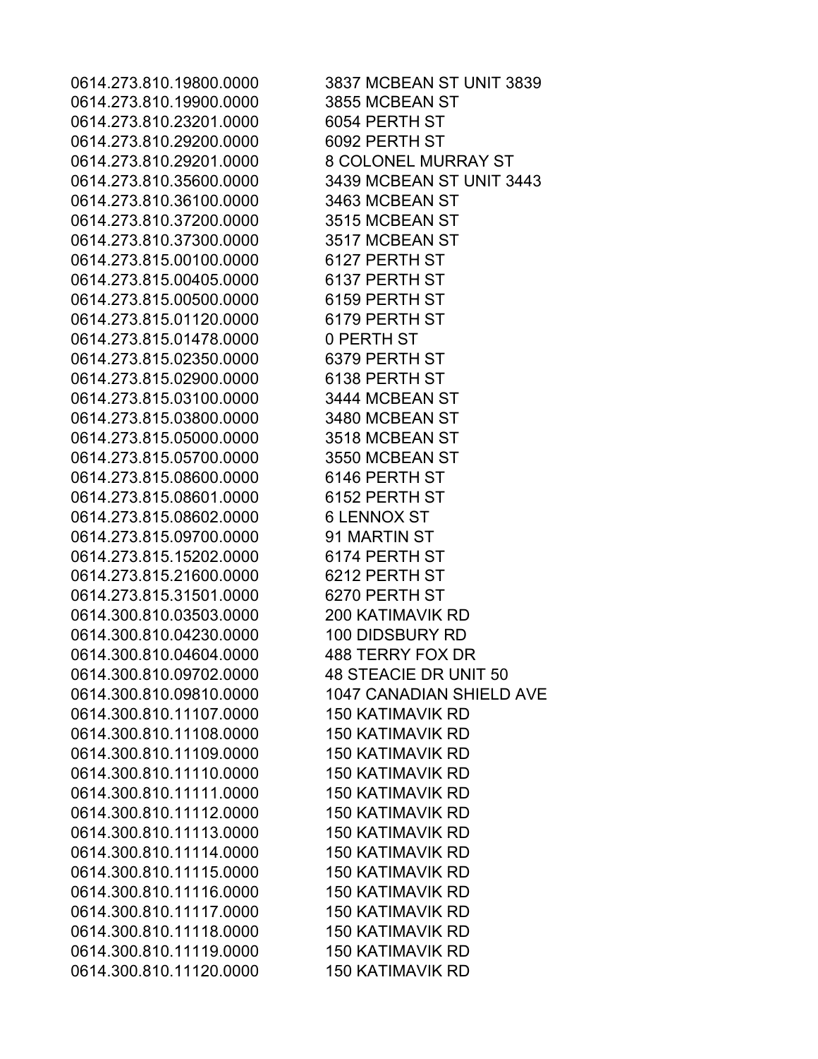| | |
|---|---|
| 0614.273.810.19800.0000 | 3837 MCBEAN ST UNIT 3839 |
| 0614.273.810.19900.0000 | 3855 MCBEAN ST |
| 0614.273.810.23201.0000 | 6054 PERTH ST |
| 0614.273.810.29200.0000 | 6092 PERTH ST |
| 0614.273.810.29201.0000 | 8 COLONEL MURRAY ST |
| 0614.273.810.35600.0000 | 3439 MCBEAN ST UNIT 3443 |
| 0614.273.810.36100.0000 | 3463 MCBEAN ST |
| 0614.273.810.37200.0000 | 3515 MCBEAN ST |
| 0614.273.810.37300.0000 | 3517 MCBEAN ST |
| 0614.273.815.00100.0000 | 6127 PERTH ST |
| 0614.273.815.00405.0000 | 6137 PERTH ST |
| 0614.273.815.00500.0000 | 6159 PERTH ST |
| 0614.273.815.01120.0000 | 6179 PERTH ST |
| 0614.273.815.01478.0000 | 0 PERTH ST |
| 0614.273.815.02350.0000 | 6379 PERTH ST |
| 0614.273.815.02900.0000 | 6138 PERTH ST |
| 0614.273.815.03100.0000 | 3444 MCBEAN ST |
| 0614.273.815.03800.0000 | 3480 MCBEAN ST |
| 0614.273.815.05000.0000 | 3518 MCBEAN ST |
| 0614.273.815.05700.0000 | 3550 MCBEAN ST |
| 0614.273.815.08600.0000 | 6146 PERTH ST |
| 0614.273.815.08601.0000 | 6152 PERTH ST |
| 0614.273.815.08602.0000 | 6 LENNOX ST |
| 0614.273.815.09700.0000 | 91 MARTIN ST |
| 0614.273.815.15202.0000 | 6174 PERTH ST |
| 0614.273.815.21600.0000 | 6212 PERTH ST |
| 0614.273.815.31501.0000 | 6270 PERTH ST |
| 0614.300.810.03503.0000 | 200 KATIMAVIK RD |
| 0614.300.810.04230.0000 | 100 DIDSBURY RD |
| 0614.300.810.04604.0000 | 488 TERRY FOX DR |
| 0614.300.810.09702.0000 | 48 STEACIE DR UNIT 50 |
| 0614.300.810.09810.0000 | 1047 CANADIAN SHIELD AVE |
| 0614.300.810.11107.0000 | 150 KATIMAVIK RD |
| 0614.300.810.11108.0000 | 150 KATIMAVIK RD |
| 0614.300.810.11109.0000 | 150 KATIMAVIK RD |
| 0614.300.810.11110.0000 | 150 KATIMAVIK RD |
| 0614.300.810.11111.0000 | 150 KATIMAVIK RD |
| 0614.300.810.11112.0000 | 150 KATIMAVIK RD |
| 0614.300.810.11113.0000 | 150 KATIMAVIK RD |
| 0614.300.810.11114.0000 | 150 KATIMAVIK RD |
| 0614.300.810.11115.0000 | 150 KATIMAVIK RD |
| 0614.300.810.11116.0000 | 150 KATIMAVIK RD |
| 0614.300.810.11117.0000 | 150 KATIMAVIK RD |
| 0614.300.810.11118.0000 | 150 KATIMAVIK RD |
| 0614.300.810.11119.0000 | 150 KATIMAVIK RD |
| 0614.300.810.11120.0000 | 150 KATIMAVIK RD |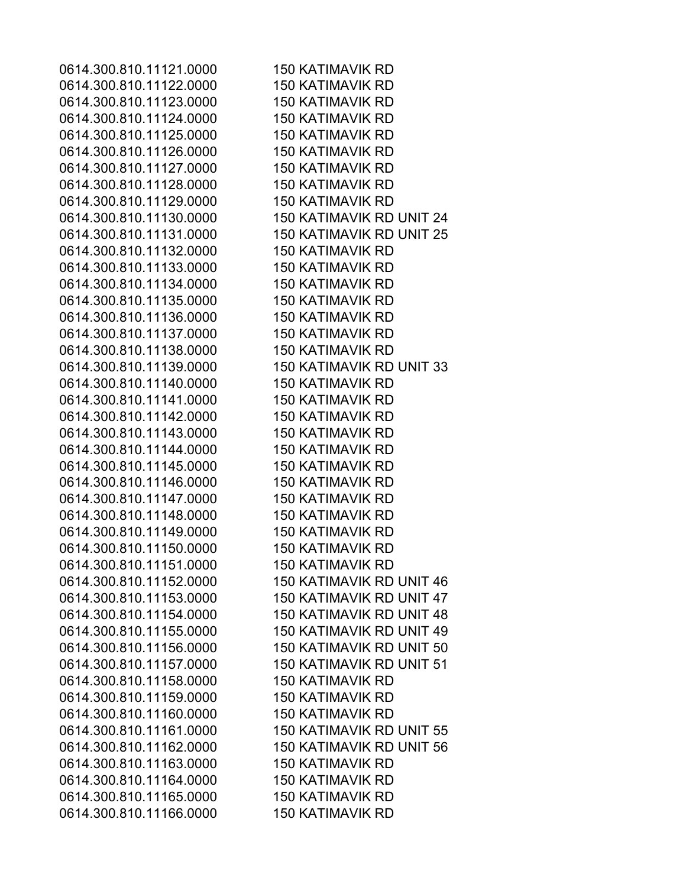| | |
|---|---|
| 0614.300.810.11121.0000 | 150 KATIMAVIK RD |
| 0614.300.810.11122.0000 | 150 KATIMAVIK RD |
| 0614.300.810.11123.0000 | 150 KATIMAVIK RD |
| 0614.300.810.11124.0000 | 150 KATIMAVIK RD |
| 0614.300.810.11125.0000 | 150 KATIMAVIK RD |
| 0614.300.810.11126.0000 | 150 KATIMAVIK RD |
| 0614.300.810.11127.0000 | 150 KATIMAVIK RD |
| 0614.300.810.11128.0000 | 150 KATIMAVIK RD |
| 0614.300.810.11129.0000 | 150 KATIMAVIK RD |
| 0614.300.810.11130.0000 | 150 KATIMAVIK RD UNIT 24 |
| 0614.300.810.11131.0000 | 150 KATIMAVIK RD UNIT 25 |
| 0614.300.810.11132.0000 | 150 KATIMAVIK RD |
| 0614.300.810.11133.0000 | 150 KATIMAVIK RD |
| 0614.300.810.11134.0000 | 150 KATIMAVIK RD |
| 0614.300.810.11135.0000 | 150 KATIMAVIK RD |
| 0614.300.810.11136.0000 | 150 KATIMAVIK RD |
| 0614.300.810.11137.0000 | 150 KATIMAVIK RD |
| 0614.300.810.11138.0000 | 150 KATIMAVIK RD |
| 0614.300.810.11139.0000 | 150 KATIMAVIK RD UNIT 33 |
| 0614.300.810.11140.0000 | 150 KATIMAVIK RD |
| 0614.300.810.11141.0000 | 150 KATIMAVIK RD |
| 0614.300.810.11142.0000 | 150 KATIMAVIK RD |
| 0614.300.810.11143.0000 | 150 KATIMAVIK RD |
| 0614.300.810.11144.0000 | 150 KATIMAVIK RD |
| 0614.300.810.11145.0000 | 150 KATIMAVIK RD |
| 0614.300.810.11146.0000 | 150 KATIMAVIK RD |
| 0614.300.810.11147.0000 | 150 KATIMAVIK RD |
| 0614.300.810.11148.0000 | 150 KATIMAVIK RD |
| 0614.300.810.11149.0000 | 150 KATIMAVIK RD |
| 0614.300.810.11150.0000 | 150 KATIMAVIK RD |
| 0614.300.810.11151.0000 | 150 KATIMAVIK RD |
| 0614.300.810.11152.0000 | 150 KATIMAVIK RD UNIT 46 |
| 0614.300.810.11153.0000 | 150 KATIMAVIK RD UNIT 47 |
| 0614.300.810.11154.0000 | 150 KATIMAVIK RD UNIT 48 |
| 0614.300.810.11155.0000 | 150 KATIMAVIK RD UNIT 49 |
| 0614.300.810.11156.0000 | 150 KATIMAVIK RD UNIT 50 |
| 0614.300.810.11157.0000 | 150 KATIMAVIK RD UNIT 51 |
| 0614.300.810.11158.0000 | 150 KATIMAVIK RD |
| 0614.300.810.11159.0000 | 150 KATIMAVIK RD |
| 0614.300.810.11160.0000 | 150 KATIMAVIK RD |
| 0614.300.810.11161.0000 | 150 KATIMAVIK RD UNIT 55 |
| 0614.300.810.11162.0000 | 150 KATIMAVIK RD UNIT 56 |
| 0614.300.810.11163.0000 | 150 KATIMAVIK RD |
| 0614.300.810.11164.0000 | 150 KATIMAVIK RD |
| 0614.300.810.11165.0000 | 150 KATIMAVIK RD |
| 0614.300.810.11166.0000 | 150 KATIMAVIK RD |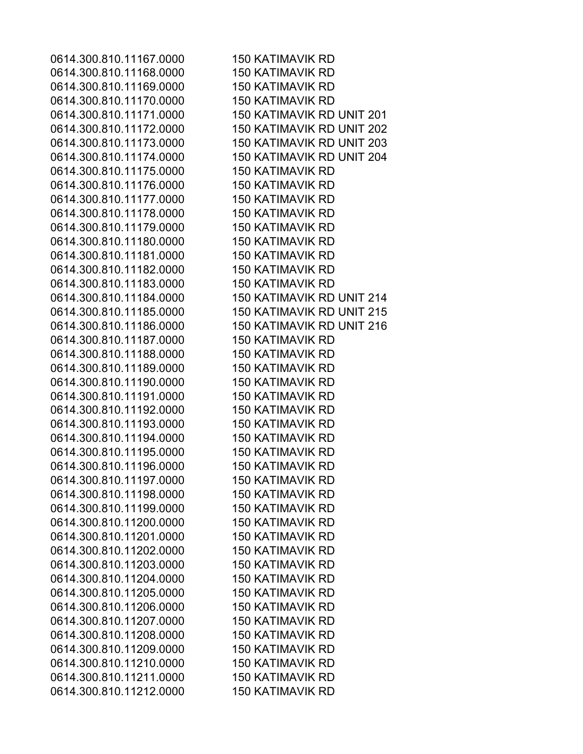| | |
|---|---|
| 0614.300.810.11167.0000 | 150 KATIMAVIK RD |
| 0614.300.810.11168.0000 | 150 KATIMAVIK RD |
| 0614.300.810.11169.0000 | 150 KATIMAVIK RD |
| 0614.300.810.11170.0000 | 150 KATIMAVIK RD |
| 0614.300.810.11171.0000 | 150 KATIMAVIK RD UNIT 201 |
| 0614.300.810.11172.0000 | 150 KATIMAVIK RD UNIT 202 |
| 0614.300.810.11173.0000 | 150 KATIMAVIK RD UNIT 203 |
| 0614.300.810.11174.0000 | 150 KATIMAVIK RD UNIT 204 |
| 0614.300.810.11175.0000 | 150 KATIMAVIK RD |
| 0614.300.810.11176.0000 | 150 KATIMAVIK RD |
| 0614.300.810.11177.0000 | 150 KATIMAVIK RD |
| 0614.300.810.11178.0000 | 150 KATIMAVIK RD |
| 0614.300.810.11179.0000 | 150 KATIMAVIK RD |
| 0614.300.810.11180.0000 | 150 KATIMAVIK RD |
| 0614.300.810.11181.0000 | 150 KATIMAVIK RD |
| 0614.300.810.11182.0000 | 150 KATIMAVIK RD |
| 0614.300.810.11183.0000 | 150 KATIMAVIK RD |
| 0614.300.810.11184.0000 | 150 KATIMAVIK RD UNIT 214 |
| 0614.300.810.11185.0000 | 150 KATIMAVIK RD UNIT 215 |
| 0614.300.810.11186.0000 | 150 KATIMAVIK RD UNIT 216 |
| 0614.300.810.11187.0000 | 150 KATIMAVIK RD |
| 0614.300.810.11188.0000 | 150 KATIMAVIK RD |
| 0614.300.810.11189.0000 | 150 KATIMAVIK RD |
| 0614.300.810.11190.0000 | 150 KATIMAVIK RD |
| 0614.300.810.11191.0000 | 150 KATIMAVIK RD |
| 0614.300.810.11192.0000 | 150 KATIMAVIK RD |
| 0614.300.810.11193.0000 | 150 KATIMAVIK RD |
| 0614.300.810.11194.0000 | 150 KATIMAVIK RD |
| 0614.300.810.11195.0000 | 150 KATIMAVIK RD |
| 0614.300.810.11196.0000 | 150 KATIMAVIK RD |
| 0614.300.810.11197.0000 | 150 KATIMAVIK RD |
| 0614.300.810.11198.0000 | 150 KATIMAVIK RD |
| 0614.300.810.11199.0000 | 150 KATIMAVIK RD |
| 0614.300.810.11200.0000 | 150 KATIMAVIK RD |
| 0614.300.810.11201.0000 | 150 KATIMAVIK RD |
| 0614.300.810.11202.0000 | 150 KATIMAVIK RD |
| 0614.300.810.11203.0000 | 150 KATIMAVIK RD |
| 0614.300.810.11204.0000 | 150 KATIMAVIK RD |
| 0614.300.810.11205.0000 | 150 KATIMAVIK RD |
| 0614.300.810.11206.0000 | 150 KATIMAVIK RD |
| 0614.300.810.11207.0000 | 150 KATIMAVIK RD |
| 0614.300.810.11208.0000 | 150 KATIMAVIK RD |
| 0614.300.810.11209.0000 | 150 KATIMAVIK RD |
| 0614.300.810.11210.0000 | 150 KATIMAVIK RD |
| 0614.300.810.11211.0000 | 150 KATIMAVIK RD |
| 0614.300.810.11212.0000 | 150 KATIMAVIK RD |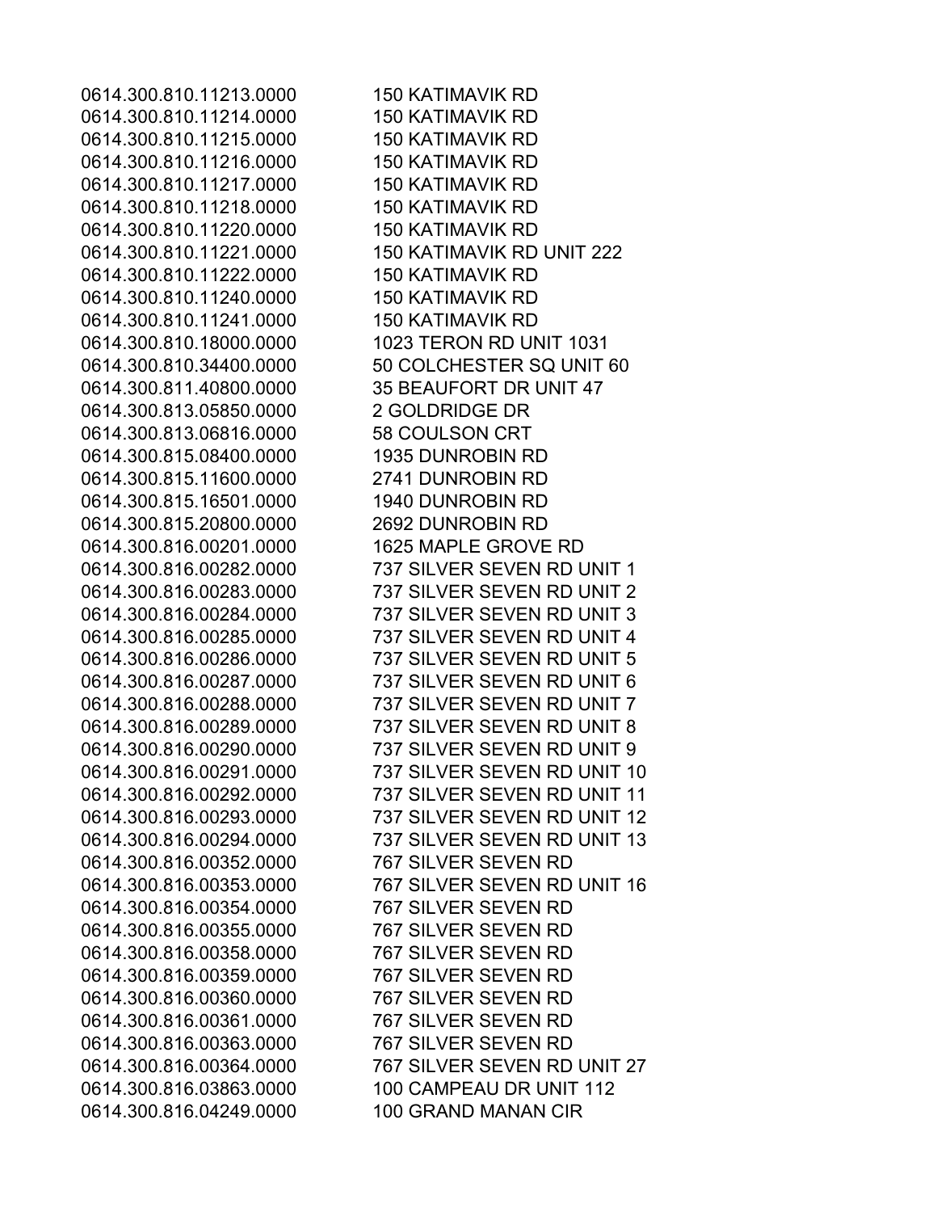| | |
|---|---|
| 0614.300.810.11213.0000 | 150 KATIMAVIK RD |
| 0614.300.810.11214.0000 | 150 KATIMAVIK RD |
| 0614.300.810.11215.0000 | 150 KATIMAVIK RD |
| 0614.300.810.11216.0000 | 150 KATIMAVIK RD |
| 0614.300.810.11217.0000 | 150 KATIMAVIK RD |
| 0614.300.810.11218.0000 | 150 KATIMAVIK RD |
| 0614.300.810.11220.0000 | 150 KATIMAVIK RD |
| 0614.300.810.11221.0000 | 150 KATIMAVIK RD UNIT 222 |
| 0614.300.810.11222.0000 | 150 KATIMAVIK RD |
| 0614.300.810.11240.0000 | 150 KATIMAVIK RD |
| 0614.300.810.11241.0000 | 150 KATIMAVIK RD |
| 0614.300.810.18000.0000 | 1023 TERON RD UNIT 1031 |
| 0614.300.810.34400.0000 | 50 COLCHESTER SQ UNIT 60 |
| 0614.300.811.40800.0000 | 35 BEAUFORT DR UNIT 47 |
| 0614.300.813.05850.0000 | 2 GOLDRIDGE DR |
| 0614.300.813.06816.0000 | 58 COULSON CRT |
| 0614.300.815.08400.0000 | 1935 DUNROBIN RD |
| 0614.300.815.11600.0000 | 2741 DUNROBIN RD |
| 0614.300.815.16501.0000 | 1940 DUNROBIN RD |
| 0614.300.815.20800.0000 | 2692 DUNROBIN RD |
| 0614.300.816.00201.0000 | 1625 MAPLE GROVE RD |
| 0614.300.816.00282.0000 | 737 SILVER SEVEN RD UNIT 1 |
| 0614.300.816.00283.0000 | 737 SILVER SEVEN RD UNIT 2 |
| 0614.300.816.00284.0000 | 737 SILVER SEVEN RD UNIT 3 |
| 0614.300.816.00285.0000 | 737 SILVER SEVEN RD UNIT 4 |
| 0614.300.816.00286.0000 | 737 SILVER SEVEN RD UNIT 5 |
| 0614.300.816.00287.0000 | 737 SILVER SEVEN RD UNIT 6 |
| 0614.300.816.00288.0000 | 737 SILVER SEVEN RD UNIT 7 |
| 0614.300.816.00289.0000 | 737 SILVER SEVEN RD UNIT 8 |
| 0614.300.816.00290.0000 | 737 SILVER SEVEN RD UNIT 9 |
| 0614.300.816.00291.0000 | 737 SILVER SEVEN RD UNIT 10 |
| 0614.300.816.00292.0000 | 737 SILVER SEVEN RD UNIT 11 |
| 0614.300.816.00293.0000 | 737 SILVER SEVEN RD UNIT 12 |
| 0614.300.816.00294.0000 | 737 SILVER SEVEN RD UNIT 13 |
| 0614.300.816.00352.0000 | 767 SILVER SEVEN RD |
| 0614.300.816.00353.0000 | 767 SILVER SEVEN RD UNIT 16 |
| 0614.300.816.00354.0000 | 767 SILVER SEVEN RD |
| 0614.300.816.00355.0000 | 767 SILVER SEVEN RD |
| 0614.300.816.00358.0000 | 767 SILVER SEVEN RD |
| 0614.300.816.00359.0000 | 767 SILVER SEVEN RD |
| 0614.300.816.00360.0000 | 767 SILVER SEVEN RD |
| 0614.300.816.00361.0000 | 767 SILVER SEVEN RD |
| 0614.300.816.00363.0000 | 767 SILVER SEVEN RD |
| 0614.300.816.00364.0000 | 767 SILVER SEVEN RD UNIT 27 |
| 0614.300.816.03863.0000 | 100 CAMPEAU DR UNIT 112 |
| 0614.300.816.04249.0000 | 100 GRAND MANAN CIR |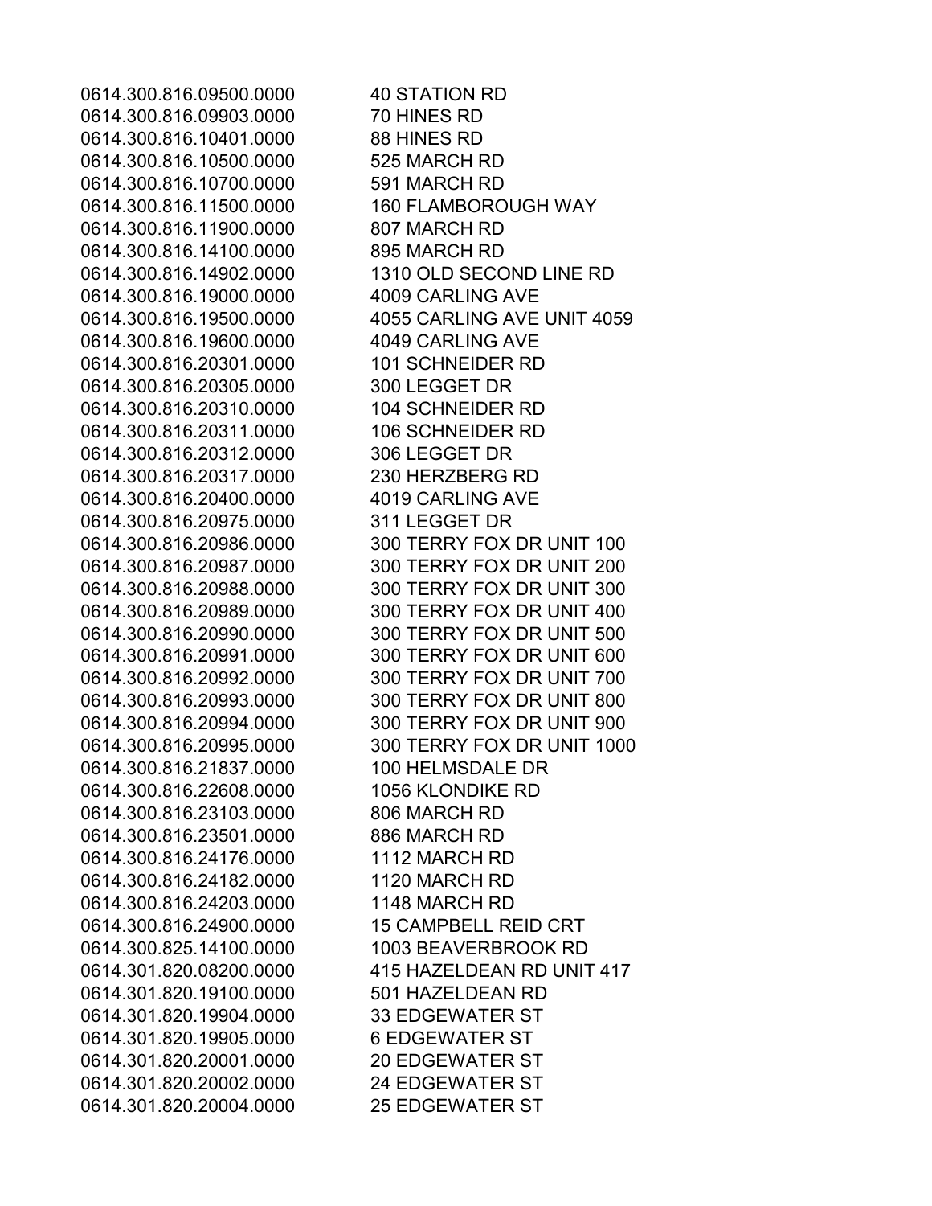| | |
|---|---|
| 0614.300.816.09500.0000 | 40 STATION RD |
| 0614.300.816.09903.0000 | 70 HINES RD |
| 0614.300.816.10401.0000 | 88 HINES RD |
| 0614.300.816.10500.0000 | 525 MARCH RD |
| 0614.300.816.10700.0000 | 591 MARCH RD |
| 0614.300.816.11500.0000 | 160 FLAMBOROUGH WAY |
| 0614.300.816.11900.0000 | 807 MARCH RD |
| 0614.300.816.14100.0000 | 895 MARCH RD |
| 0614.300.816.14902.0000 | 1310 OLD SECOND LINE RD |
| 0614.300.816.19000.0000 | 4009 CARLING AVE |
| 0614.300.816.19500.0000 | 4055 CARLING AVE UNIT 4059 |
| 0614.300.816.19600.0000 | 4049 CARLING AVE |
| 0614.300.816.20301.0000 | 101 SCHNEIDER RD |
| 0614.300.816.20305.0000 | 300 LEGGET DR |
| 0614.300.816.20310.0000 | 104 SCHNEIDER RD |
| 0614.300.816.20311.0000 | 106 SCHNEIDER RD |
| 0614.300.816.20312.0000 | 306 LEGGET DR |
| 0614.300.816.20317.0000 | 230 HERZBERG RD |
| 0614.300.816.20400.0000 | 4019 CARLING AVE |
| 0614.300.816.20975.0000 | 311 LEGGET DR |
| 0614.300.816.20986.0000 | 300 TERRY FOX DR UNIT 100 |
| 0614.300.816.20987.0000 | 300 TERRY FOX DR UNIT 200 |
| 0614.300.816.20988.0000 | 300 TERRY FOX DR UNIT 300 |
| 0614.300.816.20989.0000 | 300 TERRY FOX DR UNIT 400 |
| 0614.300.816.20990.0000 | 300 TERRY FOX DR UNIT 500 |
| 0614.300.816.20991.0000 | 300 TERRY FOX DR UNIT 600 |
| 0614.300.816.20992.0000 | 300 TERRY FOX DR UNIT 700 |
| 0614.300.816.20993.0000 | 300 TERRY FOX DR UNIT 800 |
| 0614.300.816.20994.0000 | 300 TERRY FOX DR UNIT 900 |
| 0614.300.816.20995.0000 | 300 TERRY FOX DR UNIT 1000 |
| 0614.300.816.21837.0000 | 100 HELMSDALE DR |
| 0614.300.816.22608.0000 | 1056 KLONDIKE RD |
| 0614.300.816.23103.0000 | 806 MARCH RD |
| 0614.300.816.23501.0000 | 886 MARCH RD |
| 0614.300.816.24176.0000 | 1112 MARCH RD |
| 0614.300.816.24182.0000 | 1120 MARCH RD |
| 0614.300.816.24203.0000 | 1148 MARCH RD |
| 0614.300.816.24900.0000 | 15 CAMPBELL REID CRT |
| 0614.300.825.14100.0000 | 1003 BEAVERBROOK RD |
| 0614.301.820.08200.0000 | 415 HAZELDEAN RD UNIT 417 |
| 0614.301.820.19100.0000 | 501 HAZELDEAN RD |
| 0614.301.820.19904.0000 | 33 EDGEWATER ST |
| 0614.301.820.19905.0000 | 6 EDGEWATER ST |
| 0614.301.820.20001.0000 | 20 EDGEWATER ST |
| 0614.301.820.20002.0000 | 24 EDGEWATER ST |
| 0614.301.820.20004.0000 | 25 EDGEWATER ST |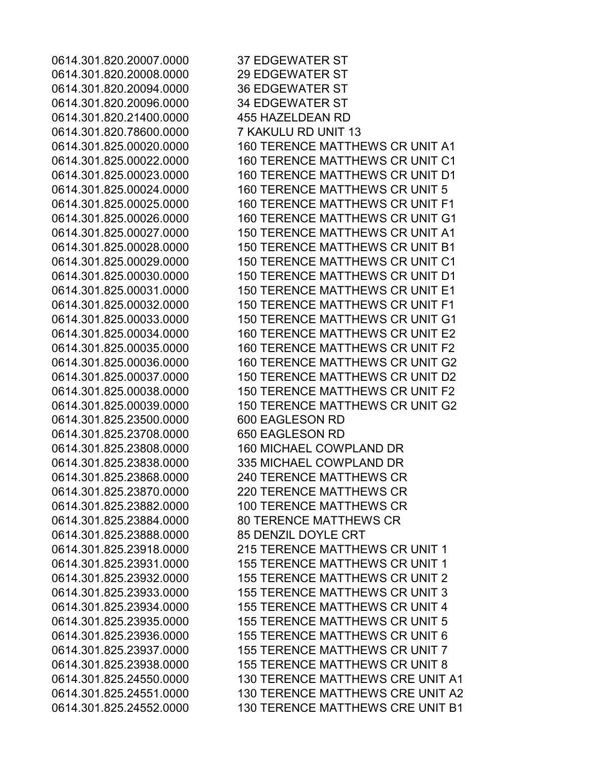| | |
|---|---|
| 0614.301.820.20007.0000 | 37 EDGEWATER ST |
| 0614.301.820.20008.0000 | 29 EDGEWATER ST |
| 0614.301.820.20094.0000 | 36 EDGEWATER ST |
| 0614.301.820.20096.0000 | 34 EDGEWATER ST |
| 0614.301.820.21400.0000 | 455 HAZELDEAN RD |
| 0614.301.820.78600.0000 | 7 KAKULU RD UNIT 13 |
| 0614.301.825.00020.0000 | 160 TERENCE MATTHEWS CR UNIT A1 |
| 0614.301.825.00022.0000 | 160 TERENCE MATTHEWS CR UNIT C1 |
| 0614.301.825.00023.0000 | 160 TERENCE MATTHEWS CR UNIT D1 |
| 0614.301.825.00024.0000 | 160 TERENCE MATTHEWS CR UNIT 5 |
| 0614.301.825.00025.0000 | 160 TERENCE MATTHEWS CR UNIT F1 |
| 0614.301.825.00026.0000 | 160 TERENCE MATTHEWS CR UNIT G1 |
| 0614.301.825.00027.0000 | 150 TERENCE MATTHEWS CR UNIT A1 |
| 0614.301.825.00028.0000 | 150 TERENCE MATTHEWS CR UNIT B1 |
| 0614.301.825.00029.0000 | 150 TERENCE MATTHEWS CR UNIT C1 |
| 0614.301.825.00030.0000 | 150 TERENCE MATTHEWS CR UNIT D1 |
| 0614.301.825.00031.0000 | 150 TERENCE MATTHEWS CR UNIT E1 |
| 0614.301.825.00032.0000 | 150 TERENCE MATTHEWS CR UNIT F1 |
| 0614.301.825.00033.0000 | 150 TERENCE MATTHEWS CR UNIT G1 |
| 0614.301.825.00034.0000 | 160 TERENCE MATTHEWS CR UNIT E2 |
| 0614.301.825.00035.0000 | 160 TERENCE MATTHEWS CR UNIT F2 |
| 0614.301.825.00036.0000 | 160 TERENCE MATTHEWS CR UNIT G2 |
| 0614.301.825.00037.0000 | 150 TERENCE MATTHEWS CR UNIT D2 |
| 0614.301.825.00038.0000 | 150 TERENCE MATTHEWS CR UNIT F2 |
| 0614.301.825.00039.0000 | 150 TERENCE MATTHEWS CR UNIT G2 |
| 0614.301.825.23500.0000 | 600 EAGLESON RD |
| 0614.301.825.23708.0000 | 650 EAGLESON RD |
| 0614.301.825.23808.0000 | 160 MICHAEL COWPLAND DR |
| 0614.301.825.23838.0000 | 335 MICHAEL COWPLAND DR |
| 0614.301.825.23868.0000 | 240 TERENCE MATTHEWS CR |
| 0614.301.825.23870.0000 | 220 TERENCE MATTHEWS CR |
| 0614.301.825.23882.0000 | 100 TERENCE MATTHEWS CR |
| 0614.301.825.23884.0000 | 80 TERENCE MATTHEWS CR |
| 0614.301.825.23888.0000 | 85 DENZIL DOYLE CRT |
| 0614.301.825.23918.0000 | 215 TERENCE MATTHEWS CR UNIT 1 |
| 0614.301.825.23931.0000 | 155 TERENCE MATTHEWS CR UNIT 1 |
| 0614.301.825.23932.0000 | 155 TERENCE MATTHEWS CR UNIT 2 |
| 0614.301.825.23933.0000 | 155 TERENCE MATTHEWS CR UNIT 3 |
| 0614.301.825.23934.0000 | 155 TERENCE MATTHEWS CR UNIT 4 |
| 0614.301.825.23935.0000 | 155 TERENCE MATTHEWS CR UNIT 5 |
| 0614.301.825.23936.0000 | 155 TERENCE MATTHEWS CR UNIT 6 |
| 0614.301.825.23937.0000 | 155 TERENCE MATTHEWS CR UNIT 7 |
| 0614.301.825.23938.0000 | 155 TERENCE MATTHEWS CR UNIT 8 |
| 0614.301.825.24550.0000 | 130 TERENCE MATTHEWS CRE UNIT A1 |
| 0614.301.825.24551.0000 | 130 TERENCE MATTHEWS CRE UNIT A2 |
| 0614.301.825.24552.0000 | 130 TERENCE MATTHEWS CRE UNIT B1 |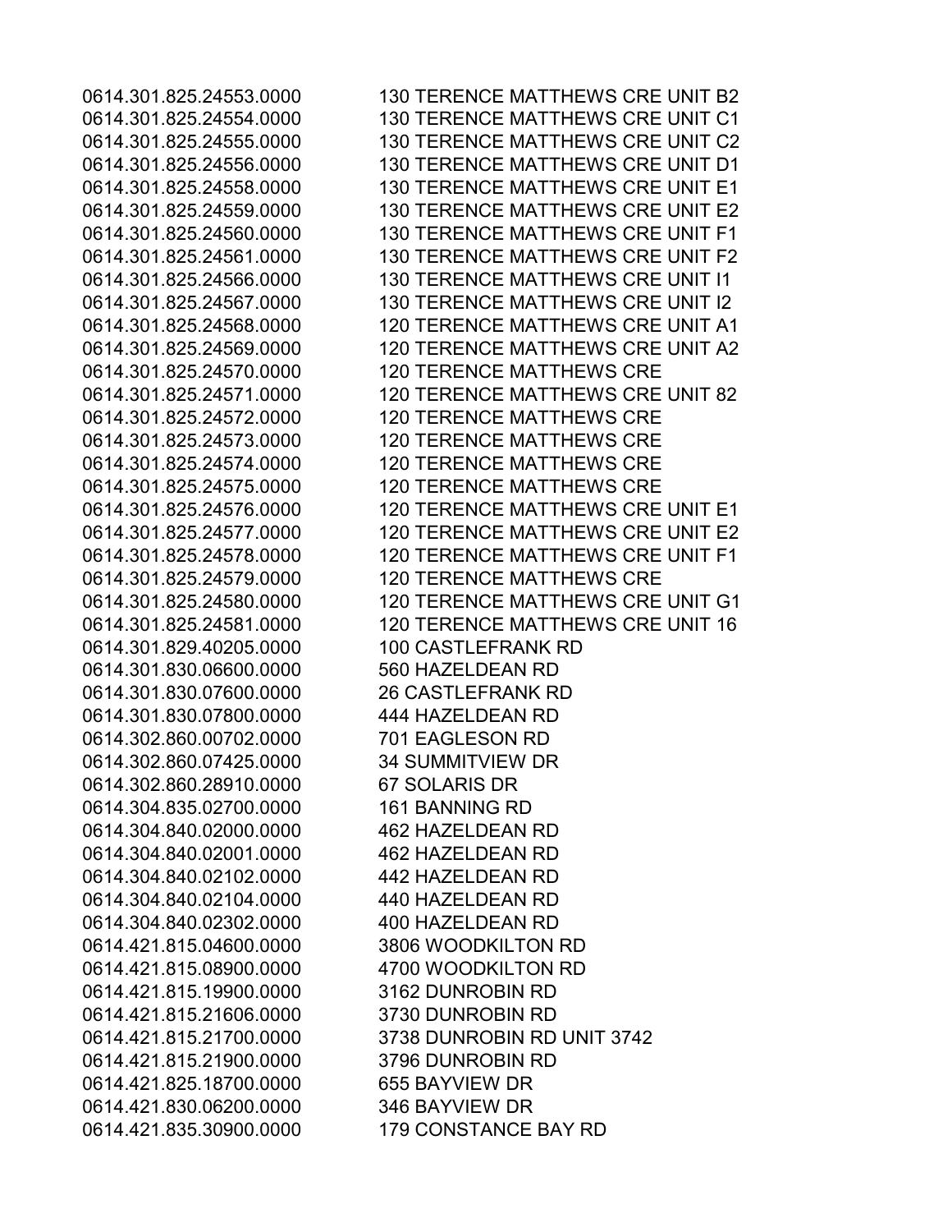| | |
|---|---|
| 0614.301.825.24553.0000 | 130 TERENCE MATTHEWS CRE UNIT B2 |
| 0614.301.825.24554.0000 | 130 TERENCE MATTHEWS CRE UNIT C1 |
| 0614.301.825.24555.0000 | 130 TERENCE MATTHEWS CRE UNIT C2 |
| 0614.301.825.24556.0000 | 130 TERENCE MATTHEWS CRE UNIT D1 |
| 0614.301.825.24558.0000 | 130 TERENCE MATTHEWS CRE UNIT E1 |
| 0614.301.825.24559.0000 | 130 TERENCE MATTHEWS CRE UNIT E2 |
| 0614.301.825.24560.0000 | 130 TERENCE MATTHEWS CRE UNIT F1 |
| 0614.301.825.24561.0000 | 130 TERENCE MATTHEWS CRE UNIT F2 |
| 0614.301.825.24566.0000 | 130 TERENCE MATTHEWS CRE UNIT I1 |
| 0614.301.825.24567.0000 | 130 TERENCE MATTHEWS CRE UNIT I2 |
| 0614.301.825.24568.0000 | 120 TERENCE MATTHEWS CRE UNIT A1 |
| 0614.301.825.24569.0000 | 120 TERENCE MATTHEWS CRE UNIT A2 |
| 0614.301.825.24570.0000 | 120 TERENCE MATTHEWS CRE |
| 0614.301.825.24571.0000 | 120 TERENCE MATTHEWS CRE UNIT 82 |
| 0614.301.825.24572.0000 | 120 TERENCE MATTHEWS CRE |
| 0614.301.825.24573.0000 | 120 TERENCE MATTHEWS CRE |
| 0614.301.825.24574.0000 | 120 TERENCE MATTHEWS CRE |
| 0614.301.825.24575.0000 | 120 TERENCE MATTHEWS CRE |
| 0614.301.825.24576.0000 | 120 TERENCE MATTHEWS CRE UNIT E1 |
| 0614.301.825.24577.0000 | 120 TERENCE MATTHEWS CRE UNIT E2 |
| 0614.301.825.24578.0000 | 120 TERENCE MATTHEWS CRE UNIT F1 |
| 0614.301.825.24579.0000 | 120 TERENCE MATTHEWS CRE |
| 0614.301.825.24580.0000 | 120 TERENCE MATTHEWS CRE UNIT G1 |
| 0614.301.825.24581.0000 | 120 TERENCE MATTHEWS CRE UNIT 16 |
| 0614.301.829.40205.0000 | 100 CASTLEFRANK RD |
| 0614.301.830.06600.0000 | 560 HAZELDEAN RD |
| 0614.301.830.07600.0000 | 26 CASTLEFRANK RD |
| 0614.301.830.07800.0000 | 444 HAZELDEAN RD |
| 0614.302.860.00702.0000 | 701 EAGLESON RD |
| 0614.302.860.07425.0000 | 34 SUMMITVIEW DR |
| 0614.302.860.28910.0000 | 67 SOLARIS DR |
| 0614.304.835.02700.0000 | 161 BANNING RD |
| 0614.304.840.02000.0000 | 462 HAZELDEAN RD |
| 0614.304.840.02001.0000 | 462 HAZELDEAN RD |
| 0614.304.840.02102.0000 | 442 HAZELDEAN RD |
| 0614.304.840.02104.0000 | 440 HAZELDEAN RD |
| 0614.304.840.02302.0000 | 400 HAZELDEAN RD |
| 0614.421.815.04600.0000 | 3806 WOODKILTON RD |
| 0614.421.815.08900.0000 | 4700 WOODKILTON RD |
| 0614.421.815.19900.0000 | 3162 DUNROBIN RD |
| 0614.421.815.21606.0000 | 3730 DUNROBIN RD |
| 0614.421.815.21700.0000 | 3738 DUNROBIN RD UNIT 3742 |
| 0614.421.815.21900.0000 | 3796 DUNROBIN RD |
| 0614.421.825.18700.0000 | 655 BAYVIEW DR |
| 0614.421.830.06200.0000 | 346 BAYVIEW DR |
| 0614.421.835.30900.0000 | 179 CONSTANCE BAY RD |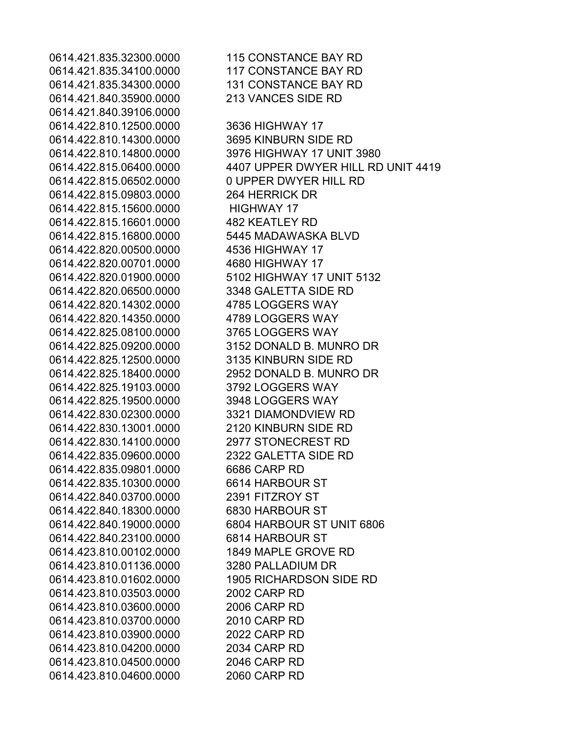| | |
|---|---|
| 0614.421.835.32300.0000 | 115 CONSTANCE BAY RD |
| 0614.421.835.34100.0000 | 117 CONSTANCE BAY RD |
| 0614.421.835.34300.0000 | 131 CONSTANCE BAY RD |
| 0614.421.840.35900.0000 | 213 VANCES SIDE RD |
| 0614.421.840.39106.0000 | |
| 0614.422.810.12500.0000 | 3636 HIGHWAY 17 |
| 0614.422.810.14300.0000 | 3695 KINBURN SIDE RD |
| 0614.422.810.14800.0000 | 3976 HIGHWAY 17 UNIT 3980 |
| 0614.422.815.06400.0000 | 4407 UPPER DWYER HILL RD UNIT 4419 |
| 0614.422.815.06502.0000 | 0 UPPER DWYER HILL RD |
| 0614.422.815.09803.0000 | 264 HERRICK DR |
| 0614.422.815.15600.0000 | HIGHWAY 17 |
| 0614.422.815.16601.0000 | 482 KEATLEY RD |
| 0614.422.815.16800.0000 | 5445 MADAWASKA BLVD |
| 0614.422.820.00500.0000 | 4536 HIGHWAY 17 |
| 0614.422.820.00701.0000 | 4680 HIGHWAY 17 |
| 0614.422.820.01900.0000 | 5102 HIGHWAY 17 UNIT 5132 |
| 0614.422.820.06500.0000 | 3348 GALETTA SIDE RD |
| 0614.422.820.14302.0000 | 4785 LOGGERS WAY |
| 0614.422.820.14350.0000 | 4789 LOGGERS WAY |
| 0614.422.825.08100.0000 | 3765 LOGGERS WAY |
| 0614.422.825.09200.0000 | 3152 DONALD B. MUNRO DR |
| 0614.422.825.12500.0000 | 3135 KINBURN SIDE RD |
| 0614.422.825.18400.0000 | 2952 DONALD B. MUNRO DR |
| 0614.422.825.19103.0000 | 3792 LOGGERS WAY |
| 0614.422.825.19500.0000 | 3948 LOGGERS WAY |
| 0614.422.830.02300.0000 | 3321 DIAMONDVIEW RD |
| 0614.422.830.13001.0000 | 2120 KINBURN SIDE RD |
| 0614.422.830.14100.0000 | 2977 STONECREST RD |
| 0614.422.835.09600.0000 | 2322 GALETTA SIDE RD |
| 0614.422.835.09801.0000 | 6686 CARP RD |
| 0614.422.835.10300.0000 | 6614 HARBOUR ST |
| 0614.422.840.03700.0000 | 2391 FITZROY ST |
| 0614.422.840.18300.0000 | 6830 HARBOUR ST |
| 0614.422.840.19000.0000 | 6804 HARBOUR ST UNIT 6806 |
| 0614.422.840.23100.0000 | 6814 HARBOUR ST |
| 0614.423.810.00102.0000 | 1849 MAPLE GROVE RD |
| 0614.423.810.01136.0000 | 3280 PALLADIUM DR |
| 0614.423.810.01602.0000 | 1905 RICHARDSON SIDE RD |
| 0614.423.810.03503.0000 | 2002 CARP RD |
| 0614.423.810.03600.0000 | 2006 CARP RD |
| 0614.423.810.03700.0000 | 2010 CARP RD |
| 0614.423.810.03900.0000 | 2022 CARP RD |
| 0614.423.810.04200.0000 | 2034 CARP RD |
| 0614.423.810.04500.0000 | 2046 CARP RD |
| 0614.423.810.04600.0000 | 2060 CARP RD |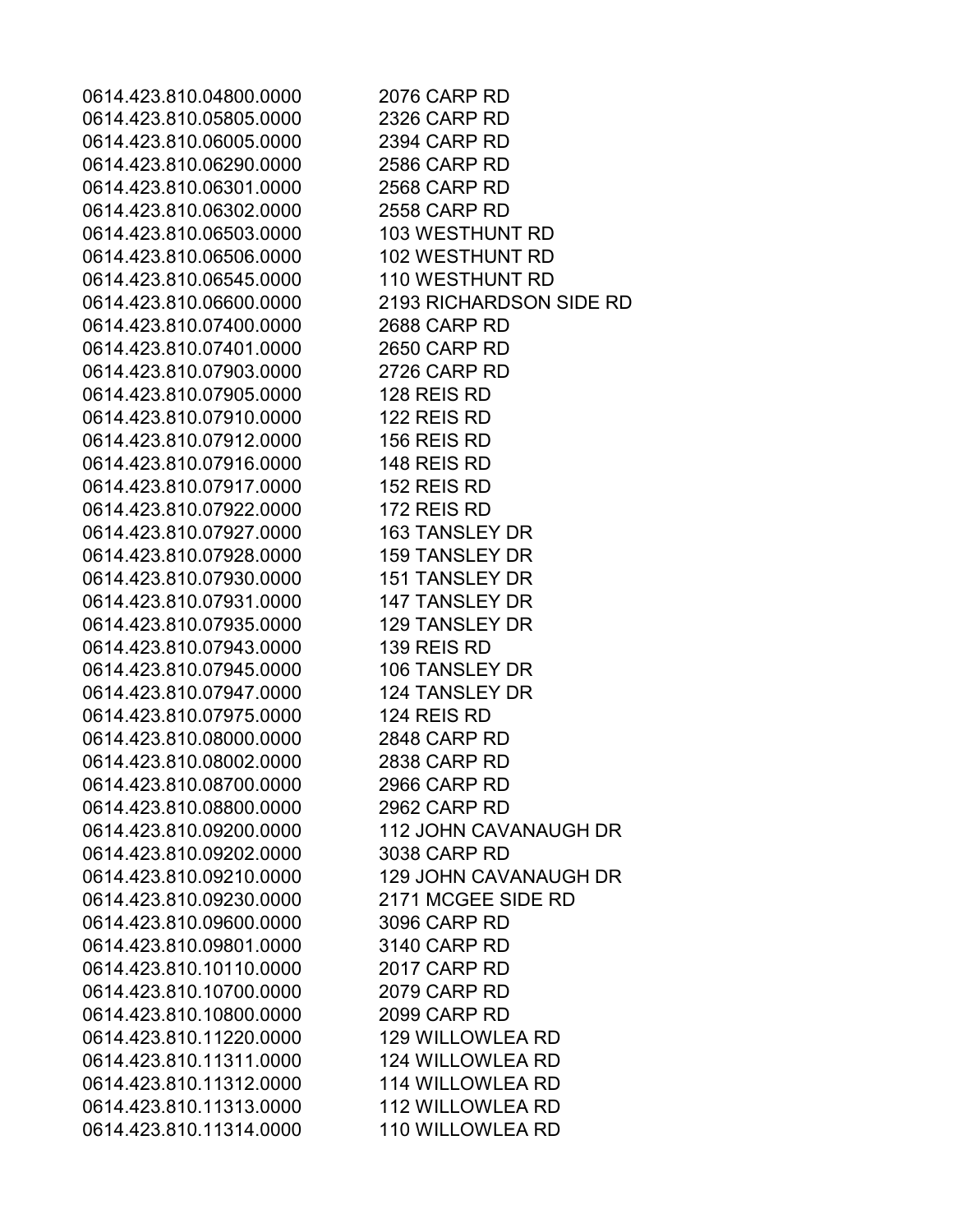| | |
|---|---|
| 0614.423.810.04800.0000 | 2076 CARP RD |
| 0614.423.810.05805.0000 | 2326 CARP RD |
| 0614.423.810.06005.0000 | 2394 CARP RD |
| 0614.423.810.06290.0000 | 2586 CARP RD |
| 0614.423.810.06301.0000 | 2568 CARP RD |
| 0614.423.810.06302.0000 | 2558 CARP RD |
| 0614.423.810.06503.0000 | 103 WESTHUNT RD |
| 0614.423.810.06506.0000 | 102 WESTHUNT RD |
| 0614.423.810.06545.0000 | 110 WESTHUNT RD |
| 0614.423.810.06600.0000 | 2193 RICHARDSON SIDE RD |
| 0614.423.810.07400.0000 | 2688 CARP RD |
| 0614.423.810.07401.0000 | 2650 CARP RD |
| 0614.423.810.07903.0000 | 2726 CARP RD |
| 0614.423.810.07905.0000 | 128 REIS RD |
| 0614.423.810.07910.0000 | 122 REIS RD |
| 0614.423.810.07912.0000 | 156 REIS RD |
| 0614.423.810.07916.0000 | 148 REIS RD |
| 0614.423.810.07917.0000 | 152 REIS RD |
| 0614.423.810.07922.0000 | 172 REIS RD |
| 0614.423.810.07927.0000 | 163 TANSLEY DR |
| 0614.423.810.07928.0000 | 159 TANSLEY DR |
| 0614.423.810.07930.0000 | 151 TANSLEY DR |
| 0614.423.810.07931.0000 | 147 TANSLEY DR |
| 0614.423.810.07935.0000 | 129 TANSLEY DR |
| 0614.423.810.07943.0000 | 139 REIS RD |
| 0614.423.810.07945.0000 | 106 TANSLEY DR |
| 0614.423.810.07947.0000 | 124 TANSLEY DR |
| 0614.423.810.07975.0000 | 124 REIS RD |
| 0614.423.810.08000.0000 | 2848 CARP RD |
| 0614.423.810.08002.0000 | 2838 CARP RD |
| 0614.423.810.08700.0000 | 2966 CARP RD |
| 0614.423.810.08800.0000 | 2962 CARP RD |
| 0614.423.810.09200.0000 | 112 JOHN CAVANAUGH DR |
| 0614.423.810.09202.0000 | 3038 CARP RD |
| 0614.423.810.09210.0000 | 129 JOHN CAVANAUGH DR |
| 0614.423.810.09230.0000 | 2171 MCGEE SIDE RD |
| 0614.423.810.09600.0000 | 3096 CARP RD |
| 0614.423.810.09801.0000 | 3140 CARP RD |
| 0614.423.810.10110.0000 | 2017 CARP RD |
| 0614.423.810.10700.0000 | 2079 CARP RD |
| 0614.423.810.10800.0000 | 2099 CARP RD |
| 0614.423.810.11220.0000 | 129 WILLOWLEA RD |
| 0614.423.810.11311.0000 | 124 WILLOWLEA RD |
| 0614.423.810.11312.0000 | 114 WILLOWLEA RD |
| 0614.423.810.11313.0000 | 112 WILLOWLEA RD |
| 0614.423.810.11314.0000 | 110 WILLOWLEA RD |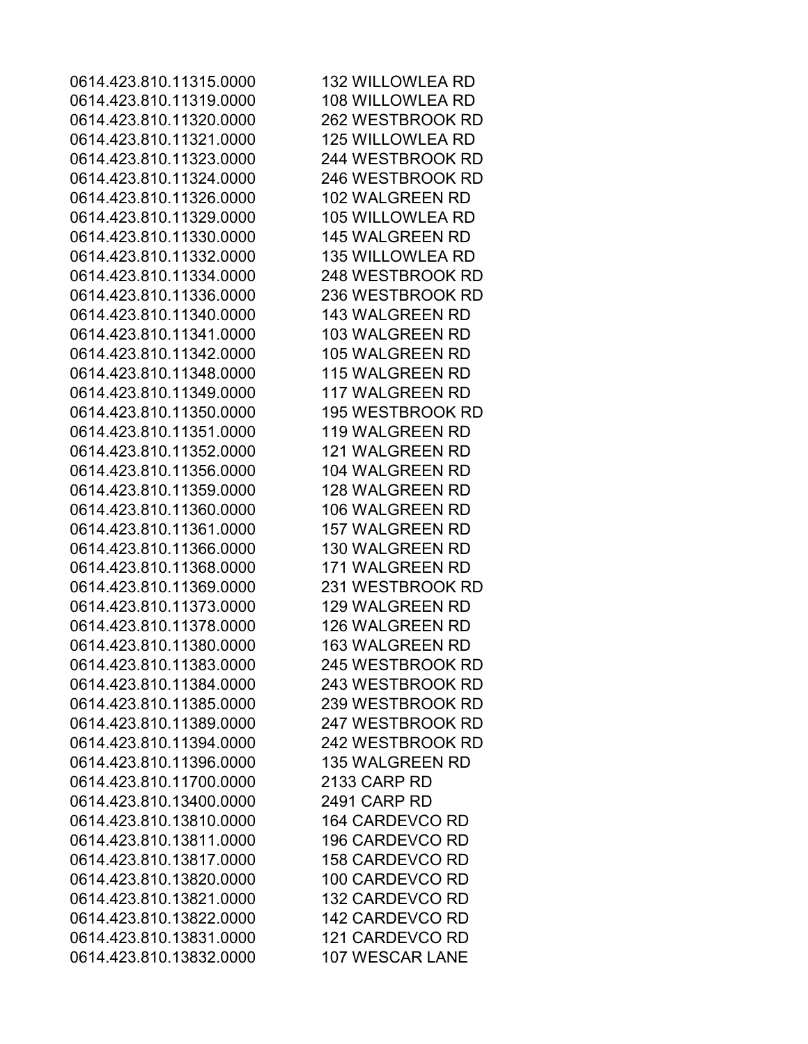| | |
|---|---|
| 0614.423.810.11315.0000 | 132 WILLOWLEA RD |
| 0614.423.810.11319.0000 | 108 WILLOWLEA RD |
| 0614.423.810.11320.0000 | 262 WESTBROOK RD |
| 0614.423.810.11321.0000 | 125 WILLOWLEA RD |
| 0614.423.810.11323.0000 | 244 WESTBROOK RD |
| 0614.423.810.11324.0000 | 246 WESTBROOK RD |
| 0614.423.810.11326.0000 | 102 WALGREEN RD |
| 0614.423.810.11329.0000 | 105 WILLOWLEA RD |
| 0614.423.810.11330.0000 | 145 WALGREEN RD |
| 0614.423.810.11332.0000 | 135 WILLOWLEA RD |
| 0614.423.810.11334.0000 | 248 WESTBROOK RD |
| 0614.423.810.11336.0000 | 236 WESTBROOK RD |
| 0614.423.810.11340.0000 | 143 WALGREEN RD |
| 0614.423.810.11341.0000 | 103 WALGREEN RD |
| 0614.423.810.11342.0000 | 105 WALGREEN RD |
| 0614.423.810.11348.0000 | 115 WALGREEN RD |
| 0614.423.810.11349.0000 | 117 WALGREEN RD |
| 0614.423.810.11350.0000 | 195 WESTBROOK RD |
| 0614.423.810.11351.0000 | 119 WALGREEN RD |
| 0614.423.810.11352.0000 | 121 WALGREEN RD |
| 0614.423.810.11356.0000 | 104 WALGREEN RD |
| 0614.423.810.11359.0000 | 128 WALGREEN RD |
| 0614.423.810.11360.0000 | 106 WALGREEN RD |
| 0614.423.810.11361.0000 | 157 WALGREEN RD |
| 0614.423.810.11366.0000 | 130 WALGREEN RD |
| 0614.423.810.11368.0000 | 171 WALGREEN RD |
| 0614.423.810.11369.0000 | 231 WESTBROOK RD |
| 0614.423.810.11373.0000 | 129 WALGREEN RD |
| 0614.423.810.11378.0000 | 126 WALGREEN RD |
| 0614.423.810.11380.0000 | 163 WALGREEN RD |
| 0614.423.810.11383.0000 | 245 WESTBROOK RD |
| 0614.423.810.11384.0000 | 243 WESTBROOK RD |
| 0614.423.810.11385.0000 | 239 WESTBROOK RD |
| 0614.423.810.11389.0000 | 247 WESTBROOK RD |
| 0614.423.810.11394.0000 | 242 WESTBROOK RD |
| 0614.423.810.11396.0000 | 135 WALGREEN RD |
| 0614.423.810.11700.0000 | 2133 CARP RD |
| 0614.423.810.13400.0000 | 2491 CARP RD |
| 0614.423.810.13810.0000 | 164 CARDEVCO RD |
| 0614.423.810.13811.0000 | 196 CARDEVCO RD |
| 0614.423.810.13817.0000 | 158 CARDEVCO RD |
| 0614.423.810.13820.0000 | 100 CARDEVCO RD |
| 0614.423.810.13821.0000 | 132 CARDEVCO RD |
| 0614.423.810.13822.0000 | 142 CARDEVCO RD |
| 0614.423.810.13831.0000 | 121 CARDEVCO RD |
| 0614.423.810.13832.0000 | 107 WESCAR LANE |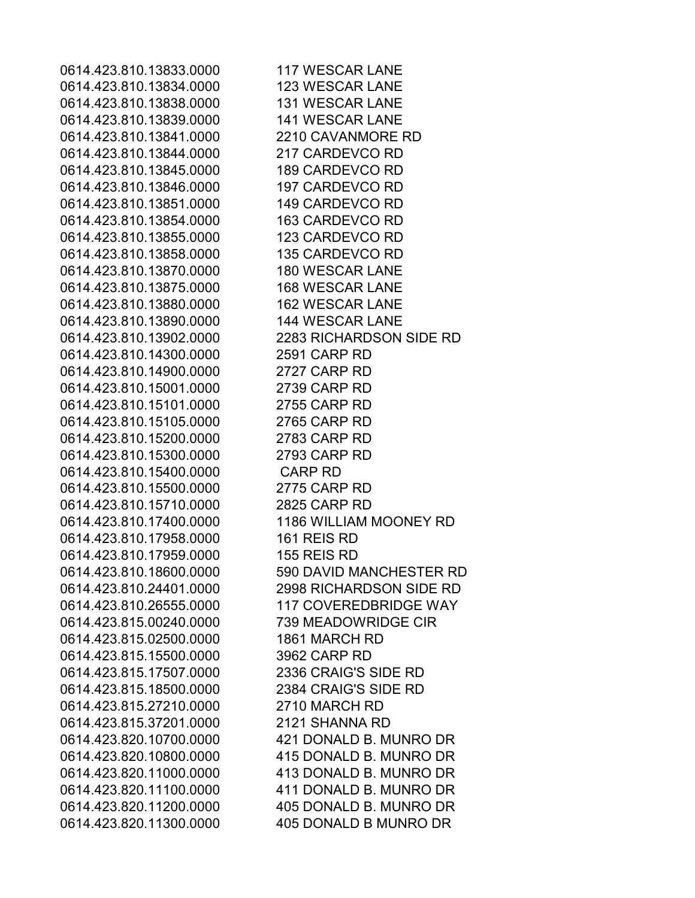| | |
|---|---|
| 0614.423.810.13833.0000 | 117 WESCAR LANE |
| 0614.423.810.13834.0000 | 123 WESCAR LANE |
| 0614.423.810.13838.0000 | 131 WESCAR LANE |
| 0614.423.810.13839.0000 | 141 WESCAR LANE |
| 0614.423.810.13841.0000 | 2210 CAVANMORE RD |
| 0614.423.810.13844.0000 | 217 CARDEVCO RD |
| 0614.423.810.13845.0000 | 189 CARDEVCO RD |
| 0614.423.810.13846.0000 | 197 CARDEVCO RD |
| 0614.423.810.13851.0000 | 149 CARDEVCO RD |
| 0614.423.810.13854.0000 | 163 CARDEVCO RD |
| 0614.423.810.13855.0000 | 123 CARDEVCO RD |
| 0614.423.810.13858.0000 | 135 CARDEVCO RD |
| 0614.423.810.13870.0000 | 180 WESCAR LANE |
| 0614.423.810.13875.0000 | 168 WESCAR LANE |
| 0614.423.810.13880.0000 | 162 WESCAR LANE |
| 0614.423.810.13890.0000 | 144 WESCAR LANE |
| 0614.423.810.13902.0000 | 2283 RICHARDSON SIDE RD |
| 0614.423.810.14300.0000 | 2591 CARP RD |
| 0614.423.810.14900.0000 | 2727 CARP RD |
| 0614.423.810.15001.0000 | 2739 CARP RD |
| 0614.423.810.15101.0000 | 2755 CARP RD |
| 0614.423.810.15105.0000 | 2765 CARP RD |
| 0614.423.810.15200.0000 | 2783 CARP RD |
| 0614.423.810.15300.0000 | 2793 CARP RD |
| 0614.423.810.15400.0000 | CARP RD |
| 0614.423.810.15500.0000 | 2775 CARP RD |
| 0614.423.810.15710.0000 | 2825 CARP RD |
| 0614.423.810.17400.0000 | 1186 WILLIAM MOONEY RD |
| 0614.423.810.17958.0000 | 161 REIS RD |
| 0614.423.810.17959.0000 | 155 REIS RD |
| 0614.423.810.18600.0000 | 590 DAVID MANCHESTER RD |
| 0614.423.810.24401.0000 | 2998 RICHARDSON SIDE RD |
| 0614.423.810.26555.0000 | 117 COVEREDBRIDGE WAY |
| 0614.423.815.00240.0000 | 739 MEADOWRIDGE CIR |
| 0614.423.815.02500.0000 | 1861 MARCH RD |
| 0614.423.815.15500.0000 | 3962 CARP RD |
| 0614.423.815.17507.0000 | 2336 CRAIG'S SIDE RD |
| 0614.423.815.18500.0000 | 2384 CRAIG'S SIDE RD |
| 0614.423.815.27210.0000 | 2710 MARCH RD |
| 0614.423.815.37201.0000 | 2121 SHANNA RD |
| 0614.423.820.10700.0000 | 421 DONALD B. MUNRO DR |
| 0614.423.820.10800.0000 | 415 DONALD B. MUNRO DR |
| 0614.423.820.11000.0000 | 413 DONALD B. MUNRO DR |
| 0614.423.820.11100.0000 | 411 DONALD B. MUNRO DR |
| 0614.423.820.11200.0000 | 405 DONALD B. MUNRO DR |
| 0614.423.820.11300.0000 | 405 DONALD B MUNRO DR |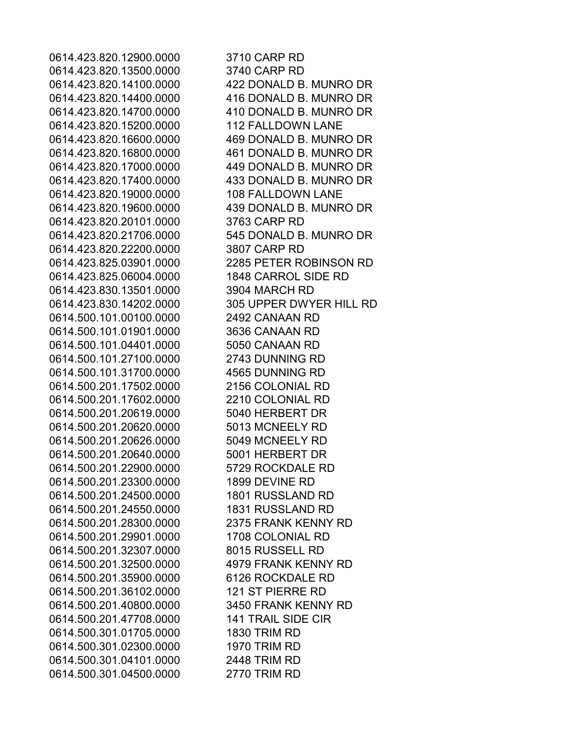| | |
|---|---|
| 0614.423.820.12900.0000 | 3710 CARP RD |
| 0614.423.820.13500.0000 | 3740 CARP RD |
| 0614.423.820.14100.0000 | 422 DONALD B. MUNRO DR |
| 0614.423.820.14400.0000 | 416 DONALD B. MUNRO DR |
| 0614.423.820.14700.0000 | 410 DONALD B. MUNRO DR |
| 0614.423.820.15200.0000 | 112 FALLDOWN LANE |
| 0614.423.820.16600.0000 | 469 DONALD B. MUNRO DR |
| 0614.423.820.16800.0000 | 461 DONALD B. MUNRO DR |
| 0614.423.820.17000.0000 | 449 DONALD B. MUNRO DR |
| 0614.423.820.17400.0000 | 433 DONALD B. MUNRO DR |
| 0614.423.820.19000.0000 | 108 FALLDOWN LANE |
| 0614.423.820.19600.0000 | 439 DONALD B. MUNRO DR |
| 0614.423.820.20101.0000 | 3763 CARP RD |
| 0614.423.820.21706.0000 | 545 DONALD B. MUNRO DR |
| 0614.423.820.22200.0000 | 3807 CARP RD |
| 0614.423.825.03901.0000 | 2285 PETER ROBINSON RD |
| 0614.423.825.06004.0000 | 1848 CARROL SIDE RD |
| 0614.423.830.13501.0000 | 3904 MARCH RD |
| 0614.423.830.14202.0000 | 305 UPPER DWYER HILL RD |
| 0614.500.101.00100.0000 | 2492 CANAAN RD |
| 0614.500.101.01901.0000 | 3636 CANAAN RD |
| 0614.500.101.04401.0000 | 5050 CANAAN RD |
| 0614.500.101.27100.0000 | 2743 DUNNING RD |
| 0614.500.101.31700.0000 | 4565 DUNNING RD |
| 0614.500.201.17502.0000 | 2156 COLONIAL RD |
| 0614.500.201.17602.0000 | 2210 COLONIAL RD |
| 0614.500.201.20619.0000 | 5040 HERBERT DR |
| 0614.500.201.20620.0000 | 5013 MCNEELY RD |
| 0614.500.201.20626.0000 | 5049 MCNEELY RD |
| 0614.500.201.20640.0000 | 5001 HERBERT DR |
| 0614.500.201.22900.0000 | 5729 ROCKDALE RD |
| 0614.500.201.23300.0000 | 1899 DEVINE RD |
| 0614.500.201.24500.0000 | 1801 RUSSLAND RD |
| 0614.500.201.24550.0000 | 1831 RUSSLAND RD |
| 0614.500.201.28300.0000 | 2375 FRANK KENNY RD |
| 0614.500.201.29901.0000 | 1708 COLONIAL RD |
| 0614.500.201.32307.0000 | 8015 RUSSELL RD |
| 0614.500.201.32500.0000 | 4979 FRANK KENNY RD |
| 0614.500.201.35900.0000 | 6126 ROCKDALE RD |
| 0614.500.201.36102.0000 | 121 ST PIERRE RD |
| 0614.500.201.40800.0000 | 3450 FRANK KENNY RD |
| 0614.500.201.47708.0000 | 141 TRAIL SIDE CIR |
| 0614.500.301.01705.0000 | 1830 TRIM RD |
| 0614.500.301.02300.0000 | 1970 TRIM RD |
| 0614.500.301.04101.0000 | 2448 TRIM RD |
| 0614.500.301.04500.0000 | 2770 TRIM RD |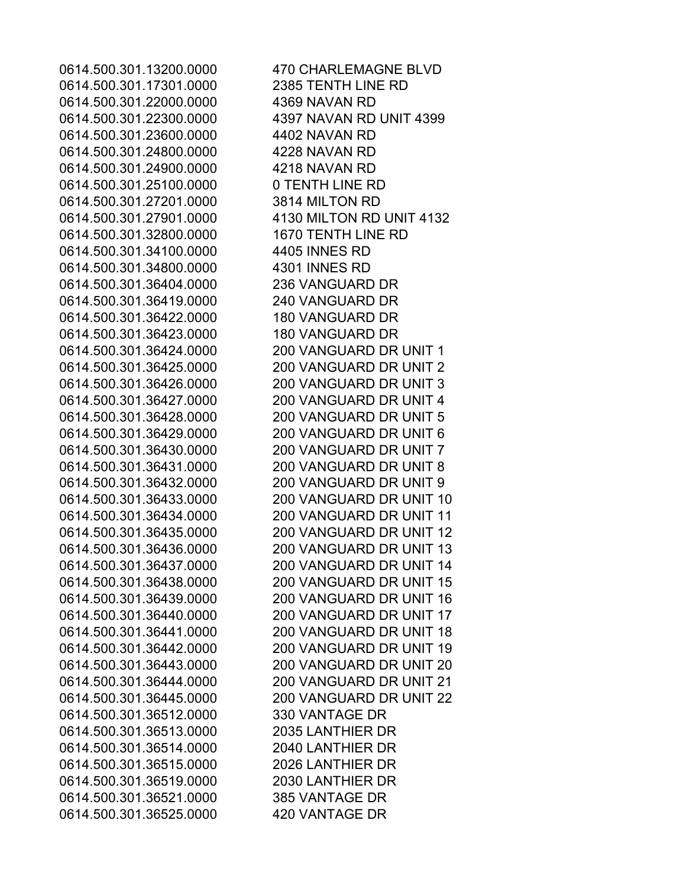| | |
|---|---|
| 0614.500.301.13200.0000 | 470 CHARLEMAGNE BLVD |
| 0614.500.301.17301.0000 | 2385 TENTH LINE RD |
| 0614.500.301.22000.0000 | 4369 NAVAN RD |
| 0614.500.301.22300.0000 | 4397 NAVAN RD UNIT 4399 |
| 0614.500.301.23600.0000 | 4402 NAVAN RD |
| 0614.500.301.24800.0000 | 4228 NAVAN RD |
| 0614.500.301.24900.0000 | 4218 NAVAN RD |
| 0614.500.301.25100.0000 | 0 TENTH LINE RD |
| 0614.500.301.27201.0000 | 3814 MILTON RD |
| 0614.500.301.27901.0000 | 4130 MILTON RD UNIT 4132 |
| 0614.500.301.32800.0000 | 1670 TENTH LINE RD |
| 0614.500.301.34100.0000 | 4405 INNES RD |
| 0614.500.301.34800.0000 | 4301 INNES RD |
| 0614.500.301.36404.0000 | 236 VANGUARD DR |
| 0614.500.301.36419.0000 | 240 VANGUARD DR |
| 0614.500.301.36422.0000 | 180 VANGUARD DR |
| 0614.500.301.36423.0000 | 180 VANGUARD DR |
| 0614.500.301.36424.0000 | 200 VANGUARD DR UNIT 1 |
| 0614.500.301.36425.0000 | 200 VANGUARD DR UNIT 2 |
| 0614.500.301.36426.0000 | 200 VANGUARD DR UNIT 3 |
| 0614.500.301.36427.0000 | 200 VANGUARD DR UNIT 4 |
| 0614.500.301.36428.0000 | 200 VANGUARD DR UNIT 5 |
| 0614.500.301.36429.0000 | 200 VANGUARD DR UNIT 6 |
| 0614.500.301.36430.0000 | 200 VANGUARD DR UNIT 7 |
| 0614.500.301.36431.0000 | 200 VANGUARD DR UNIT 8 |
| 0614.500.301.36432.0000 | 200 VANGUARD DR UNIT 9 |
| 0614.500.301.36433.0000 | 200 VANGUARD DR UNIT 10 |
| 0614.500.301.36434.0000 | 200 VANGUARD DR UNIT 11 |
| 0614.500.301.36435.0000 | 200 VANGUARD DR UNIT 12 |
| 0614.500.301.36436.0000 | 200 VANGUARD DR UNIT 13 |
| 0614.500.301.36437.0000 | 200 VANGUARD DR UNIT 14 |
| 0614.500.301.36438.0000 | 200 VANGUARD DR UNIT 15 |
| 0614.500.301.36439.0000 | 200 VANGUARD DR UNIT 16 |
| 0614.500.301.36440.0000 | 200 VANGUARD DR UNIT 17 |
| 0614.500.301.36441.0000 | 200 VANGUARD DR UNIT 18 |
| 0614.500.301.36442.0000 | 200 VANGUARD DR UNIT 19 |
| 0614.500.301.36443.0000 | 200 VANGUARD DR UNIT 20 |
| 0614.500.301.36444.0000 | 200 VANGUARD DR UNIT 21 |
| 0614.500.301.36445.0000 | 200 VANGUARD DR UNIT 22 |
| 0614.500.301.36512.0000 | 330 VANTAGE DR |
| 0614.500.301.36513.0000 | 2035 LANTHIER DR |
| 0614.500.301.36514.0000 | 2040 LANTHIER DR |
| 0614.500.301.36515.0000 | 2026 LANTHIER DR |
| 0614.500.301.36519.0000 | 2030 LANTHIER DR |
| 0614.500.301.36521.0000 | 385 VANTAGE DR |
| 0614.500.301.36525.0000 | 420 VANTAGE DR |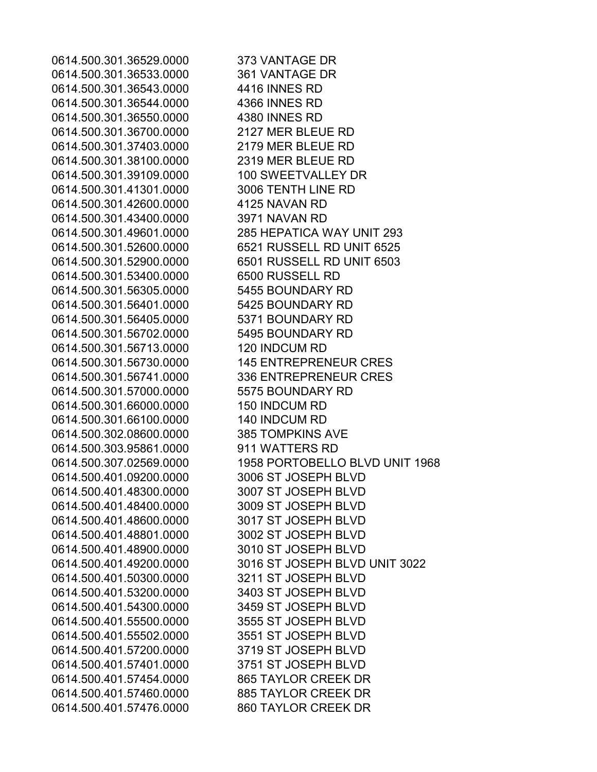| | |
|---|---|
| 0614.500.301.36529.0000 | 373 VANTAGE DR |
| 0614.500.301.36533.0000 | 361 VANTAGE DR |
| 0614.500.301.36543.0000 | 4416 INNES RD |
| 0614.500.301.36544.0000 | 4366 INNES RD |
| 0614.500.301.36550.0000 | 4380 INNES RD |
| 0614.500.301.36700.0000 | 2127 MER BLEUE RD |
| 0614.500.301.37403.0000 | 2179 MER BLEUE RD |
| 0614.500.301.38100.0000 | 2319 MER BLEUE RD |
| 0614.500.301.39109.0000 | 100 SWEETVALLEY DR |
| 0614.500.301.41301.0000 | 3006 TENTH LINE RD |
| 0614.500.301.42600.0000 | 4125 NAVAN RD |
| 0614.500.301.43400.0000 | 3971 NAVAN RD |
| 0614.500.301.49601.0000 | 285 HEPATICA WAY UNIT 293 |
| 0614.500.301.52600.0000 | 6521 RUSSELL RD UNIT 6525 |
| 0614.500.301.52900.0000 | 6501 RUSSELL RD UNIT 6503 |
| 0614.500.301.53400.0000 | 6500 RUSSELL RD |
| 0614.500.301.56305.0000 | 5455 BOUNDARY RD |
| 0614.500.301.56401.0000 | 5425 BOUNDARY RD |
| 0614.500.301.56405.0000 | 5371 BOUNDARY RD |
| 0614.500.301.56702.0000 | 5495 BOUNDARY RD |
| 0614.500.301.56713.0000 | 120 INDCUM RD |
| 0614.500.301.56730.0000 | 145 ENTREPRENEUR CRES |
| 0614.500.301.56741.0000 | 336 ENTREPRENEUR CRES |
| 0614.500.301.57000.0000 | 5575 BOUNDARY RD |
| 0614.500.301.66000.0000 | 150 INDCUM RD |
| 0614.500.301.66100.0000 | 140 INDCUM RD |
| 0614.500.302.08600.0000 | 385 TOMPKINS AVE |
| 0614.500.303.95861.0000 | 911 WATTERS RD |
| 0614.500.307.02569.0000 | 1958 PORTOBELLO BLVD UNIT 1968 |
| 0614.500.401.09200.0000 | 3006 ST JOSEPH BLVD |
| 0614.500.401.48300.0000 | 3007 ST JOSEPH BLVD |
| 0614.500.401.48400.0000 | 3009 ST JOSEPH BLVD |
| 0614.500.401.48600.0000 | 3017 ST JOSEPH BLVD |
| 0614.500.401.48801.0000 | 3002 ST JOSEPH BLVD |
| 0614.500.401.48900.0000 | 3010 ST JOSEPH BLVD |
| 0614.500.401.49200.0000 | 3016 ST JOSEPH BLVD UNIT 3022 |
| 0614.500.401.50300.0000 | 3211 ST JOSEPH BLVD |
| 0614.500.401.53200.0000 | 3403 ST JOSEPH BLVD |
| 0614.500.401.54300.0000 | 3459 ST JOSEPH BLVD |
| 0614.500.401.55500.0000 | 3555 ST JOSEPH BLVD |
| 0614.500.401.55502.0000 | 3551 ST JOSEPH BLVD |
| 0614.500.401.57200.0000 | 3719 ST JOSEPH BLVD |
| 0614.500.401.57401.0000 | 3751 ST JOSEPH BLVD |
| 0614.500.401.57454.0000 | 865 TAYLOR CREEK DR |
| 0614.500.401.57460.0000 | 885 TAYLOR CREEK DR |
| 0614.500.401.57476.0000 | 860 TAYLOR CREEK DR |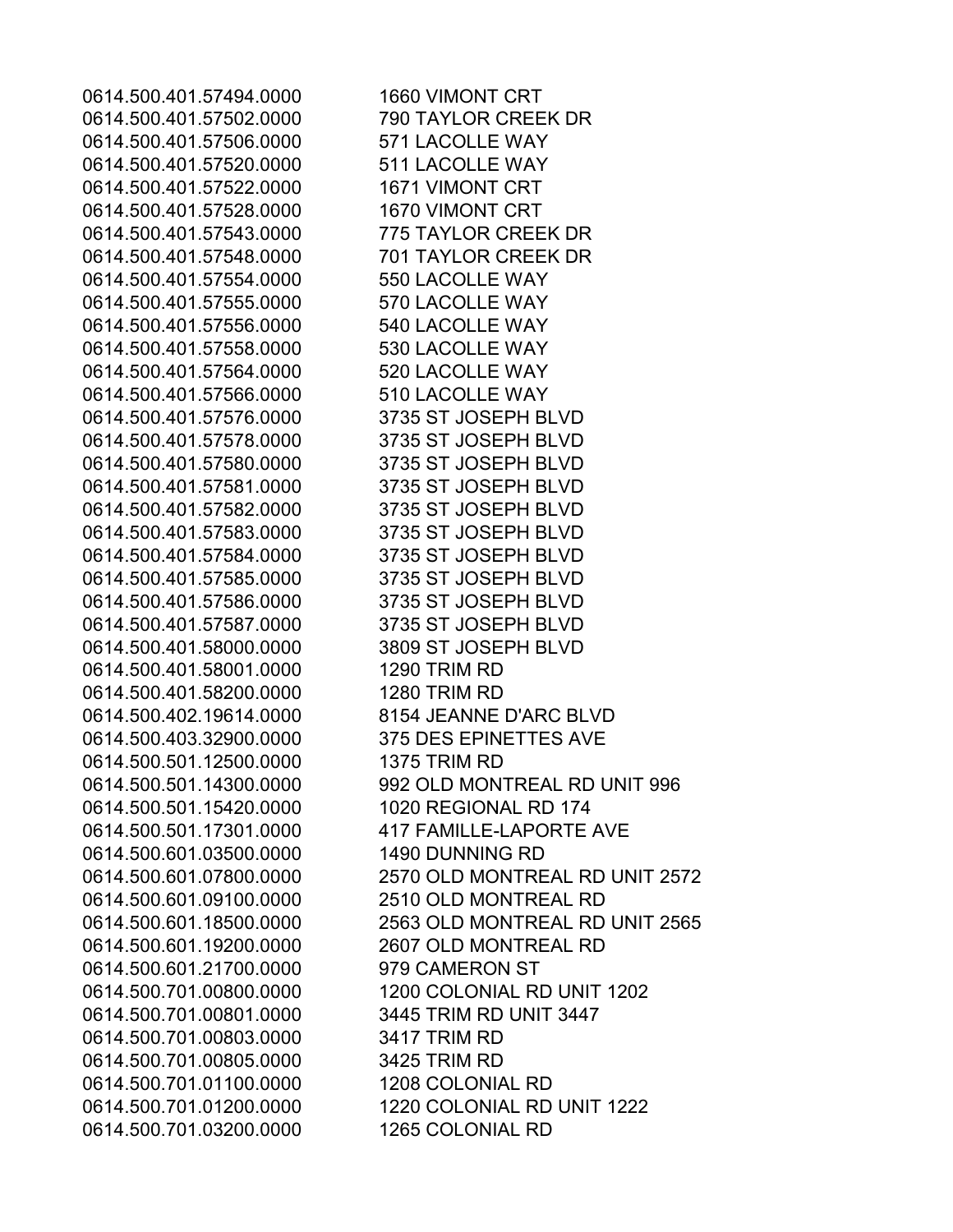| | |
|---|---|
| 0614.500.401.57494.0000 | 1660 VIMONT CRT |
| 0614.500.401.57502.0000 | 790 TAYLOR CREEK DR |
| 0614.500.401.57506.0000 | 571 LACOLLE WAY |
| 0614.500.401.57520.0000 | 511 LACOLLE WAY |
| 0614.500.401.57522.0000 | 1671 VIMONT CRT |
| 0614.500.401.57528.0000 | 1670 VIMONT CRT |
| 0614.500.401.57543.0000 | 775 TAYLOR CREEK DR |
| 0614.500.401.57548.0000 | 701 TAYLOR CREEK DR |
| 0614.500.401.57554.0000 | 550 LACOLLE WAY |
| 0614.500.401.57555.0000 | 570 LACOLLE WAY |
| 0614.500.401.57556.0000 | 540 LACOLLE WAY |
| 0614.500.401.57558.0000 | 530 LACOLLE WAY |
| 0614.500.401.57564.0000 | 520 LACOLLE WAY |
| 0614.500.401.57566.0000 | 510 LACOLLE WAY |
| 0614.500.401.57576.0000 | 3735 ST JOSEPH BLVD |
| 0614.500.401.57578.0000 | 3735 ST JOSEPH BLVD |
| 0614.500.401.57580.0000 | 3735 ST JOSEPH BLVD |
| 0614.500.401.57581.0000 | 3735 ST JOSEPH BLVD |
| 0614.500.401.57582.0000 | 3735 ST JOSEPH BLVD |
| 0614.500.401.57583.0000 | 3735 ST JOSEPH BLVD |
| 0614.500.401.57584.0000 | 3735 ST JOSEPH BLVD |
| 0614.500.401.57585.0000 | 3735 ST JOSEPH BLVD |
| 0614.500.401.57586.0000 | 3735 ST JOSEPH BLVD |
| 0614.500.401.57587.0000 | 3735 ST JOSEPH BLVD |
| 0614.500.401.58000.0000 | 3809 ST JOSEPH BLVD |
| 0614.500.401.58001.0000 | 1290 TRIM RD |
| 0614.500.401.58200.0000 | 1280 TRIM RD |
| 0614.500.402.19614.0000 | 8154 JEANNE D'ARC BLVD |
| 0614.500.403.32900.0000 | 375 DES EPINETTES AVE |
| 0614.500.501.12500.0000 | 1375 TRIM RD |
| 0614.500.501.14300.0000 | 992 OLD MONTREAL RD UNIT 996 |
| 0614.500.501.15420.0000 | 1020 REGIONAL RD 174 |
| 0614.500.501.17301.0000 | 417 FAMILLE-LAPORTE AVE |
| 0614.500.601.03500.0000 | 1490 DUNNING RD |
| 0614.500.601.07800.0000 | 2570 OLD MONTREAL RD UNIT 2572 |
| 0614.500.601.09100.0000 | 2510 OLD MONTREAL RD |
| 0614.500.601.18500.0000 | 2563 OLD MONTREAL RD UNIT 2565 |
| 0614.500.601.19200.0000 | 2607 OLD MONTREAL RD |
| 0614.500.601.21700.0000 | 979 CAMERON ST |
| 0614.500.701.00800.0000 | 1200 COLONIAL RD UNIT 1202 |
| 0614.500.701.00801.0000 | 3445 TRIM RD UNIT 3447 |
| 0614.500.701.00803.0000 | 3417 TRIM RD |
| 0614.500.701.00805.0000 | 3425 TRIM RD |
| 0614.500.701.01100.0000 | 1208 COLONIAL RD |
| 0614.500.701.01200.0000 | 1220 COLONIAL RD UNIT 1222 |
| 0614.500.701.03200.0000 | 1265 COLONIAL RD |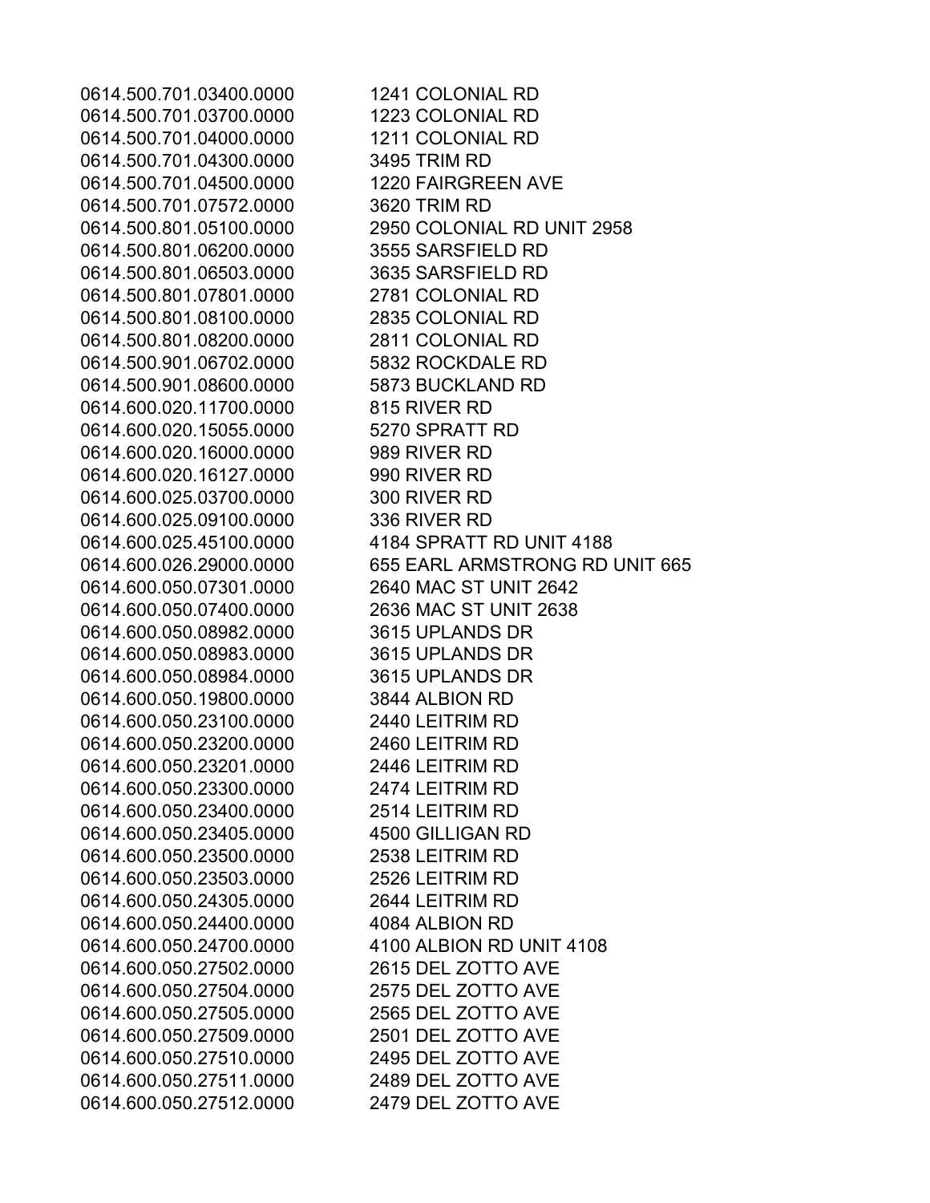| | |
|---|---|
| 0614.500.701.03400.0000 | 1241 COLONIAL RD |
| 0614.500.701.03700.0000 | 1223 COLONIAL RD |
| 0614.500.701.04000.0000 | 1211 COLONIAL RD |
| 0614.500.701.04300.0000 | 3495 TRIM RD |
| 0614.500.701.04500.0000 | 1220 FAIRGREEN AVE |
| 0614.500.701.07572.0000 | 3620 TRIM RD |
| 0614.500.801.05100.0000 | 2950 COLONIAL RD UNIT 2958 |
| 0614.500.801.06200.0000 | 3555 SARSFIELD RD |
| 0614.500.801.06503.0000 | 3635 SARSFIELD RD |
| 0614.500.801.07801.0000 | 2781 COLONIAL RD |
| 0614.500.801.08100.0000 | 2835 COLONIAL RD |
| 0614.500.801.08200.0000 | 2811 COLONIAL RD |
| 0614.500.901.06702.0000 | 5832 ROCKDALE RD |
| 0614.500.901.08600.0000 | 5873 BUCKLAND RD |
| 0614.600.020.11700.0000 | 815 RIVER RD |
| 0614.600.020.15055.0000 | 5270 SPRATT RD |
| 0614.600.020.16000.0000 | 989 RIVER RD |
| 0614.600.020.16127.0000 | 990 RIVER RD |
| 0614.600.025.03700.0000 | 300 RIVER RD |
| 0614.600.025.09100.0000 | 336 RIVER RD |
| 0614.600.025.45100.0000 | 4184 SPRATT RD UNIT 4188 |
| 0614.600.026.29000.0000 | 655 EARL ARMSTRONG RD UNIT 665 |
| 0614.600.050.07301.0000 | 2640 MAC ST UNIT 2642 |
| 0614.600.050.07400.0000 | 2636 MAC ST UNIT 2638 |
| 0614.600.050.08982.0000 | 3615 UPLANDS DR |
| 0614.600.050.08983.0000 | 3615 UPLANDS DR |
| 0614.600.050.08984.0000 | 3615 UPLANDS DR |
| 0614.600.050.19800.0000 | 3844 ALBION RD |
| 0614.600.050.23100.0000 | 2440 LEITRIM RD |
| 0614.600.050.23200.0000 | 2460 LEITRIM RD |
| 0614.600.050.23201.0000 | 2446 LEITRIM RD |
| 0614.600.050.23300.0000 | 2474 LEITRIM RD |
| 0614.600.050.23400.0000 | 2514 LEITRIM RD |
| 0614.600.050.23405.0000 | 4500 GILLIGAN RD |
| 0614.600.050.23500.0000 | 2538 LEITRIM RD |
| 0614.600.050.23503.0000 | 2526 LEITRIM RD |
| 0614.600.050.24305.0000 | 2644 LEITRIM RD |
| 0614.600.050.24400.0000 | 4084 ALBION RD |
| 0614.600.050.24700.0000 | 4100 ALBION RD UNIT 4108 |
| 0614.600.050.27502.0000 | 2615 DEL ZOTTO AVE |
| 0614.600.050.27504.0000 | 2575 DEL ZOTTO AVE |
| 0614.600.050.27505.0000 | 2565 DEL ZOTTO AVE |
| 0614.600.050.27509.0000 | 2501 DEL ZOTTO AVE |
| 0614.600.050.27510.0000 | 2495 DEL ZOTTO AVE |
| 0614.600.050.27511.0000 | 2489 DEL ZOTTO AVE |
| 0614.600.050.27512.0000 | 2479 DEL ZOTTO AVE |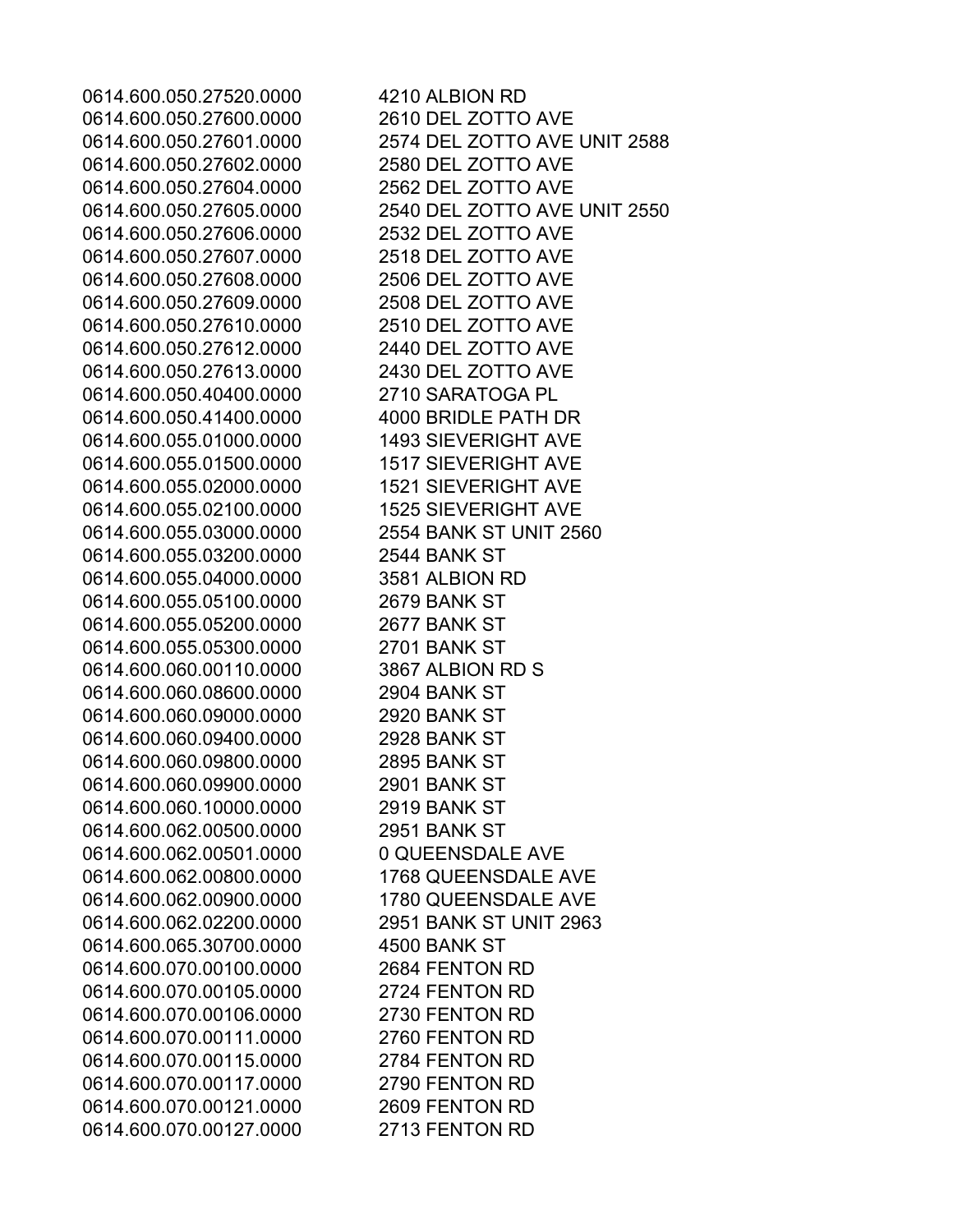| | |
|---|---|
| 0614.600.050.27520.0000 | 4210 ALBION RD |
| 0614.600.050.27600.0000 | 2610 DEL ZOTTO AVE |
| 0614.600.050.27601.0000 | 2574 DEL ZOTTO AVE UNIT 2588 |
| 0614.600.050.27602.0000 | 2580 DEL ZOTTO AVE |
| 0614.600.050.27604.0000 | 2562 DEL ZOTTO AVE |
| 0614.600.050.27605.0000 | 2540 DEL ZOTTO AVE UNIT 2550 |
| 0614.600.050.27606.0000 | 2532 DEL ZOTTO AVE |
| 0614.600.050.27607.0000 | 2518 DEL ZOTTO AVE |
| 0614.600.050.27608.0000 | 2506 DEL ZOTTO AVE |
| 0614.600.050.27609.0000 | 2508 DEL ZOTTO AVE |
| 0614.600.050.27610.0000 | 2510 DEL ZOTTO AVE |
| 0614.600.050.27612.0000 | 2440 DEL ZOTTO AVE |
| 0614.600.050.27613.0000 | 2430 DEL ZOTTO AVE |
| 0614.600.050.40400.0000 | 2710 SARATOGA PL |
| 0614.600.050.41400.0000 | 4000 BRIDLE PATH DR |
| 0614.600.055.01000.0000 | 1493 SIEVERIGHT AVE |
| 0614.600.055.01500.0000 | 1517 SIEVERIGHT AVE |
| 0614.600.055.02000.0000 | 1521 SIEVERIGHT AVE |
| 0614.600.055.02100.0000 | 1525 SIEVERIGHT AVE |
| 0614.600.055.03000.0000 | 2554 BANK ST UNIT 2560 |
| 0614.600.055.03200.0000 | 2544 BANK ST |
| 0614.600.055.04000.0000 | 3581 ALBION RD |
| 0614.600.055.05100.0000 | 2679 BANK ST |
| 0614.600.055.05200.0000 | 2677 BANK ST |
| 0614.600.055.05300.0000 | 2701 BANK ST |
| 0614.600.060.00110.0000 | 3867 ALBION RD S |
| 0614.600.060.08600.0000 | 2904 BANK ST |
| 0614.600.060.09000.0000 | 2920 BANK ST |
| 0614.600.060.09400.0000 | 2928 BANK ST |
| 0614.600.060.09800.0000 | 2895 BANK ST |
| 0614.600.060.09900.0000 | 2901 BANK ST |
| 0614.600.060.10000.0000 | 2919 BANK ST |
| 0614.600.062.00500.0000 | 2951 BANK ST |
| 0614.600.062.00501.0000 | 0 QUEENSDALE AVE |
| 0614.600.062.00800.0000 | 1768 QUEENSDALE AVE |
| 0614.600.062.00900.0000 | 1780 QUEENSDALE AVE |
| 0614.600.062.02200.0000 | 2951 BANK ST UNIT 2963 |
| 0614.600.065.30700.0000 | 4500 BANK ST |
| 0614.600.070.00100.0000 | 2684 FENTON RD |
| 0614.600.070.00105.0000 | 2724 FENTON RD |
| 0614.600.070.00106.0000 | 2730 FENTON RD |
| 0614.600.070.00111.0000 | 2760 FENTON RD |
| 0614.600.070.00115.0000 | 2784 FENTON RD |
| 0614.600.070.00117.0000 | 2790 FENTON RD |
| 0614.600.070.00121.0000 | 2609 FENTON RD |
| 0614.600.070.00127.0000 | 2713 FENTON RD |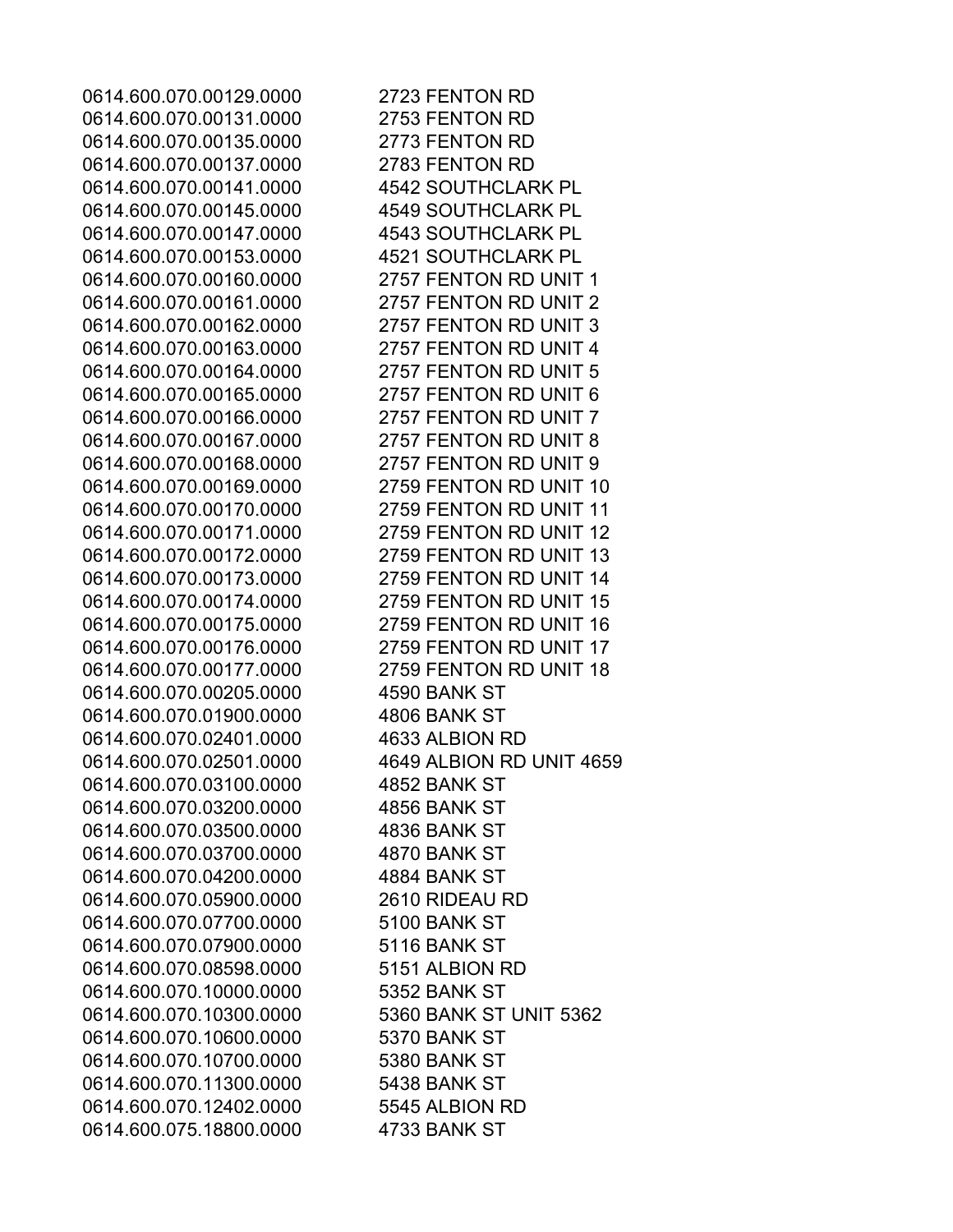| | |
|---|---|
| 0614.600.070.00129.0000 | 2723 FENTON RD |
| 0614.600.070.00131.0000 | 2753 FENTON RD |
| 0614.600.070.00135.0000 | 2773 FENTON RD |
| 0614.600.070.00137.0000 | 2783 FENTON RD |
| 0614.600.070.00141.0000 | 4542 SOUTHCLARK PL |
| 0614.600.070.00145.0000 | 4549 SOUTHCLARK PL |
| 0614.600.070.00147.0000 | 4543 SOUTHCLARK PL |
| 0614.600.070.00153.0000 | 4521 SOUTHCLARK PL |
| 0614.600.070.00160.0000 | 2757 FENTON RD UNIT 1 |
| 0614.600.070.00161.0000 | 2757 FENTON RD UNIT 2 |
| 0614.600.070.00162.0000 | 2757 FENTON RD UNIT 3 |
| 0614.600.070.00163.0000 | 2757 FENTON RD UNIT 4 |
| 0614.600.070.00164.0000 | 2757 FENTON RD UNIT 5 |
| 0614.600.070.00165.0000 | 2757 FENTON RD UNIT 6 |
| 0614.600.070.00166.0000 | 2757 FENTON RD UNIT 7 |
| 0614.600.070.00167.0000 | 2757 FENTON RD UNIT 8 |
| 0614.600.070.00168.0000 | 2757 FENTON RD UNIT 9 |
| 0614.600.070.00169.0000 | 2759 FENTON RD UNIT 10 |
| 0614.600.070.00170.0000 | 2759 FENTON RD UNIT 11 |
| 0614.600.070.00171.0000 | 2759 FENTON RD UNIT 12 |
| 0614.600.070.00172.0000 | 2759 FENTON RD UNIT 13 |
| 0614.600.070.00173.0000 | 2759 FENTON RD UNIT 14 |
| 0614.600.070.00174.0000 | 2759 FENTON RD UNIT 15 |
| 0614.600.070.00175.0000 | 2759 FENTON RD UNIT 16 |
| 0614.600.070.00176.0000 | 2759 FENTON RD UNIT 17 |
| 0614.600.070.00177.0000 | 2759 FENTON RD UNIT 18 |
| 0614.600.070.00205.0000 | 4590 BANK ST |
| 0614.600.070.01900.0000 | 4806 BANK ST |
| 0614.600.070.02401.0000 | 4633 ALBION RD |
| 0614.600.070.02501.0000 | 4649 ALBION RD UNIT 4659 |
| 0614.600.070.03100.0000 | 4852 BANK ST |
| 0614.600.070.03200.0000 | 4856 BANK ST |
| 0614.600.070.03500.0000 | 4836 BANK ST |
| 0614.600.070.03700.0000 | 4870 BANK ST |
| 0614.600.070.04200.0000 | 4884 BANK ST |
| 0614.600.070.05900.0000 | 2610 RIDEAU RD |
| 0614.600.070.07700.0000 | 5100 BANK ST |
| 0614.600.070.07900.0000 | 5116 BANK ST |
| 0614.600.070.08598.0000 | 5151 ALBION RD |
| 0614.600.070.10000.0000 | 5352 BANK ST |
| 0614.600.070.10300.0000 | 5360 BANK ST UNIT 5362 |
| 0614.600.070.10600.0000 | 5370 BANK ST |
| 0614.600.070.10700.0000 | 5380 BANK ST |
| 0614.600.070.11300.0000 | 5438 BANK ST |
| 0614.600.070.12402.0000 | 5545 ALBION RD |
| 0614.600.075.18800.0000 | 4733 BANK ST |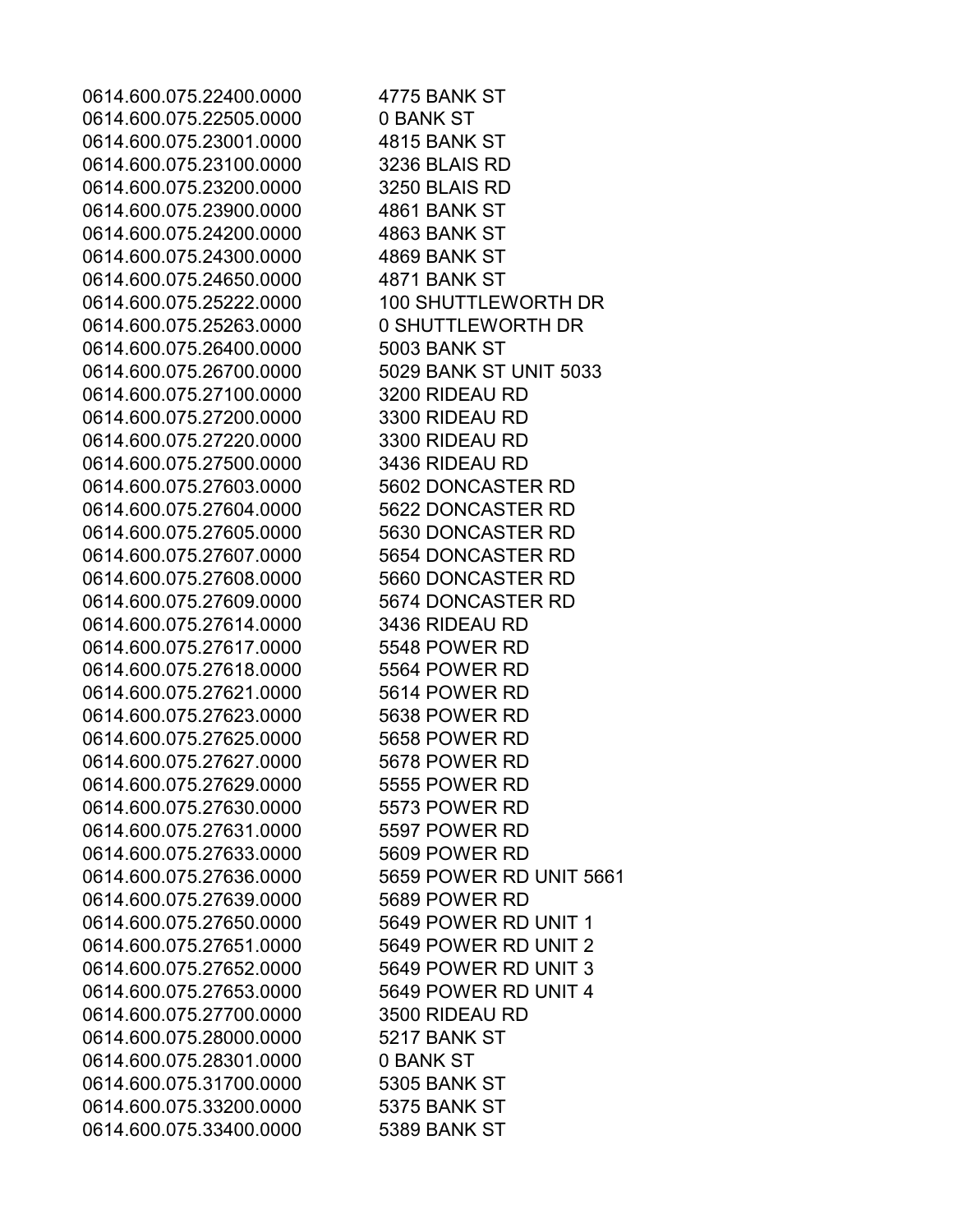0614.600.075.22400.0000 4775 BANK ST
0614.600.075.22505.0000 0 BANK ST
0614.600.075.23001.0000 4815 BANK ST
0614.600.075.23100.0000 3236 BLAIS RD
0614.600.075.23200.0000 3250 BLAIS RD
0614.600.075.23900.0000 4861 BANK ST
0614.600.075.24200.0000 4863 BANK ST
0614.600.075.24300.0000 4869 BANK ST
0614.600.075.24650.0000 4871 BANK ST
0614.600.075.25222.0000 100 SHUTTLEWORTH DR
0614.600.075.25263.0000 0 SHUTTLEWORTH DR
0614.600.075.26400.0000 5003 BANK ST
0614.600.075.26700.0000 5029 BANK ST UNIT 5033
0614.600.075.27100.0000 3200 RIDEAU RD
0614.600.075.27200.0000 3300 RIDEAU RD
0614.600.075.27220.0000 3300 RIDEAU RD
0614.600.075.27500.0000 3436 RIDEAU RD
0614.600.075.27603.0000 5602 DONCASTER RD
0614.600.075.27604.0000 5622 DONCASTER RD
0614.600.075.27605.0000 5630 DONCASTER RD
0614.600.075.27607.0000 5654 DONCASTER RD
0614.600.075.27608.0000 5660 DONCASTER RD
0614.600.075.27609.0000 5674 DONCASTER RD
0614.600.075.27614.0000 3436 RIDEAU RD
0614.600.075.27617.0000 5548 POWER RD
0614.600.075.27618.0000 5564 POWER RD
0614.600.075.27621.0000 5614 POWER RD
0614.600.075.27623.0000 5638 POWER RD
0614.600.075.27625.0000 5658 POWER RD
0614.600.075.27627.0000 5678 POWER RD
0614.600.075.27629.0000 5555 POWER RD
0614.600.075.27630.0000 5573 POWER RD
0614.600.075.27631.0000 5597 POWER RD
0614.600.075.27633.0000 5609 POWER RD
0614.600.075.27636.0000 5659 POWER RD UNIT 5661
0614.600.075.27639.0000 5689 POWER RD
0614.600.075.27650.0000 5649 POWER RD UNIT 1
0614.600.075.27651.0000 5649 POWER RD UNIT 2
0614.600.075.27652.0000 5649 POWER RD UNIT 3
0614.600.075.27653.0000 5649 POWER RD UNIT 4
0614.600.075.27700.0000 3500 RIDEAU RD
0614.600.075.28000.0000 5217 BANK ST
0614.600.075.28301.0000 0 BANK ST
0614.600.075.31700.0000 5305 BANK ST
0614.600.075.33200.0000 5375 BANK ST
0614.600.075.33400.0000 5389 BANK ST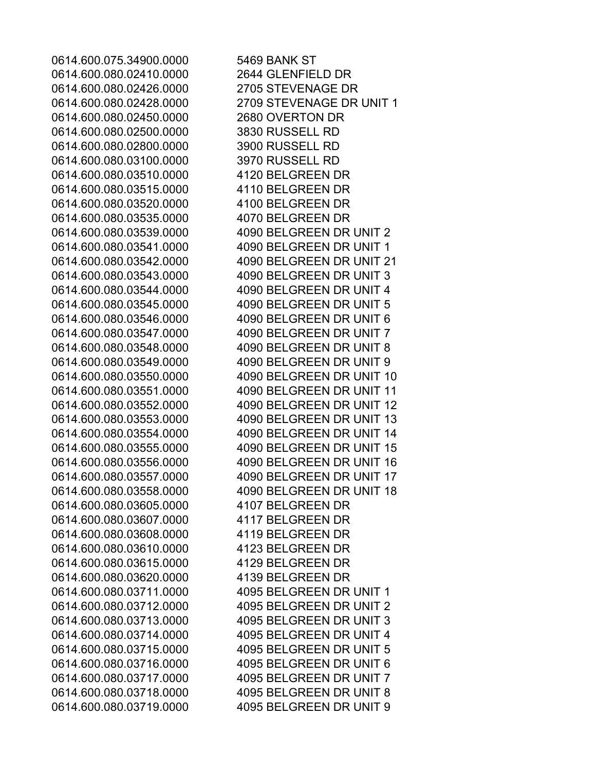| | |
|---|---|
| 0614.600.075.34900.0000 | 5469 BANK ST |
| 0614.600.080.02410.0000 | 2644 GLENFIELD DR |
| 0614.600.080.02426.0000 | 2705 STEVENAGE DR |
| 0614.600.080.02428.0000 | 2709 STEVENAGE DR UNIT 1 |
| 0614.600.080.02450.0000 | 2680 OVERTON DR |
| 0614.600.080.02500.0000 | 3830 RUSSELL RD |
| 0614.600.080.02800.0000 | 3900 RUSSELL RD |
| 0614.600.080.03100.0000 | 3970 RUSSELL RD |
| 0614.600.080.03510.0000 | 4120 BELGREEN DR |
| 0614.600.080.03515.0000 | 4110 BELGREEN DR |
| 0614.600.080.03520.0000 | 4100 BELGREEN DR |
| 0614.600.080.03535.0000 | 4070 BELGREEN DR |
| 0614.600.080.03539.0000 | 4090 BELGREEN DR UNIT 2 |
| 0614.600.080.03541.0000 | 4090 BELGREEN DR UNIT 1 |
| 0614.600.080.03542.0000 | 4090 BELGREEN DR UNIT 21 |
| 0614.600.080.03543.0000 | 4090 BELGREEN DR UNIT 3 |
| 0614.600.080.03544.0000 | 4090 BELGREEN DR UNIT 4 |
| 0614.600.080.03545.0000 | 4090 BELGREEN DR UNIT 5 |
| 0614.600.080.03546.0000 | 4090 BELGREEN DR UNIT 6 |
| 0614.600.080.03547.0000 | 4090 BELGREEN DR UNIT 7 |
| 0614.600.080.03548.0000 | 4090 BELGREEN DR UNIT 8 |
| 0614.600.080.03549.0000 | 4090 BELGREEN DR UNIT 9 |
| 0614.600.080.03550.0000 | 4090 BELGREEN DR UNIT 10 |
| 0614.600.080.03551.0000 | 4090 BELGREEN DR UNIT 11 |
| 0614.600.080.03552.0000 | 4090 BELGREEN DR UNIT 12 |
| 0614.600.080.03553.0000 | 4090 BELGREEN DR UNIT 13 |
| 0614.600.080.03554.0000 | 4090 BELGREEN DR UNIT 14 |
| 0614.600.080.03555.0000 | 4090 BELGREEN DR UNIT 15 |
| 0614.600.080.03556.0000 | 4090 BELGREEN DR UNIT 16 |
| 0614.600.080.03557.0000 | 4090 BELGREEN DR UNIT 17 |
| 0614.600.080.03558.0000 | 4090 BELGREEN DR UNIT 18 |
| 0614.600.080.03605.0000 | 4107 BELGREEN DR |
| 0614.600.080.03607.0000 | 4117 BELGREEN DR |
| 0614.600.080.03608.0000 | 4119 BELGREEN DR |
| 0614.600.080.03610.0000 | 4123 BELGREEN DR |
| 0614.600.080.03615.0000 | 4129 BELGREEN DR |
| 0614.600.080.03620.0000 | 4139 BELGREEN DR |
| 0614.600.080.03711.0000 | 4095 BELGREEN DR UNIT 1 |
| 0614.600.080.03712.0000 | 4095 BELGREEN DR UNIT 2 |
| 0614.600.080.03713.0000 | 4095 BELGREEN DR UNIT 3 |
| 0614.600.080.03714.0000 | 4095 BELGREEN DR UNIT 4 |
| 0614.600.080.03715.0000 | 4095 BELGREEN DR UNIT 5 |
| 0614.600.080.03716.0000 | 4095 BELGREEN DR UNIT 6 |
| 0614.600.080.03717.0000 | 4095 BELGREEN DR UNIT 7 |
| 0614.600.080.03718.0000 | 4095 BELGREEN DR UNIT 8 |
| 0614.600.080.03719.0000 | 4095 BELGREEN DR UNIT 9 |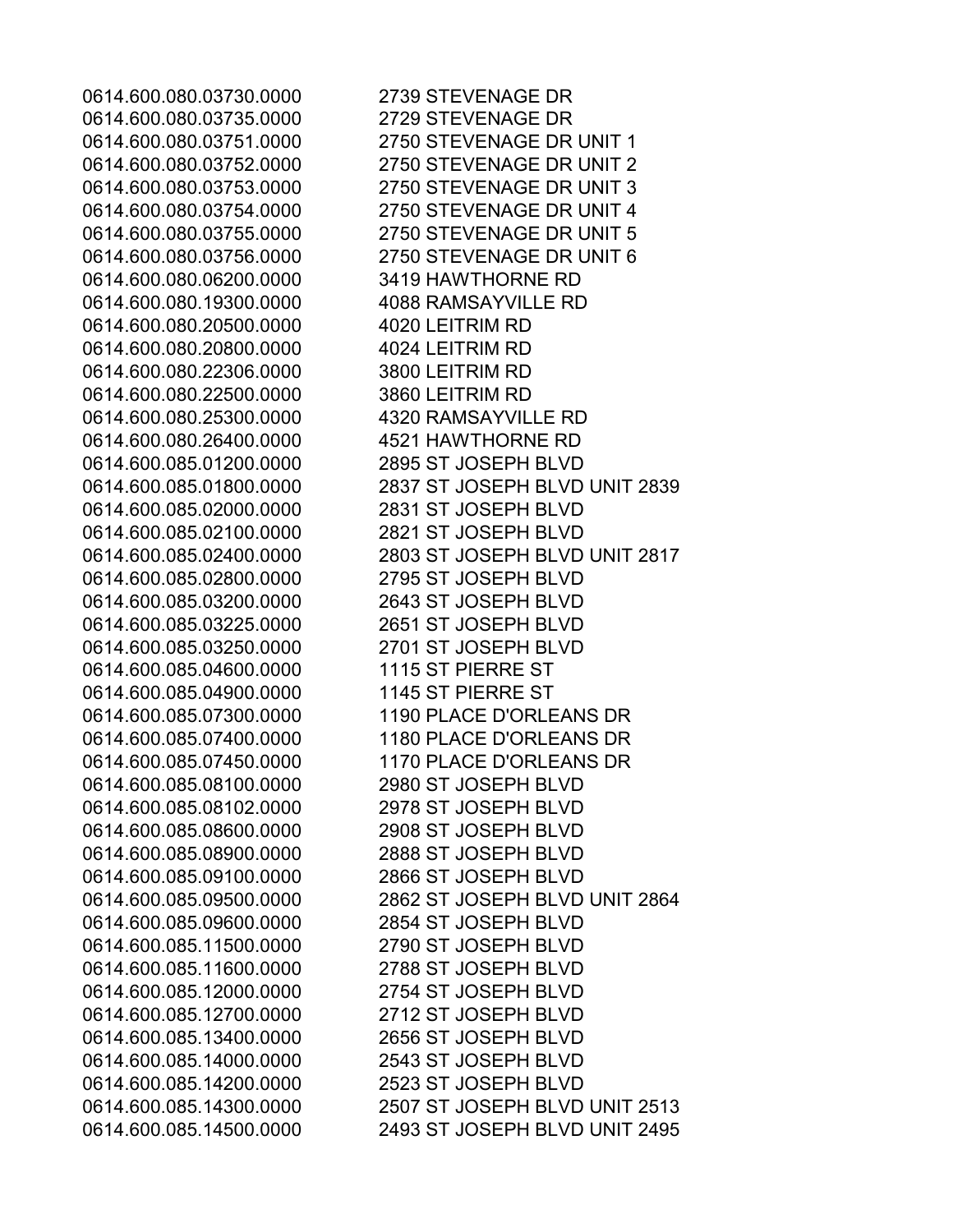| | |
|---|---|
| 0614.600.080.03730.0000 | 2739 STEVENAGE DR |
| 0614.600.080.03735.0000 | 2729 STEVENAGE DR |
| 0614.600.080.03751.0000 | 2750 STEVENAGE DR UNIT 1 |
| 0614.600.080.03752.0000 | 2750 STEVENAGE DR UNIT 2 |
| 0614.600.080.03753.0000 | 2750 STEVENAGE DR UNIT 3 |
| 0614.600.080.03754.0000 | 2750 STEVENAGE DR UNIT 4 |
| 0614.600.080.03755.0000 | 2750 STEVENAGE DR UNIT 5 |
| 0614.600.080.03756.0000 | 2750 STEVENAGE DR UNIT 6 |
| 0614.600.080.06200.0000 | 3419 HAWTHORNE RD |
| 0614.600.080.19300.0000 | 4088 RAMSAYVILLE RD |
| 0614.600.080.20500.0000 | 4020 LEITRIM RD |
| 0614.600.080.20800.0000 | 4024 LEITRIM RD |
| 0614.600.080.22306.0000 | 3800 LEITRIM RD |
| 0614.600.080.22500.0000 | 3860 LEITRIM RD |
| 0614.600.080.25300.0000 | 4320 RAMSAYVILLE RD |
| 0614.600.080.26400.0000 | 4521 HAWTHORNE RD |
| 0614.600.085.01200.0000 | 2895 ST JOSEPH BLVD |
| 0614.600.085.01800.0000 | 2837 ST JOSEPH BLVD UNIT 2839 |
| 0614.600.085.02000.0000 | 2831 ST JOSEPH BLVD |
| 0614.600.085.02100.0000 | 2821 ST JOSEPH BLVD |
| 0614.600.085.02400.0000 | 2803 ST JOSEPH BLVD UNIT 2817 |
| 0614.600.085.02800.0000 | 2795 ST JOSEPH BLVD |
| 0614.600.085.03200.0000 | 2643 ST JOSEPH BLVD |
| 0614.600.085.03225.0000 | 2651 ST JOSEPH BLVD |
| 0614.600.085.03250.0000 | 2701 ST JOSEPH BLVD |
| 0614.600.085.04600.0000 | 1115 ST PIERRE ST |
| 0614.600.085.04900.0000 | 1145 ST PIERRE ST |
| 0614.600.085.07300.0000 | 1190 PLACE D'ORLEANS DR |
| 0614.600.085.07400.0000 | 1180 PLACE D'ORLEANS DR |
| 0614.600.085.07450.0000 | 1170 PLACE D'ORLEANS DR |
| 0614.600.085.08100.0000 | 2980 ST JOSEPH BLVD |
| 0614.600.085.08102.0000 | 2978 ST JOSEPH BLVD |
| 0614.600.085.08600.0000 | 2908 ST JOSEPH BLVD |
| 0614.600.085.08900.0000 | 2888 ST JOSEPH BLVD |
| 0614.600.085.09100.0000 | 2866 ST JOSEPH BLVD |
| 0614.600.085.09500.0000 | 2862 ST JOSEPH BLVD UNIT 2864 |
| 0614.600.085.09600.0000 | 2854 ST JOSEPH BLVD |
| 0614.600.085.11500.0000 | 2790 ST JOSEPH BLVD |
| 0614.600.085.11600.0000 | 2788 ST JOSEPH BLVD |
| 0614.600.085.12000.0000 | 2754 ST JOSEPH BLVD |
| 0614.600.085.12700.0000 | 2712 ST JOSEPH BLVD |
| 0614.600.085.13400.0000 | 2656 ST JOSEPH BLVD |
| 0614.600.085.14000.0000 | 2543 ST JOSEPH BLVD |
| 0614.600.085.14200.0000 | 2523 ST JOSEPH BLVD |
| 0614.600.085.14300.0000 | 2507 ST JOSEPH BLVD UNIT 2513 |
| 0614.600.085.14500.0000 | 2493 ST JOSEPH BLVD UNIT 2495 |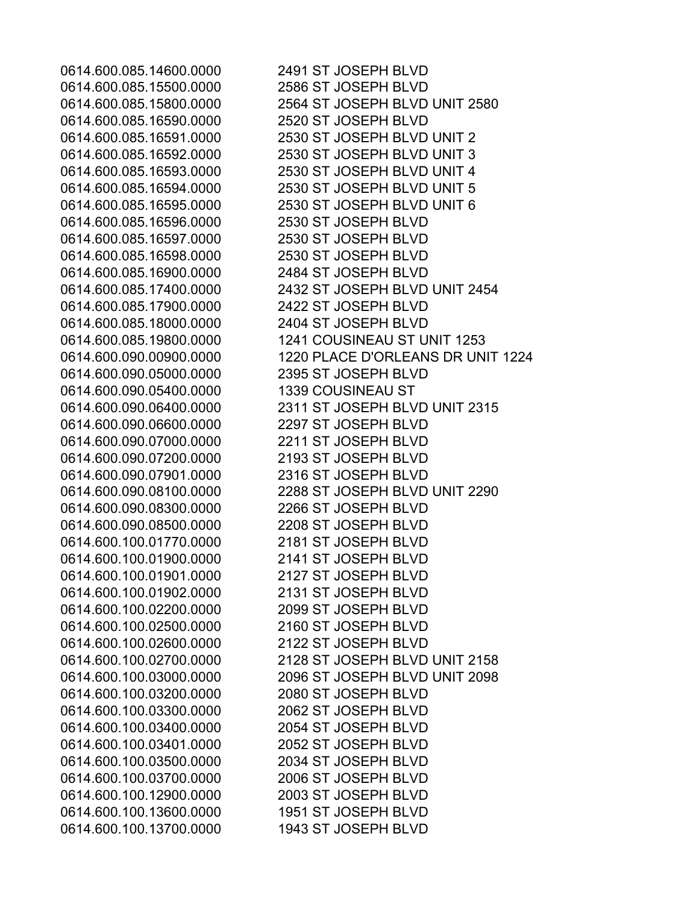| | |
|---|---|
| 0614.600.085.14600.0000 | 2491 ST JOSEPH BLVD |
| 0614.600.085.15500.0000 | 2586 ST JOSEPH BLVD |
| 0614.600.085.15800.0000 | 2564 ST JOSEPH BLVD UNIT 2580 |
| 0614.600.085.16590.0000 | 2520 ST JOSEPH BLVD |
| 0614.600.085.16591.0000 | 2530 ST JOSEPH BLVD UNIT 2 |
| 0614.600.085.16592.0000 | 2530 ST JOSEPH BLVD UNIT 3 |
| 0614.600.085.16593.0000 | 2530 ST JOSEPH BLVD UNIT 4 |
| 0614.600.085.16594.0000 | 2530 ST JOSEPH BLVD UNIT 5 |
| 0614.600.085.16595.0000 | 2530 ST JOSEPH BLVD UNIT 6 |
| 0614.600.085.16596.0000 | 2530 ST JOSEPH BLVD |
| 0614.600.085.16597.0000 | 2530 ST JOSEPH BLVD |
| 0614.600.085.16598.0000 | 2530 ST JOSEPH BLVD |
| 0614.600.085.16900.0000 | 2484 ST JOSEPH BLVD |
| 0614.600.085.17400.0000 | 2432 ST JOSEPH BLVD UNIT 2454 |
| 0614.600.085.17900.0000 | 2422 ST JOSEPH BLVD |
| 0614.600.085.18000.0000 | 2404 ST JOSEPH BLVD |
| 0614.600.085.19800.0000 | 1241 COUSINEAU ST UNIT 1253 |
| 0614.600.090.00900.0000 | 1220 PLACE D'ORLEANS DR UNIT 1224 |
| 0614.600.090.05000.0000 | 2395 ST JOSEPH BLVD |
| 0614.600.090.05400.0000 | 1339 COUSINEAU ST |
| 0614.600.090.06400.0000 | 2311 ST JOSEPH BLVD UNIT 2315 |
| 0614.600.090.06600.0000 | 2297 ST JOSEPH BLVD |
| 0614.600.090.07000.0000 | 2211 ST JOSEPH BLVD |
| 0614.600.090.07200.0000 | 2193 ST JOSEPH BLVD |
| 0614.600.090.07901.0000 | 2316 ST JOSEPH BLVD |
| 0614.600.090.08100.0000 | 2288 ST JOSEPH BLVD UNIT 2290 |
| 0614.600.090.08300.0000 | 2266 ST JOSEPH BLVD |
| 0614.600.090.08500.0000 | 2208 ST JOSEPH BLVD |
| 0614.600.100.01770.0000 | 2181 ST JOSEPH BLVD |
| 0614.600.100.01900.0000 | 2141 ST JOSEPH BLVD |
| 0614.600.100.01901.0000 | 2127 ST JOSEPH BLVD |
| 0614.600.100.01902.0000 | 2131 ST JOSEPH BLVD |
| 0614.600.100.02200.0000 | 2099 ST JOSEPH BLVD |
| 0614.600.100.02500.0000 | 2160 ST JOSEPH BLVD |
| 0614.600.100.02600.0000 | 2122 ST JOSEPH BLVD |
| 0614.600.100.02700.0000 | 2128 ST JOSEPH BLVD UNIT 2158 |
| 0614.600.100.03000.0000 | 2096 ST JOSEPH BLVD UNIT 2098 |
| 0614.600.100.03200.0000 | 2080 ST JOSEPH BLVD |
| 0614.600.100.03300.0000 | 2062 ST JOSEPH BLVD |
| 0614.600.100.03400.0000 | 2054 ST JOSEPH BLVD |
| 0614.600.100.03401.0000 | 2052 ST JOSEPH BLVD |
| 0614.600.100.03500.0000 | 2034 ST JOSEPH BLVD |
| 0614.600.100.03700.0000 | 2006 ST JOSEPH BLVD |
| 0614.600.100.12900.0000 | 2003 ST JOSEPH BLVD |
| 0614.600.100.13600.0000 | 1951 ST JOSEPH BLVD |
| 0614.600.100.13700.0000 | 1943 ST JOSEPH BLVD |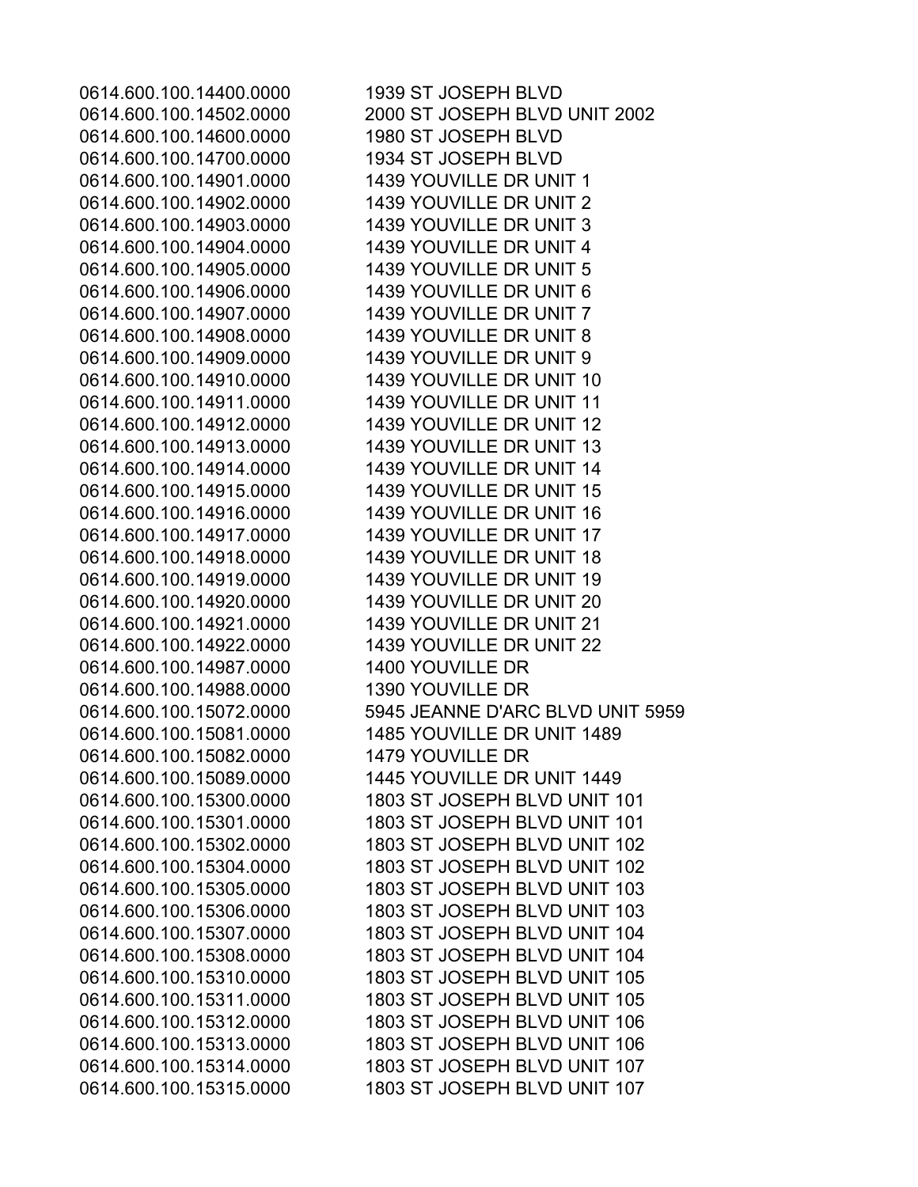| | |
|---|---|
| 0614.600.100.14400.0000 | 1939 ST JOSEPH BLVD |
| 0614.600.100.14502.0000 | 2000 ST JOSEPH BLVD UNIT 2002 |
| 0614.600.100.14600.0000 | 1980 ST JOSEPH BLVD |
| 0614.600.100.14700.0000 | 1934 ST JOSEPH BLVD |
| 0614.600.100.14901.0000 | 1439 YOUVILLE DR UNIT 1 |
| 0614.600.100.14902.0000 | 1439 YOUVILLE DR UNIT 2 |
| 0614.600.100.14903.0000 | 1439 YOUVILLE DR UNIT 3 |
| 0614.600.100.14904.0000 | 1439 YOUVILLE DR UNIT 4 |
| 0614.600.100.14905.0000 | 1439 YOUVILLE DR UNIT 5 |
| 0614.600.100.14906.0000 | 1439 YOUVILLE DR UNIT 6 |
| 0614.600.100.14907.0000 | 1439 YOUVILLE DR UNIT 7 |
| 0614.600.100.14908.0000 | 1439 YOUVILLE DR UNIT 8 |
| 0614.600.100.14909.0000 | 1439 YOUVILLE DR UNIT 9 |
| 0614.600.100.14910.0000 | 1439 YOUVILLE DR UNIT 10 |
| 0614.600.100.14911.0000 | 1439 YOUVILLE DR UNIT 11 |
| 0614.600.100.14912.0000 | 1439 YOUVILLE DR UNIT 12 |
| 0614.600.100.14913.0000 | 1439 YOUVILLE DR UNIT 13 |
| 0614.600.100.14914.0000 | 1439 YOUVILLE DR UNIT 14 |
| 0614.600.100.14915.0000 | 1439 YOUVILLE DR UNIT 15 |
| 0614.600.100.14916.0000 | 1439 YOUVILLE DR UNIT 16 |
| 0614.600.100.14917.0000 | 1439 YOUVILLE DR UNIT 17 |
| 0614.600.100.14918.0000 | 1439 YOUVILLE DR UNIT 18 |
| 0614.600.100.14919.0000 | 1439 YOUVILLE DR UNIT 19 |
| 0614.600.100.14920.0000 | 1439 YOUVILLE DR UNIT 20 |
| 0614.600.100.14921.0000 | 1439 YOUVILLE DR UNIT 21 |
| 0614.600.100.14922.0000 | 1439 YOUVILLE DR UNIT 22 |
| 0614.600.100.14987.0000 | 1400 YOUVILLE DR |
| 0614.600.100.14988.0000 | 1390 YOUVILLE DR |
| 0614.600.100.15072.0000 | 5945 JEANNE D'ARC BLVD UNIT 5959 |
| 0614.600.100.15081.0000 | 1485 YOUVILLE DR UNIT 1489 |
| 0614.600.100.15082.0000 | 1479 YOUVILLE DR |
| 0614.600.100.15089.0000 | 1445 YOUVILLE DR UNIT 1449 |
| 0614.600.100.15300.0000 | 1803 ST JOSEPH BLVD UNIT 101 |
| 0614.600.100.15301.0000 | 1803 ST JOSEPH BLVD UNIT 101 |
| 0614.600.100.15302.0000 | 1803 ST JOSEPH BLVD UNIT 102 |
| 0614.600.100.15304.0000 | 1803 ST JOSEPH BLVD UNIT 102 |
| 0614.600.100.15305.0000 | 1803 ST JOSEPH BLVD UNIT 103 |
| 0614.600.100.15306.0000 | 1803 ST JOSEPH BLVD UNIT 103 |
| 0614.600.100.15307.0000 | 1803 ST JOSEPH BLVD UNIT 104 |
| 0614.600.100.15308.0000 | 1803 ST JOSEPH BLVD UNIT 104 |
| 0614.600.100.15310.0000 | 1803 ST JOSEPH BLVD UNIT 105 |
| 0614.600.100.15311.0000 | 1803 ST JOSEPH BLVD UNIT 105 |
| 0614.600.100.15312.0000 | 1803 ST JOSEPH BLVD UNIT 106 |
| 0614.600.100.15313.0000 | 1803 ST JOSEPH BLVD UNIT 106 |
| 0614.600.100.15314.0000 | 1803 ST JOSEPH BLVD UNIT 107 |
| 0614.600.100.15315.0000 | 1803 ST JOSEPH BLVD UNIT 107 |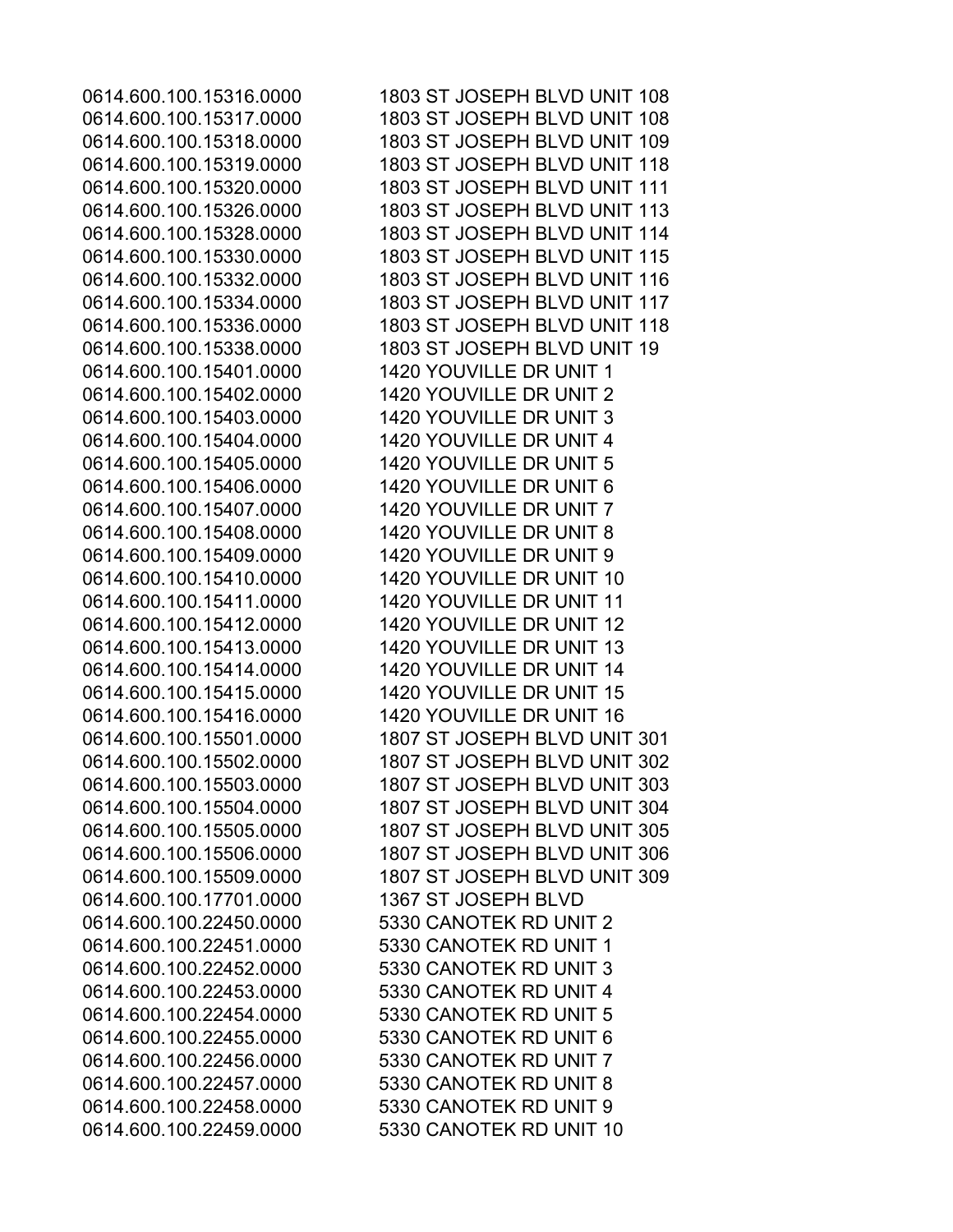| | |
|---|---|
| 0614.600.100.15316.0000 | 1803 ST JOSEPH BLVD UNIT 108 |
| 0614.600.100.15317.0000 | 1803 ST JOSEPH BLVD UNIT 108 |
| 0614.600.100.15318.0000 | 1803 ST JOSEPH BLVD UNIT 109 |
| 0614.600.100.15319.0000 | 1803 ST JOSEPH BLVD UNIT 118 |
| 0614.600.100.15320.0000 | 1803 ST JOSEPH BLVD UNIT 111 |
| 0614.600.100.15326.0000 | 1803 ST JOSEPH BLVD UNIT 113 |
| 0614.600.100.15328.0000 | 1803 ST JOSEPH BLVD UNIT 114 |
| 0614.600.100.15330.0000 | 1803 ST JOSEPH BLVD UNIT 115 |
| 0614.600.100.15332.0000 | 1803 ST JOSEPH BLVD UNIT 116 |
| 0614.600.100.15334.0000 | 1803 ST JOSEPH BLVD UNIT 117 |
| 0614.600.100.15336.0000 | 1803 ST JOSEPH BLVD UNIT 118 |
| 0614.600.100.15338.0000 | 1803 ST JOSEPH BLVD UNIT 19 |
| 0614.600.100.15401.0000 | 1420 YOUVILLE DR UNIT 1 |
| 0614.600.100.15402.0000 | 1420 YOUVILLE DR UNIT 2 |
| 0614.600.100.15403.0000 | 1420 YOUVILLE DR UNIT 3 |
| 0614.600.100.15404.0000 | 1420 YOUVILLE DR UNIT 4 |
| 0614.600.100.15405.0000 | 1420 YOUVILLE DR UNIT 5 |
| 0614.600.100.15406.0000 | 1420 YOUVILLE DR UNIT 6 |
| 0614.600.100.15407.0000 | 1420 YOUVILLE DR UNIT 7 |
| 0614.600.100.15408.0000 | 1420 YOUVILLE DR UNIT 8 |
| 0614.600.100.15409.0000 | 1420 YOUVILLE DR UNIT 9 |
| 0614.600.100.15410.0000 | 1420 YOUVILLE DR UNIT 10 |
| 0614.600.100.15411.0000 | 1420 YOUVILLE DR UNIT 11 |
| 0614.600.100.15412.0000 | 1420 YOUVILLE DR UNIT 12 |
| 0614.600.100.15413.0000 | 1420 YOUVILLE DR UNIT 13 |
| 0614.600.100.15414.0000 | 1420 YOUVILLE DR UNIT 14 |
| 0614.600.100.15415.0000 | 1420 YOUVILLE DR UNIT 15 |
| 0614.600.100.15416.0000 | 1420 YOUVILLE DR UNIT 16 |
| 0614.600.100.15501.0000 | 1807 ST JOSEPH BLVD UNIT 301 |
| 0614.600.100.15502.0000 | 1807 ST JOSEPH BLVD UNIT 302 |
| 0614.600.100.15503.0000 | 1807 ST JOSEPH BLVD UNIT 303 |
| 0614.600.100.15504.0000 | 1807 ST JOSEPH BLVD UNIT 304 |
| 0614.600.100.15505.0000 | 1807 ST JOSEPH BLVD UNIT 305 |
| 0614.600.100.15506.0000 | 1807 ST JOSEPH BLVD UNIT 306 |
| 0614.600.100.15509.0000 | 1807 ST JOSEPH BLVD UNIT 309 |
| 0614.600.100.17701.0000 | 1367 ST JOSEPH BLVD |
| 0614.600.100.22450.0000 | 5330 CANOTEK RD UNIT 2 |
| 0614.600.100.22451.0000 | 5330 CANOTEK RD UNIT 1 |
| 0614.600.100.22452.0000 | 5330 CANOTEK RD UNIT 3 |
| 0614.600.100.22453.0000 | 5330 CANOTEK RD UNIT 4 |
| 0614.600.100.22454.0000 | 5330 CANOTEK RD UNIT 5 |
| 0614.600.100.22455.0000 | 5330 CANOTEK RD UNIT 6 |
| 0614.600.100.22456.0000 | 5330 CANOTEK RD UNIT 7 |
| 0614.600.100.22457.0000 | 5330 CANOTEK RD UNIT 8 |
| 0614.600.100.22458.0000 | 5330 CANOTEK RD UNIT 9 |
| 0614.600.100.22459.0000 | 5330 CANOTEK RD UNIT 10 |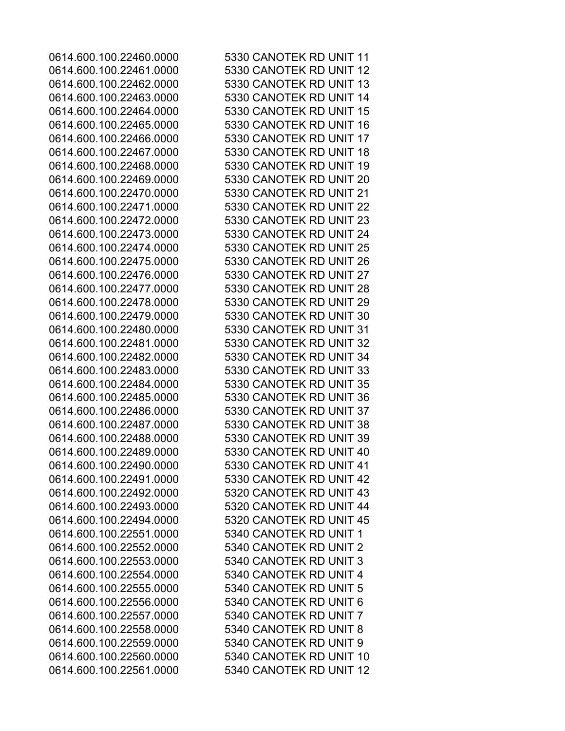| | |
|---|---|
| 0614.600.100.22460.0000 | 5330 CANOTEK RD UNIT 11 |
| 0614.600.100.22461.0000 | 5330 CANOTEK RD UNIT 12 |
| 0614.600.100.22462.0000 | 5330 CANOTEK RD UNIT 13 |
| 0614.600.100.22463.0000 | 5330 CANOTEK RD UNIT 14 |
| 0614.600.100.22464.0000 | 5330 CANOTEK RD UNIT 15 |
| 0614.600.100.22465.0000 | 5330 CANOTEK RD UNIT 16 |
| 0614.600.100.22466.0000 | 5330 CANOTEK RD UNIT 17 |
| 0614.600.100.22467.0000 | 5330 CANOTEK RD UNIT 18 |
| 0614.600.100.22468.0000 | 5330 CANOTEK RD UNIT 19 |
| 0614.600.100.22469.0000 | 5330 CANOTEK RD UNIT 20 |
| 0614.600.100.22470.0000 | 5330 CANOTEK RD UNIT 21 |
| 0614.600.100.22471.0000 | 5330 CANOTEK RD UNIT 22 |
| 0614.600.100.22472.0000 | 5330 CANOTEK RD UNIT 23 |
| 0614.600.100.22473.0000 | 5330 CANOTEK RD UNIT 24 |
| 0614.600.100.22474.0000 | 5330 CANOTEK RD UNIT 25 |
| 0614.600.100.22475.0000 | 5330 CANOTEK RD UNIT 26 |
| 0614.600.100.22476.0000 | 5330 CANOTEK RD UNIT 27 |
| 0614.600.100.22477.0000 | 5330 CANOTEK RD UNIT 28 |
| 0614.600.100.22478.0000 | 5330 CANOTEK RD UNIT 29 |
| 0614.600.100.22479.0000 | 5330 CANOTEK RD UNIT 30 |
| 0614.600.100.22480.0000 | 5330 CANOTEK RD UNIT 31 |
| 0614.600.100.22481.0000 | 5330 CANOTEK RD UNIT 32 |
| 0614.600.100.22482.0000 | 5330 CANOTEK RD UNIT 34 |
| 0614.600.100.22483.0000 | 5330 CANOTEK RD UNIT 33 |
| 0614.600.100.22484.0000 | 5330 CANOTEK RD UNIT 35 |
| 0614.600.100.22485.0000 | 5330 CANOTEK RD UNIT 36 |
| 0614.600.100.22486.0000 | 5330 CANOTEK RD UNIT 37 |
| 0614.600.100.22487.0000 | 5330 CANOTEK RD UNIT 38 |
| 0614.600.100.22488.0000 | 5330 CANOTEK RD UNIT 39 |
| 0614.600.100.22489.0000 | 5330 CANOTEK RD UNIT 40 |
| 0614.600.100.22490.0000 | 5330 CANOTEK RD UNIT 41 |
| 0614.600.100.22491.0000 | 5330 CANOTEK RD UNIT 42 |
| 0614.600.100.22492.0000 | 5320 CANOTEK RD UNIT 43 |
| 0614.600.100.22493.0000 | 5320 CANOTEK RD UNIT 44 |
| 0614.600.100.22494.0000 | 5320 CANOTEK RD UNIT 45 |
| 0614.600.100.22551.0000 | 5340 CANOTEK RD UNIT 1 |
| 0614.600.100.22552.0000 | 5340 CANOTEK RD UNIT 2 |
| 0614.600.100.22553.0000 | 5340 CANOTEK RD UNIT 3 |
| 0614.600.100.22554.0000 | 5340 CANOTEK RD UNIT 4 |
| 0614.600.100.22555.0000 | 5340 CANOTEK RD UNIT 5 |
| 0614.600.100.22556.0000 | 5340 CANOTEK RD UNIT 6 |
| 0614.600.100.22557.0000 | 5340 CANOTEK RD UNIT 7 |
| 0614.600.100.22558.0000 | 5340 CANOTEK RD UNIT 8 |
| 0614.600.100.22559.0000 | 5340 CANOTEK RD UNIT 9 |
| 0614.600.100.22560.0000 | 5340 CANOTEK RD UNIT 10 |
| 0614.600.100.22561.0000 | 5340 CANOTEK RD UNIT 12 |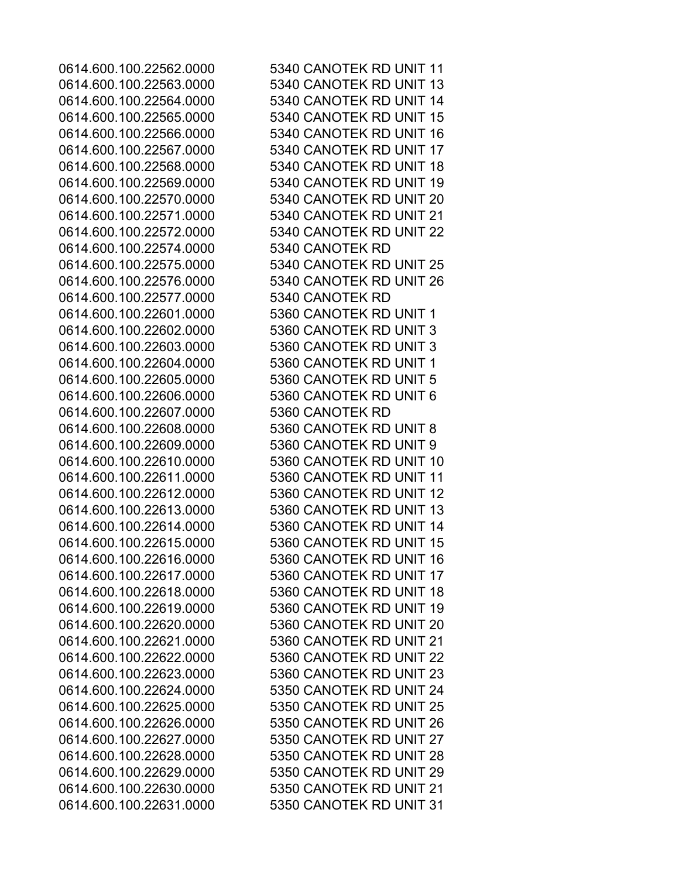0614.600.100.22562.0000 5340 CANOTEK RD UNIT 11
0614.600.100.22563.0000 5340 CANOTEK RD UNIT 13
0614.600.100.22564.0000 5340 CANOTEK RD UNIT 14
0614.600.100.22565.0000 5340 CANOTEK RD UNIT 15
0614.600.100.22566.0000 5340 CANOTEK RD UNIT 16
0614.600.100.22567.0000 5340 CANOTEK RD UNIT 17
0614.600.100.22568.0000 5340 CANOTEK RD UNIT 18
0614.600.100.22569.0000 5340 CANOTEK RD UNIT 19
0614.600.100.22570.0000 5340 CANOTEK RD UNIT 20
0614.600.100.22571.0000 5340 CANOTEK RD UNIT 21
0614.600.100.22572.0000 5340 CANOTEK RD UNIT 22
0614.600.100.22574.0000 5340 CANOTEK RD
0614.600.100.22575.0000 5340 CANOTEK RD UNIT 25
0614.600.100.22576.0000 5340 CANOTEK RD UNIT 26
0614.600.100.22577.0000 5340 CANOTEK RD
0614.600.100.22601.0000 5360 CANOTEK RD UNIT 1
0614.600.100.22602.0000 5360 CANOTEK RD UNIT 3
0614.600.100.22603.0000 5360 CANOTEK RD UNIT 3
0614.600.100.22604.0000 5360 CANOTEK RD UNIT 1
0614.600.100.22605.0000 5360 CANOTEK RD UNIT 5
0614.600.100.22606.0000 5360 CANOTEK RD UNIT 6
0614.600.100.22607.0000 5360 CANOTEK RD
0614.600.100.22608.0000 5360 CANOTEK RD UNIT 8
0614.600.100.22609.0000 5360 CANOTEK RD UNIT 9
0614.600.100.22610.0000 5360 CANOTEK RD UNIT 10
0614.600.100.22611.0000 5360 CANOTEK RD UNIT 11
0614.600.100.22612.0000 5360 CANOTEK RD UNIT 12
0614.600.100.22613.0000 5360 CANOTEK RD UNIT 13
0614.600.100.22614.0000 5360 CANOTEK RD UNIT 14
0614.600.100.22615.0000 5360 CANOTEK RD UNIT 15
0614.600.100.22616.0000 5360 CANOTEK RD UNIT 16
0614.600.100.22617.0000 5360 CANOTEK RD UNIT 17
0614.600.100.22618.0000 5360 CANOTEK RD UNIT 18
0614.600.100.22619.0000 5360 CANOTEK RD UNIT 19
0614.600.100.22620.0000 5360 CANOTEK RD UNIT 20
0614.600.100.22621.0000 5360 CANOTEK RD UNIT 21
0614.600.100.22622.0000 5360 CANOTEK RD UNIT 22
0614.600.100.22623.0000 5360 CANOTEK RD UNIT 23
0614.600.100.22624.0000 5350 CANOTEK RD UNIT 24
0614.600.100.22625.0000 5350 CANOTEK RD UNIT 25
0614.600.100.22626.0000 5350 CANOTEK RD UNIT 26
0614.600.100.22627.0000 5350 CANOTEK RD UNIT 27
0614.600.100.22628.0000 5350 CANOTEK RD UNIT 28
0614.600.100.22629.0000 5350 CANOTEK RD UNIT 29
0614.600.100.22630.0000 5350 CANOTEK RD UNIT 21
0614.600.100.22631.0000 5350 CANOTEK RD UNIT 31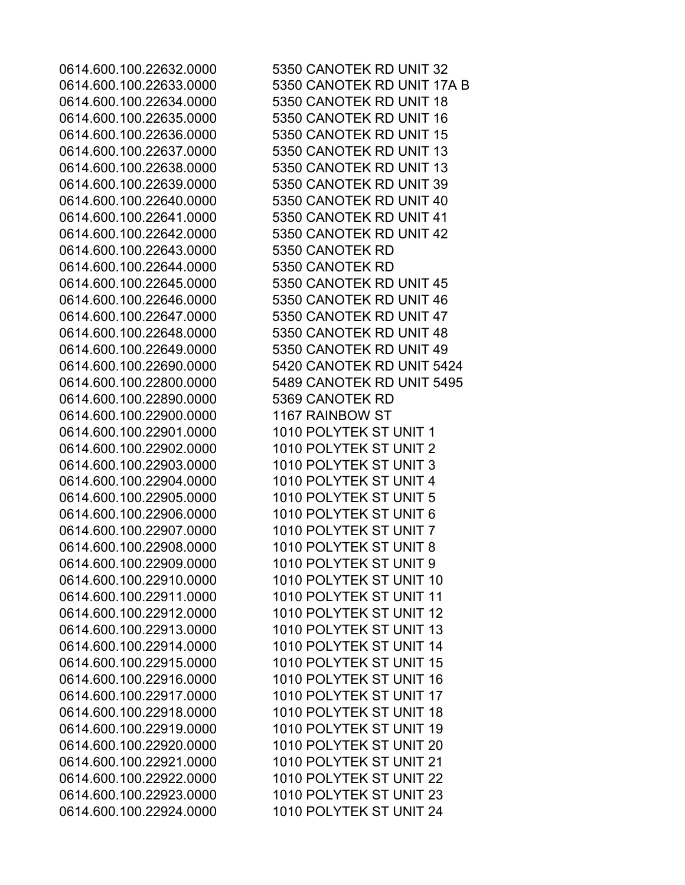| | |
|---|---|
| 0614.600.100.22632.0000 | 5350 CANOTEK RD UNIT 32 |
| 0614.600.100.22633.0000 | 5350 CANOTEK RD UNIT 17A B |
| 0614.600.100.22634.0000 | 5350 CANOTEK RD UNIT 18 |
| 0614.600.100.22635.0000 | 5350 CANOTEK RD UNIT 16 |
| 0614.600.100.22636.0000 | 5350 CANOTEK RD UNIT 15 |
| 0614.600.100.22637.0000 | 5350 CANOTEK RD UNIT 13 |
| 0614.600.100.22638.0000 | 5350 CANOTEK RD UNIT 13 |
| 0614.600.100.22639.0000 | 5350 CANOTEK RD UNIT 39 |
| 0614.600.100.22640.0000 | 5350 CANOTEK RD UNIT 40 |
| 0614.600.100.22641.0000 | 5350 CANOTEK RD UNIT 41 |
| 0614.600.100.22642.0000 | 5350 CANOTEK RD UNIT 42 |
| 0614.600.100.22643.0000 | 5350 CANOTEK RD |
| 0614.600.100.22644.0000 | 5350 CANOTEK RD |
| 0614.600.100.22645.0000 | 5350 CANOTEK RD UNIT 45 |
| 0614.600.100.22646.0000 | 5350 CANOTEK RD UNIT 46 |
| 0614.600.100.22647.0000 | 5350 CANOTEK RD UNIT 47 |
| 0614.600.100.22648.0000 | 5350 CANOTEK RD UNIT 48 |
| 0614.600.100.22649.0000 | 5350 CANOTEK RD UNIT 49 |
| 0614.600.100.22690.0000 | 5420 CANOTEK RD UNIT 5424 |
| 0614.600.100.22800.0000 | 5489 CANOTEK RD UNIT 5495 |
| 0614.600.100.22890.0000 | 5369 CANOTEK RD |
| 0614.600.100.22900.0000 | 1167 RAINBOW ST |
| 0614.600.100.22901.0000 | 1010 POLYTEK ST UNIT 1 |
| 0614.600.100.22902.0000 | 1010 POLYTEK ST UNIT 2 |
| 0614.600.100.22903.0000 | 1010 POLYTEK ST UNIT 3 |
| 0614.600.100.22904.0000 | 1010 POLYTEK ST UNIT 4 |
| 0614.600.100.22905.0000 | 1010 POLYTEK ST UNIT 5 |
| 0614.600.100.22906.0000 | 1010 POLYTEK ST UNIT 6 |
| 0614.600.100.22907.0000 | 1010 POLYTEK ST UNIT 7 |
| 0614.600.100.22908.0000 | 1010 POLYTEK ST UNIT 8 |
| 0614.600.100.22909.0000 | 1010 POLYTEK ST UNIT 9 |
| 0614.600.100.22910.0000 | 1010 POLYTEK ST UNIT 10 |
| 0614.600.100.22911.0000 | 1010 POLYTEK ST UNIT 11 |
| 0614.600.100.22912.0000 | 1010 POLYTEK ST UNIT 12 |
| 0614.600.100.22913.0000 | 1010 POLYTEK ST UNIT 13 |
| 0614.600.100.22914.0000 | 1010 POLYTEK ST UNIT 14 |
| 0614.600.100.22915.0000 | 1010 POLYTEK ST UNIT 15 |
| 0614.600.100.22916.0000 | 1010 POLYTEK ST UNIT 16 |
| 0614.600.100.22917.0000 | 1010 POLYTEK ST UNIT 17 |
| 0614.600.100.22918.0000 | 1010 POLYTEK ST UNIT 18 |
| 0614.600.100.22919.0000 | 1010 POLYTEK ST UNIT 19 |
| 0614.600.100.22920.0000 | 1010 POLYTEK ST UNIT 20 |
| 0614.600.100.22921.0000 | 1010 POLYTEK ST UNIT 21 |
| 0614.600.100.22922.0000 | 1010 POLYTEK ST UNIT 22 |
| 0614.600.100.22923.0000 | 1010 POLYTEK ST UNIT 23 |
| 0614.600.100.22924.0000 | 1010 POLYTEK ST UNIT 24 |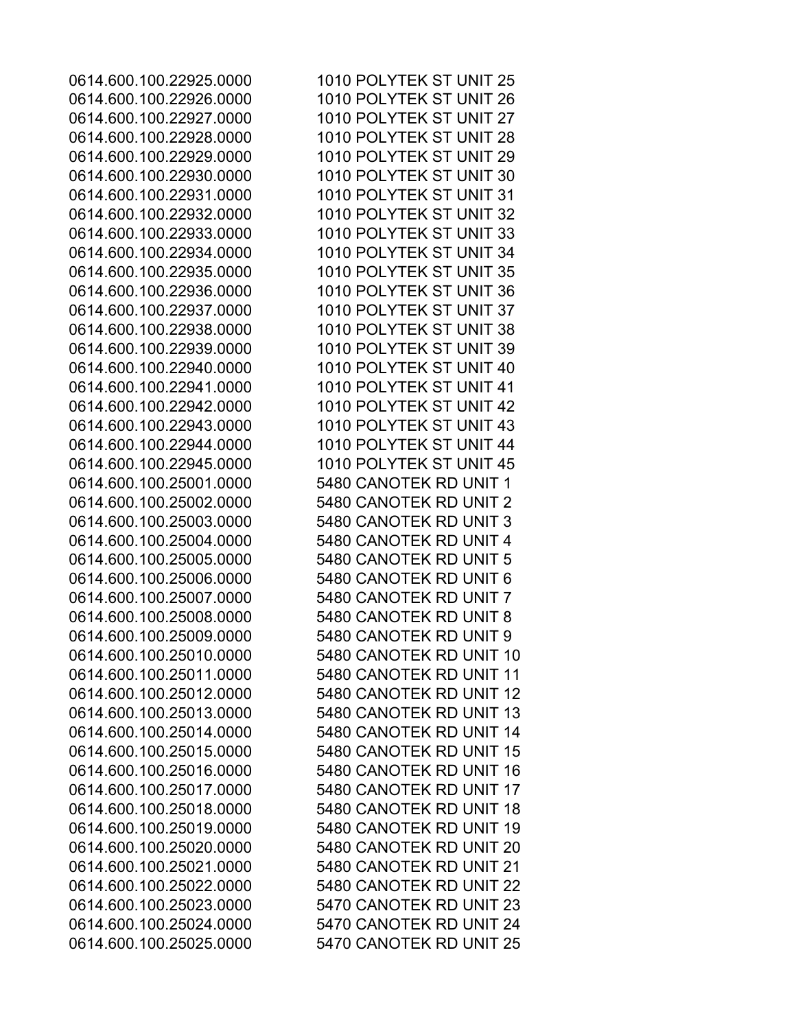0614.600.100.22925.0000 1010 POLYTEK ST UNIT 25
0614.600.100.22926.0000 1010 POLYTEK ST UNIT 26
0614.600.100.22927.0000 1010 POLYTEK ST UNIT 27
0614.600.100.22928.0000 1010 POLYTEK ST UNIT 28
0614.600.100.22929.0000 1010 POLYTEK ST UNIT 29
0614.600.100.22930.0000 1010 POLYTEK ST UNIT 30
0614.600.100.22931.0000 1010 POLYTEK ST UNIT 31
0614.600.100.22932.0000 1010 POLYTEK ST UNIT 32
0614.600.100.22933.0000 1010 POLYTEK ST UNIT 33
0614.600.100.22934.0000 1010 POLYTEK ST UNIT 34
0614.600.100.22935.0000 1010 POLYTEK ST UNIT 35
0614.600.100.22936.0000 1010 POLYTEK ST UNIT 36
0614.600.100.22937.0000 1010 POLYTEK ST UNIT 37
0614.600.100.22938.0000 1010 POLYTEK ST UNIT 38
0614.600.100.22939.0000 1010 POLYTEK ST UNIT 39
0614.600.100.22940.0000 1010 POLYTEK ST UNIT 40
0614.600.100.22941.0000 1010 POLYTEK ST UNIT 41
0614.600.100.22942.0000 1010 POLYTEK ST UNIT 42
0614.600.100.22943.0000 1010 POLYTEK ST UNIT 43
0614.600.100.22944.0000 1010 POLYTEK ST UNIT 44
0614.600.100.22945.0000 1010 POLYTEK ST UNIT 45
0614.600.100.25001.0000 5480 CANOTEK RD UNIT 1
0614.600.100.25002.0000 5480 CANOTEK RD UNIT 2
0614.600.100.25003.0000 5480 CANOTEK RD UNIT 3
0614.600.100.25004.0000 5480 CANOTEK RD UNIT 4
0614.600.100.25005.0000 5480 CANOTEK RD UNIT 5
0614.600.100.25006.0000 5480 CANOTEK RD UNIT 6
0614.600.100.25007.0000 5480 CANOTEK RD UNIT 7
0614.600.100.25008.0000 5480 CANOTEK RD UNIT 8
0614.600.100.25009.0000 5480 CANOTEK RD UNIT 9
0614.600.100.25010.0000 5480 CANOTEK RD UNIT 10
0614.600.100.25011.0000 5480 CANOTEK RD UNIT 11
0614.600.100.25012.0000 5480 CANOTEK RD UNIT 12
0614.600.100.25013.0000 5480 CANOTEK RD UNIT 13
0614.600.100.25014.0000 5480 CANOTEK RD UNIT 14
0614.600.100.25015.0000 5480 CANOTEK RD UNIT 15
0614.600.100.25016.0000 5480 CANOTEK RD UNIT 16
0614.600.100.25017.0000 5480 CANOTEK RD UNIT 17
0614.600.100.25018.0000 5480 CANOTEK RD UNIT 18
0614.600.100.25019.0000 5480 CANOTEK RD UNIT 19
0614.600.100.25020.0000 5480 CANOTEK RD UNIT 20
0614.600.100.25021.0000 5480 CANOTEK RD UNIT 21
0614.600.100.25022.0000 5480 CANOTEK RD UNIT 22
0614.600.100.25023.0000 5470 CANOTEK RD UNIT 23
0614.600.100.25024.0000 5470 CANOTEK RD UNIT 24
0614.600.100.25025.0000 5470 CANOTEK RD UNIT 25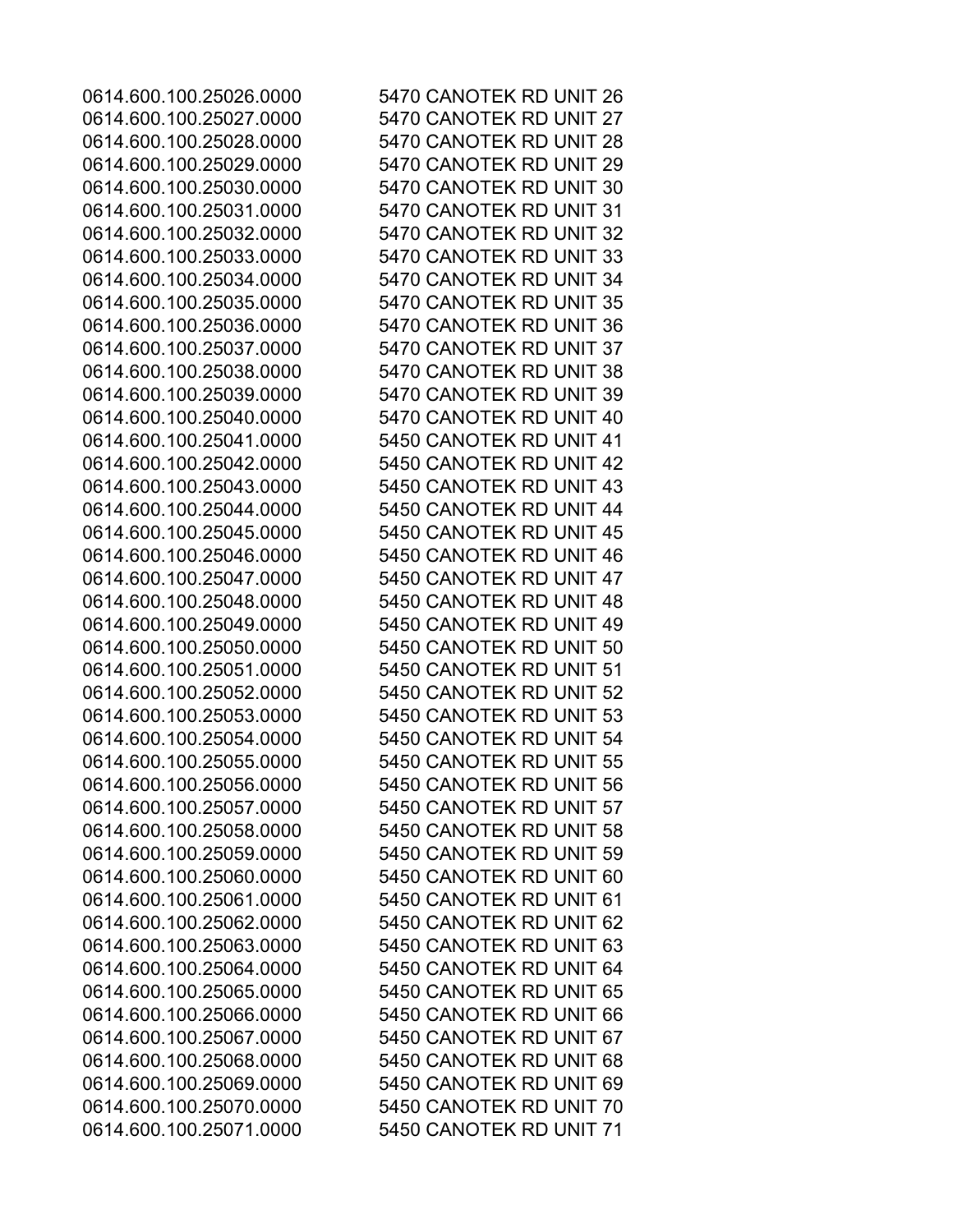| | |
|---|---|
| 0614.600.100.25026.0000 | 5470 CANOTEK RD UNIT 26 |
| 0614.600.100.25027.0000 | 5470 CANOTEK RD UNIT 27 |
| 0614.600.100.25028.0000 | 5470 CANOTEK RD UNIT 28 |
| 0614.600.100.25029.0000 | 5470 CANOTEK RD UNIT 29 |
| 0614.600.100.25030.0000 | 5470 CANOTEK RD UNIT 30 |
| 0614.600.100.25031.0000 | 5470 CANOTEK RD UNIT 31 |
| 0614.600.100.25032.0000 | 5470 CANOTEK RD UNIT 32 |
| 0614.600.100.25033.0000 | 5470 CANOTEK RD UNIT 33 |
| 0614.600.100.25034.0000 | 5470 CANOTEK RD UNIT 34 |
| 0614.600.100.25035.0000 | 5470 CANOTEK RD UNIT 35 |
| 0614.600.100.25036.0000 | 5470 CANOTEK RD UNIT 36 |
| 0614.600.100.25037.0000 | 5470 CANOTEK RD UNIT 37 |
| 0614.600.100.25038.0000 | 5470 CANOTEK RD UNIT 38 |
| 0614.600.100.25039.0000 | 5470 CANOTEK RD UNIT 39 |
| 0614.600.100.25040.0000 | 5470 CANOTEK RD UNIT 40 |
| 0614.600.100.25041.0000 | 5450 CANOTEK RD UNIT 41 |
| 0614.600.100.25042.0000 | 5450 CANOTEK RD UNIT 42 |
| 0614.600.100.25043.0000 | 5450 CANOTEK RD UNIT 43 |
| 0614.600.100.25044.0000 | 5450 CANOTEK RD UNIT 44 |
| 0614.600.100.25045.0000 | 5450 CANOTEK RD UNIT 45 |
| 0614.600.100.25046.0000 | 5450 CANOTEK RD UNIT 46 |
| 0614.600.100.25047.0000 | 5450 CANOTEK RD UNIT 47 |
| 0614.600.100.25048.0000 | 5450 CANOTEK RD UNIT 48 |
| 0614.600.100.25049.0000 | 5450 CANOTEK RD UNIT 49 |
| 0614.600.100.25050.0000 | 5450 CANOTEK RD UNIT 50 |
| 0614.600.100.25051.0000 | 5450 CANOTEK RD UNIT 51 |
| 0614.600.100.25052.0000 | 5450 CANOTEK RD UNIT 52 |
| 0614.600.100.25053.0000 | 5450 CANOTEK RD UNIT 53 |
| 0614.600.100.25054.0000 | 5450 CANOTEK RD UNIT 54 |
| 0614.600.100.25055.0000 | 5450 CANOTEK RD UNIT 55 |
| 0614.600.100.25056.0000 | 5450 CANOTEK RD UNIT 56 |
| 0614.600.100.25057.0000 | 5450 CANOTEK RD UNIT 57 |
| 0614.600.100.25058.0000 | 5450 CANOTEK RD UNIT 58 |
| 0614.600.100.25059.0000 | 5450 CANOTEK RD UNIT 59 |
| 0614.600.100.25060.0000 | 5450 CANOTEK RD UNIT 60 |
| 0614.600.100.25061.0000 | 5450 CANOTEK RD UNIT 61 |
| 0614.600.100.25062.0000 | 5450 CANOTEK RD UNIT 62 |
| 0614.600.100.25063.0000 | 5450 CANOTEK RD UNIT 63 |
| 0614.600.100.25064.0000 | 5450 CANOTEK RD UNIT 64 |
| 0614.600.100.25065.0000 | 5450 CANOTEK RD UNIT 65 |
| 0614.600.100.25066.0000 | 5450 CANOTEK RD UNIT 66 |
| 0614.600.100.25067.0000 | 5450 CANOTEK RD UNIT 67 |
| 0614.600.100.25068.0000 | 5450 CANOTEK RD UNIT 68 |
| 0614.600.100.25069.0000 | 5450 CANOTEK RD UNIT 69 |
| 0614.600.100.25070.0000 | 5450 CANOTEK RD UNIT 70 |
| 0614.600.100.25071.0000 | 5450 CANOTEK RD UNIT 71 |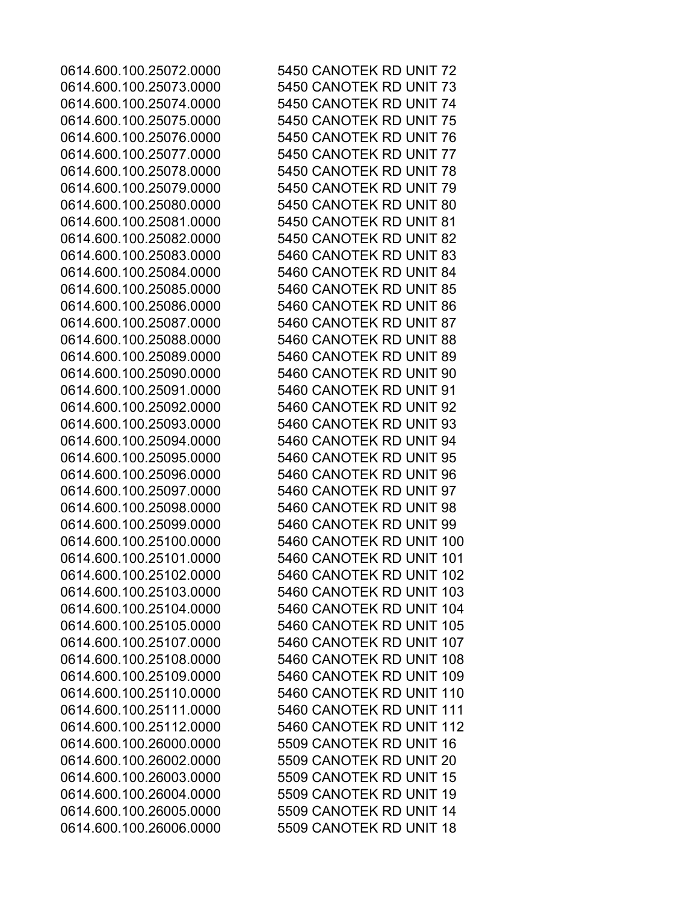| | |
|---|---|
| 0614.600.100.25072.0000 | 5450 CANOTEK RD UNIT 72 |
| 0614.600.100.25073.0000 | 5450 CANOTEK RD UNIT 73 |
| 0614.600.100.25074.0000 | 5450 CANOTEK RD UNIT 74 |
| 0614.600.100.25075.0000 | 5450 CANOTEK RD UNIT 75 |
| 0614.600.100.25076.0000 | 5450 CANOTEK RD UNIT 76 |
| 0614.600.100.25077.0000 | 5450 CANOTEK RD UNIT 77 |
| 0614.600.100.25078.0000 | 5450 CANOTEK RD UNIT 78 |
| 0614.600.100.25079.0000 | 5450 CANOTEK RD UNIT 79 |
| 0614.600.100.25080.0000 | 5450 CANOTEK RD UNIT 80 |
| 0614.600.100.25081.0000 | 5450 CANOTEK RD UNIT 81 |
| 0614.600.100.25082.0000 | 5450 CANOTEK RD UNIT 82 |
| 0614.600.100.25083.0000 | 5460 CANOTEK RD UNIT 83 |
| 0614.600.100.25084.0000 | 5460 CANOTEK RD UNIT 84 |
| 0614.600.100.25085.0000 | 5460 CANOTEK RD UNIT 85 |
| 0614.600.100.25086.0000 | 5460 CANOTEK RD UNIT 86 |
| 0614.600.100.25087.0000 | 5460 CANOTEK RD UNIT 87 |
| 0614.600.100.25088.0000 | 5460 CANOTEK RD UNIT 88 |
| 0614.600.100.25089.0000 | 5460 CANOTEK RD UNIT 89 |
| 0614.600.100.25090.0000 | 5460 CANOTEK RD UNIT 90 |
| 0614.600.100.25091.0000 | 5460 CANOTEK RD UNIT 91 |
| 0614.600.100.25092.0000 | 5460 CANOTEK RD UNIT 92 |
| 0614.600.100.25093.0000 | 5460 CANOTEK RD UNIT 93 |
| 0614.600.100.25094.0000 | 5460 CANOTEK RD UNIT 94 |
| 0614.600.100.25095.0000 | 5460 CANOTEK RD UNIT 95 |
| 0614.600.100.25096.0000 | 5460 CANOTEK RD UNIT 96 |
| 0614.600.100.25097.0000 | 5460 CANOTEK RD UNIT 97 |
| 0614.600.100.25098.0000 | 5460 CANOTEK RD UNIT 98 |
| 0614.600.100.25099.0000 | 5460 CANOTEK RD UNIT 99 |
| 0614.600.100.25100.0000 | 5460 CANOTEK RD UNIT 100 |
| 0614.600.100.25101.0000 | 5460 CANOTEK RD UNIT 101 |
| 0614.600.100.25102.0000 | 5460 CANOTEK RD UNIT 102 |
| 0614.600.100.25103.0000 | 5460 CANOTEK RD UNIT 103 |
| 0614.600.100.25104.0000 | 5460 CANOTEK RD UNIT 104 |
| 0614.600.100.25105.0000 | 5460 CANOTEK RD UNIT 105 |
| 0614.600.100.25107.0000 | 5460 CANOTEK RD UNIT 107 |
| 0614.600.100.25108.0000 | 5460 CANOTEK RD UNIT 108 |
| 0614.600.100.25109.0000 | 5460 CANOTEK RD UNIT 109 |
| 0614.600.100.25110.0000 | 5460 CANOTEK RD UNIT 110 |
| 0614.600.100.25111.0000 | 5460 CANOTEK RD UNIT 111 |
| 0614.600.100.25112.0000 | 5460 CANOTEK RD UNIT 112 |
| 0614.600.100.26000.0000 | 5509 CANOTEK RD UNIT 16 |
| 0614.600.100.26002.0000 | 5509 CANOTEK RD UNIT 20 |
| 0614.600.100.26003.0000 | 5509 CANOTEK RD UNIT 15 |
| 0614.600.100.26004.0000 | 5509 CANOTEK RD UNIT 19 |
| 0614.600.100.26005.0000 | 5509 CANOTEK RD UNIT 14 |
| 0614.600.100.26006.0000 | 5509 CANOTEK RD UNIT 18 |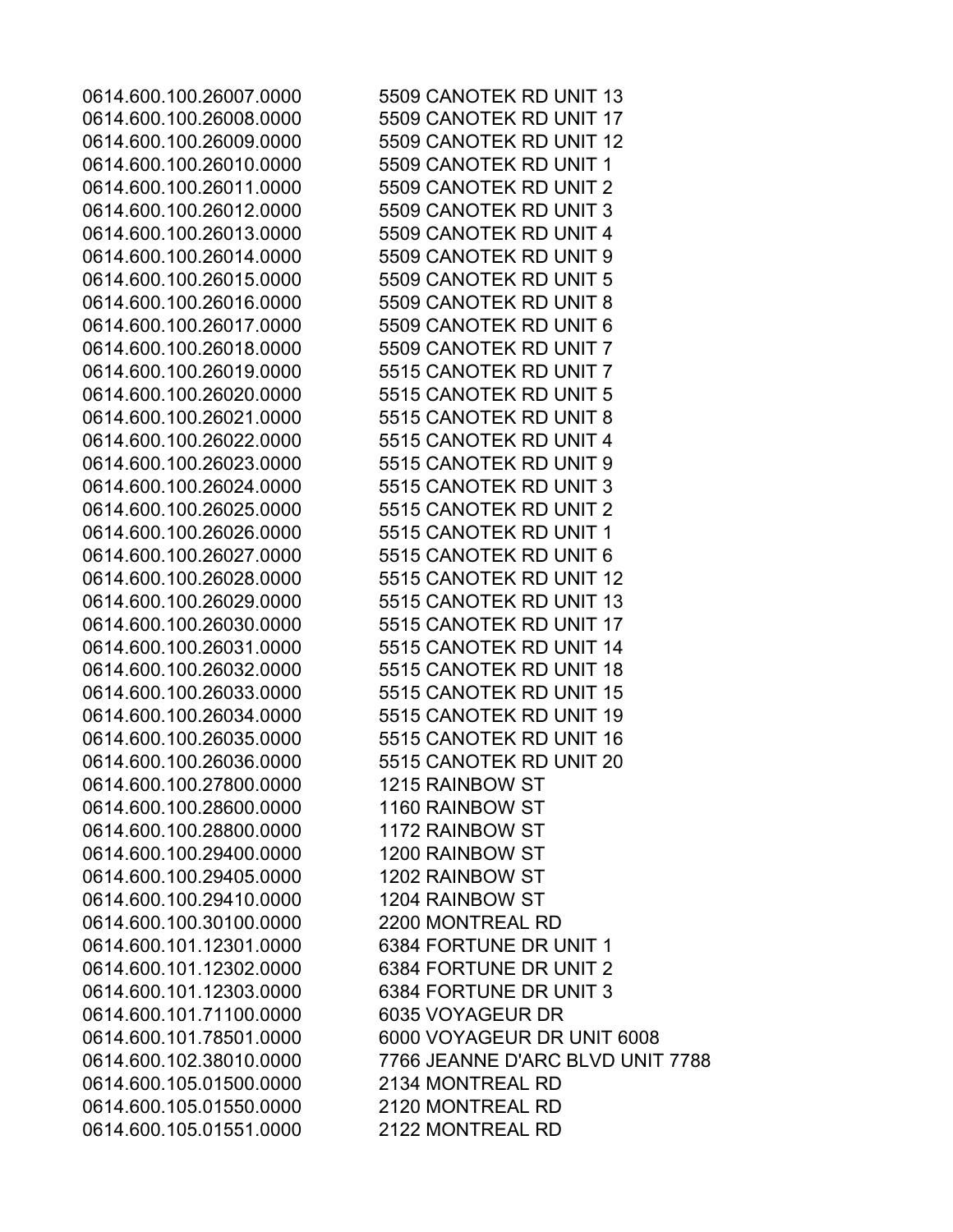| | |
|---|---|
| 0614.600.100.26007.0000 | 5509 CANOTEK RD UNIT 13 |
| 0614.600.100.26008.0000 | 5509 CANOTEK RD UNIT 17 |
| 0614.600.100.26009.0000 | 5509 CANOTEK RD UNIT 12 |
| 0614.600.100.26010.0000 | 5509 CANOTEK RD UNIT 1 |
| 0614.600.100.26011.0000 | 5509 CANOTEK RD UNIT 2 |
| 0614.600.100.26012.0000 | 5509 CANOTEK RD UNIT 3 |
| 0614.600.100.26013.0000 | 5509 CANOTEK RD UNIT 4 |
| 0614.600.100.26014.0000 | 5509 CANOTEK RD UNIT 9 |
| 0614.600.100.26015.0000 | 5509 CANOTEK RD UNIT 5 |
| 0614.600.100.26016.0000 | 5509 CANOTEK RD UNIT 8 |
| 0614.600.100.26017.0000 | 5509 CANOTEK RD UNIT 6 |
| 0614.600.100.26018.0000 | 5509 CANOTEK RD UNIT 7 |
| 0614.600.100.26019.0000 | 5515 CANOTEK RD UNIT 7 |
| 0614.600.100.26020.0000 | 5515 CANOTEK RD UNIT 5 |
| 0614.600.100.26021.0000 | 5515 CANOTEK RD UNIT 8 |
| 0614.600.100.26022.0000 | 5515 CANOTEK RD UNIT 4 |
| 0614.600.100.26023.0000 | 5515 CANOTEK RD UNIT 9 |
| 0614.600.100.26024.0000 | 5515 CANOTEK RD UNIT 3 |
| 0614.600.100.26025.0000 | 5515 CANOTEK RD UNIT 2 |
| 0614.600.100.26026.0000 | 5515 CANOTEK RD UNIT 1 |
| 0614.600.100.26027.0000 | 5515 CANOTEK RD UNIT 6 |
| 0614.600.100.26028.0000 | 5515 CANOTEK RD UNIT 12 |
| 0614.600.100.26029.0000 | 5515 CANOTEK RD UNIT 13 |
| 0614.600.100.26030.0000 | 5515 CANOTEK RD UNIT 17 |
| 0614.600.100.26031.0000 | 5515 CANOTEK RD UNIT 14 |
| 0614.600.100.26032.0000 | 5515 CANOTEK RD UNIT 18 |
| 0614.600.100.26033.0000 | 5515 CANOTEK RD UNIT 15 |
| 0614.600.100.26034.0000 | 5515 CANOTEK RD UNIT 19 |
| 0614.600.100.26035.0000 | 5515 CANOTEK RD UNIT 16 |
| 0614.600.100.26036.0000 | 5515 CANOTEK RD UNIT 20 |
| 0614.600.100.27800.0000 | 1215 RAINBOW ST |
| 0614.600.100.28600.0000 | 1160 RAINBOW ST |
| 0614.600.100.28800.0000 | 1172 RAINBOW ST |
| 0614.600.100.29400.0000 | 1200 RAINBOW ST |
| 0614.600.100.29405.0000 | 1202 RAINBOW ST |
| 0614.600.100.29410.0000 | 1204 RAINBOW ST |
| 0614.600.100.30100.0000 | 2200 MONTREAL RD |
| 0614.600.101.12301.0000 | 6384 FORTUNE DR UNIT 1 |
| 0614.600.101.12302.0000 | 6384 FORTUNE DR UNIT 2 |
| 0614.600.101.12303.0000 | 6384 FORTUNE DR UNIT 3 |
| 0614.600.101.71100.0000 | 6035 VOYAGEUR DR |
| 0614.600.101.78501.0000 | 6000 VOYAGEUR DR UNIT 6008 |
| 0614.600.102.38010.0000 | 7766 JEANNE D'ARC BLVD UNIT 7788 |
| 0614.600.105.01500.0000 | 2134 MONTREAL RD |
| 0614.600.105.01550.0000 | 2120 MONTREAL RD |
| 0614.600.105.01551.0000 | 2122 MONTREAL RD |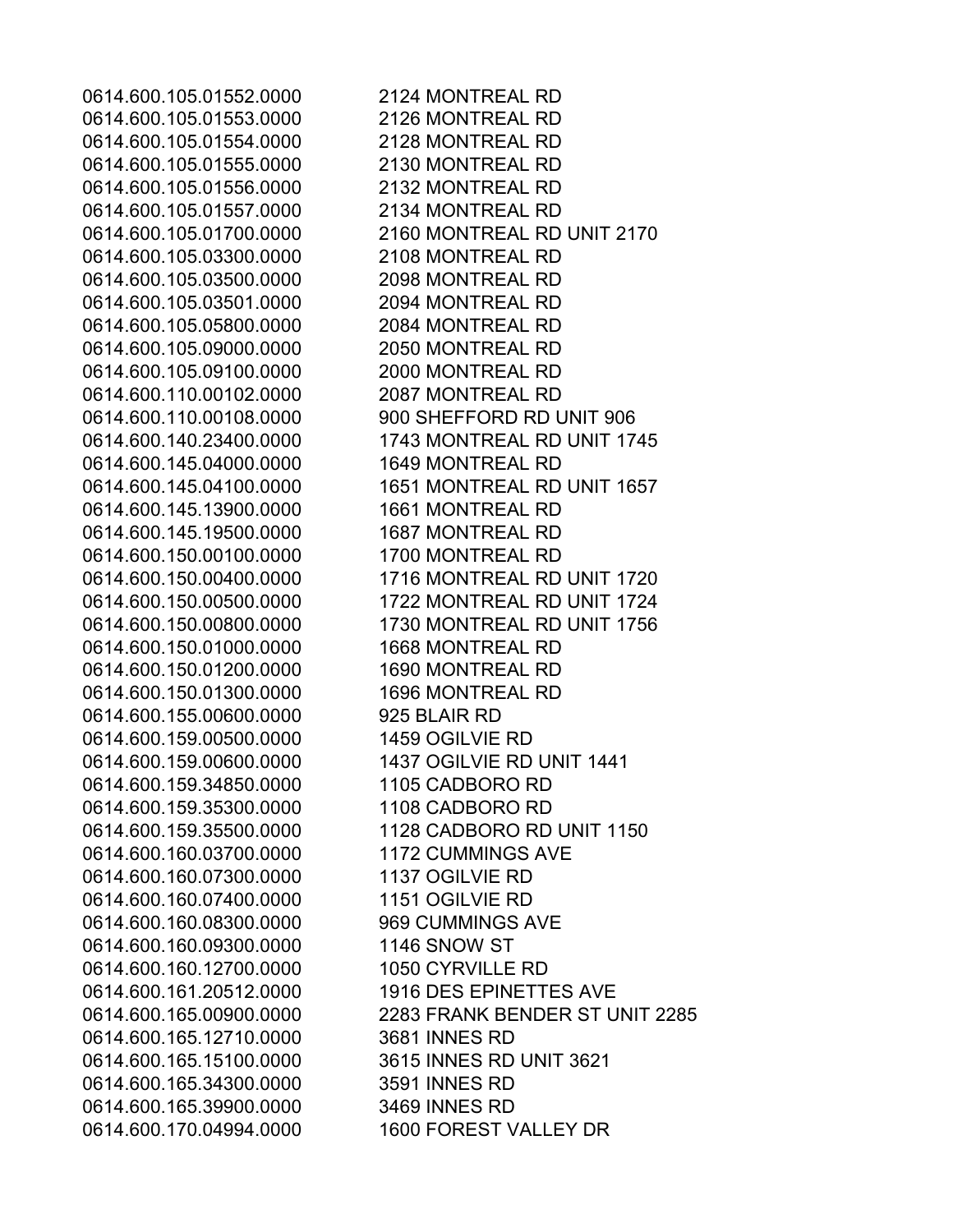| | |
|---|---|
| 0614.600.105.01552.0000 | 2124 MONTREAL RD |
| 0614.600.105.01553.0000 | 2126 MONTREAL RD |
| 0614.600.105.01554.0000 | 2128 MONTREAL RD |
| 0614.600.105.01555.0000 | 2130 MONTREAL RD |
| 0614.600.105.01556.0000 | 2132 MONTREAL RD |
| 0614.600.105.01557.0000 | 2134 MONTREAL RD |
| 0614.600.105.01700.0000 | 2160 MONTREAL RD UNIT 2170 |
| 0614.600.105.03300.0000 | 2108 MONTREAL RD |
| 0614.600.105.03500.0000 | 2098 MONTREAL RD |
| 0614.600.105.03501.0000 | 2094 MONTREAL RD |
| 0614.600.105.05800.0000 | 2084 MONTREAL RD |
| 0614.600.105.09000.0000 | 2050 MONTREAL RD |
| 0614.600.105.09100.0000 | 2000 MONTREAL RD |
| 0614.600.110.00102.0000 | 2087 MONTREAL RD |
| 0614.600.110.00108.0000 | 900 SHEFFORD RD UNIT 906 |
| 0614.600.140.23400.0000 | 1743 MONTREAL RD UNIT 1745 |
| 0614.600.145.04000.0000 | 1649 MONTREAL RD |
| 0614.600.145.04100.0000 | 1651 MONTREAL RD UNIT 1657 |
| 0614.600.145.13900.0000 | 1661 MONTREAL RD |
| 0614.600.145.19500.0000 | 1687 MONTREAL RD |
| 0614.600.150.00100.0000 | 1700 MONTREAL RD |
| 0614.600.150.00400.0000 | 1716 MONTREAL RD UNIT 1720 |
| 0614.600.150.00500.0000 | 1722 MONTREAL RD UNIT 1724 |
| 0614.600.150.00800.0000 | 1730 MONTREAL RD UNIT 1756 |
| 0614.600.150.01000.0000 | 1668 MONTREAL RD |
| 0614.600.150.01200.0000 | 1690 MONTREAL RD |
| 0614.600.150.01300.0000 | 1696 MONTREAL RD |
| 0614.600.155.00600.0000 | 925 BLAIR RD |
| 0614.600.159.00500.0000 | 1459 OGILVIE RD |
| 0614.600.159.00600.0000 | 1437 OGILVIE RD UNIT 1441 |
| 0614.600.159.34850.0000 | 1105 CADBORO RD |
| 0614.600.159.35300.0000 | 1108 CADBORO RD |
| 0614.600.159.35500.0000 | 1128 CADBORO RD UNIT 1150 |
| 0614.600.160.03700.0000 | 1172 CUMMINGS AVE |
| 0614.600.160.07300.0000 | 1137 OGILVIE RD |
| 0614.600.160.07400.0000 | 1151 OGILVIE RD |
| 0614.600.160.08300.0000 | 969 CUMMINGS AVE |
| 0614.600.160.09300.0000 | 1146 SNOW ST |
| 0614.600.160.12700.0000 | 1050 CYRVILLE RD |
| 0614.600.161.20512.0000 | 1916 DES EPINETTES AVE |
| 0614.600.165.00900.0000 | 2283 FRANK BENDER ST UNIT 2285 |
| 0614.600.165.12710.0000 | 3681 INNES RD |
| 0614.600.165.15100.0000 | 3615 INNES RD UNIT 3621 |
| 0614.600.165.34300.0000 | 3591 INNES RD |
| 0614.600.165.39900.0000 | 3469 INNES RD |
| 0614.600.170.04994.0000 | 1600 FOREST VALLEY DR |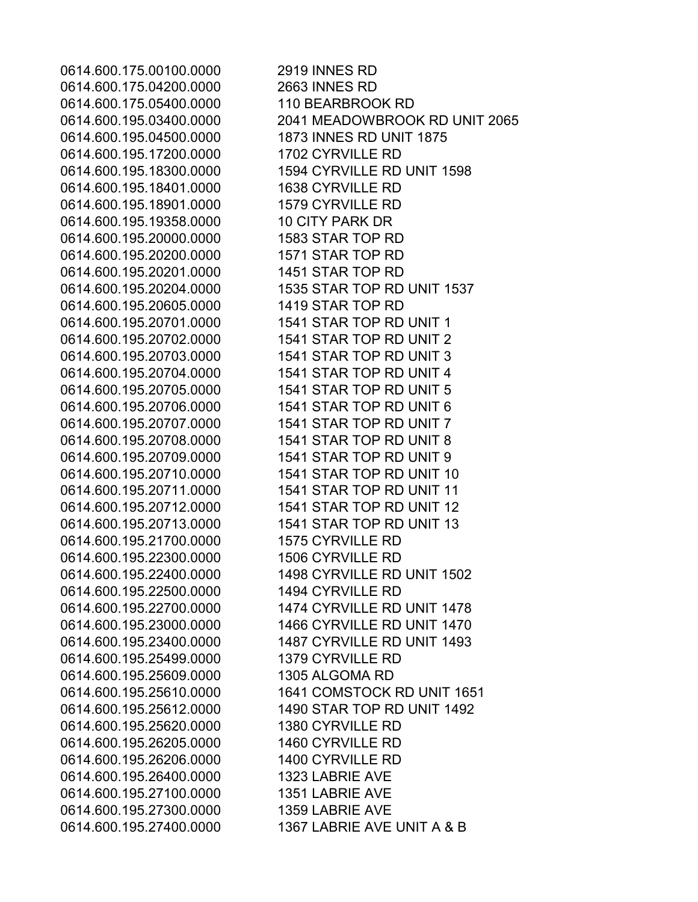| | |
|---|---|
| 0614.600.175.00100.0000 | 2919 INNES RD |
| 0614.600.175.04200.0000 | 2663 INNES RD |
| 0614.600.175.05400.0000 | 110 BEARBROOK RD |
| 0614.600.195.03400.0000 | 2041 MEADOWBROOK RD UNIT 2065 |
| 0614.600.195.04500.0000 | 1873 INNES RD UNIT 1875 |
| 0614.600.195.17200.0000 | 1702 CYRVILLE RD |
| 0614.600.195.18300.0000 | 1594 CYRVILLE RD UNIT 1598 |
| 0614.600.195.18401.0000 | 1638 CYRVILLE RD |
| 0614.600.195.18901.0000 | 1579 CYRVILLE RD |
| 0614.600.195.19358.0000 | 10 CITY PARK DR |
| 0614.600.195.20000.0000 | 1583 STAR TOP RD |
| 0614.600.195.20200.0000 | 1571 STAR TOP RD |
| 0614.600.195.20201.0000 | 1451 STAR TOP RD |
| 0614.600.195.20204.0000 | 1535 STAR TOP RD UNIT 1537 |
| 0614.600.195.20605.0000 | 1419 STAR TOP RD |
| 0614.600.195.20701.0000 | 1541 STAR TOP RD UNIT 1 |
| 0614.600.195.20702.0000 | 1541 STAR TOP RD UNIT 2 |
| 0614.600.195.20703.0000 | 1541 STAR TOP RD UNIT 3 |
| 0614.600.195.20704.0000 | 1541 STAR TOP RD UNIT 4 |
| 0614.600.195.20705.0000 | 1541 STAR TOP RD UNIT 5 |
| 0614.600.195.20706.0000 | 1541 STAR TOP RD UNIT 6 |
| 0614.600.195.20707.0000 | 1541 STAR TOP RD UNIT 7 |
| 0614.600.195.20708.0000 | 1541 STAR TOP RD UNIT 8 |
| 0614.600.195.20709.0000 | 1541 STAR TOP RD UNIT 9 |
| 0614.600.195.20710.0000 | 1541 STAR TOP RD UNIT 10 |
| 0614.600.195.20711.0000 | 1541 STAR TOP RD UNIT 11 |
| 0614.600.195.20712.0000 | 1541 STAR TOP RD UNIT 12 |
| 0614.600.195.20713.0000 | 1541 STAR TOP RD UNIT 13 |
| 0614.600.195.21700.0000 | 1575 CYRVILLE RD |
| 0614.600.195.22300.0000 | 1506 CYRVILLE RD |
| 0614.600.195.22400.0000 | 1498 CYRVILLE RD UNIT 1502 |
| 0614.600.195.22500.0000 | 1494 CYRVILLE RD |
| 0614.600.195.22700.0000 | 1474 CYRVILLE RD UNIT 1478 |
| 0614.600.195.23000.0000 | 1466 CYRVILLE RD UNIT 1470 |
| 0614.600.195.23400.0000 | 1487 CYRVILLE RD UNIT 1493 |
| 0614.600.195.25499.0000 | 1379 CYRVILLE RD |
| 0614.600.195.25609.0000 | 1305 ALGOMA RD |
| 0614.600.195.25610.0000 | 1641 COMSTOCK RD UNIT 1651 |
| 0614.600.195.25612.0000 | 1490 STAR TOP RD UNIT 1492 |
| 0614.600.195.25620.0000 | 1380 CYRVILLE RD |
| 0614.600.195.26205.0000 | 1460 CYRVILLE RD |
| 0614.600.195.26206.0000 | 1400 CYRVILLE RD |
| 0614.600.195.26400.0000 | 1323 LABRIE AVE |
| 0614.600.195.27100.0000 | 1351 LABRIE AVE |
| 0614.600.195.27300.0000 | 1359 LABRIE AVE |
| 0614.600.195.27400.0000 | 1367 LABRIE AVE UNIT A & B |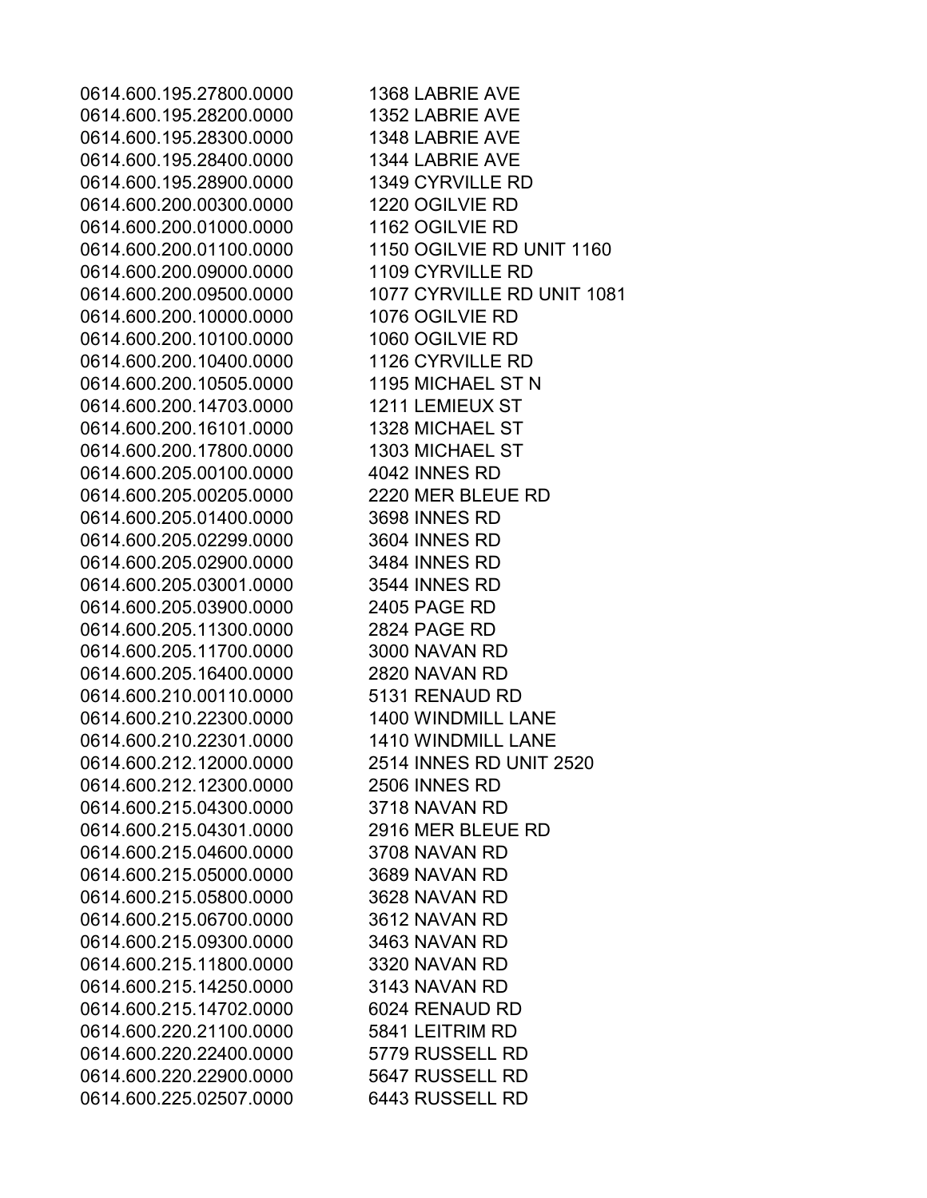| | |
|---|---|
| 0614.600.195.27800.0000 | 1368 LABRIE AVE |
| 0614.600.195.28200.0000 | 1352 LABRIE AVE |
| 0614.600.195.28300.0000 | 1348 LABRIE AVE |
| 0614.600.195.28400.0000 | 1344 LABRIE AVE |
| 0614.600.195.28900.0000 | 1349 CYRVILLE RD |
| 0614.600.200.00300.0000 | 1220 OGILVIE RD |
| 0614.600.200.01000.0000 | 1162 OGILVIE RD |
| 0614.600.200.01100.0000 | 1150 OGILVIE RD UNIT 1160 |
| 0614.600.200.09000.0000 | 1109 CYRVILLE RD |
| 0614.600.200.09500.0000 | 1077 CYRVILLE RD UNIT 1081 |
| 0614.600.200.10000.0000 | 1076 OGILVIE RD |
| 0614.600.200.10100.0000 | 1060 OGILVIE RD |
| 0614.600.200.10400.0000 | 1126 CYRVILLE RD |
| 0614.600.200.10505.0000 | 1195 MICHAEL ST N |
| 0614.600.200.14703.0000 | 1211 LEMIEUX ST |
| 0614.600.200.16101.0000 | 1328 MICHAEL ST |
| 0614.600.200.17800.0000 | 1303 MICHAEL ST |
| 0614.600.205.00100.0000 | 4042 INNES RD |
| 0614.600.205.00205.0000 | 2220 MER BLEUE RD |
| 0614.600.205.01400.0000 | 3698 INNES RD |
| 0614.600.205.02299.0000 | 3604 INNES RD |
| 0614.600.205.02900.0000 | 3484 INNES RD |
| 0614.600.205.03001.0000 | 3544 INNES RD |
| 0614.600.205.03900.0000 | 2405 PAGE RD |
| 0614.600.205.11300.0000 | 2824 PAGE RD |
| 0614.600.205.11700.0000 | 3000 NAVAN RD |
| 0614.600.205.16400.0000 | 2820 NAVAN RD |
| 0614.600.210.00110.0000 | 5131 RENAUD RD |
| 0614.600.210.22300.0000 | 1400 WINDMILL LANE |
| 0614.600.210.22301.0000 | 1410 WINDMILL LANE |
| 0614.600.212.12000.0000 | 2514 INNES RD UNIT 2520 |
| 0614.600.212.12300.0000 | 2506 INNES RD |
| 0614.600.215.04300.0000 | 3718 NAVAN RD |
| 0614.600.215.04301.0000 | 2916 MER BLEUE RD |
| 0614.600.215.04600.0000 | 3708 NAVAN RD |
| 0614.600.215.05000.0000 | 3689 NAVAN RD |
| 0614.600.215.05800.0000 | 3628 NAVAN RD |
| 0614.600.215.06700.0000 | 3612 NAVAN RD |
| 0614.600.215.09300.0000 | 3463 NAVAN RD |
| 0614.600.215.11800.0000 | 3320 NAVAN RD |
| 0614.600.215.14250.0000 | 3143 NAVAN RD |
| 0614.600.215.14702.0000 | 6024 RENAUD RD |
| 0614.600.220.21100.0000 | 5841 LEITRIM RD |
| 0614.600.220.22400.0000 | 5779 RUSSELL RD |
| 0614.600.220.22900.0000 | 5647 RUSSELL RD |
| 0614.600.225.02507.0000 | 6443 RUSSELL RD |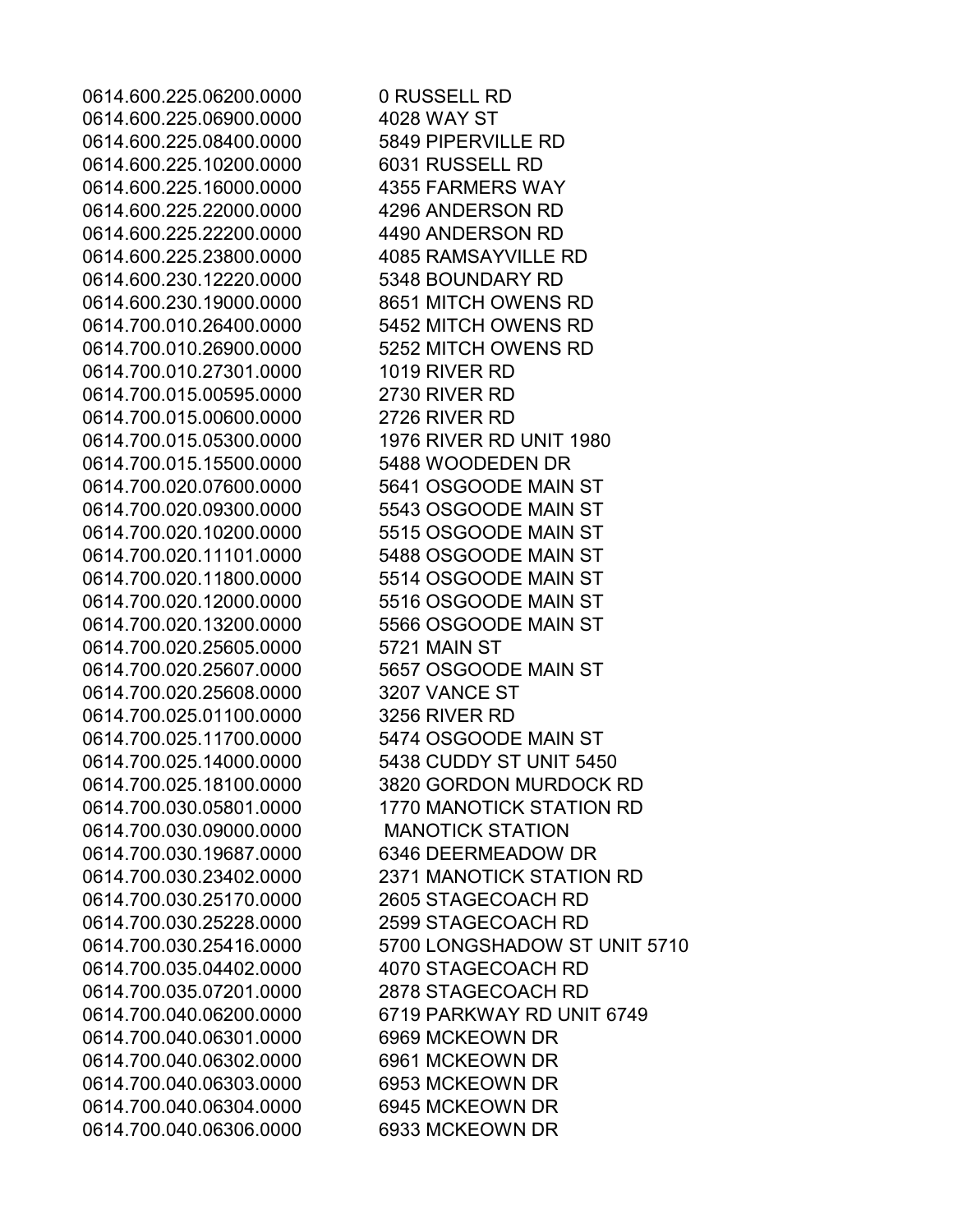| | |
|---|---|
| 0614.600.225.06200.0000 | 0 RUSSELL RD |
| 0614.600.225.06900.0000 | 4028 WAY ST |
| 0614.600.225.08400.0000 | 5849 PIPERVILLE RD |
| 0614.600.225.10200.0000 | 6031 RUSSELL RD |
| 0614.600.225.16000.0000 | 4355 FARMERS WAY |
| 0614.600.225.22000.0000 | 4296 ANDERSON RD |
| 0614.600.225.22200.0000 | 4490 ANDERSON RD |
| 0614.600.225.23800.0000 | 4085 RAMSAYVILLE RD |
| 0614.600.230.12220.0000 | 5348 BOUNDARY RD |
| 0614.600.230.19000.0000 | 8651 MITCH OWENS RD |
| 0614.700.010.26400.0000 | 5452 MITCH OWENS RD |
| 0614.700.010.26900.0000 | 5252 MITCH OWENS RD |
| 0614.700.010.27301.0000 | 1019 RIVER RD |
| 0614.700.015.00595.0000 | 2730 RIVER RD |
| 0614.700.015.00600.0000 | 2726 RIVER RD |
| 0614.700.015.05300.0000 | 1976 RIVER RD UNIT 1980 |
| 0614.700.015.15500.0000 | 5488 WOODEDEN DR |
| 0614.700.020.07600.0000 | 5641 OSGOODE MAIN ST |
| 0614.700.020.09300.0000 | 5543 OSGOODE MAIN ST |
| 0614.700.020.10200.0000 | 5515 OSGOODE MAIN ST |
| 0614.700.020.11101.0000 | 5488 OSGOODE MAIN ST |
| 0614.700.020.11800.0000 | 5514 OSGOODE MAIN ST |
| 0614.700.020.12000.0000 | 5516 OSGOODE MAIN ST |
| 0614.700.020.13200.0000 | 5566 OSGOODE MAIN ST |
| 0614.700.020.25605.0000 | 5721 MAIN ST |
| 0614.700.020.25607.0000 | 5657 OSGOODE MAIN ST |
| 0614.700.020.25608.0000 | 3207 VANCE ST |
| 0614.700.025.01100.0000 | 3256 RIVER RD |
| 0614.700.025.11700.0000 | 5474 OSGOODE MAIN ST |
| 0614.700.025.14000.0000 | 5438 CUDDY ST UNIT 5450 |
| 0614.700.025.18100.0000 | 3820 GORDON MURDOCK RD |
| 0614.700.030.05801.0000 | 1770 MANOTICK STATION RD |
| 0614.700.030.09000.0000 | MANOTICK STATION |
| 0614.700.030.19687.0000 | 6346 DEERMEADOW DR |
| 0614.700.030.23402.0000 | 2371 MANOTICK STATION RD |
| 0614.700.030.25170.0000 | 2605 STAGECOACH RD |
| 0614.700.030.25228.0000 | 2599 STAGECOACH RD |
| 0614.700.030.25416.0000 | 5700 LONGSHADOW ST UNIT 5710 |
| 0614.700.035.04402.0000 | 4070 STAGECOACH RD |
| 0614.700.035.07201.0000 | 2878 STAGECOACH RD |
| 0614.700.040.06200.0000 | 6719 PARKWAY RD UNIT 6749 |
| 0614.700.040.06301.0000 | 6969 MCKEOWN DR |
| 0614.700.040.06302.0000 | 6961 MCKEOWN DR |
| 0614.700.040.06303.0000 | 6953 MCKEOWN DR |
| 0614.700.040.06304.0000 | 6945 MCKEOWN DR |
| 0614.700.040.06306.0000 | 6933 MCKEOWN DR |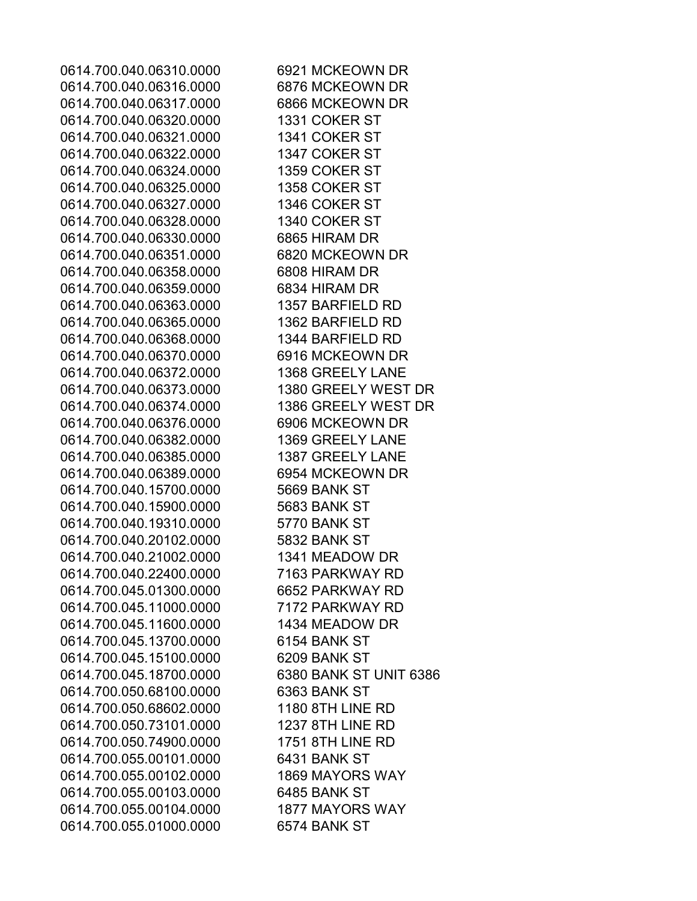| | |
|---|---|
| 0614.700.040.06310.0000 | 6921 MCKEOWN DR |
| 0614.700.040.06316.0000 | 6876 MCKEOWN DR |
| 0614.700.040.06317.0000 | 6866 MCKEOWN DR |
| 0614.700.040.06320.0000 | 1331 COKER ST |
| 0614.700.040.06321.0000 | 1341 COKER ST |
| 0614.700.040.06322.0000 | 1347 COKER ST |
| 0614.700.040.06324.0000 | 1359 COKER ST |
| 0614.700.040.06325.0000 | 1358 COKER ST |
| 0614.700.040.06327.0000 | 1346 COKER ST |
| 0614.700.040.06328.0000 | 1340 COKER ST |
| 0614.700.040.06330.0000 | 6865 HIRAM DR |
| 0614.700.040.06351.0000 | 6820 MCKEOWN DR |
| 0614.700.040.06358.0000 | 6808 HIRAM DR |
| 0614.700.040.06359.0000 | 6834 HIRAM DR |
| 0614.700.040.06363.0000 | 1357 BARFIELD RD |
| 0614.700.040.06365.0000 | 1362 BARFIELD RD |
| 0614.700.040.06368.0000 | 1344 BARFIELD RD |
| 0614.700.040.06370.0000 | 6916 MCKEOWN DR |
| 0614.700.040.06372.0000 | 1368 GREELY LANE |
| 0614.700.040.06373.0000 | 1380 GREELY WEST DR |
| 0614.700.040.06374.0000 | 1386 GREELY WEST DR |
| 0614.700.040.06376.0000 | 6906 MCKEOWN DR |
| 0614.700.040.06382.0000 | 1369 GREELY LANE |
| 0614.700.040.06385.0000 | 1387 GREELY LANE |
| 0614.700.040.06389.0000 | 6954 MCKEOWN DR |
| 0614.700.040.15700.0000 | 5669 BANK ST |
| 0614.700.040.15900.0000 | 5683 BANK ST |
| 0614.700.040.19310.0000 | 5770 BANK ST |
| 0614.700.040.20102.0000 | 5832 BANK ST |
| 0614.700.040.21002.0000 | 1341 MEADOW DR |
| 0614.700.040.22400.0000 | 7163 PARKWAY RD |
| 0614.700.045.01300.0000 | 6652 PARKWAY RD |
| 0614.700.045.11000.0000 | 7172 PARKWAY RD |
| 0614.700.045.11600.0000 | 1434 MEADOW DR |
| 0614.700.045.13700.0000 | 6154 BANK ST |
| 0614.700.045.15100.0000 | 6209 BANK ST |
| 0614.700.045.18700.0000 | 6380 BANK ST UNIT 6386 |
| 0614.700.050.68100.0000 | 6363 BANK ST |
| 0614.700.050.68602.0000 | 1180 8TH LINE RD |
| 0614.700.050.73101.0000 | 1237 8TH LINE RD |
| 0614.700.050.74900.0000 | 1751 8TH LINE RD |
| 0614.700.055.00101.0000 | 6431 BANK ST |
| 0614.700.055.00102.0000 | 1869 MAYORS WAY |
| 0614.700.055.00103.0000 | 6485 BANK ST |
| 0614.700.055.00104.0000 | 1877 MAYORS WAY |
| 0614.700.055.01000.0000 | 6574 BANK ST |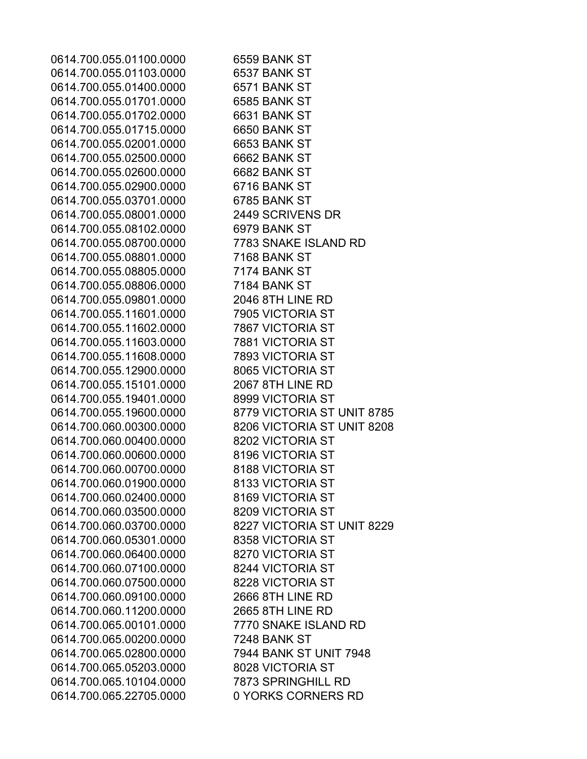| | |
|---|---|
| 0614.700.055.01100.0000 | 6559 BANK ST |
| 0614.700.055.01103.0000 | 6537 BANK ST |
| 0614.700.055.01400.0000 | 6571 BANK ST |
| 0614.700.055.01701.0000 | 6585 BANK ST |
| 0614.700.055.01702.0000 | 6631 BANK ST |
| 0614.700.055.01715.0000 | 6650 BANK ST |
| 0614.700.055.02001.0000 | 6653 BANK ST |
| 0614.700.055.02500.0000 | 6662 BANK ST |
| 0614.700.055.02600.0000 | 6682 BANK ST |
| 0614.700.055.02900.0000 | 6716 BANK ST |
| 0614.700.055.03701.0000 | 6785 BANK ST |
| 0614.700.055.08001.0000 | 2449 SCRIVENS DR |
| 0614.700.055.08102.0000 | 6979 BANK ST |
| 0614.700.055.08700.0000 | 7783 SNAKE ISLAND RD |
| 0614.700.055.08801.0000 | 7168 BANK ST |
| 0614.700.055.08805.0000 | 7174 BANK ST |
| 0614.700.055.08806.0000 | 7184 BANK ST |
| 0614.700.055.09801.0000 | 2046 8TH LINE RD |
| 0614.700.055.11601.0000 | 7905 VICTORIA ST |
| 0614.700.055.11602.0000 | 7867 VICTORIA ST |
| 0614.700.055.11603.0000 | 7881 VICTORIA ST |
| 0614.700.055.11608.0000 | 7893 VICTORIA ST |
| 0614.700.055.12900.0000 | 8065 VICTORIA ST |
| 0614.700.055.15101.0000 | 2067 8TH LINE RD |
| 0614.700.055.19401.0000 | 8999 VICTORIA ST |
| 0614.700.055.19600.0000 | 8779 VICTORIA ST UNIT 8785 |
| 0614.700.060.00300.0000 | 8206 VICTORIA ST UNIT 8208 |
| 0614.700.060.00400.0000 | 8202 VICTORIA ST |
| 0614.700.060.00600.0000 | 8196 VICTORIA ST |
| 0614.700.060.00700.0000 | 8188 VICTORIA ST |
| 0614.700.060.01900.0000 | 8133 VICTORIA ST |
| 0614.700.060.02400.0000 | 8169 VICTORIA ST |
| 0614.700.060.03500.0000 | 8209 VICTORIA ST |
| 0614.700.060.03700.0000 | 8227 VICTORIA ST UNIT 8229 |
| 0614.700.060.05301.0000 | 8358 VICTORIA ST |
| 0614.700.060.06400.0000 | 8270 VICTORIA ST |
| 0614.700.060.07100.0000 | 8244 VICTORIA ST |
| 0614.700.060.07500.0000 | 8228 VICTORIA ST |
| 0614.700.060.09100.0000 | 2666 8TH LINE RD |
| 0614.700.060.11200.0000 | 2665 8TH LINE RD |
| 0614.700.065.00101.0000 | 7770 SNAKE ISLAND RD |
| 0614.700.065.00200.0000 | 7248 BANK ST |
| 0614.700.065.02800.0000 | 7944 BANK ST UNIT 7948 |
| 0614.700.065.05203.0000 | 8028 VICTORIA ST |
| 0614.700.065.10104.0000 | 7873 SPRINGHILL RD |
| 0614.700.065.22705.0000 | 0 YORKS CORNERS RD |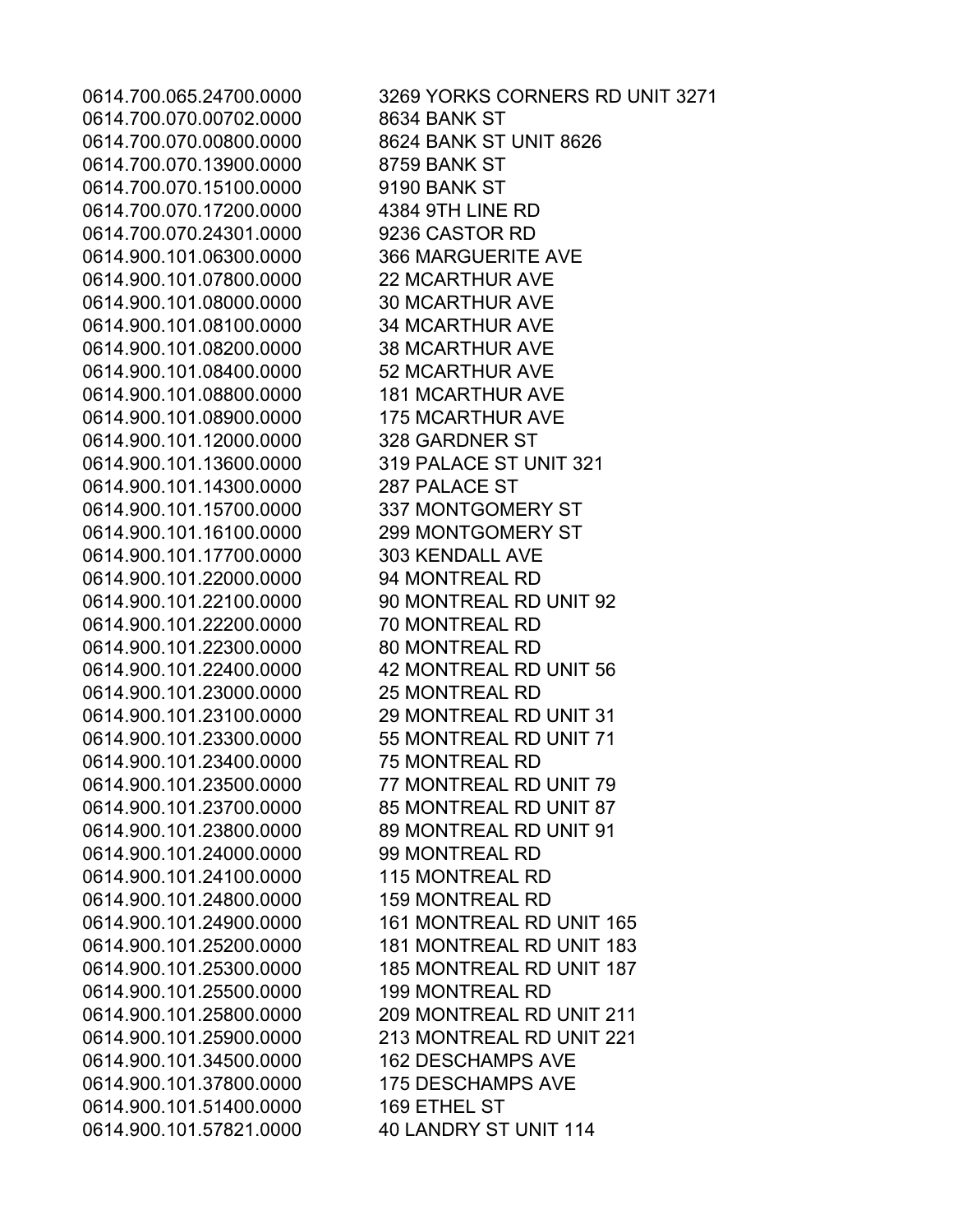| | |
|---|---|
| 0614.700.065.24700.0000 | 3269 YORKS CORNERS RD UNIT 3271 |
| 0614.700.070.00702.0000 | 8634 BANK ST |
| 0614.700.070.00800.0000 | 8624 BANK ST UNIT 8626 |
| 0614.700.070.13900.0000 | 8759 BANK ST |
| 0614.700.070.15100.0000 | 9190 BANK ST |
| 0614.700.070.17200.0000 | 4384 9TH LINE RD |
| 0614.700.070.24301.0000 | 9236 CASTOR RD |
| 0614.900.101.06300.0000 | 366 MARGUERITE AVE |
| 0614.900.101.07800.0000 | 22 MCARTHUR AVE |
| 0614.900.101.08000.0000 | 30 MCARTHUR AVE |
| 0614.900.101.08100.0000 | 34 MCARTHUR AVE |
| 0614.900.101.08200.0000 | 38 MCARTHUR AVE |
| 0614.900.101.08400.0000 | 52 MCARTHUR AVE |
| 0614.900.101.08800.0000 | 181 MCARTHUR AVE |
| 0614.900.101.08900.0000 | 175 MCARTHUR AVE |
| 0614.900.101.12000.0000 | 328 GARDNER ST |
| 0614.900.101.13600.0000 | 319 PALACE ST UNIT 321 |
| 0614.900.101.14300.0000 | 287 PALACE ST |
| 0614.900.101.15700.0000 | 337 MONTGOMERY ST |
| 0614.900.101.16100.0000 | 299 MONTGOMERY ST |
| 0614.900.101.17700.0000 | 303 KENDALL AVE |
| 0614.900.101.22000.0000 | 94 MONTREAL RD |
| 0614.900.101.22100.0000 | 90 MONTREAL RD UNIT 92 |
| 0614.900.101.22200.0000 | 70 MONTREAL RD |
| 0614.900.101.22300.0000 | 80 MONTREAL RD |
| 0614.900.101.22400.0000 | 42 MONTREAL RD UNIT 56 |
| 0614.900.101.23000.0000 | 25 MONTREAL RD |
| 0614.900.101.23100.0000 | 29 MONTREAL RD UNIT 31 |
| 0614.900.101.23300.0000 | 55 MONTREAL RD UNIT 71 |
| 0614.900.101.23400.0000 | 75 MONTREAL RD |
| 0614.900.101.23500.0000 | 77 MONTREAL RD UNIT 79 |
| 0614.900.101.23700.0000 | 85 MONTREAL RD UNIT 87 |
| 0614.900.101.23800.0000 | 89 MONTREAL RD UNIT 91 |
| 0614.900.101.24000.0000 | 99 MONTREAL RD |
| 0614.900.101.24100.0000 | 115 MONTREAL RD |
| 0614.900.101.24800.0000 | 159 MONTREAL RD |
| 0614.900.101.24900.0000 | 161 MONTREAL RD UNIT 165 |
| 0614.900.101.25200.0000 | 181 MONTREAL RD UNIT 183 |
| 0614.900.101.25300.0000 | 185 MONTREAL RD UNIT 187 |
| 0614.900.101.25500.0000 | 199 MONTREAL RD |
| 0614.900.101.25800.0000 | 209 MONTREAL RD UNIT 211 |
| 0614.900.101.25900.0000 | 213 MONTREAL RD UNIT 221 |
| 0614.900.101.34500.0000 | 162 DESCHAMPS AVE |
| 0614.900.101.37800.0000 | 175 DESCHAMPS AVE |
| 0614.900.101.51400.0000 | 169 ETHEL ST |
| 0614.900.101.57821.0000 | 40 LANDRY ST UNIT 114 |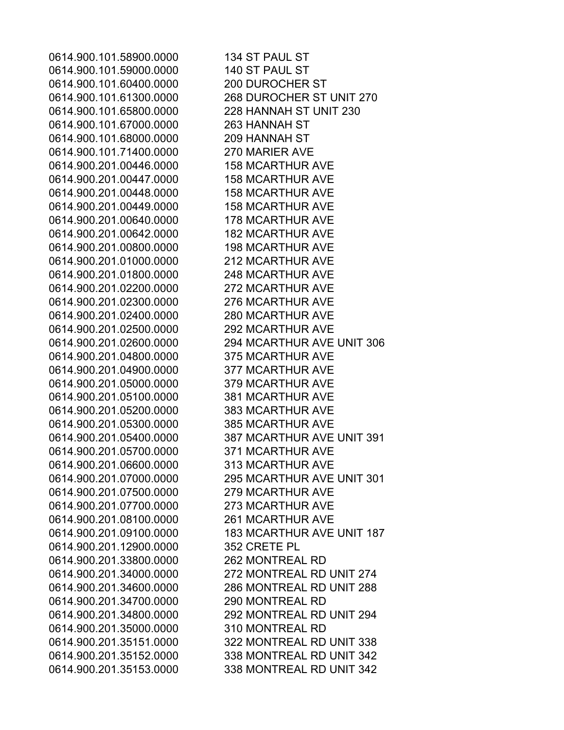0614.900.101.58900.0000 134 ST PAUL ST
0614.900.101.59000.0000 140 ST PAUL ST
0614.900.101.60400.0000 200 DUROCHER ST
0614.900.101.61300.0000 268 DUROCHER ST UNIT 270
0614.900.101.65800.0000 228 HANNAH ST UNIT 230
0614.900.101.67000.0000 263 HANNAH ST
0614.900.101.68000.0000 209 HANNAH ST
0614.900.101.71400.0000 270 MARIER AVE
0614.900.201.00446.0000 158 MCARTHUR AVE
0614.900.201.00447.0000 158 MCARTHUR AVE
0614.900.201.00448.0000 158 MCARTHUR AVE
0614.900.201.00449.0000 158 MCARTHUR AVE
0614.900.201.00640.0000 178 MCARTHUR AVE
0614.900.201.00642.0000 182 MCARTHUR AVE
0614.900.201.00800.0000 198 MCARTHUR AVE
0614.900.201.01000.0000 212 MCARTHUR AVE
0614.900.201.01800.0000 248 MCARTHUR AVE
0614.900.201.02200.0000 272 MCARTHUR AVE
0614.900.201.02300.0000 276 MCARTHUR AVE
0614.900.201.02400.0000 280 MCARTHUR AVE
0614.900.201.02500.0000 292 MCARTHUR AVE
0614.900.201.02600.0000 294 MCARTHUR AVE UNIT 306
0614.900.201.04800.0000 375 MCARTHUR AVE
0614.900.201.04900.0000 377 MCARTHUR AVE
0614.900.201.05000.0000 379 MCARTHUR AVE
0614.900.201.05100.0000 381 MCARTHUR AVE
0614.900.201.05200.0000 383 MCARTHUR AVE
0614.900.201.05300.0000 385 MCARTHUR AVE
0614.900.201.05400.0000 387 MCARTHUR AVE UNIT 391
0614.900.201.05700.0000 371 MCARTHUR AVE
0614.900.201.06600.0000 313 MCARTHUR AVE
0614.900.201.07000.0000 295 MCARTHUR AVE UNIT 301
0614.900.201.07500.0000 279 MCARTHUR AVE
0614.900.201.07700.0000 273 MCARTHUR AVE
0614.900.201.08100.0000 261 MCARTHUR AVE
0614.900.201.09100.0000 183 MCARTHUR AVE UNIT 187
0614.900.201.12900.0000 352 CRETE PL
0614.900.201.33800.0000 262 MONTREAL RD
0614.900.201.34000.0000 272 MONTREAL RD UNIT 274
0614.900.201.34600.0000 286 MONTREAL RD UNIT 288
0614.900.201.34700.0000 290 MONTREAL RD
0614.900.201.34800.0000 292 MONTREAL RD UNIT 294
0614.900.201.35000.0000 310 MONTREAL RD
0614.900.201.35151.0000 322 MONTREAL RD UNIT 338
0614.900.201.35152.0000 338 MONTREAL RD UNIT 342
0614.900.201.35153.0000 338 MONTREAL RD UNIT 342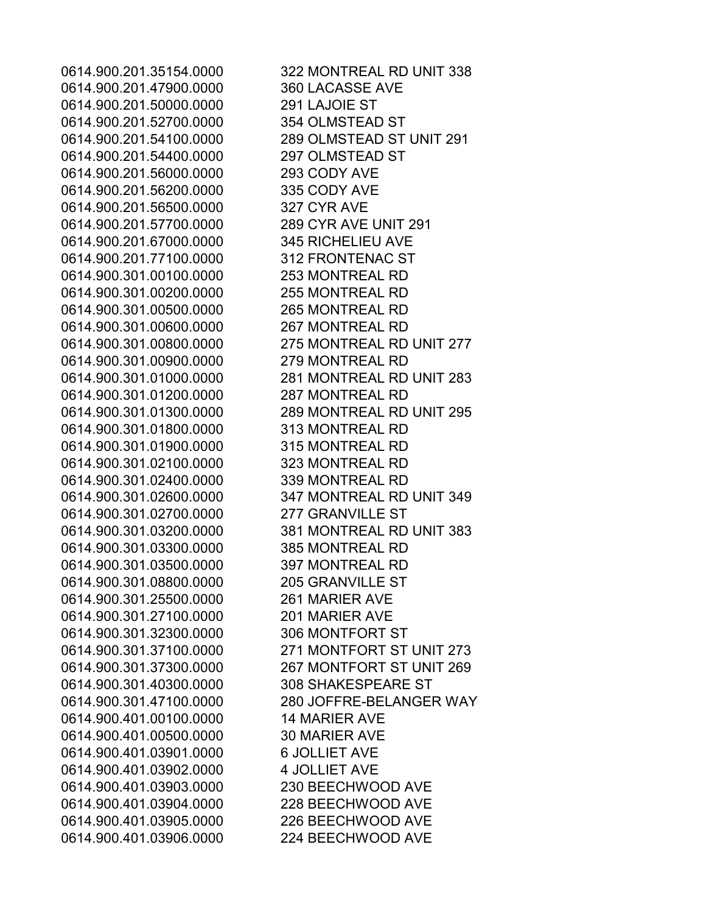| | |
|---|---|
| 0614.900.201.35154.0000 | 322 MONTREAL RD UNIT 338 |
| 0614.900.201.47900.0000 | 360 LACASSE AVE |
| 0614.900.201.50000.0000 | 291 LAJOIE ST |
| 0614.900.201.52700.0000 | 354 OLMSTEAD ST |
| 0614.900.201.54100.0000 | 289 OLMSTEAD ST UNIT 291 |
| 0614.900.201.54400.0000 | 297 OLMSTEAD ST |
| 0614.900.201.56000.0000 | 293 CODY AVE |
| 0614.900.201.56200.0000 | 335 CODY AVE |
| 0614.900.201.56500.0000 | 327 CYR AVE |
| 0614.900.201.57700.0000 | 289 CYR AVE UNIT 291 |
| 0614.900.201.67000.0000 | 345 RICHELIEU AVE |
| 0614.900.201.77100.0000 | 312 FRONTENAC ST |
| 0614.900.301.00100.0000 | 253 MONTREAL RD |
| 0614.900.301.00200.0000 | 255 MONTREAL RD |
| 0614.900.301.00500.0000 | 265 MONTREAL RD |
| 0614.900.301.00600.0000 | 267 MONTREAL RD |
| 0614.900.301.00800.0000 | 275 MONTREAL RD UNIT 277 |
| 0614.900.301.00900.0000 | 279 MONTREAL RD |
| 0614.900.301.01000.0000 | 281 MONTREAL RD UNIT 283 |
| 0614.900.301.01200.0000 | 287 MONTREAL RD |
| 0614.900.301.01300.0000 | 289 MONTREAL RD UNIT 295 |
| 0614.900.301.01800.0000 | 313 MONTREAL RD |
| 0614.900.301.01900.0000 | 315 MONTREAL RD |
| 0614.900.301.02100.0000 | 323 MONTREAL RD |
| 0614.900.301.02400.0000 | 339 MONTREAL RD |
| 0614.900.301.02600.0000 | 347 MONTREAL RD UNIT 349 |
| 0614.900.301.02700.0000 | 277 GRANVILLE ST |
| 0614.900.301.03200.0000 | 381 MONTREAL RD UNIT 383 |
| 0614.900.301.03300.0000 | 385 MONTREAL RD |
| 0614.900.301.03500.0000 | 397 MONTREAL RD |
| 0614.900.301.08800.0000 | 205 GRANVILLE ST |
| 0614.900.301.25500.0000 | 261 MARIER AVE |
| 0614.900.301.27100.0000 | 201 MARIER AVE |
| 0614.900.301.32300.0000 | 306 MONTFORT ST |
| 0614.900.301.37100.0000 | 271 MONTFORT ST UNIT 273 |
| 0614.900.301.37300.0000 | 267 MONTFORT ST UNIT 269 |
| 0614.900.301.40300.0000 | 308 SHAKESPEARE ST |
| 0614.900.301.47100.0000 | 280 JOFFRE-BELANGER WAY |
| 0614.900.401.00100.0000 | 14 MARIER AVE |
| 0614.900.401.00500.0000 | 30 MARIER AVE |
| 0614.900.401.03901.0000 | 6 JOLLIET AVE |
| 0614.900.401.03902.0000 | 4 JOLLIET AVE |
| 0614.900.401.03903.0000 | 230 BEECHWOOD AVE |
| 0614.900.401.03904.0000 | 228 BEECHWOOD AVE |
| 0614.900.401.03905.0000 | 226 BEECHWOOD AVE |
| 0614.900.401.03906.0000 | 224 BEECHWOOD AVE |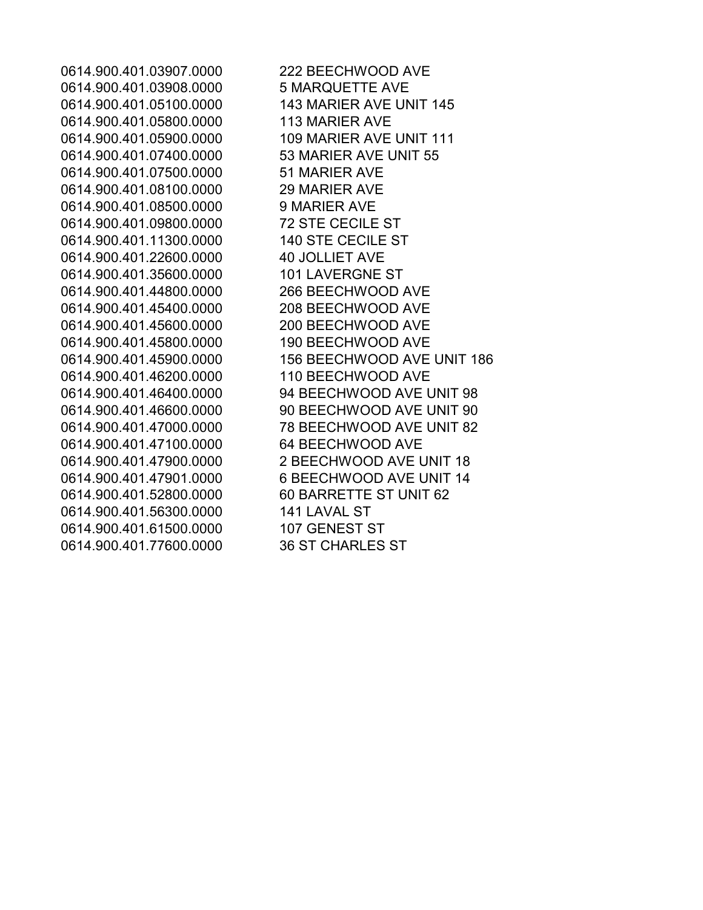| | |
|---|---|
| 0614.900.401.03907.0000 | 222 BEECHWOOD AVE |
| 0614.900.401.03908.0000 | 5 MARQUETTE AVE |
| 0614.900.401.05100.0000 | 143 MARIER AVE UNIT 145 |
| 0614.900.401.05800.0000 | 113 MARIER AVE |
| 0614.900.401.05900.0000 | 109 MARIER AVE UNIT 111 |
| 0614.900.401.07400.0000 | 53 MARIER AVE UNIT 55 |
| 0614.900.401.07500.0000 | 51 MARIER AVE |
| 0614.900.401.08100.0000 | 29 MARIER AVE |
| 0614.900.401.08500.0000 | 9 MARIER AVE |
| 0614.900.401.09800.0000 | 72 STE CECILE ST |
| 0614.900.401.11300.0000 | 140 STE CECILE ST |
| 0614.900.401.22600.0000 | 40 JOLLIET AVE |
| 0614.900.401.35600.0000 | 101 LAVERGNE ST |
| 0614.900.401.44800.0000 | 266 BEECHWOOD AVE |
| 0614.900.401.45400.0000 | 208 BEECHWOOD AVE |
| 0614.900.401.45600.0000 | 200 BEECHWOOD AVE |
| 0614.900.401.45800.0000 | 190 BEECHWOOD AVE |
| 0614.900.401.45900.0000 | 156 BEECHWOOD AVE UNIT 186 |
| 0614.900.401.46200.0000 | 110 BEECHWOOD AVE |
| 0614.900.401.46400.0000 | 94 BEECHWOOD AVE UNIT 98 |
| 0614.900.401.46600.0000 | 90 BEECHWOOD AVE UNIT 90 |
| 0614.900.401.47000.0000 | 78 BEECHWOOD AVE UNIT 82 |
| 0614.900.401.47100.0000 | 64 BEECHWOOD AVE |
| 0614.900.401.47900.0000 | 2 BEECHWOOD AVE UNIT 18 |
| 0614.900.401.47901.0000 | 6 BEECHWOOD AVE UNIT 14 |
| 0614.900.401.52800.0000 | 60 BARRETTE ST UNIT 62 |
| 0614.900.401.56300.0000 | 141 LAVAL ST |
| 0614.900.401.61500.0000 | 107 GENEST ST |
| 0614.900.401.77600.0000 | 36 ST CHARLES ST |